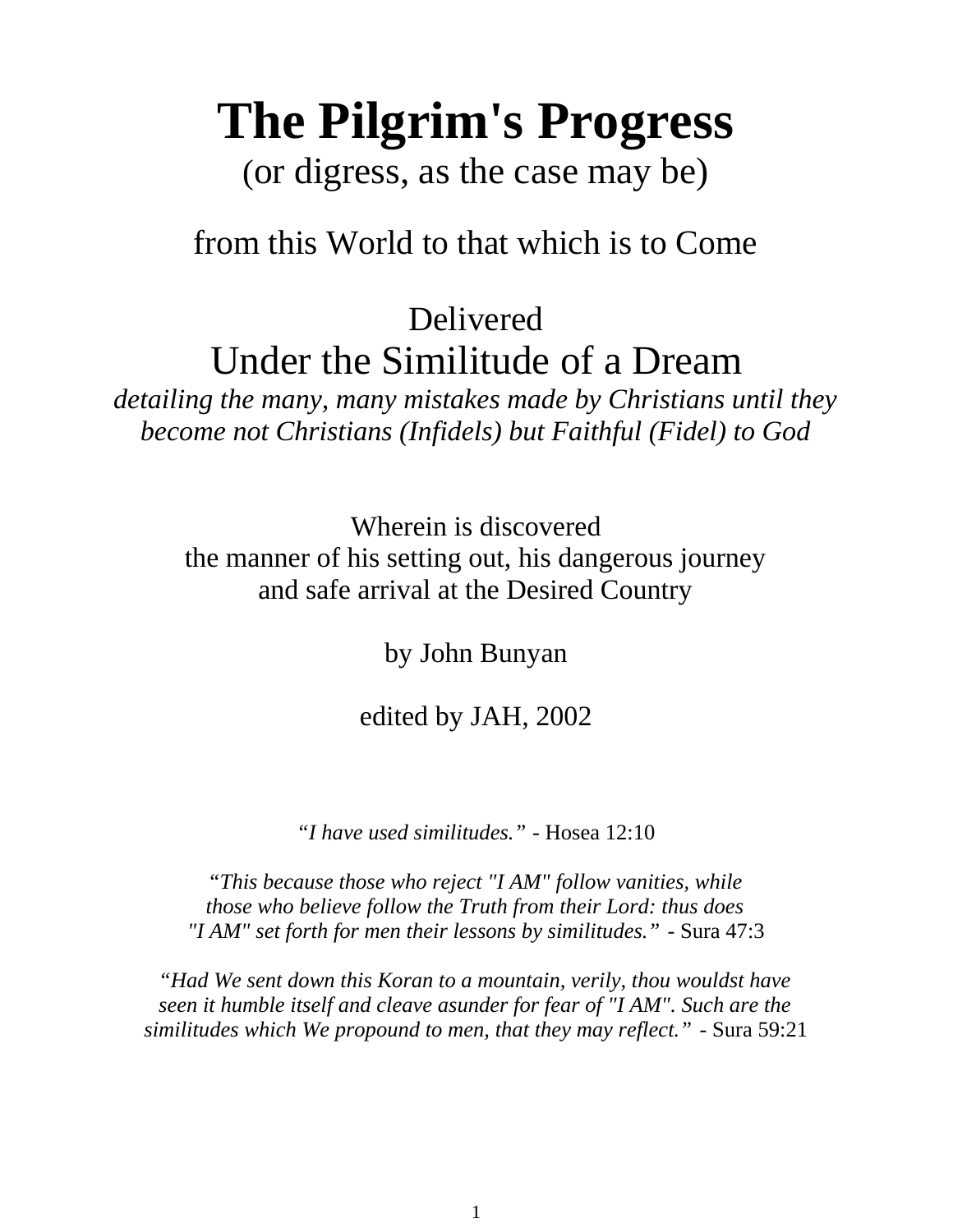# The Pilgrim's Progress

(or digress, as the case may be)

from this World to that which is to Come

Delivered

## Under the Similitude of a Dream

*detailing the many, many mistakes made by Christians until they become not Christians (Infidels) but Faithful (Fidel) to God*

Wherein is discovered
the manner of his setting out, his dangerous journey
and safe arrival at the Desired Country

by John Bunyan

edited by JAH, 2002

*"I have used similitudes."* - Hosea 12:10

*"This because those who reject "I AM" follow vanities, while those who believe follow the Truth from their Lord: thus does "I AM" set forth for men their lessons by similitudes."* - Sura 47:3

*"Had We sent down this Koran to a mountain, verily, thou wouldst have seen it humble itself and cleave asunder for fear of "I AM". Such are the similitudes which We propound to men, that they may reflect."* - Sura 59:21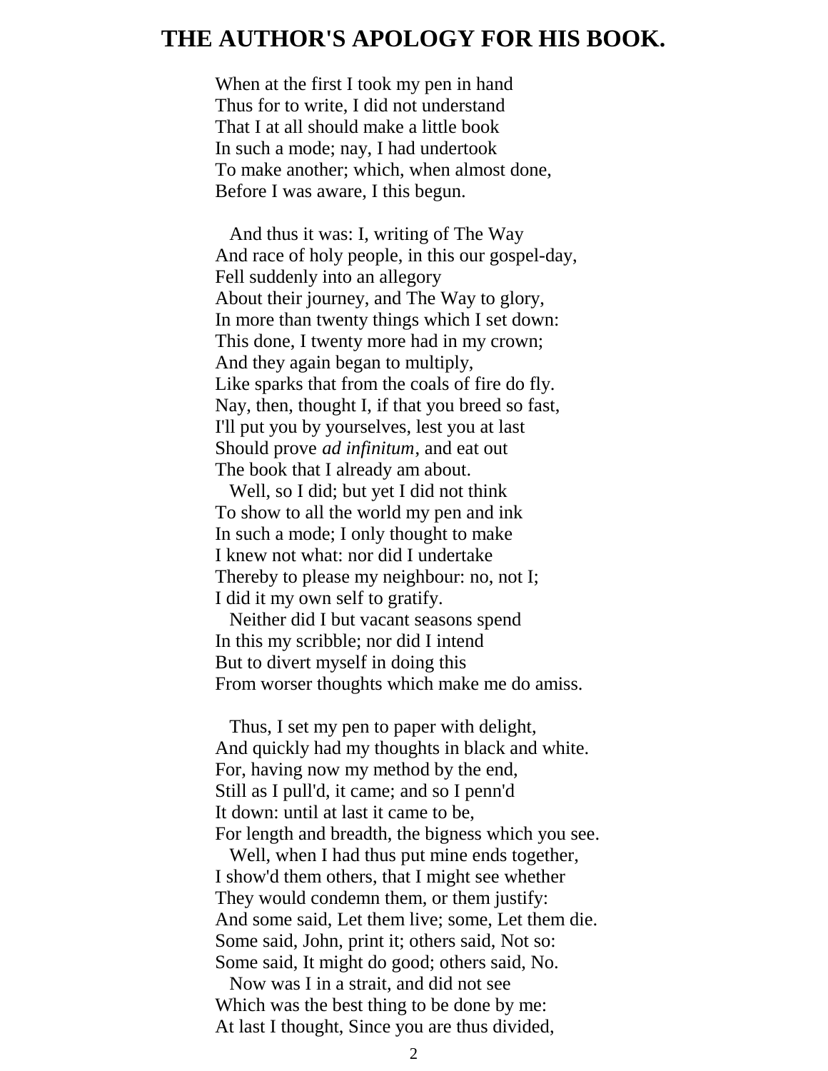# THE AUTHOR'S APOLOGY FOR HIS BOOK.

When at the first I took my pen in hand  
Thus for to write, I did not understand  
That I at all should make a little book  
In such a mode; nay, I had undertook  
To make another; which, when almost done,  
Before I was aware, I this begun.

And thus it was: I, writing of The Way  
And race of holy people, in this our gospel-day,  
Fell suddenly into an allegory  
About their journey, and The Way to glory,  
In more than twenty things which I set down:  
This done, I twenty more had in my crown;  
And they again began to multiply,  
Like sparks that from the coals of fire do fly.  
Nay, then, thought I, if that you breed so fast,  
I'll put you by yourselves, lest you at last  
Should prove *ad infinitum*, and eat out  
The book that I already am about.  
Well, so I did; but yet I did not think  
To show to all the world my pen and ink  
In such a mode; I only thought to make  
I knew not what: nor did I undertake  
Thereby to please my neighbour: no, not I;  
I did it my own self to gratify.  
Neither did I but vacant seasons spend  
In this my scribble; nor did I intend  
But to divert myself in doing this  
From worser thoughts which make me do amiss.

Thus, I set my pen to paper with delight,  
And quickly had my thoughts in black and white.  
For, having now my method by the end,  
Still as I pull'd, it came; and so I penn'd  
It down: until at last it came to be,  
For length and breadth, the bigness which you see.  
Well, when I had thus put mine ends together,  
I show'd them others, that I might see whether  
They would condemn them, or them justify:  
And some said, Let them live; some, Let them die.  
Some said, John, print it; others said, Not so:  
Some said, It might do good; others said, No.  
Now was I in a strait, and did not see  
Which was the best thing to be done by me:  
At last I thought, Since you are thus divided,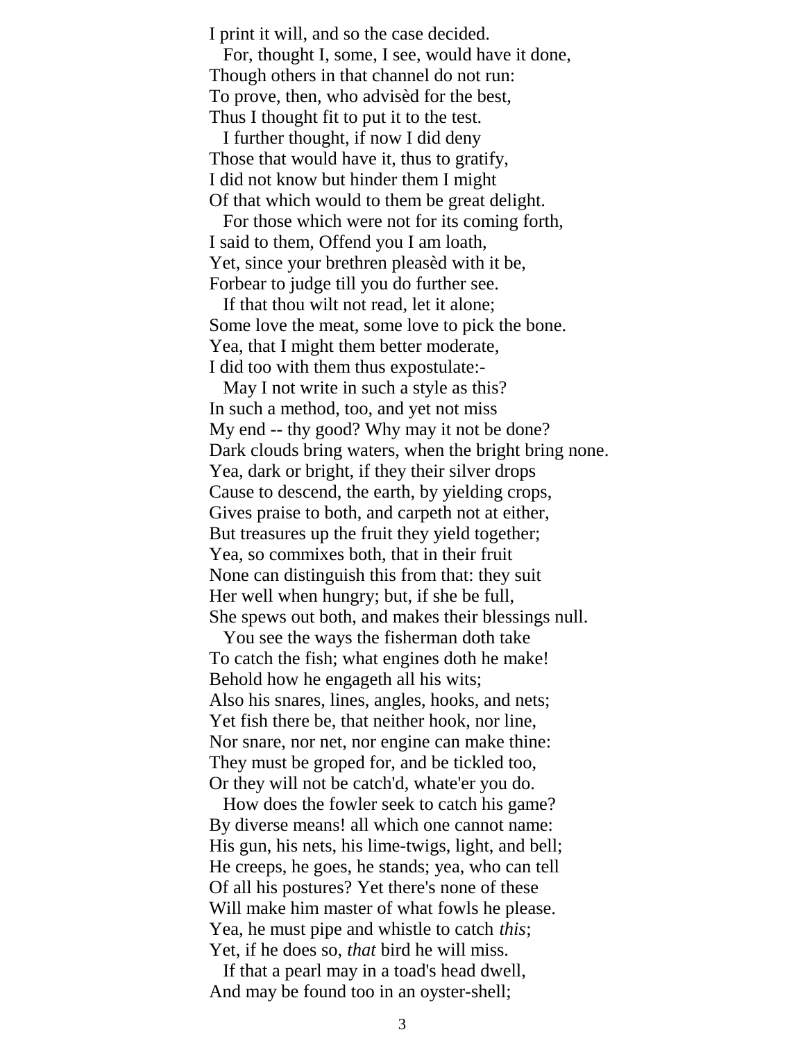I print it will, and so the case decided.

For, thought I, some, I see, would have it done,
Though others in that channel do not run:
To prove, then, who advisèd for the best,
Thus I thought fit to put it to the test.

I further thought, if now I did deny
Those that would have it, thus to gratify,
I did not know but hinder them I might
Of that which would to them be great delight.

For those which were not for its coming forth,
I said to them, Offend you I am loath,
Yet, since your brethren pleasèd with it be,
Forbear to judge till you do further see.

If that thou wilt not read, let it alone;
Some love the meat, some love to pick the bone.
Yea, that I might them better moderate,
I did too with them thus expostulate:-

May I not write in such a style as this?
In such a method, too, and yet not miss
My end -- thy good? Why may it not be done?
Dark clouds bring waters, when the bright bring none.
Yea, dark or bright, if they their silver drops
Cause to descend, the earth, by yielding crops,
Gives praise to both, and carpeth not at either,
But treasures up the fruit they yield together;
Yea, so commixes both, that in their fruit
None can distinguish this from that: they suit
Her well when hungry; but, if she be full,
She spews out both, and makes their blessings null.

You see the ways the fisherman doth take
To catch the fish; what engines doth he make!
Behold how he engageth all his wits;
Also his snares, lines, angles, hooks, and nets;
Yet fish there be, that neither hook, nor line,
Nor snare, nor net, nor engine can make thine:
They must be groped for, and be tickled too,
Or they will not be catch'd, whate'er you do.

How does the fowler seek to catch his game?
By diverse means! all which one cannot name:
His gun, his nets, his lime-twigs, light, and bell;
He creeps, he goes, he stands; yea, who can tell
Of all his postures? Yet there's none of these
Will make him master of what fowls he please.
Yea, he must pipe and whistle to catch *this*;
Yet, if he does so, *that* bird he will miss.

If that a pearl may in a toad's head dwell,
And may be found too in an oyster-shell;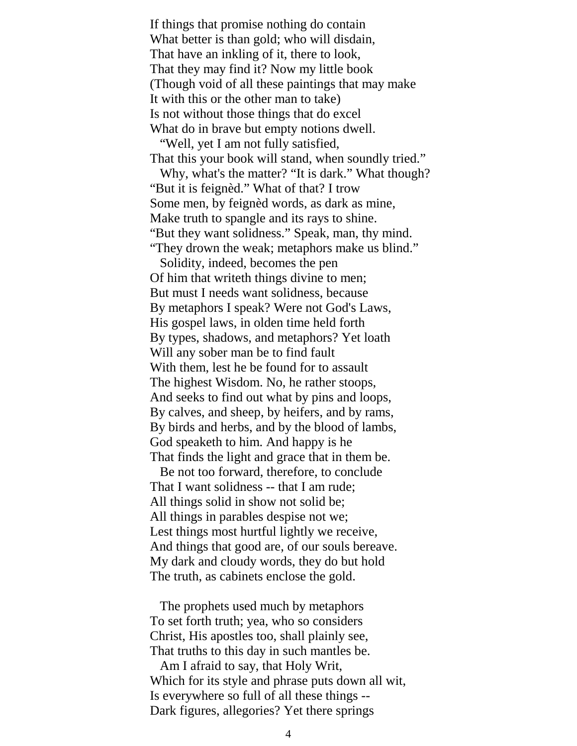If things that promise nothing do contain  
What better is than gold; who will disdain,  
That have an inkling of it, there to look,  
That they may find it? Now my little book  
(Though void of all these paintings that may make  
It with this or the other man to take)  
Is not without those things that do excel  
What do in brave but empty notions dwell.  
   “Well, yet I am not fully satisfied,  
That this your book will stand, when soundly tried.”  
   Why, what's the matter? “It is dark.” What though?  
“But it is feignèd.” What of that? I trow  
Some men, by feignèd words, as dark as mine,  
Make truth to spangle and its rays to shine.  
“But they want solidness.” Speak, man, thy mind.  
“They drown the weak; metaphors make us blind.”  
   Solidity, indeed, becomes the pen  
Of him that writeth things divine to men;  
But must I needs want solidness, because  
By metaphors I speak? Were not God's Laws,  
His gospel laws, in olden time held forth  
By types, shadows, and metaphors? Yet loath  
Will any sober man be to find fault  
With them, lest he be found for to assault  
The highest Wisdom. No, he rather stoops,  
And seeks to find out what by pins and loops,  
By calves, and sheep, by heifers, and by rams,  
By birds and herbs, and by the blood of lambs,  
God speaketh to him. And happy is he  
That finds the light and grace that in them be.  
   Be not too forward, therefore, to conclude  
That I want solidness -- that I am rude;  
All things solid in show not solid be;  
All things in parables despise not we;  
Lest things most hurtful lightly we receive,  
And things that good are, of our souls bereave.  
My dark and cloudy words, they do but hold  
The truth, as cabinets enclose the gold.

   The prophets used much by metaphors  
To set forth truth; yea, who so considers  
Christ, His apostles too, shall plainly see,  
That truths to this day in such mantles be.  
   Am I afraid to say, that Holy Writ,  
Which for its style and phrase puts down all wit,  
Is everywhere so full of all these things --  
Dark figures, allegories? Yet there springs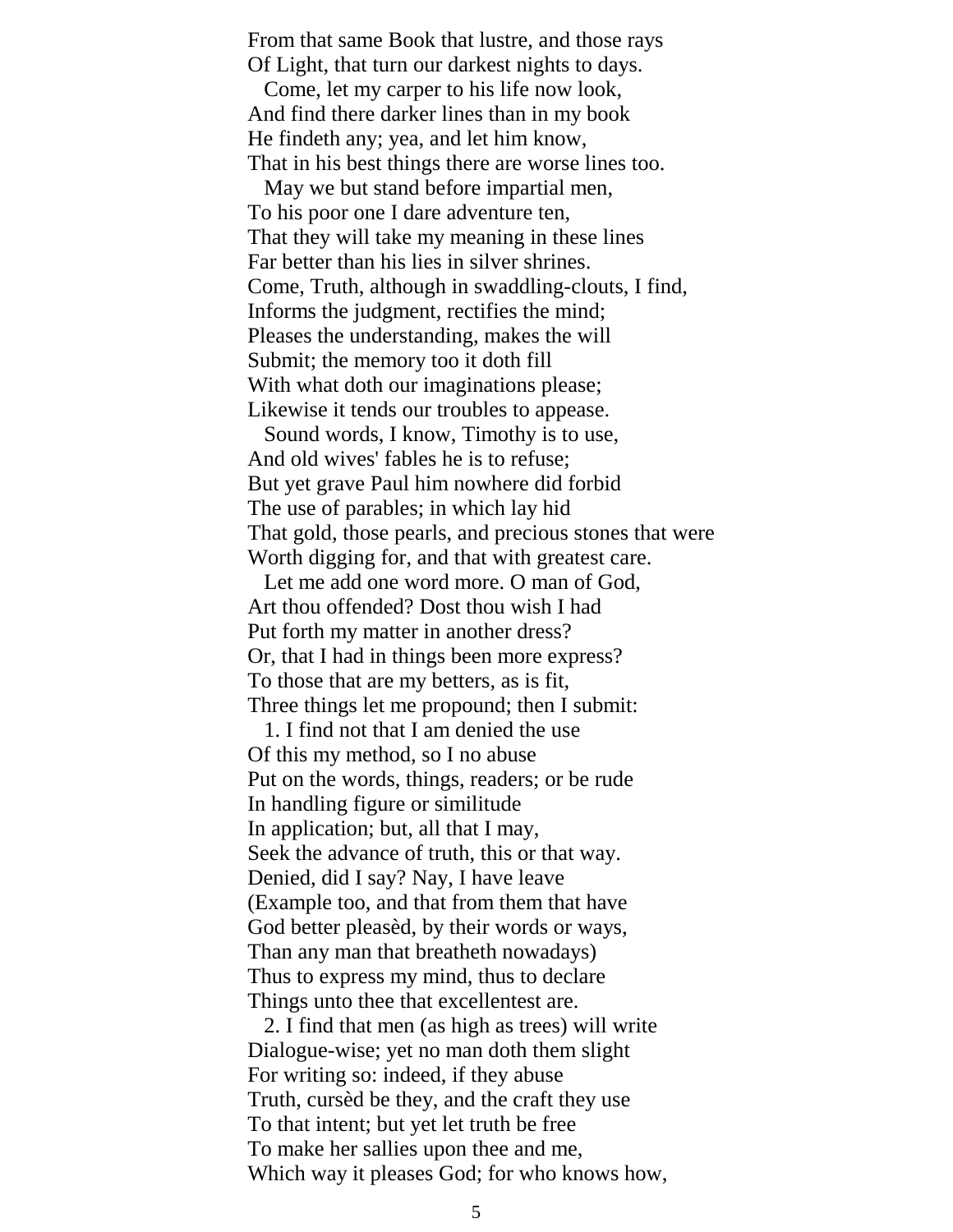From that same Book that lustre, and those rays  
Of Light, that turn our darkest nights to days.

Come, let my carper to his life now look,  
And find there darker lines than in my book  
He findeth any; yea, and let him know,  
That in his best things there are worse lines too.

May we but stand before impartial men,  
To his poor one I dare adventure ten,  
That they will take my meaning in these lines  
Far better than his lies in silver shrines.  
Come, Truth, although in swaddling-clouts, I find,  
Informs the judgment, rectifies the mind;  
Pleases the understanding, makes the will  
Submit; the memory too it doth fill  
With what doth our imaginations please;  
Likewise it tends our troubles to appease.

Sound words, I know, Timothy is to use,  
And old wives' fables he is to refuse;  
But yet grave Paul him nowhere did forbid  
The use of parables; in which lay hid  
That gold, those pearls, and precious stones that were  
Worth digging for, and that with greatest care.

Let me add one word more. O man of God,  
Art thou offended? Dost thou wish I had  
Put forth my matter in another dress?  
Or, that I had in things been more express?  
To those that are my betters, as is fit,  
Three things let me propound; then I submit:

1. I find not that I am denied the use  
Of this my method, so I no abuse  
Put on the words, things, readers; or be rude  
In handling figure or similitude  
In application; but, all that I may,  
Seek the advance of truth, this or that way.  
Denied, did I say? Nay, I have leave  
(Example too, and that from them that have  
God better pleasèd, by their words or ways,  
Than any man that breatheth nowadays)  
Thus to express my mind, thus to declare  
Things unto thee that excellentest are.

2. I find that men (as high as trees) will write  
Dialogue-wise; yet no man doth them slight  
For writing so: indeed, if they abuse  
Truth, cursèd be they, and the craft they use  
To that intent; but yet let truth be free  
To make her sallies upon thee and me,  
Which way it pleases God; for who knows how,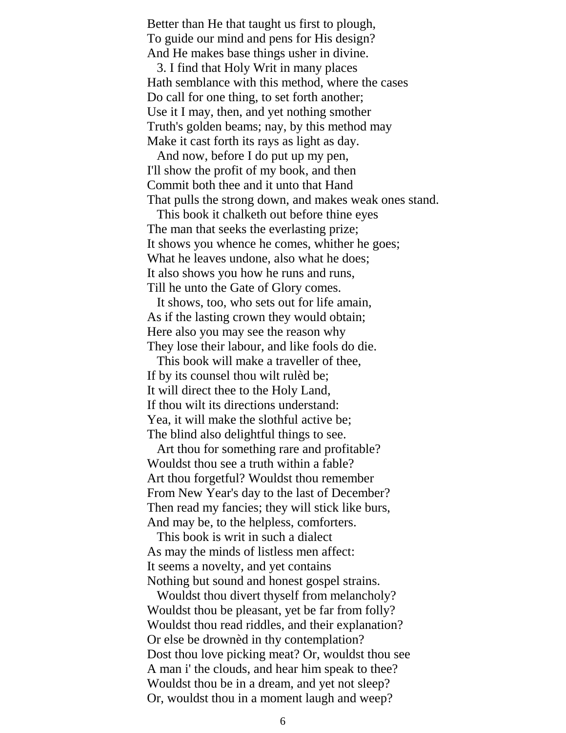Better than He that taught us first to plough,
To guide our mind and pens for His design?
And He makes base things usher in divine.

3. I find that Holy Writ in many places
Hath semblance with this method, where the cases
Do call for one thing, to set forth another;
Use it I may, then, and yet nothing smother
Truth's golden beams; nay, by this method may
Make it cast forth its rays as light as day.

And now, before I do put up my pen,
I'll show the profit of my book, and then
Commit both thee and it unto that Hand
That pulls the strong down, and makes weak ones stand.

This book it chalketh out before thine eyes
The man that seeks the everlasting prize;
It shows you whence he comes, whither he goes;
What he leaves undone, also what he does;
It also shows you how he runs and runs,
Till he unto the Gate of Glory comes.

It shows, too, who sets out for life amain,
As if the lasting crown they would obtain;
Here also you may see the reason why
They lose their labour, and like fools do die.

This book will make a traveller of thee,
If by its counsel thou wilt rulèd be;
It will direct thee to the Holy Land,
If thou wilt its directions understand:
Yea, it will make the slothful active be;
The blind also delightful things to see.

Art thou for something rare and profitable?
Wouldst thou see a truth within a fable?
Art thou forgetful? Wouldst thou remember
From New Year's day to the last of December?
Then read my fancies; they will stick like burs,
And may be, to the helpless, comforters.

This book is writ in such a dialect
As may the minds of listless men affect:
It seems a novelty, and yet contains
Nothing but sound and honest gospel strains.

Wouldst thou divert thyself from melancholy?
Wouldst thou be pleasant, yet be far from folly?
Wouldst thou read riddles, and their explanation?
Or else be drownèd in thy contemplation?
Dost thou love picking meat? Or, wouldst thou see
A man i' the clouds, and hear him speak to thee?
Wouldst thou be in a dream, and yet not sleep?
Or, wouldst thou in a moment laugh and weep?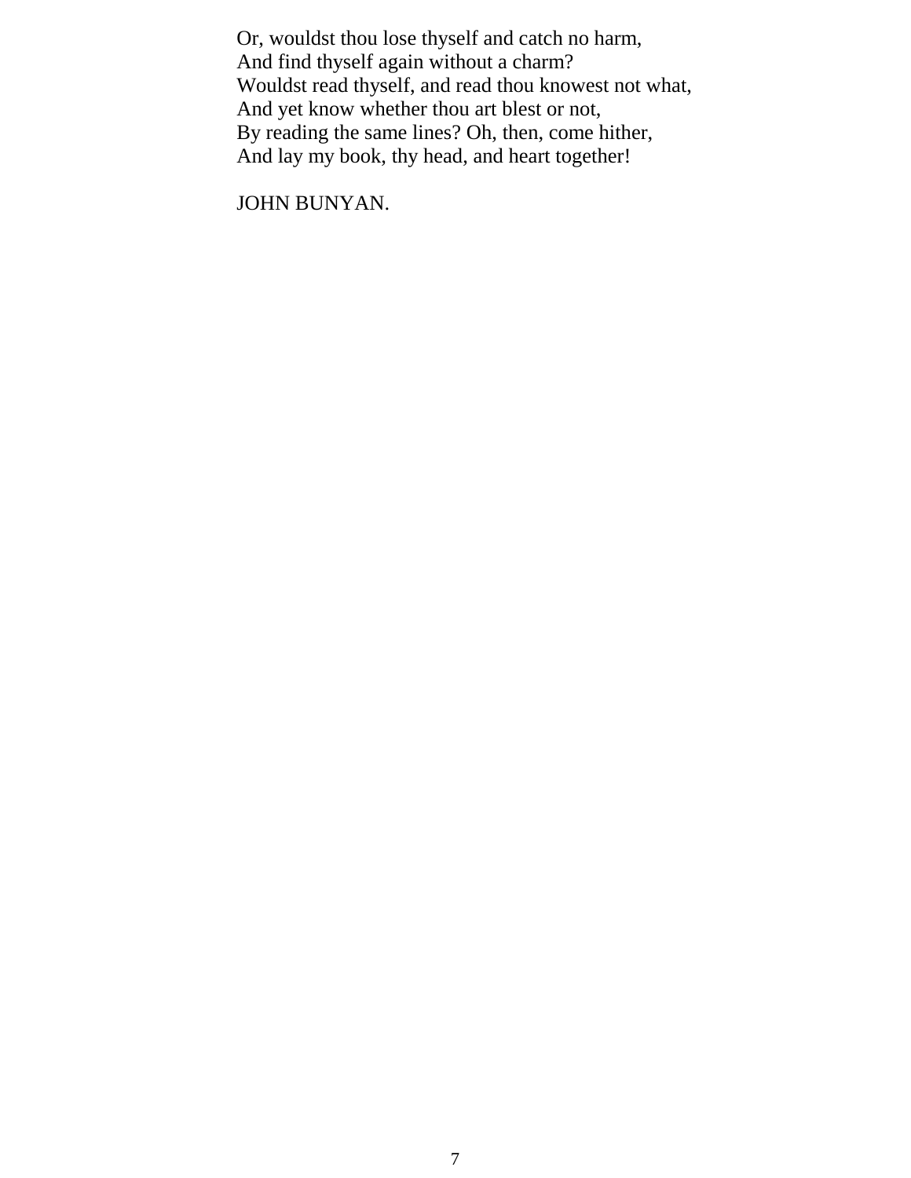Or, wouldst thou lose thyself and catch no harm,  
And find thyself again without a charm?  
Wouldst read thyself, and read thou knowest not what,  
And yet know whether thou art blest or not,  
By reading the same lines? Oh, then, come hither,  
And lay my book, thy head, and heart together!

JOHN BUNYAN.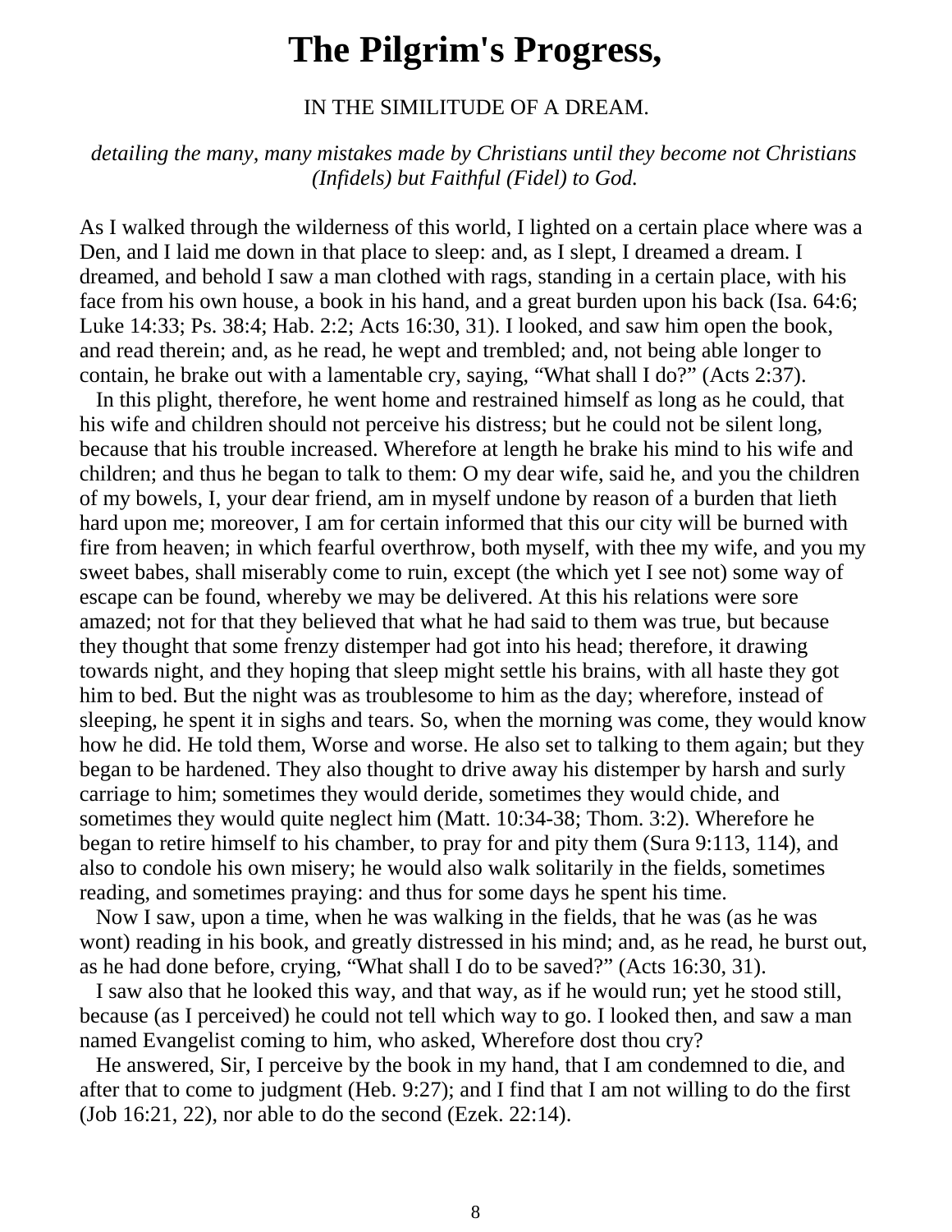# The Pilgrim's Progress,

IN THE SIMILITUDE OF A DREAM.

*detailing the many, many mistakes made by Christians until they become not Christians (Infidels) but Faithful (Fidel) to God.*

As I walked through the wilderness of this world, I lighted on a certain place where was a Den, and I laid me down in that place to sleep: and, as I slept, I dreamed a dream. I dreamed, and behold I saw a man clothed with rags, standing in a certain place, with his face from his own house, a book in his hand, and a great burden upon his back (Isa. 64:6; Luke 14:33; Ps. 38:4; Hab. 2:2; Acts 16:30, 31). I looked, and saw him open the book, and read therein; and, as he read, he wept and trembled; and, not being able longer to contain, he brake out with a lamentable cry, saying, “What shall I do?” (Acts 2:37).

In this plight, therefore, he went home and restrained himself as long as he could, that his wife and children should not perceive his distress; but he could not be silent long, because that his trouble increased. Wherefore at length he brake his mind to his wife and children; and thus he began to talk to them: O my dear wife, said he, and you the children of my bowels, I, your dear friend, am in myself undone by reason of a burden that lieth hard upon me; moreover, I am for certain informed that this our city will be burned with fire from heaven; in which fearful overthrow, both myself, with thee my wife, and you my sweet babes, shall miserably come to ruin, except (the which yet I see not) some way of escape can be found, whereby we may be delivered. At this his relations were sore amazed; not for that they believed that what he had said to them was true, but because they thought that some frenzy distemper had got into his head; therefore, it drawing towards night, and they hoping that sleep might settle his brains, with all haste they got him to bed. But the night was as troublesome to him as the day; wherefore, instead of sleeping, he spent it in sighs and tears. So, when the morning was come, they would know how he did. He told them, Worse and worse. He also set to talking to them again; but they began to be hardened. They also thought to drive away his distemper by harsh and surly carriage to him; sometimes they would deride, sometimes they would chide, and sometimes they would quite neglect him (Matt. 10:34-38; Thom. 3:2). Wherefore he began to retire himself to his chamber, to pray for and pity them (Sura 9:113, 114), and also to condole his own misery; he would also walk solitarily in the fields, sometimes reading, and sometimes praying: and thus for some days he spent his time.

Now I saw, upon a time, when he was walking in the fields, that he was (as he was wont) reading in his book, and greatly distressed in his mind; and, as he read, he burst out, as he had done before, crying, “What shall I do to be saved?” (Acts 16:30, 31).

I saw also that he looked this way, and that way, as if he would run; yet he stood still, because (as I perceived) he could not tell which way to go. I looked then, and saw a man named Evangelist coming to him, who asked, Wherefore dost thou cry?

He answered, Sir, I perceive by the book in my hand, that I am condemned to die, and after that to come to judgment (Heb. 9:27); and I find that I am not willing to do the first (Job 16:21, 22), nor able to do the second (Ezek. 22:14).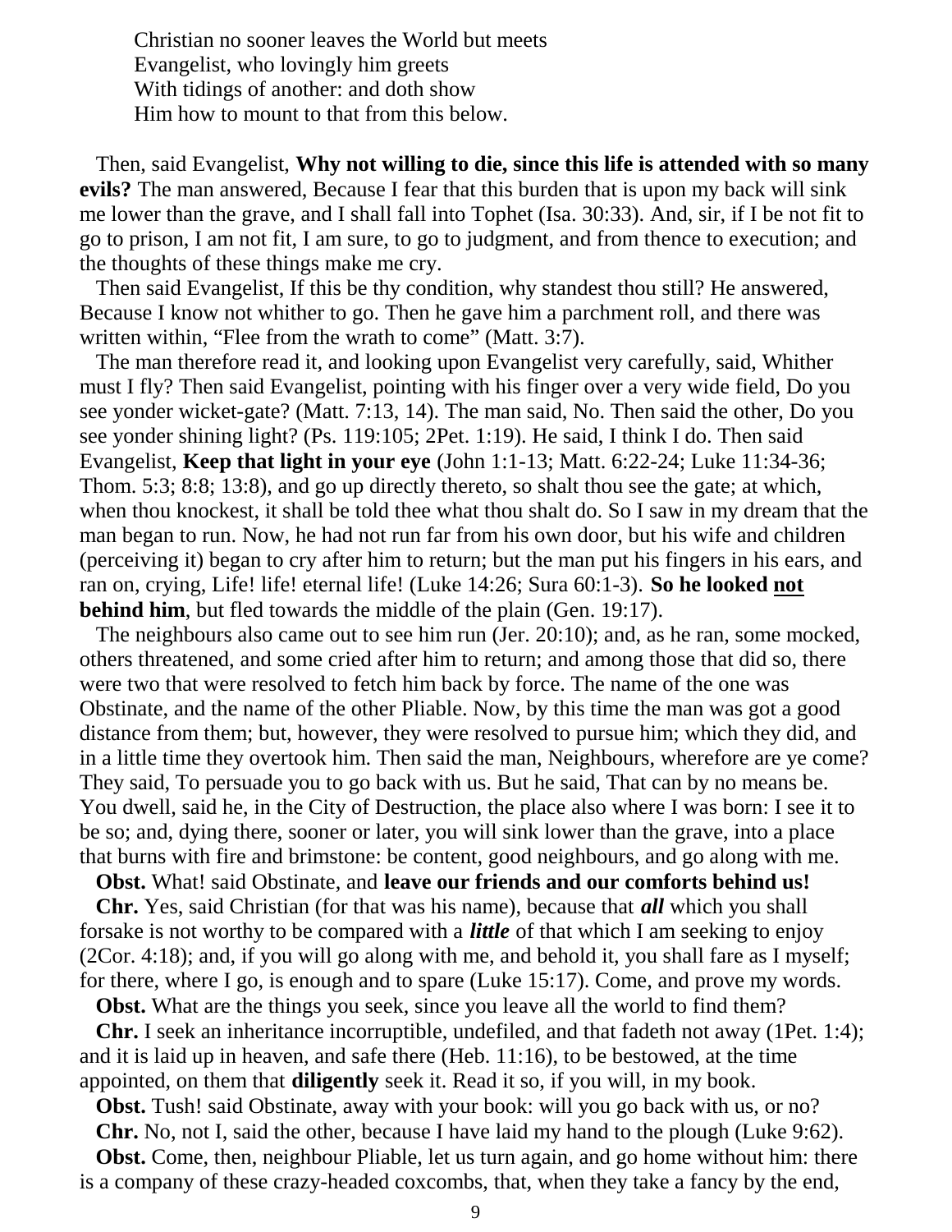Christian no sooner leaves the World but meets
Evangelist, who lovingly him greets
With tidings of another: and doth show
Him how to mount to that from this below.

Then, said Evangelist, **Why not willing to die, since this life is attended with so many evils?** The man answered, Because I fear that this burden that is upon my back will sink me lower than the grave, and I shall fall into Tophet (Isa. 30:33). And, sir, if I be not fit to go to prison, I am not fit, I am sure, to go to judgment, and from thence to execution; and the thoughts of these things make me cry.

Then said Evangelist, If this be thy condition, why standest thou still? He answered, Because I know not whither to go. Then he gave him a parchment roll, and there was written within, "Flee from the wrath to come" (Matt. 3:7).

The man therefore read it, and looking upon Evangelist very carefully, said, Whither must I fly? Then said Evangelist, pointing with his finger over a very wide field, Do you see yonder wicket-gate? (Matt. 7:13, 14). The man said, No. Then said the other, Do you see yonder shining light? (Ps. 119:105; 2Pet. 1:19). He said, I think I do. Then said Evangelist, **Keep that light in your eye** (John 1:1-13; Matt. 6:22-24; Luke 11:34-36; Thom. 5:3; 8:8; 13:8), and go up directly thereto, so shalt thou see the gate; at which, when thou knockest, it shall be told thee what thou shalt do. So I saw in my dream that the man began to run. Now, he had not run far from his own door, but his wife and children (perceiving it) began to cry after him to return; but the man put his fingers in his ears, and ran on, crying, Life! life! eternal life! (Luke 14:26; Sura 60:1-3). **So he looked <u>not</u> behind him**, but fled towards the middle of the plain (Gen. 19:17).

The neighbours also came out to see him run (Jer. 20:10); and, as he ran, some mocked, others threatened, and some cried after him to return; and among those that did so, there were two that were resolved to fetch him back by force. The name of the one was Obstinate, and the name of the other Pliable. Now, by this time the man was got a good distance from them; but, however, they were resolved to pursue him; which they did, and in a little time they overtook him. Then said the man, Neighbours, wherefore are ye come? They said, To persuade you to go back with us. But he said, That can by no means be. You dwell, said he, in the City of Destruction, the place also where I was born: I see it to be so; and, dying there, sooner or later, you will sink lower than the grave, into a place that burns with fire and brimstone: be content, good neighbours, and go along with me.

**Obst.** What! said Obstinate, and **leave our friends and our comforts behind us!**

**Chr.** Yes, said Christian (for that was his name), because that ***all*** which you shall forsake is not worthy to be compared with a ***little*** of that which I am seeking to enjoy (2Cor. 4:18); and, if you will go along with me, and behold it, you shall fare as I myself; for there, where I go, is enough and to spare (Luke 15:17). Come, and prove my words.

**Obst.** What are the things you seek, since you leave all the world to find them?

**Chr.** I seek an inheritance incorruptible, undefiled, and that fadeth not away (1Pet. 1:4); and it is laid up in heaven, and safe there (Heb. 11:16), to be bestowed, at the time appointed, on them that **diligently** seek it. Read it so, if you will, in my book.

**Obst.** Tush! said Obstinate, away with your book: will you go back with us, or no?

**Chr.** No, not I, said the other, because I have laid my hand to the plough (Luke 9:62).

**Obst.** Come, then, neighbour Pliable, let us turn again, and go home without him: there is a company of these crazy-headed coxcombs, that, when they take a fancy by the end,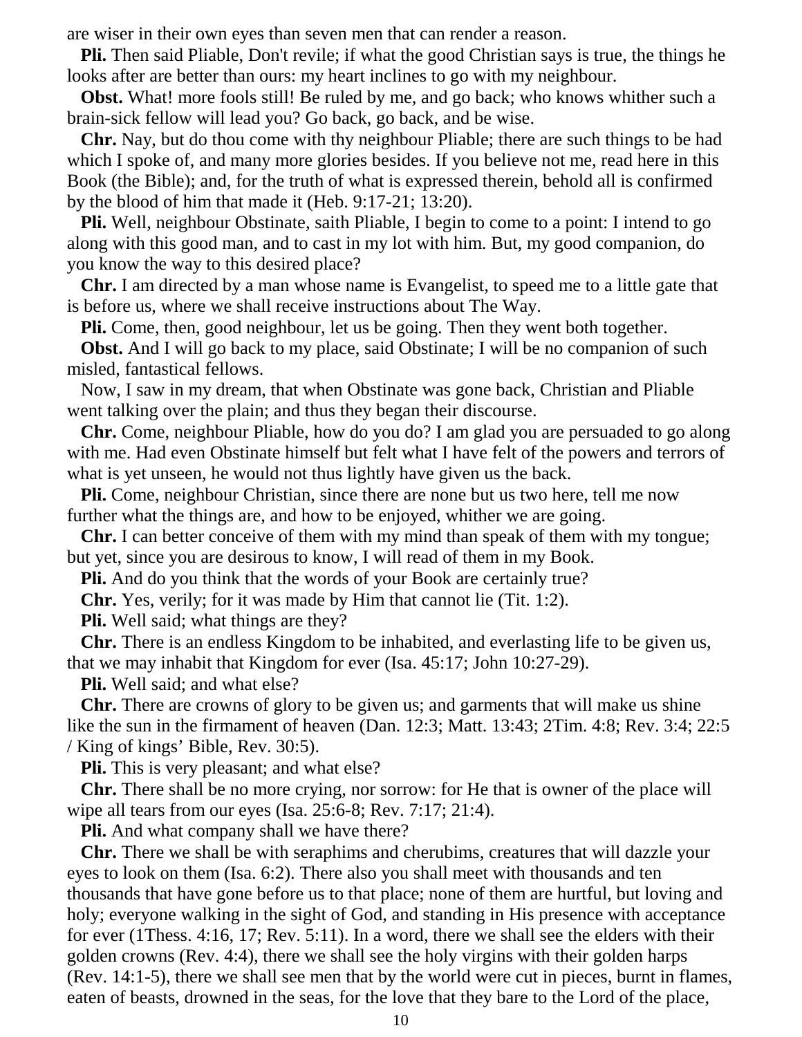are wiser in their own eyes than seven men that can render a reason.

**Pli.** Then said Pliable, Don't revile; if what the good Christian says is true, the things he looks after are better than ours: my heart inclines to go with my neighbour.

**Obst.** What! more fools still! Be ruled by me, and go back; who knows whither such a brain-sick fellow will lead you? Go back, go back, and be wise.

**Chr.** Nay, but do thou come with thy neighbour Pliable; there are such things to be had which I spoke of, and many more glories besides. If you believe not me, read here in this Book (the Bible); and, for the truth of what is expressed therein, behold all is confirmed by the blood of him that made it (Heb. 9:17-21; 13:20).

**Pli.** Well, neighbour Obstinate, saith Pliable, I begin to come to a point: I intend to go along with this good man, and to cast in my lot with him. But, my good companion, do you know the way to this desired place?

**Chr.** I am directed by a man whose name is Evangelist, to speed me to a little gate that is before us, where we shall receive instructions about The Way.

**Pli.** Come, then, good neighbour, let us be going. Then they went both together.

**Obst.** And I will go back to my place, said Obstinate; I will be no companion of such misled, fantastical fellows.

Now, I saw in my dream, that when Obstinate was gone back, Christian and Pliable went talking over the plain; and thus they began their discourse.

**Chr.** Come, neighbour Pliable, how do you do? I am glad you are persuaded to go along with me. Had even Obstinate himself but felt what I have felt of the powers and terrors of what is yet unseen, he would not thus lightly have given us the back.

**Pli.** Come, neighbour Christian, since there are none but us two here, tell me now further what the things are, and how to be enjoyed, whither we are going.

**Chr.** I can better conceive of them with my mind than speak of them with my tongue; but yet, since you are desirous to know, I will read of them in my Book.

**Pli.** And do you think that the words of your Book are certainly true?

**Chr.** Yes, verily; for it was made by Him that cannot lie (Tit. 1:2).

**Pli.** Well said; what things are they?

**Chr.** There is an endless Kingdom to be inhabited, and everlasting life to be given us, that we may inhabit that Kingdom for ever (Isa. 45:17; John 10:27-29).

**Pli.** Well said; and what else?

**Chr.** There are crowns of glory to be given us; and garments that will make us shine like the sun in the firmament of heaven (Dan. 12:3; Matt. 13:43; 2Tim. 4:8; Rev. 3:4; 22:5 / King of kings' Bible, Rev. 30:5).

**Pli.** This is very pleasant; and what else?

**Chr.** There shall be no more crying, nor sorrow: for He that is owner of the place will wipe all tears from our eyes (Isa. 25:6-8; Rev. 7:17; 21:4).

**Pli.** And what company shall we have there?

**Chr.** There we shall be with seraphims and cherubims, creatures that will dazzle your eyes to look on them (Isa. 6:2). There also you shall meet with thousands and ten thousands that have gone before us to that place; none of them are hurtful, but loving and holy; everyone walking in the sight of God, and standing in His presence with acceptance for ever (1Thess. 4:16, 17; Rev. 5:11). In a word, there we shall see the elders with their golden crowns (Rev. 4:4), there we shall see the holy virgins with their golden harps (Rev. 14:1-5), there we shall see men that by the world were cut in pieces, burnt in flames, eaten of beasts, drowned in the seas, for the love that they bare to the Lord of the place,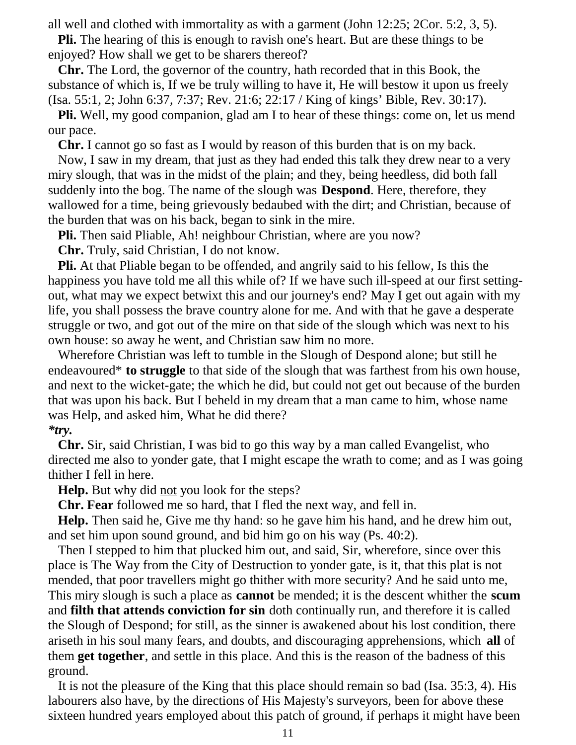all well and clothed with immortality as with a garment (John 12:25; 2Cor. 5:2, 3, 5).

**Pli.** The hearing of this is enough to ravish one's heart. But are these things to be enjoyed? How shall we get to be sharers thereof?

**Chr.** The Lord, the governor of the country, hath recorded that in this Book, the substance of which is, If we be truly willing to have it, He will bestow it upon us freely (Isa. 55:1, 2; John 6:37, 7:37; Rev. 21:6; 22:17 / King of kings' Bible, Rev. 30:17).

**Pli.** Well, my good companion, glad am I to hear of these things: come on, let us mend our pace.

**Chr.** I cannot go so fast as I would by reason of this burden that is on my back.

Now, I saw in my dream, that just as they had ended this talk they drew near to a very miry slough, that was in the midst of the plain; and they, being heedless, did both fall suddenly into the bog. The name of the slough was **Despond**. Here, therefore, they wallowed for a time, being grievously bedaubed with the dirt; and Christian, because of the burden that was on his back, began to sink in the mire.

**Pli.** Then said Pliable, Ah! neighbour Christian, where are you now?

**Chr.** Truly, said Christian, I do not know.

**Pli.** At that Pliable began to be offended, and angrily said to his fellow, Is this the happiness you have told me all this while of? If we have such ill-speed at our first setting-out, what may we expect betwixt this and our journey's end? May I get out again with my life, you shall possess the brave country alone for me. And with that he gave a desperate struggle or two, and got out of the mire on that side of the slough which was next to his own house: so away he went, and Christian saw him no more.

Wherefore Christian was left to tumble in the Slough of Despond alone; but still he endeavoured* **to struggle** to that side of the slough that was farthest from his own house, and next to the wicket-gate; the which he did, but could not get out because of the burden that was upon his back. But I beheld in my dream that a man came to him, whose name was Help, and asked him, What he did there?

***try.***

**Chr.** Sir, said Christian, I was bid to go this way by a man called Evangelist, who directed me also to yonder gate, that I might escape the wrath to come; and as I was going thither I fell in here.

**Help.** But why did <u>not</u> you look for the steps?

**Chr. Fear** followed me so hard, that I fled the next way, and fell in.

**Help.** Then said he, Give me thy hand: so he gave him his hand, and he drew him out, and set him upon sound ground, and bid him go on his way (Ps. 40:2).

Then I stepped to him that plucked him out, and said, Sir, wherefore, since over this place is The Way from the City of Destruction to yonder gate, is it, that this plat is not mended, that poor travellers might go thither with more security? And he said unto me, This miry slough is such a place as **cannot** be mended; it is the descent whither the **scum** and **filth that attends conviction for sin** doth continually run, and therefore it is called the Slough of Despond; for still, as the sinner is awakened about his lost condition, there ariseth in his soul many fears, and doubts, and discouraging apprehensions, which **all** of them **get together**, and settle in this place. And this is the reason of the badness of this ground.

It is not the pleasure of the King that this place should remain so bad (Isa. 35:3, 4). His labourers also have, by the directions of His Majesty's surveyors, been for above these sixteen hundred years employed about this patch of ground, if perhaps it might have been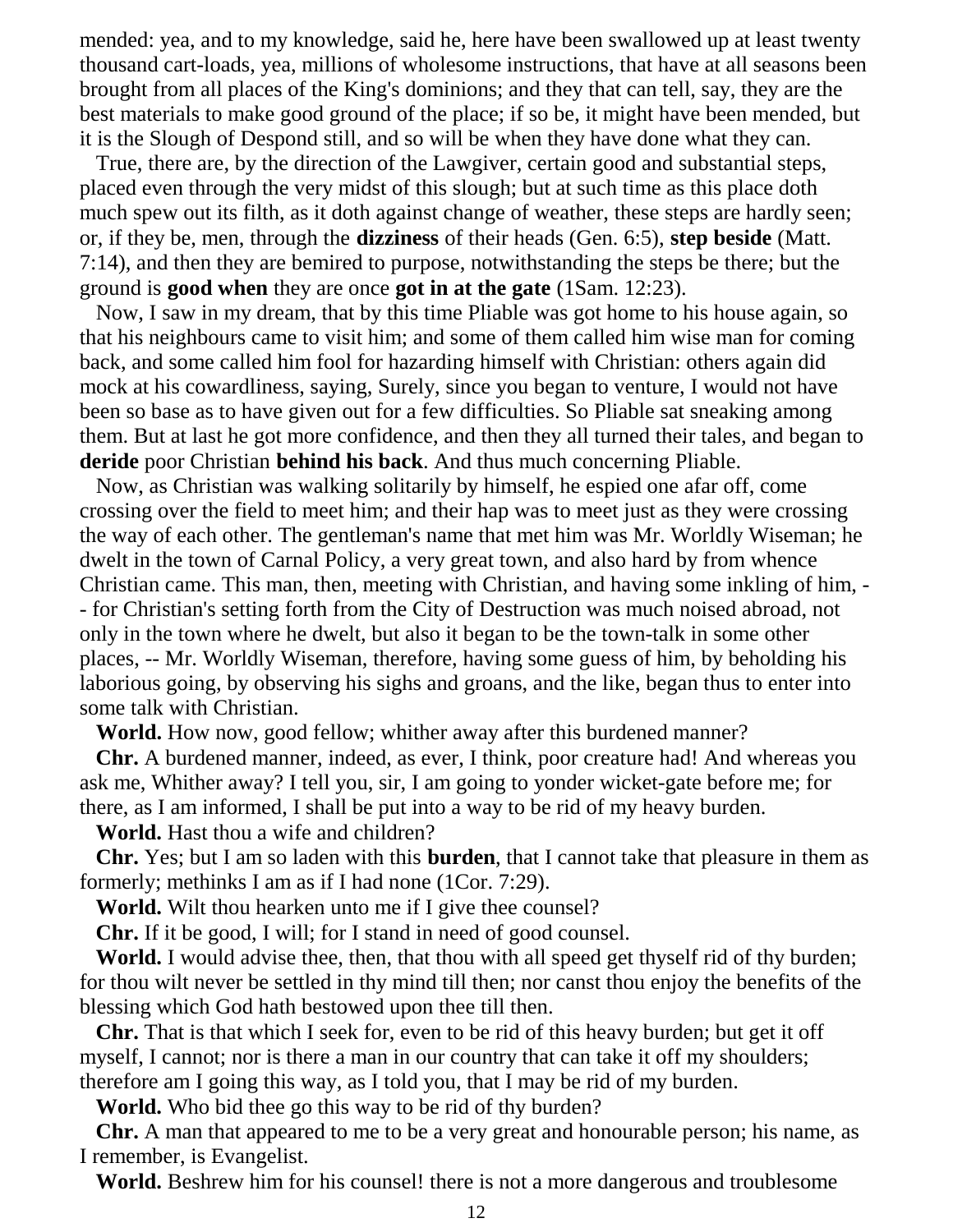mended: yea, and to my knowledge, said he, here have been swallowed up at least twenty thousand cart-loads, yea, millions of wholesome instructions, that have at all seasons been brought from all places of the King's dominions; and they that can tell, say, they are the best materials to make good ground of the place; if so be, it might have been mended, but it is the Slough of Despond still, and so will be when they have done what they can.

True, there are, by the direction of the Lawgiver, certain good and substantial steps, placed even through the very midst of this slough; but at such time as this place doth much spew out its filth, as it doth against change of weather, these steps are hardly seen; or, if they be, men, through the **dizziness** of their heads (Gen. 6:5), **step beside** (Matt. 7:14), and then they are bemired to purpose, notwithstanding the steps be there; but the ground is **good when** they are once **got in at the gate** (1Sam. 12:23).

Now, I saw in my dream, that by this time Pliable was got home to his house again, so that his neighbours came to visit him; and some of them called him wise man for coming back, and some called him fool for hazarding himself with Christian: others again did mock at his cowardliness, saying, Surely, since you began to venture, I would not have been so base as to have given out for a few difficulties. So Pliable sat sneaking among them. But at last he got more confidence, and then they all turned their tales, and began to **deride** poor Christian **behind his back**. And thus much concerning Pliable.

Now, as Christian was walking solitarily by himself, he espied one afar off, come crossing over the field to meet him; and their hap was to meet just as they were crossing the way of each other. The gentleman's name that met him was Mr. Worldly Wiseman; he dwelt in the town of Carnal Policy, a very great town, and also hard by from whence Christian came. This man, then, meeting with Christian, and having some inkling of him, -- for Christian's setting forth from the City of Destruction was much noised abroad, not only in the town where he dwelt, but also it began to be the town-talk in some other places, -- Mr. Worldly Wiseman, therefore, having some guess of him, by beholding his laborious going, by observing his sighs and groans, and the like, began thus to enter into some talk with Christian.

**World.** How now, good fellow; whither away after this burdened manner?

**Chr.** A burdened manner, indeed, as ever, I think, poor creature had! And whereas you ask me, Whither away? I tell you, sir, I am going to yonder wicket-gate before me; for there, as I am informed, I shall be put into a way to be rid of my heavy burden.

**World.** Hast thou a wife and children?

**Chr.** Yes; but I am so laden with this **burden**, that I cannot take that pleasure in them as formerly; methinks I am as if I had none (1Cor. 7:29).

**World.** Wilt thou hearken unto me if I give thee counsel?

**Chr.** If it be good, I will; for I stand in need of good counsel.

**World.** I would advise thee, then, that thou with all speed get thyself rid of thy burden; for thou wilt never be settled in thy mind till then; nor canst thou enjoy the benefits of the blessing which God hath bestowed upon thee till then.

**Chr.** That is that which I seek for, even to be rid of this heavy burden; but get it off myself, I cannot; nor is there a man in our country that can take it off my shoulders; therefore am I going this way, as I told you, that I may be rid of my burden.

**World.** Who bid thee go this way to be rid of thy burden?

**Chr.** A man that appeared to me to be a very great and honourable person; his name, as I remember, is Evangelist.

**World.** Beshrew him for his counsel! there is not a more dangerous and troublesome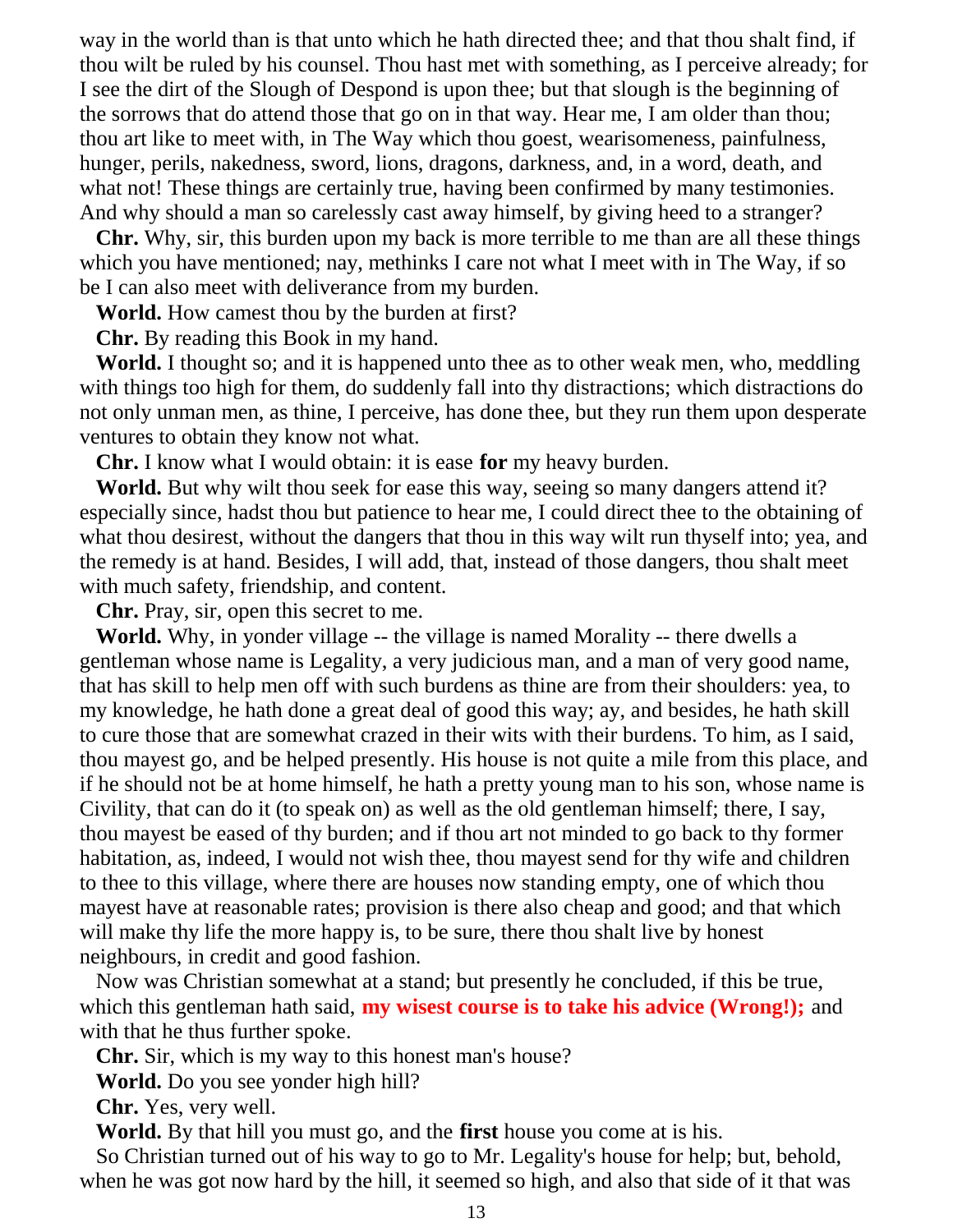way in the world than is that unto which he hath directed thee; and that thou shalt find, if thou wilt be ruled by his counsel. Thou hast met with something, as I perceive already; for I see the dirt of the Slough of Despond is upon thee; but that slough is the beginning of the sorrows that do attend those that go on in that way. Hear me, I am older than thou; thou art like to meet with, in The Way which thou goest, wearisomeness, painfulness, hunger, perils, nakedness, sword, lions, dragons, darkness, and, in a word, death, and what not! These things are certainly true, having been confirmed by many testimonies. And why should a man so carelessly cast away himself, by giving heed to a stranger?

**Chr.** Why, sir, this burden upon my back is more terrible to me than are all these things which you have mentioned; nay, methinks I care not what I meet with in The Way, if so be I can also meet with deliverance from my burden.

**World.** How camest thou by the burden at first?

**Chr.** By reading this Book in my hand.

**World.** I thought so; and it is happened unto thee as to other weak men, who, meddling with things too high for them, do suddenly fall into thy distractions; which distractions do not only unman men, as thine, I perceive, has done thee, but they run them upon desperate ventures to obtain they know not what.

**Chr.** I know what I would obtain: it is ease **for** my heavy burden.

**World.** But why wilt thou seek for ease this way, seeing so many dangers attend it? especially since, hadst thou but patience to hear me, I could direct thee to the obtaining of what thou desirest, without the dangers that thou in this way wilt run thyself into; yea, and the remedy is at hand. Besides, I will add, that, instead of those dangers, thou shalt meet with much safety, friendship, and content.

**Chr.** Pray, sir, open this secret to me.

**World.** Why, in yonder village -- the village is named Morality -- there dwells a gentleman whose name is Legality, a very judicious man, and a man of very good name, that has skill to help men off with such burdens as thine are from their shoulders: yea, to my knowledge, he hath done a great deal of good this way; ay, and besides, he hath skill to cure those that are somewhat crazed in their wits with their burdens. To him, as I said, thou mayest go, and be helped presently. His house is not quite a mile from this place, and if he should not be at home himself, he hath a pretty young man to his son, whose name is Civility, that can do it (to speak on) as well as the old gentleman himself; there, I say, thou mayest be eased of thy burden; and if thou art not minded to go back to thy former habitation, as, indeed, I would not wish thee, thou mayest send for thy wife and children to thee to this village, where there are houses now standing empty, one of which thou mayest have at reasonable rates; provision is there also cheap and good; and that which will make thy life the more happy is, to be sure, there thou shalt live by honest neighbours, in credit and good fashion.

Now was Christian somewhat at a stand; but presently he concluded, if this be true, which this gentleman hath said, **my wisest course is to take his advice (Wrong!);** and with that he thus further spoke.

**Chr.** Sir, which is my way to this honest man's house?

**World.** Do you see yonder high hill?

**Chr.** Yes, very well.

**World.** By that hill you must go, and the **first** house you come at is his.

So Christian turned out of his way to go to Mr. Legality's house for help; but, behold, when he was got now hard by the hill, it seemed so high, and also that side of it that was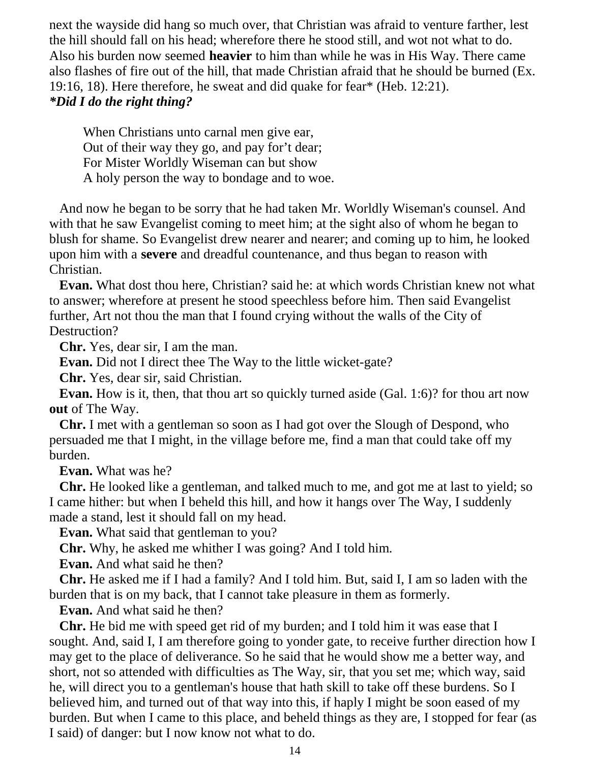next the wayside did hang so much over, that Christian was afraid to venture farther, lest the hill should fall on his head; wherefore there he stood still, and wot not what to do. Also his burden now seemed **heavier** to him than while he was in His Way. There came also flashes of fire out of the hill, that made Christian afraid that he should be burned (Ex. 19:16, 18). Here therefore, he sweat and did quake for fear* (Heb. 12:21).
***Did I do the right thing?***

> When Christians unto carnal men give ear,
> Out of their way they go, and pay for't dear;
> For Mister Worldly Wiseman can but show
> A holy person the way to bondage and to woe.

And now he began to be sorry that he had taken Mr. Worldly Wiseman's counsel. And with that he saw Evangelist coming to meet him; at the sight also of whom he began to blush for shame. So Evangelist drew nearer and nearer; and coming up to him, he looked upon him with a **severe** and dreadful countenance, and thus began to reason with Christian.

**Evan.** What dost thou here, Christian? said he: at which words Christian knew not what to answer; wherefore at present he stood speechless before him. Then said Evangelist further, Art not thou the man that I found crying without the walls of the City of Destruction?

**Chr.** Yes, dear sir, I am the man.

**Evan.** Did not I direct thee The Way to the little wicket-gate?

**Chr.** Yes, dear sir, said Christian.

**Evan.** How is it, then, that thou art so quickly turned aside (Gal. 1:6)? for thou art now **out** of The Way.

**Chr.** I met with a gentleman so soon as I had got over the Slough of Despond, who persuaded me that I might, in the village before me, find a man that could take off my burden.

**Evan.** What was he?

**Chr.** He looked like a gentleman, and talked much to me, and got me at last to yield; so I came hither: but when I beheld this hill, and how it hangs over The Way, I suddenly made a stand, lest it should fall on my head.

**Evan.** What said that gentleman to you?

**Chr.** Why, he asked me whither I was going? And I told him.

**Evan.** And what said he then?

**Chr.** He asked me if I had a family? And I told him. But, said I, I am so laden with the burden that is on my back, that I cannot take pleasure in them as formerly.

**Evan.** And what said he then?

**Chr.** He bid me with speed get rid of my burden; and I told him it was ease that I sought. And, said I, I am therefore going to yonder gate, to receive further direction how I may get to the place of deliverance. So he said that he would show me a better way, and short, not so attended with difficulties as The Way, sir, that you set me; which way, said he, will direct you to a gentleman's house that hath skill to take off these burdens. So I believed him, and turned out of that way into this, if haply I might be soon eased of my burden. But when I came to this place, and beheld things as they are, I stopped for fear (as I said) of danger: but I now know not what to do.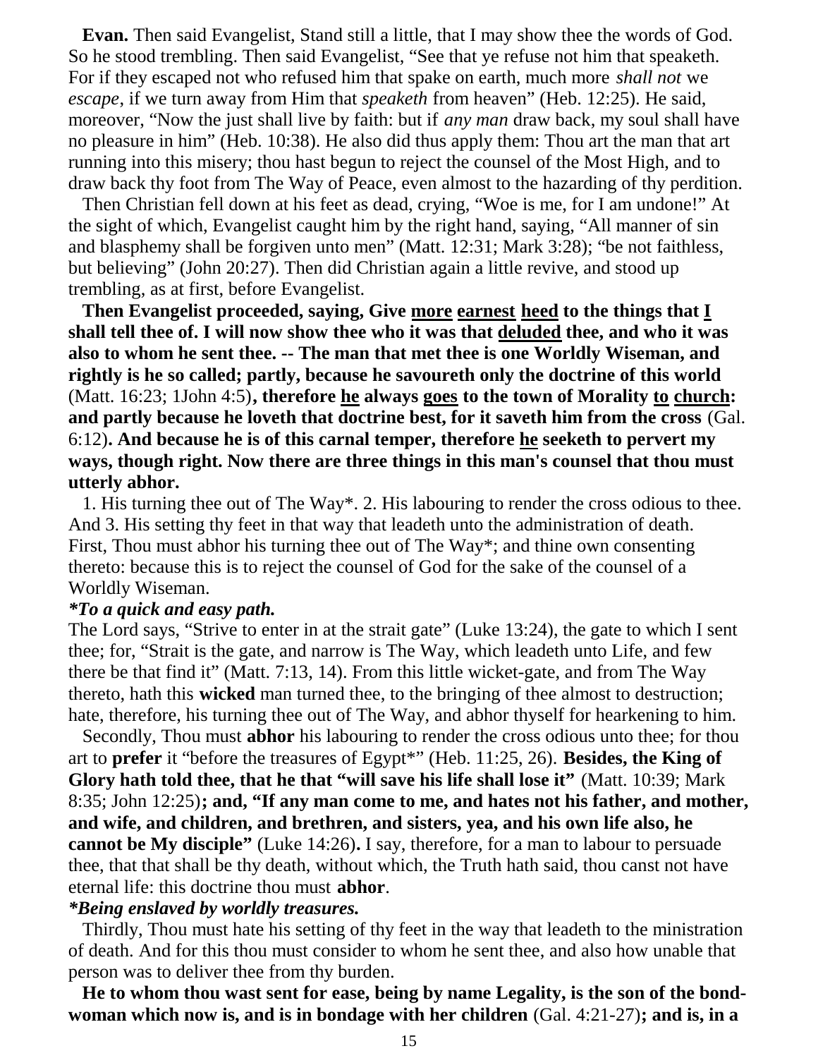**Evan.** Then said Evangelist, Stand still a little, that I may show thee the words of God. So he stood trembling. Then said Evangelist, "See that ye refuse not him that speaketh. For if they escaped not who refused him that spake on earth, much more *shall not* we *escape*, if we turn away from Him that *speaketh* from heaven" (Heb. 12:25). He said, moreover, "Now the just shall live by faith: but if *any man* draw back, my soul shall have no pleasure in him" (Heb. 10:38). He also did thus apply them: Thou art the man that art running into this misery; thou hast begun to reject the counsel of the Most High, and to draw back thy foot from The Way of Peace, even almost to the hazarding of thy perdition.

Then Christian fell down at his feet as dead, crying, "Woe is me, for I am undone!" At the sight of which, Evangelist caught him by the right hand, saying, "All manner of sin and blasphemy shall be forgiven unto men" (Matt. 12:31; Mark 3:28); "be not faithless, but believing" (John 20:27). Then did Christian again a little revive, and stood up trembling, as at first, before Evangelist.

**Then Evangelist proceeded, saying, Give <u>more</u> <u>earnest</u> <u>heed</u> to the things that <u>I</u> shall tell thee of. I will now show thee who it was that <u>deluded</u> thee, and who it was also to whom he sent thee. -- The man that met thee is one Worldly Wiseman, and rightly is he so called; partly, because he savoureth only the doctrine of this world** (Matt. 16:23; 1John 4:5)**, therefore <u>he</u> always <u>goes</u> to the town of Morality <u>to</u> <u>church</u>: and partly because he loveth that doctrine best, for it saveth him from the cross** (Gal. 6:12)**. And because he is of this carnal temper, therefore <u>he</u> seeketh to pervert my ways, though right. Now there are three things in this man's counsel that thou must utterly abhor.**

1. His turning thee out of The Way*. 2. His labouring to render the cross odious to thee. And 3. His setting thy feet in that way that leadeth unto the administration of death. First, Thou must abhor his turning thee out of The Way*; and thine own consenting thereto: because this is to reject the counsel of God for the sake of the counsel of a Worldly Wiseman.

***To a quick and easy path.***

The Lord says, "Strive to enter in at the strait gate" (Luke 13:24), the gate to which I sent thee; for, "Strait is the gate, and narrow is The Way, which leadeth unto Life, and few there be that find it" (Matt. 7:13, 14). From this little wicket-gate, and from The Way thereto, hath this **wicked** man turned thee, to the bringing of thee almost to destruction; hate, therefore, his turning thee out of The Way, and abhor thyself for hearkening to him.

Secondly, Thou must **abhor** his labouring to render the cross odious unto thee; for thou art to **prefer** it "before the treasures of Egypt*" (Heb. 11:25, 26). **Besides, the King of Glory hath told thee, that he that "will save his life shall lose it"** (Matt. 10:39; Mark 8:35; John 12:25)**; and, "If any man come to me, and hates not his father, and mother, and wife, and children, and brethren, and sisters, yea, and his own life also, he cannot be My disciple"** (Luke 14:26)**.** I say, therefore, for a man to labour to persuade thee, that that shall be thy death, without which, the Truth hath said, thou canst not have eternal life: this doctrine thou must **abhor**.

***Being enslaved by worldly treasures.***

Thirdly, Thou must hate his setting of thy feet in the way that leadeth to the ministration of death. And for this thou must consider to whom he sent thee, and also how unable that person was to deliver thee from thy burden.

**He to whom thou wast sent for ease, being by name Legality, is the son of the bond-woman which now is, and is in bondage with her children** (Gal. 4:21-27)**; and is, in a**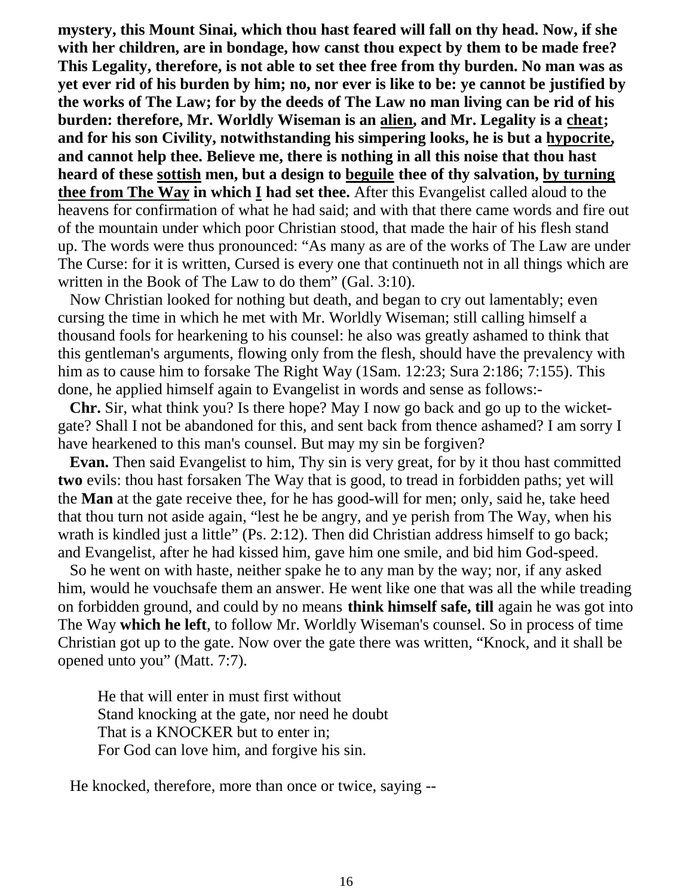**mystery, this Mount Sinai, which thou hast feared will fall on thy head. Now, if she with her children, are in bondage, how canst thou expect by them to be made free? This Legality, therefore, is not able to set thee free from thy burden. No man was as yet ever rid of his burden by him; no, nor ever is like to be: ye cannot be justified by the works of The Law; for by the deeds of The Law no man living can be rid of his burden: therefore, Mr. Worldly Wiseman is an <u>alien</u>, and Mr. Legality is a <u>cheat</u>; and for his son Civility, notwithstanding his simpering looks, he is but a <u>hypocrite</u>, and cannot help thee. Believe me, there is nothing in all this noise that thou hast heard of these <u>sottish</u> men, but a design to <u>beguile</u> thee of thy salvation, <u>by turning thee from The Way</u> in which <u>I</u> had set thee.** After this Evangelist called aloud to the heavens for confirmation of what he had said; and with that there came words and fire out of the mountain under which poor Christian stood, that made the hair of his flesh stand up. The words were thus pronounced: "As many as are of the works of The Law are under The Curse: for it is written, Cursed is every one that continueth not in all things which are written in the Book of The Law to do them" (Gal. 3:10).

Now Christian looked for nothing but death, and began to cry out lamentably; even cursing the time in which he met with Mr. Worldly Wiseman; still calling himself a thousand fools for hearkening to his counsel: he also was greatly ashamed to think that this gentleman's arguments, flowing only from the flesh, should have the prevalency with him as to cause him to forsake The Right Way (1Sam. 12:23; Sura 2:186; 7:155). This done, he applied himself again to Evangelist in words and sense as follows:-

**Chr.** Sir, what think you? Is there hope? May I now go back and go up to the wicket-gate? Shall I not be abandoned for this, and sent back from thence ashamed? I am sorry I have hearkened to this man's counsel. But may my sin be forgiven?

**Evan.** Then said Evangelist to him, Thy sin is very great, for by it thou hast committed **two** evils: thou hast forsaken The Way that is good, to tread in forbidden paths; yet will the **Man** at the gate receive thee, for he has good-will for men; only, said he, take heed that thou turn not aside again, "lest he be angry, and ye perish from The Way, when his wrath is kindled just a little" (Ps. 2:12). Then did Christian address himself to go back; and Evangelist, after he had kissed him, gave him one smile, and bid him God-speed.

So he went on with haste, neither spake he to any man by the way; nor, if any asked him, would he vouchsafe them an answer. He went like one that was all the while treading on forbidden ground, and could by no means **think himself safe, till** again he was got into The Way **which he left**, to follow Mr. Worldly Wiseman's counsel. So in process of time Christian got up to the gate. Now over the gate there was written, "Knock, and it shall be opened unto you" (Matt. 7:7).

> He that will enter in must first without
> Stand knocking at the gate, nor need he doubt
> That is a KNOCKER but to enter in;
> For God can love him, and forgive his sin.

He knocked, therefore, more than once or twice, saying --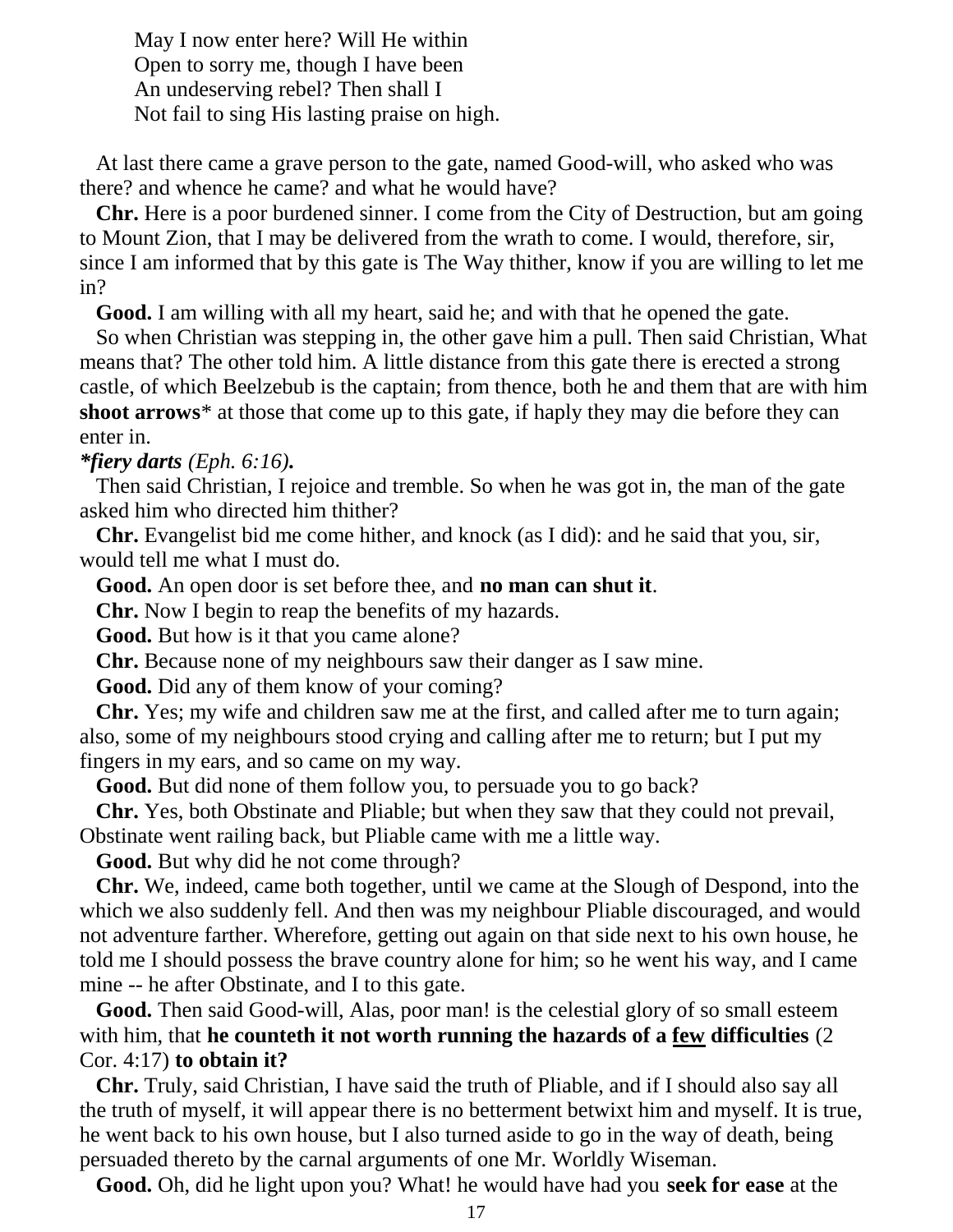May I now enter here? Will He within  
Open to sorry me, though I have been  
An undeserving rebel? Then shall I  
Not fail to sing His lasting praise on high.

At last there came a grave person to the gate, named Good-will, who asked who was there? and whence he came? and what he would have?

**Chr.** Here is a poor burdened sinner. I come from the City of Destruction, but am going to Mount Zion, that I may be delivered from the wrath to come. I would, therefore, sir, since I am informed that by this gate is The Way thither, know if you are willing to let me in?

**Good.** I am willing with all my heart, said he; and with that he opened the gate.

So when Christian was stepping in, the other gave him a pull. Then said Christian, What means that? The other told him. A little distance from this gate there is erected a strong castle, of which Beelzebub is the captain; from thence, both he and them that are with him **shoot arrows*** at those that come up to this gate, if haply they may die before they can enter in.

***fiery darts** *(Eph. 6:16)***.**

Then said Christian, I rejoice and tremble. So when he was got in, the man of the gate asked him who directed him thither?

**Chr.** Evangelist bid me come hither, and knock (as I did): and he said that you, sir, would tell me what I must do.

**Good.** An open door is set before thee, and **no man can shut it**.

**Chr.** Now I begin to reap the benefits of my hazards.

**Good.** But how is it that you came alone?

**Chr.** Because none of my neighbours saw their danger as I saw mine.

**Good.** Did any of them know of your coming?

**Chr.** Yes; my wife and children saw me at the first, and called after me to turn again; also, some of my neighbours stood crying and calling after me to return; but I put my fingers in my ears, and so came on my way.

**Good.** But did none of them follow you, to persuade you to go back?

**Chr.** Yes, both Obstinate and Pliable; but when they saw that they could not prevail, Obstinate went railing back, but Pliable came with me a little way.

**Good.** But why did he not come through?

**Chr.** We, indeed, came both together, until we came at the Slough of Despond, into the which we also suddenly fell. And then was my neighbour Pliable discouraged, and would not adventure farther. Wherefore, getting out again on that side next to his own house, he told me I should possess the brave country alone for him; so he went his way, and I came mine -- he after Obstinate, and I to this gate.

**Good.** Then said Good-will, Alas, poor man! is the celestial glory of so small esteem with him, that **he counteth it not worth running the hazards of a <u>few</u> difficulties** (2 Cor. 4:17) **to obtain it?**

**Chr.** Truly, said Christian, I have said the truth of Pliable, and if I should also say all the truth of myself, it will appear there is no betterment betwixt him and myself. It is true, he went back to his own house, but I also turned aside to go in the way of death, being persuaded thereto by the carnal arguments of one Mr. Worldly Wiseman.

**Good.** Oh, did he light upon you? What! he would have had you **seek for ease** at the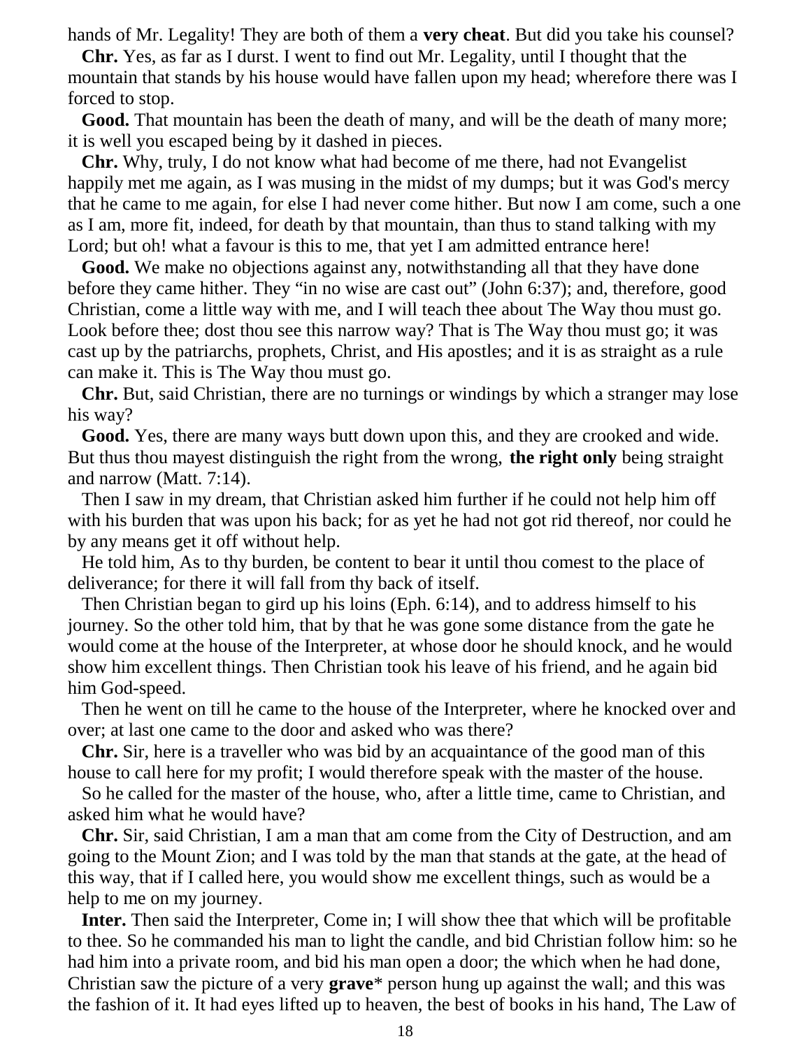hands of Mr. Legality! They are both of them a **very cheat**. But did you take his counsel?

**Chr.** Yes, as far as I durst. I went to find out Mr. Legality, until I thought that the mountain that stands by his house would have fallen upon my head; wherefore there was I forced to stop.

**Good.** That mountain has been the death of many, and will be the death of many more; it is well you escaped being by it dashed in pieces.

**Chr.** Why, truly, I do not know what had become of me there, had not Evangelist happily met me again, as I was musing in the midst of my dumps; but it was God's mercy that he came to me again, for else I had never come hither. But now I am come, such a one as I am, more fit, indeed, for death by that mountain, than thus to stand talking with my Lord; but oh! what a favour is this to me, that yet I am admitted entrance here!

**Good.** We make no objections against any, notwithstanding all that they have done before they came hither. They "in no wise are cast out" (John 6:37); and, therefore, good Christian, come a little way with me, and I will teach thee about The Way thou must go. Look before thee; dost thou see this narrow way? That is The Way thou must go; it was cast up by the patriarchs, prophets, Christ, and His apostles; and it is as straight as a rule can make it. This is The Way thou must go.

**Chr.** But, said Christian, there are no turnings or windings by which a stranger may lose his way?

**Good.** Yes, there are many ways butt down upon this, and they are crooked and wide. But thus thou mayest distinguish the right from the wrong, **the right only** being straight and narrow (Matt. 7:14).

Then I saw in my dream, that Christian asked him further if he could not help him off with his burden that was upon his back; for as yet he had not got rid thereof, nor could he by any means get it off without help.

He told him, As to thy burden, be content to bear it until thou comest to the place of deliverance; for there it will fall from thy back of itself.

Then Christian began to gird up his loins (Eph. 6:14), and to address himself to his journey. So the other told him, that by that he was gone some distance from the gate he would come at the house of the Interpreter, at whose door he should knock, and he would show him excellent things. Then Christian took his leave of his friend, and he again bid him God-speed.

Then he went on till he came to the house of the Interpreter, where he knocked over and over; at last one came to the door and asked who was there?

**Chr.** Sir, here is a traveller who was bid by an acquaintance of the good man of this house to call here for my profit; I would therefore speak with the master of the house.

So he called for the master of the house, who, after a little time, came to Christian, and asked him what he would have?

**Chr.** Sir, said Christian, I am a man that am come from the City of Destruction, and am going to the Mount Zion; and I was told by the man that stands at the gate, at the head of this way, that if I called here, you would show me excellent things, such as would be a help to me on my journey.

**Inter.** Then said the Interpreter, Come in; I will show thee that which will be profitable to thee. So he commanded his man to light the candle, and bid Christian follow him: so he had him into a private room, and bid his man open a door; the which when he had done, Christian saw the picture of a very **grave*** person hung up against the wall; and this was the fashion of it. It had eyes lifted up to heaven, the best of books in his hand, The Law of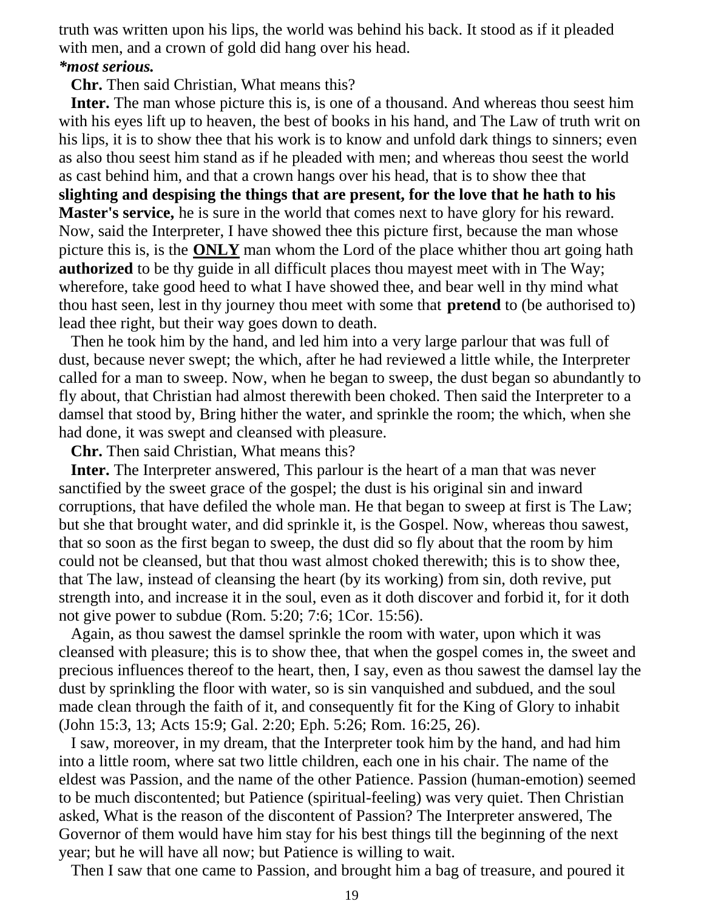truth was written upon his lips, the world was behind his back. It stood as if it pleaded with men, and a crown of gold did hang over his head.

***most serious.**

**Chr.** Then said Christian, What means this?

**Inter.** The man whose picture this is, is one of a thousand. And whereas thou seest him with his eyes lift up to heaven, the best of books in his hand, and The Law of truth writ on his lips, it is to show thee that his work is to know and unfold dark things to sinners; even as also thou seest him stand as if he pleaded with men; and whereas thou seest the world as cast behind him, and that a crown hangs over his head, that is to show thee that **slighting and despising the things that are present, for the love that he hath to his Master's service,** he is sure in the world that comes next to have glory for his reward. Now, said the Interpreter, I have showed thee this picture first, because the man whose picture this is, is the **ONLY** man whom the Lord of the place whither thou art going hath **authorized** to be thy guide in all difficult places thou mayest meet with in The Way; wherefore, take good heed to what I have showed thee, and bear well in thy mind what thou hast seen, lest in thy journey thou meet with some that **pretend** to (be authorised to) lead thee right, but their way goes down to death.

Then he took him by the hand, and led him into a very large parlour that was full of dust, because never swept; the which, after he had reviewed a little while, the Interpreter called for a man to sweep. Now, when he began to sweep, the dust began so abundantly to fly about, that Christian had almost therewith been choked. Then said the Interpreter to a damsel that stood by, Bring hither the water, and sprinkle the room; the which, when she had done, it was swept and cleansed with pleasure.

**Chr.** Then said Christian, What means this?

**Inter.** The Interpreter answered, This parlour is the heart of a man that was never sanctified by the sweet grace of the gospel; the dust is his original sin and inward corruptions, that have defiled the whole man. He that began to sweep at first is The Law; but she that brought water, and did sprinkle it, is the Gospel. Now, whereas thou sawest, that so soon as the first began to sweep, the dust did so fly about that the room by him could not be cleansed, but that thou wast almost choked therewith; this is to show thee, that The law, instead of cleansing the heart (by its working) from sin, doth revive, put strength into, and increase it in the soul, even as it doth discover and forbid it, for it doth not give power to subdue (Rom. 5:20; 7:6; 1Cor. 15:56).

Again, as thou sawest the damsel sprinkle the room with water, upon which it was cleansed with pleasure; this is to show thee, that when the gospel comes in, the sweet and precious influences thereof to the heart, then, I say, even as thou sawest the damsel lay the dust by sprinkling the floor with water, so is sin vanquished and subdued, and the soul made clean through the faith of it, and consequently fit for the King of Glory to inhabit (John 15:3, 13; Acts 15:9; Gal. 2:20; Eph. 5:26; Rom. 16:25, 26).

I saw, moreover, in my dream, that the Interpreter took him by the hand, and had him into a little room, where sat two little children, each one in his chair. The name of the eldest was Passion, and the name of the other Patience. Passion (human-emotion) seemed to be much discontented; but Patience (spiritual-feeling) was very quiet. Then Christian asked, What is the reason of the discontent of Passion? The Interpreter answered, The Governor of them would have him stay for his best things till the beginning of the next year; but he will have all now; but Patience is willing to wait.

Then I saw that one came to Passion, and brought him a bag of treasure, and poured it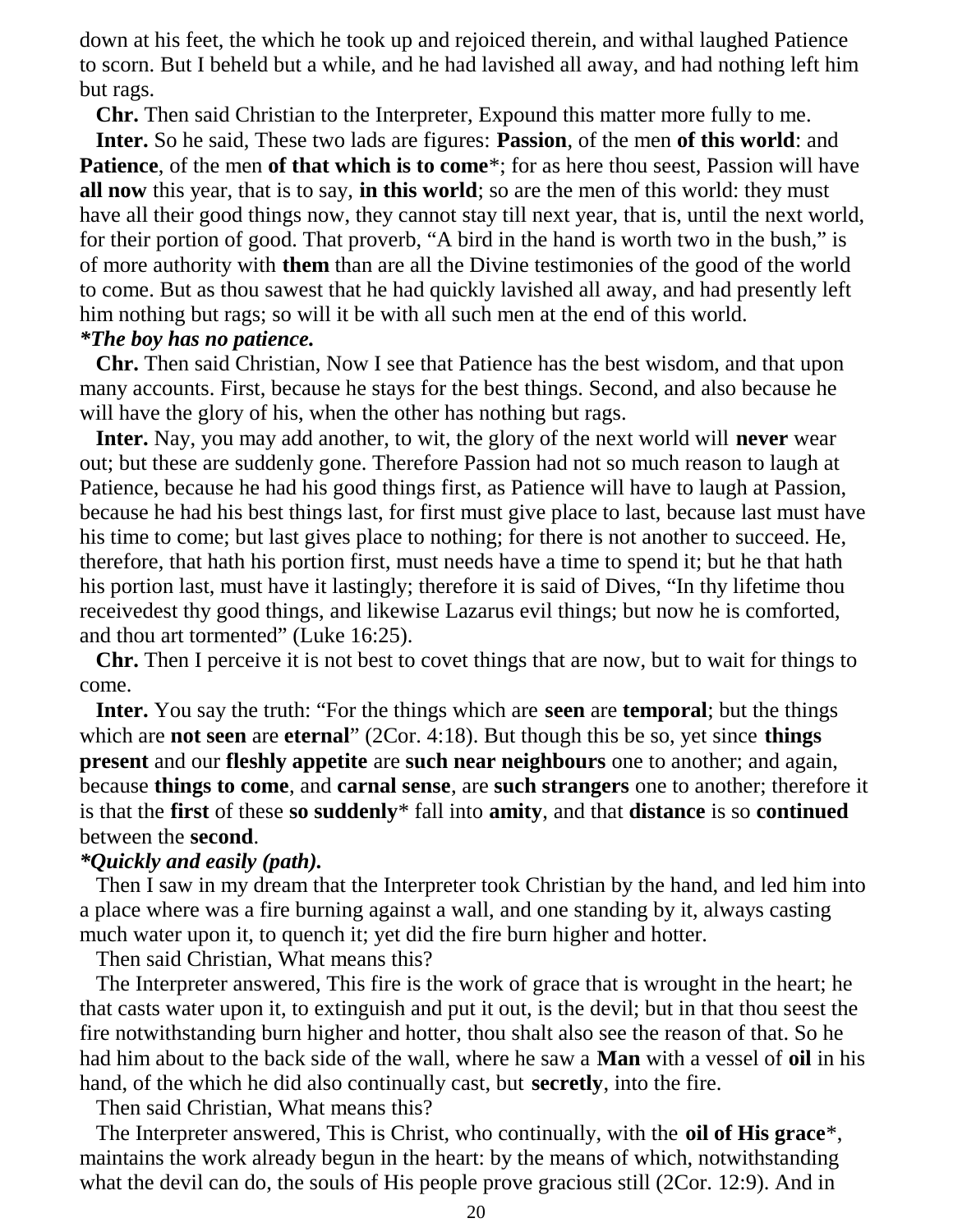down at his feet, the which he took up and rejoiced therein, and withal laughed Patience to scorn. But I beheld but a while, and he had lavished all away, and had nothing left him but rags.

**Chr.** Then said Christian to the Interpreter, Expound this matter more fully to me.

**Inter.** So he said, These two lads are figures: **Passion**, of the men **of this world**: and **Patience**, of the men **of that which is to come***; for as here thou seest, Passion will have **all now** this year, that is to say, **in this world**; so are the men of this world: they must have all their good things now, they cannot stay till next year, that is, until the next world, for their portion of good. That proverb, "A bird in the hand is worth two in the bush," is of more authority with **them** than are all the Divine testimonies of the good of the world to come. But as thou sawest that he had quickly lavished all away, and had presently left him nothing but rags; so will it be with all such men at the end of this world.

***The boy has no patience.***

**Chr.** Then said Christian, Now I see that Patience has the best wisdom, and that upon many accounts. First, because he stays for the best things. Second, and also because he will have the glory of his, when the other has nothing but rags.

**Inter.** Nay, you may add another, to wit, the glory of the next world will **never** wear out; but these are suddenly gone. Therefore Passion had not so much reason to laugh at Patience, because he had his good things first, as Patience will have to laugh at Passion, because he had his best things last, for first must give place to last, because last must have his time to come; but last gives place to nothing; for there is not another to succeed. He, therefore, that hath his portion first, must needs have a time to spend it; but he that hath his portion last, must have it lastingly; therefore it is said of Dives, "In thy lifetime thou receivedest thy good things, and likewise Lazarus evil things; but now he is comforted, and thou art tormented" (Luke 16:25).

**Chr.** Then I perceive it is not best to covet things that are now, but to wait for things to come.

**Inter.** You say the truth: "For the things which are **seen** are **temporal**; but the things which are **not seen** are **eternal**" (2Cor. 4:18). But though this be so, yet since **things present** and our **fleshly appetite** are **such near neighbours** one to another; and again, because **things to come**, and **carnal sense**, are **such strangers** one to another; therefore it is that the **first** of these **so suddenly*** fall into **amity**, and that **distance** is so **continued** between the **second**.

***Quickly and easily (path).***

Then I saw in my dream that the Interpreter took Christian by the hand, and led him into a place where was a fire burning against a wall, and one standing by it, always casting much water upon it, to quench it; yet did the fire burn higher and hotter.

Then said Christian, What means this?

The Interpreter answered, This fire is the work of grace that is wrought in the heart; he that casts water upon it, to extinguish and put it out, is the devil; but in that thou seest the fire notwithstanding burn higher and hotter, thou shalt also see the reason of that. So he had him about to the back side of the wall, where he saw a **Man** with a vessel of **oil** in his hand, of the which he did also continually cast, but **secretly**, into the fire.

Then said Christian, What means this?

The Interpreter answered, This is Christ, who continually, with the **oil of His grace***, maintains the work already begun in the heart: by the means of which, notwithstanding what the devil can do, the souls of His people prove gracious still (2Cor. 12:9). And in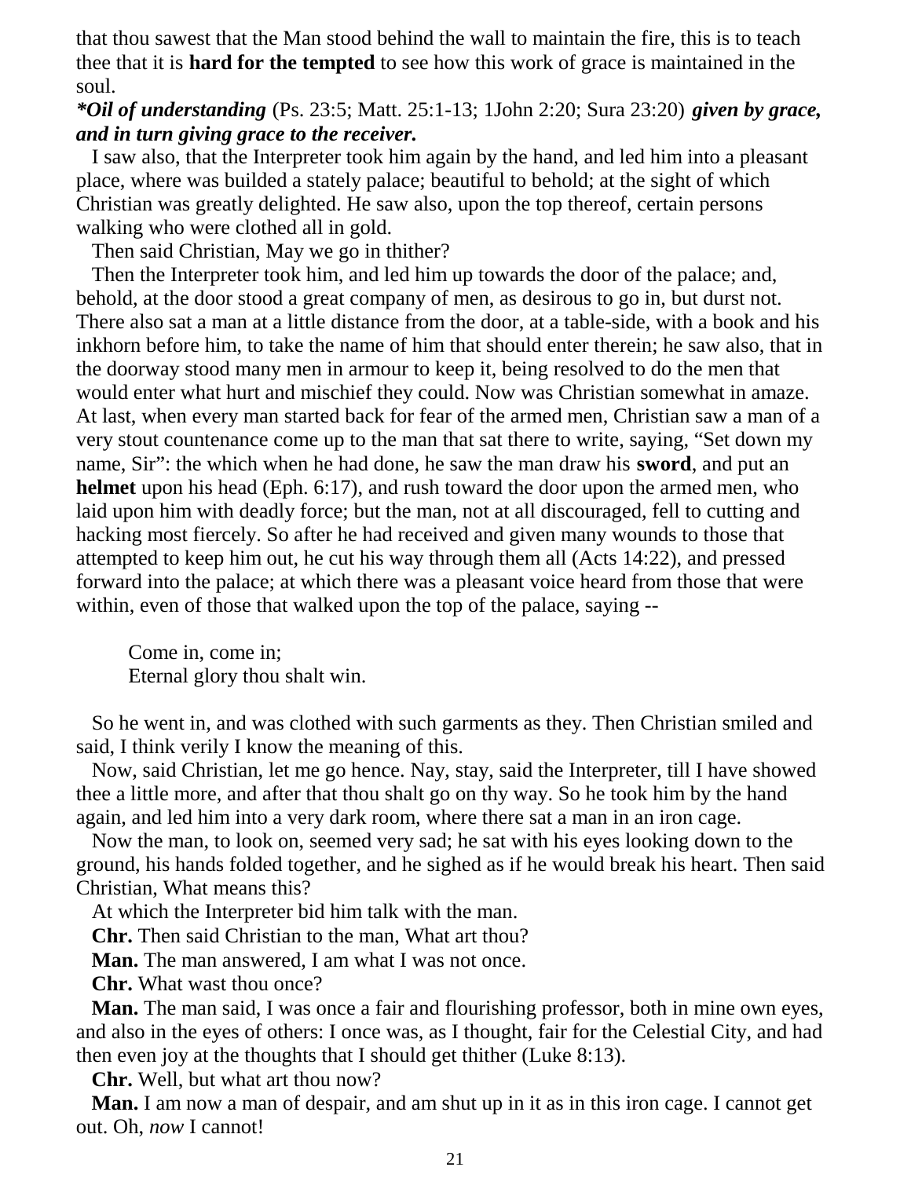that thou sawest that the Man stood behind the wall to maintain the fire, this is to teach thee that it is **hard for the tempted** to see how this work of grace is maintained in the soul.

***Oil of understanding** (Ps. 23:5; Matt. 25:1-13; 1John 2:20; Sura 23:20) **given by grace, and in turn giving grace to the receiver.***

I saw also, that the Interpreter took him again by the hand, and led him into a pleasant place, where was builded a stately palace; beautiful to behold; at the sight of which Christian was greatly delighted. He saw also, upon the top thereof, certain persons walking who were clothed all in gold.

Then said Christian, May we go in thither?

Then the Interpreter took him, and led him up towards the door of the palace; and, behold, at the door stood a great company of men, as desirous to go in, but durst not. There also sat a man at a little distance from the door, at a table-side, with a book and his inkhorn before him, to take the name of him that should enter therein; he saw also, that in the doorway stood many men in armour to keep it, being resolved to do the men that would enter what hurt and mischief they could. Now was Christian somewhat in amaze. At last, when every man started back for fear of the armed men, Christian saw a man of a very stout countenance come up to the man that sat there to write, saying, "Set down my name, Sir": the which when he had done, he saw the man draw his **sword**, and put an **helmet** upon his head (Eph. 6:17), and rush toward the door upon the armed men, who laid upon him with deadly force; but the man, not at all discouraged, fell to cutting and hacking most fiercely. So after he had received and given many wounds to those that attempted to keep him out, he cut his way through them all (Acts 14:22), and pressed forward into the palace; at which there was a pleasant voice heard from those that were within, even of those that walked upon the top of the palace, saying --

> Come in, come in;
> Eternal glory thou shalt win.

So he went in, and was clothed with such garments as they. Then Christian smiled and said, I think verily I know the meaning of this.

Now, said Christian, let me go hence. Nay, stay, said the Interpreter, till I have showed thee a little more, and after that thou shalt go on thy way. So he took him by the hand again, and led him into a very dark room, where there sat a man in an iron cage.

Now the man, to look on, seemed very sad; he sat with his eyes looking down to the ground, his hands folded together, and he sighed as if he would break his heart. Then said Christian, What means this?

At which the Interpreter bid him talk with the man.

**Chr.** Then said Christian to the man, What art thou?

**Man.** The man answered, I am what I was not once.

**Chr.** What wast thou once?

**Man.** The man said, I was once a fair and flourishing professor, both in mine own eyes, and also in the eyes of others: I once was, as I thought, fair for the Celestial City, and had then even joy at the thoughts that I should get thither (Luke 8:13).

**Chr.** Well, but what art thou now?

**Man.** I am now a man of despair, and am shut up in it as in this iron cage. I cannot get out. Oh, *now* I cannot!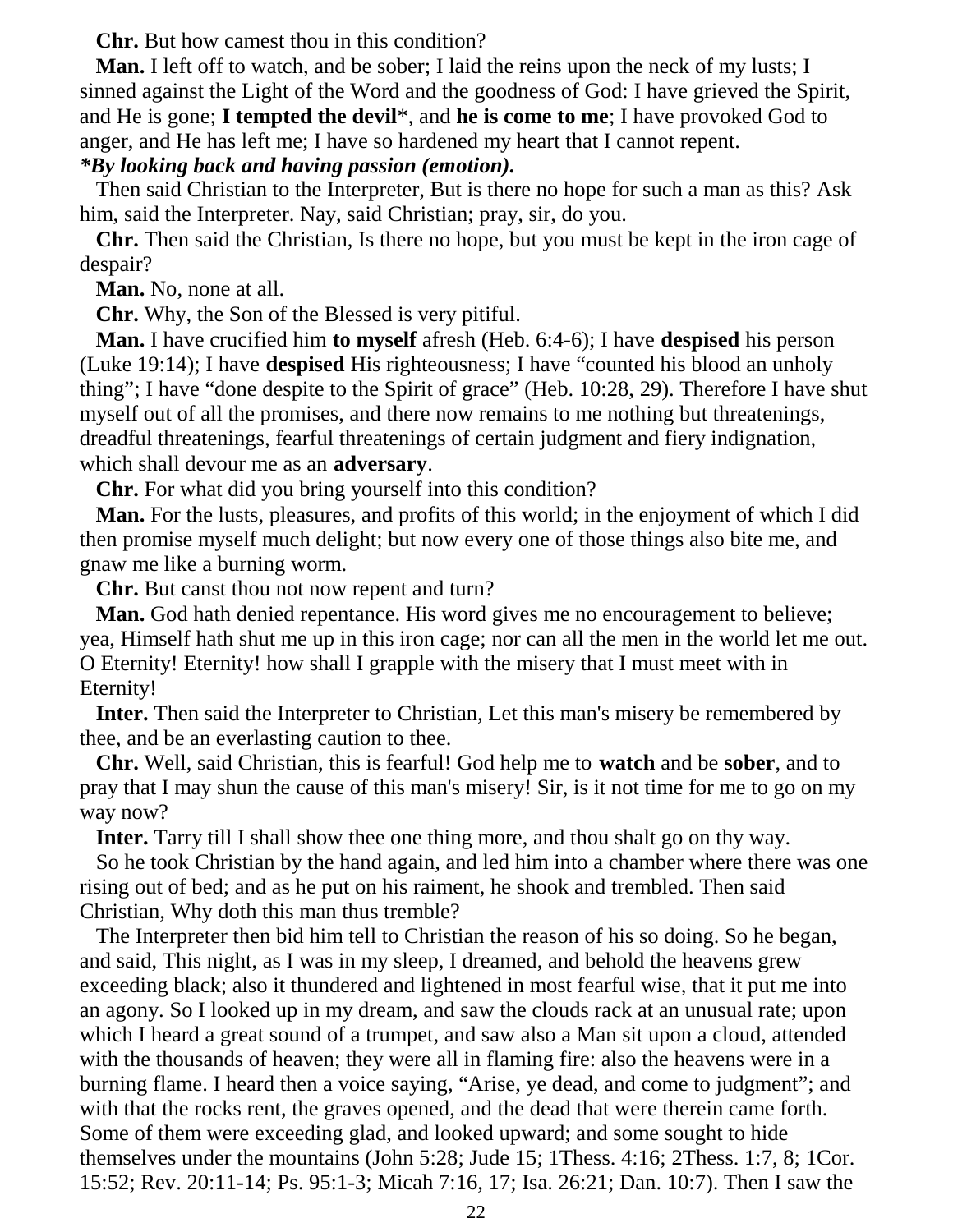**Chr.** But how camest thou in this condition?

**Man.** I left off to watch, and be sober; I laid the reins upon the neck of my lusts; I sinned against the Light of the Word and the goodness of God: I have grieved the Spirit, and He is gone; **I tempted the devil***, and **he is come to me**; I have provoked God to anger, and He has left me; I have so hardened my heart that I cannot repent.

***By looking back and having passion (emotion).***

Then said Christian to the Interpreter, But is there no hope for such a man as this? Ask him, said the Interpreter. Nay, said Christian; pray, sir, do you.

**Chr.** Then said the Christian, Is there no hope, but you must be kept in the iron cage of despair?

**Man.** No, none at all.

**Chr.** Why, the Son of the Blessed is very pitiful.

**Man.** I have crucified him **to myself** afresh (Heb. 6:4-6); I have **despised** his person (Luke 19:14); I have **despised** His righteousness; I have “counted his blood an unholy thing”; I have “done despite to the Spirit of grace” (Heb. 10:28, 29). Therefore I have shut myself out of all the promises, and there now remains to me nothing but threatenings, dreadful threatenings, fearful threatenings of certain judgment and fiery indignation, which shall devour me as an **adversary**.

**Chr.** For what did you bring yourself into this condition?

**Man.** For the lusts, pleasures, and profits of this world; in the enjoyment of which I did then promise myself much delight; but now every one of those things also bite me, and gnaw me like a burning worm.

**Chr.** But canst thou not now repent and turn?

**Man.** God hath denied repentance. His word gives me no encouragement to believe; yea, Himself hath shut me up in this iron cage; nor can all the men in the world let me out. O Eternity! Eternity! how shall I grapple with the misery that I must meet with in Eternity!

**Inter.** Then said the Interpreter to Christian, Let this man's misery be remembered by thee, and be an everlasting caution to thee.

**Chr.** Well, said Christian, this is fearful! God help me to **watch** and be **sober**, and to pray that I may shun the cause of this man's misery! Sir, is it not time for me to go on my way now?

**Inter.** Tarry till I shall show thee one thing more, and thou shalt go on thy way.

So he took Christian by the hand again, and led him into a chamber where there was one rising out of bed; and as he put on his raiment, he shook and trembled. Then said Christian, Why doth this man thus tremble?

The Interpreter then bid him tell to Christian the reason of his so doing. So he began, and said, This night, as I was in my sleep, I dreamed, and behold the heavens grew exceeding black; also it thundered and lightened in most fearful wise, that it put me into an agony. So I looked up in my dream, and saw the clouds rack at an unusual rate; upon which I heard a great sound of a trumpet, and saw also a Man sit upon a cloud, attended with the thousands of heaven; they were all in flaming fire: also the heavens were in a burning flame. I heard then a voice saying, “Arise, ye dead, and come to judgment”; and with that the rocks rent, the graves opened, and the dead that were therein came forth. Some of them were exceeding glad, and looked upward; and some sought to hide themselves under the mountains (John 5:28; Jude 15; 1Thess. 4:16; 2Thess. 1:7, 8; 1Cor. 15:52; Rev. 20:11-14; Ps. 95:1-3; Micah 7:16, 17; Isa. 26:21; Dan. 10:7). Then I saw the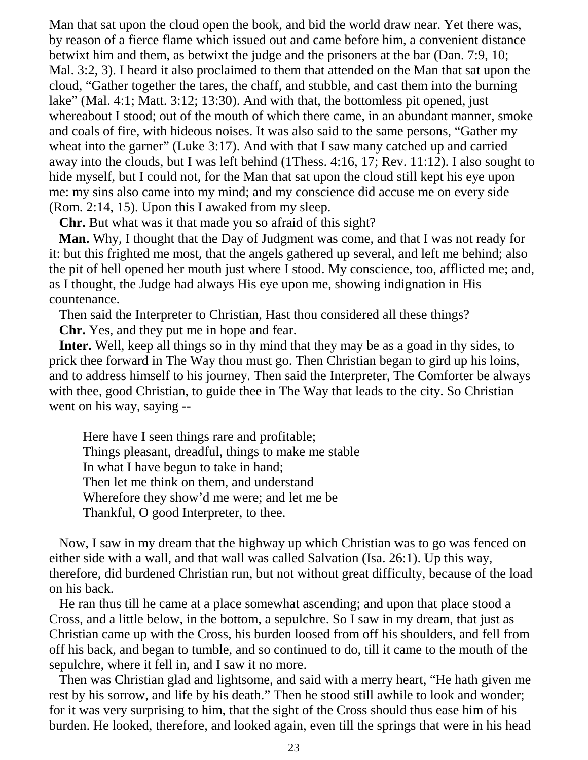Man that sat upon the cloud open the book, and bid the world draw near. Yet there was, by reason of a fierce flame which issued out and came before him, a convenient distance betwixt him and them, as betwixt the judge and the prisoners at the bar (Dan. 7:9, 10; Mal. 3:2, 3). I heard it also proclaimed to them that attended on the Man that sat upon the cloud, "Gather together the tares, the chaff, and stubble, and cast them into the burning lake" (Mal. 4:1; Matt. 3:12; 13:30). And with that, the bottomless pit opened, just whereabout I stood; out of the mouth of which there came, in an abundant manner, smoke and coals of fire, with hideous noises. It was also said to the same persons, "Gather my wheat into the garner" (Luke 3:17). And with that I saw many catched up and carried away into the clouds, but I was left behind (1Thess. 4:16, 17; Rev. 11:12). I also sought to hide myself, but I could not, for the Man that sat upon the cloud still kept his eye upon me: my sins also came into my mind; and my conscience did accuse me on every side (Rom. 2:14, 15). Upon this I awaked from my sleep.

**Chr.** But what was it that made you so afraid of this sight?

**Man.** Why, I thought that the Day of Judgment was come, and that I was not ready for it: but this frighted me most, that the angels gathered up several, and left me behind; also the pit of hell opened her mouth just where I stood. My conscience, too, afflicted me; and, as I thought, the Judge had always His eye upon me, showing indignation in His countenance.

Then said the Interpreter to Christian, Hast thou considered all these things?

**Chr.** Yes, and they put me in hope and fear.

**Inter.** Well, keep all things so in thy mind that they may be as a goad in thy sides, to prick thee forward in The Way thou must go. Then Christian began to gird up his loins, and to address himself to his journey. Then said the Interpreter, The Comforter be always with thee, good Christian, to guide thee in The Way that leads to the city. So Christian went on his way, saying --

> Here have I seen things rare and profitable;
> Things pleasant, dreadful, things to make me stable
> In what I have begun to take in hand;
> Then let me think on them, and understand
> Wherefore they show'd me were; and let me be
> Thankful, O good Interpreter, to thee.

Now, I saw in my dream that the highway up which Christian was to go was fenced on either side with a wall, and that wall was called Salvation (Isa. 26:1). Up this way, therefore, did burdened Christian run, but not without great difficulty, because of the load on his back.

He ran thus till he came at a place somewhat ascending; and upon that place stood a Cross, and a little below, in the bottom, a sepulchre. So I saw in my dream, that just as Christian came up with the Cross, his burden loosed from off his shoulders, and fell from off his back, and began to tumble, and so continued to do, till it came to the mouth of the sepulchre, where it fell in, and I saw it no more.

Then was Christian glad and lightsome, and said with a merry heart, "He hath given me rest by his sorrow, and life by his death." Then he stood still awhile to look and wonder; for it was very surprising to him, that the sight of the Cross should thus ease him of his burden. He looked, therefore, and looked again, even till the springs that were in his head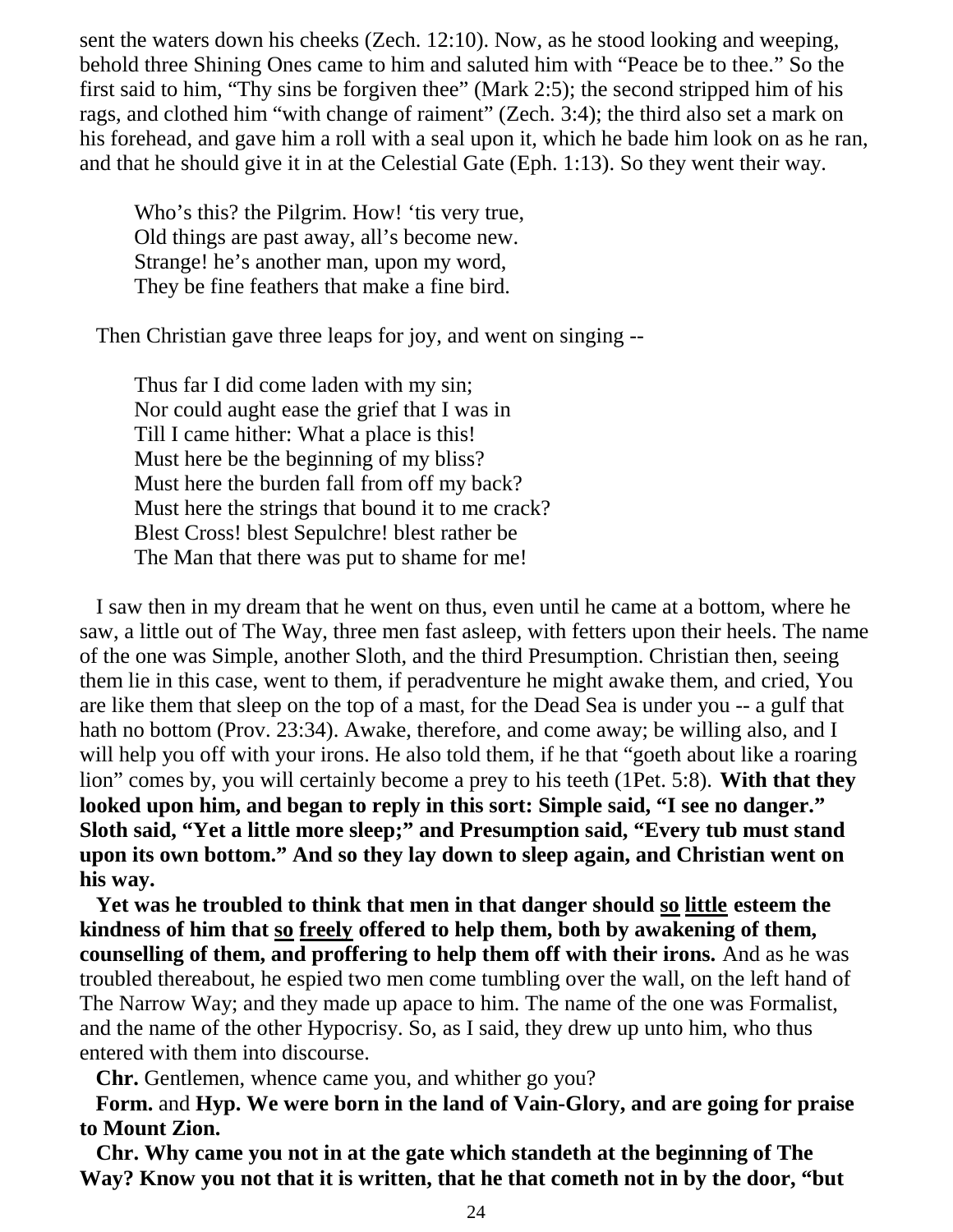sent the waters down his cheeks (Zech. 12:10). Now, as he stood looking and weeping, behold three Shining Ones came to him and saluted him with "Peace be to thee." So the first said to him, "Thy sins be forgiven thee" (Mark 2:5); the second stripped him of his rags, and clothed him "with change of raiment" (Zech. 3:4); the third also set a mark on his forehead, and gave him a roll with a seal upon it, which he bade him look on as he ran, and that he should give it in at the Celestial Gate (Eph. 1:13). So they went their way.

> Who's this? the Pilgrim. How! 'tis very true,
> Old things are past away, all's become new.
> Strange! he's another man, upon my word,
> They be fine feathers that make a fine bird.

Then Christian gave three leaps for joy, and went on singing --

> Thus far I did come laden with my sin;
> Nor could aught ease the grief that I was in
> Till I came hither: What a place is this!
> Must here be the beginning of my bliss?
> Must here the burden fall from off my back?
> Must here the strings that bound it to me crack?
> Blest Cross! blest Sepulchre! blest rather be
> The Man that there was put to shame for me!

I saw then in my dream that he went on thus, even until he came at a bottom, where he saw, a little out of The Way, three men fast asleep, with fetters upon their heels. The name of the one was Simple, another Sloth, and the third Presumption. Christian then, seeing them lie in this case, went to them, if peradventure he might awake them, and cried, You are like them that sleep on the top of a mast, for the Dead Sea is under you -- a gulf that hath no bottom (Prov. 23:34). Awake, therefore, and come away; be willing also, and I will help you off with your irons. He also told them, if he that "goeth about like a roaring lion" comes by, you will certainly become a prey to his teeth (1Pet. 5:8). **With that they looked upon him, and began to reply in this sort: Simple said, "I see no danger." Sloth said, "Yet a little more sleep;" and Presumption said, "Every tub must stand upon its own bottom." And so they lay down to sleep again, and Christian went on his way.**

**Yet was he troubled to think that men in that danger should <u>so</u> <u>little</u> esteem the kindness of him that <u>so</u> <u>freely</u> offered to help them, both by awakening of them, counselling of them, and proffering to help them off with their irons.** And as he was troubled thereabout, he espied two men come tumbling over the wall, on the left hand of The Narrow Way; and they made up apace to him. The name of the one was Formalist, and the name of the other Hypocrisy. So, as I said, they drew up unto him, who thus entered with them into discourse.

**Chr.** Gentlemen, whence came you, and whither go you?

**Form.** and **Hyp. We were born in the land of Vain-Glory, and are going for praise to Mount Zion.**

**Chr. Why came you not in at the gate which standeth at the beginning of The Way? Know you not that it is written, that he that cometh not in by the door, "but**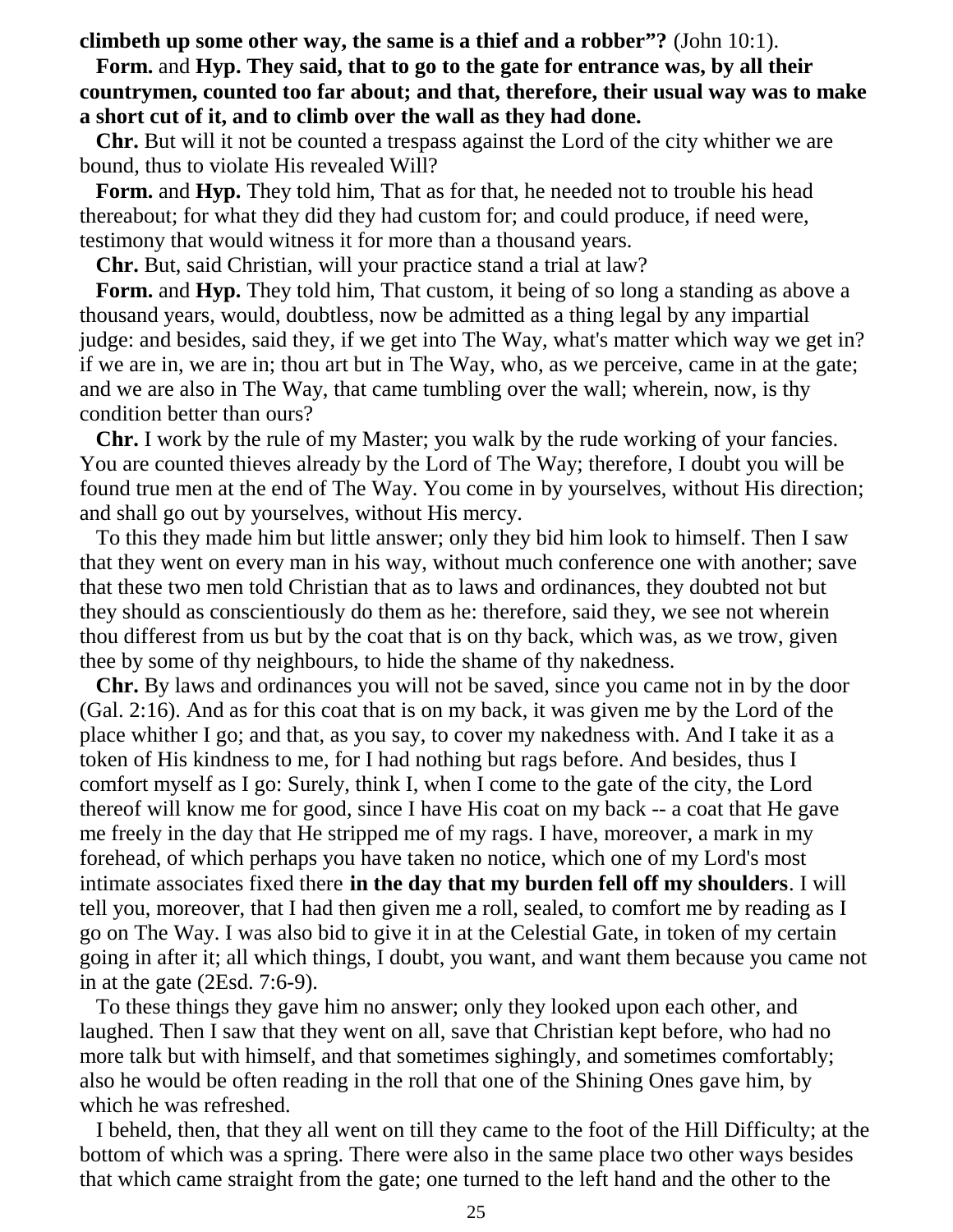**climbeth up some other way, the same is a thief and a robber"?** (John 10:1).

**Form.** and **Hyp. They said, that to go to the gate for entrance was, by all their countrymen, counted too far about; and that, therefore, their usual way was to make a short cut of it, and to climb over the wall as they had done.**

**Chr.** But will it not be counted a trespass against the Lord of the city whither we are bound, thus to violate His revealed Will?

**Form.** and **Hyp.** They told him, That as for that, he needed not to trouble his head thereabout; for what they did they had custom for; and could produce, if need were, testimony that would witness it for more than a thousand years.

**Chr.** But, said Christian, will your practice stand a trial at law?

**Form.** and **Hyp.** They told him, That custom, it being of so long a standing as above a thousand years, would, doubtless, now be admitted as a thing legal by any impartial judge: and besides, said they, if we get into The Way, what's matter which way we get in? if we are in, we are in; thou art but in The Way, who, as we perceive, came in at the gate; and we are also in The Way, that came tumbling over the wall; wherein, now, is thy condition better than ours?

**Chr.** I work by the rule of my Master; you walk by the rude working of your fancies. You are counted thieves already by the Lord of The Way; therefore, I doubt you will be found true men at the end of The Way. You come in by yourselves, without His direction; and shall go out by yourselves, without His mercy.

To this they made him but little answer; only they bid him look to himself. Then I saw that they went on every man in his way, without much conference one with another; save that these two men told Christian that as to laws and ordinances, they doubted not but they should as conscientiously do them as he: therefore, said they, we see not wherein thou differest from us but by the coat that is on thy back, which was, as we trow, given thee by some of thy neighbours, to hide the shame of thy nakedness.

**Chr.** By laws and ordinances you will not be saved, since you came not in by the door (Gal. 2:16). And as for this coat that is on my back, it was given me by the Lord of the place whither I go; and that, as you say, to cover my nakedness with. And I take it as a token of His kindness to me, for I had nothing but rags before. And besides, thus I comfort myself as I go: Surely, think I, when I come to the gate of the city, the Lord thereof will know me for good, since I have His coat on my back -- a coat that He gave me freely in the day that He stripped me of my rags. I have, moreover, a mark in my forehead, of which perhaps you have taken no notice, which one of my Lord's most intimate associates fixed there **in the day that my burden fell off my shoulders**. I will tell you, moreover, that I had then given me a roll, sealed, to comfort me by reading as I go on The Way. I was also bid to give it in at the Celestial Gate, in token of my certain going in after it; all which things, I doubt, you want, and want them because you came not in at the gate (2Esd. 7:6-9).

To these things they gave him no answer; only they looked upon each other, and laughed. Then I saw that they went on all, save that Christian kept before, who had no more talk but with himself, and that sometimes sighingly, and sometimes comfortably; also he would be often reading in the roll that one of the Shining Ones gave him, by which he was refreshed.

I beheld, then, that they all went on till they came to the foot of the Hill Difficulty; at the bottom of which was a spring. There were also in the same place two other ways besides that which came straight from the gate; one turned to the left hand and the other to the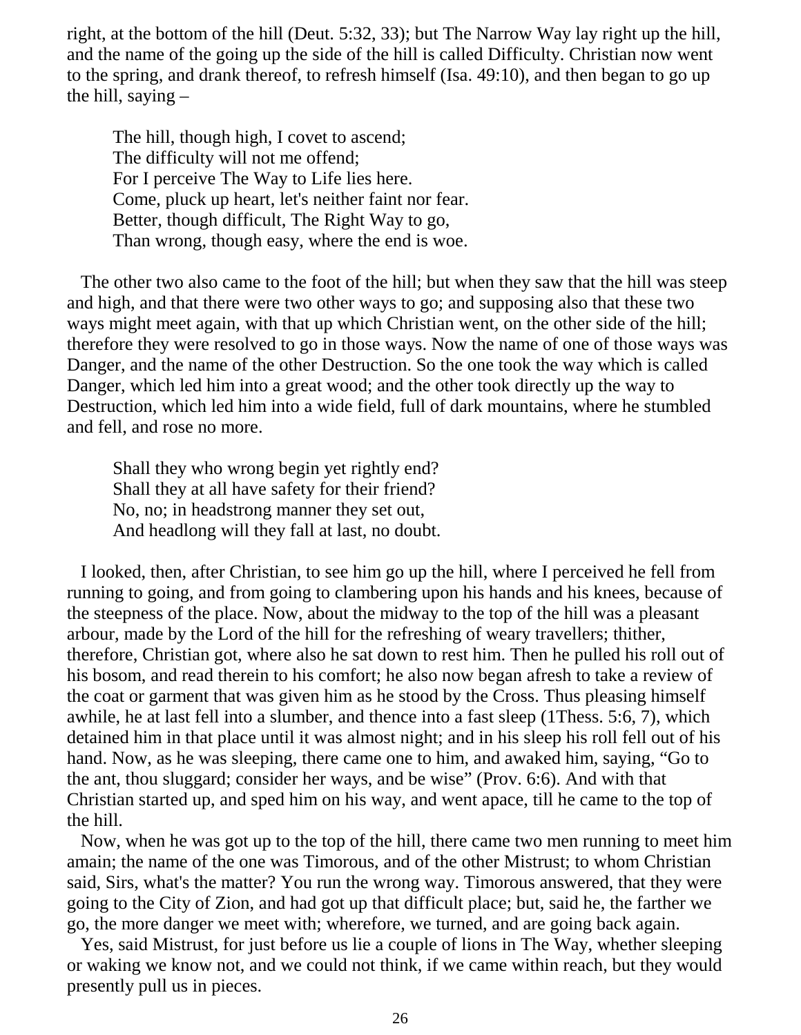right, at the bottom of the hill (Deut. 5:32, 33); but The Narrow Way lay right up the hill, and the name of the going up the side of the hill is called Difficulty. Christian now went to the spring, and drank thereof, to refresh himself (Isa. 49:10), and then began to go up the hill, saying –

> The hill, though high, I covet to ascend;
> The difficulty will not me offend;
> For I perceive The Way to Life lies here.
> Come, pluck up heart, let's neither faint nor fear.
> Better, though difficult, The Right Way to go,
> Than wrong, though easy, where the end is woe.

The other two also came to the foot of the hill; but when they saw that the hill was steep and high, and that there were two other ways to go; and supposing also that these two ways might meet again, with that up which Christian went, on the other side of the hill; therefore they were resolved to go in those ways. Now the name of one of those ways was Danger, and the name of the other Destruction. So the one took the way which is called Danger, which led him into a great wood; and the other took directly up the way to Destruction, which led him into a wide field, full of dark mountains, where he stumbled and fell, and rose no more.

> Shall they who wrong begin yet rightly end?
> Shall they at all have safety for their friend?
> No, no; in headstrong manner they set out,
> And headlong will they fall at last, no doubt.

I looked, then, after Christian, to see him go up the hill, where I perceived he fell from running to going, and from going to clambering upon his hands and his knees, because of the steepness of the place. Now, about the midway to the top of the hill was a pleasant arbour, made by the Lord of the hill for the refreshing of weary travellers; thither, therefore, Christian got, where also he sat down to rest him. Then he pulled his roll out of his bosom, and read therein to his comfort; he also now began afresh to take a review of the coat or garment that was given him as he stood by the Cross. Thus pleasing himself awhile, he at last fell into a slumber, and thence into a fast sleep (1Thess. 5:6, 7), which detained him in that place until it was almost night; and in his sleep his roll fell out of his hand. Now, as he was sleeping, there came one to him, and awaked him, saying, "Go to the ant, thou sluggard; consider her ways, and be wise" (Prov. 6:6). And with that Christian started up, and sped him on his way, and went apace, till he came to the top of the hill.

Now, when he was got up to the top of the hill, there came two men running to meet him amain; the name of the one was Timorous, and of the other Mistrust; to whom Christian said, Sirs, what's the matter? You run the wrong way. Timorous answered, that they were going to the City of Zion, and had got up that difficult place; but, said he, the farther we go, the more danger we meet with; wherefore, we turned, and are going back again.

Yes, said Mistrust, for just before us lie a couple of lions in The Way, whether sleeping or waking we know not, and we could not think, if we came within reach, but they would presently pull us in pieces.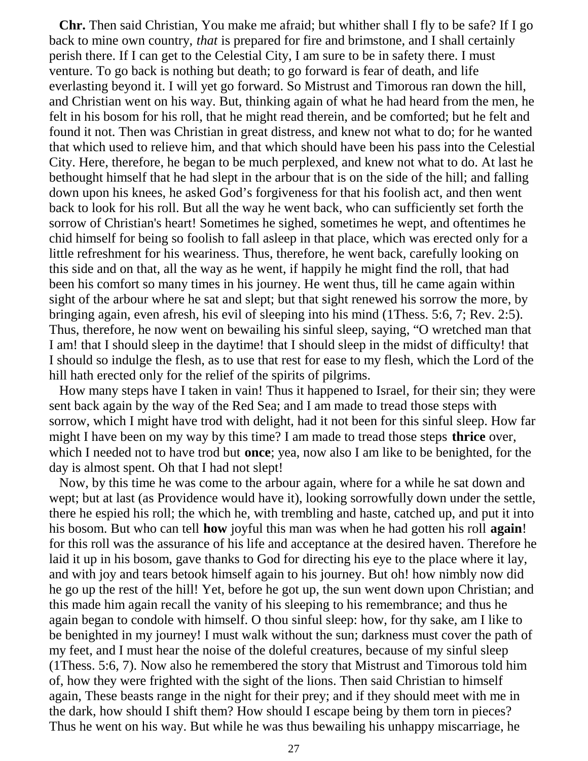**Chr.** Then said Christian, You make me afraid; but whither shall I fly to be safe? If I go back to mine own country, *that* is prepared for fire and brimstone, and I shall certainly perish there. If I can get to the Celestial City, I am sure to be in safety there. I must venture. To go back is nothing but death; to go forward is fear of death, and life everlasting beyond it. I will yet go forward. So Mistrust and Timorous ran down the hill, and Christian went on his way. But, thinking again of what he had heard from the men, he felt in his bosom for his roll, that he might read therein, and be comforted; but he felt and found it not. Then was Christian in great distress, and knew not what to do; for he wanted that which used to relieve him, and that which should have been his pass into the Celestial City. Here, therefore, he began to be much perplexed, and knew not what to do. At last he bethought himself that he had slept in the arbour that is on the side of the hill; and falling down upon his knees, he asked God's forgiveness for that his foolish act, and then went back to look for his roll. But all the way he went back, who can sufficiently set forth the sorrow of Christian's heart! Sometimes he sighed, sometimes he wept, and oftentimes he chid himself for being so foolish to fall asleep in that place, which was erected only for a little refreshment for his weariness. Thus, therefore, he went back, carefully looking on this side and on that, all the way as he went, if happily he might find the roll, that had been his comfort so many times in his journey. He went thus, till he came again within sight of the arbour where he sat and slept; but that sight renewed his sorrow the more, by bringing again, even afresh, his evil of sleeping into his mind (1Thess. 5:6, 7; Rev. 2:5). Thus, therefore, he now went on bewailing his sinful sleep, saying, "O wretched man that I am! that I should sleep in the daytime! that I should sleep in the midst of difficulty! that I should so indulge the flesh, as to use that rest for ease to my flesh, which the Lord of the hill hath erected only for the relief of the spirits of pilgrims.

How many steps have I taken in vain! Thus it happened to Israel, for their sin; they were sent back again by the way of the Red Sea; and I am made to tread those steps with sorrow, which I might have trod with delight, had it not been for this sinful sleep. How far might I have been on my way by this time? I am made to tread those steps **thrice** over, which I needed not to have trod but **once**; yea, now also I am like to be benighted, for the day is almost spent. Oh that I had not slept!

Now, by this time he was come to the arbour again, where for a while he sat down and wept; but at last (as Providence would have it), looking sorrowfully down under the settle, there he espied his roll; the which he, with trembling and haste, catched up, and put it into his bosom. But who can tell **how** joyful this man was when he had gotten his roll **again**! for this roll was the assurance of his life and acceptance at the desired haven. Therefore he laid it up in his bosom, gave thanks to God for directing his eye to the place where it lay, and with joy and tears betook himself again to his journey. But oh! how nimbly now did he go up the rest of the hill! Yet, before he got up, the sun went down upon Christian; and this made him again recall the vanity of his sleeping to his remembrance; and thus he again began to condole with himself. O thou sinful sleep: how, for thy sake, am I like to be benighted in my journey! I must walk without the sun; darkness must cover the path of my feet, and I must hear the noise of the doleful creatures, because of my sinful sleep (1Thess. 5:6, 7). Now also he remembered the story that Mistrust and Timorous told him of, how they were frighted with the sight of the lions. Then said Christian to himself again, These beasts range in the night for their prey; and if they should meet with me in the dark, how should I shift them? How should I escape being by them torn in pieces? Thus he went on his way. But while he was thus bewailing his unhappy miscarriage, he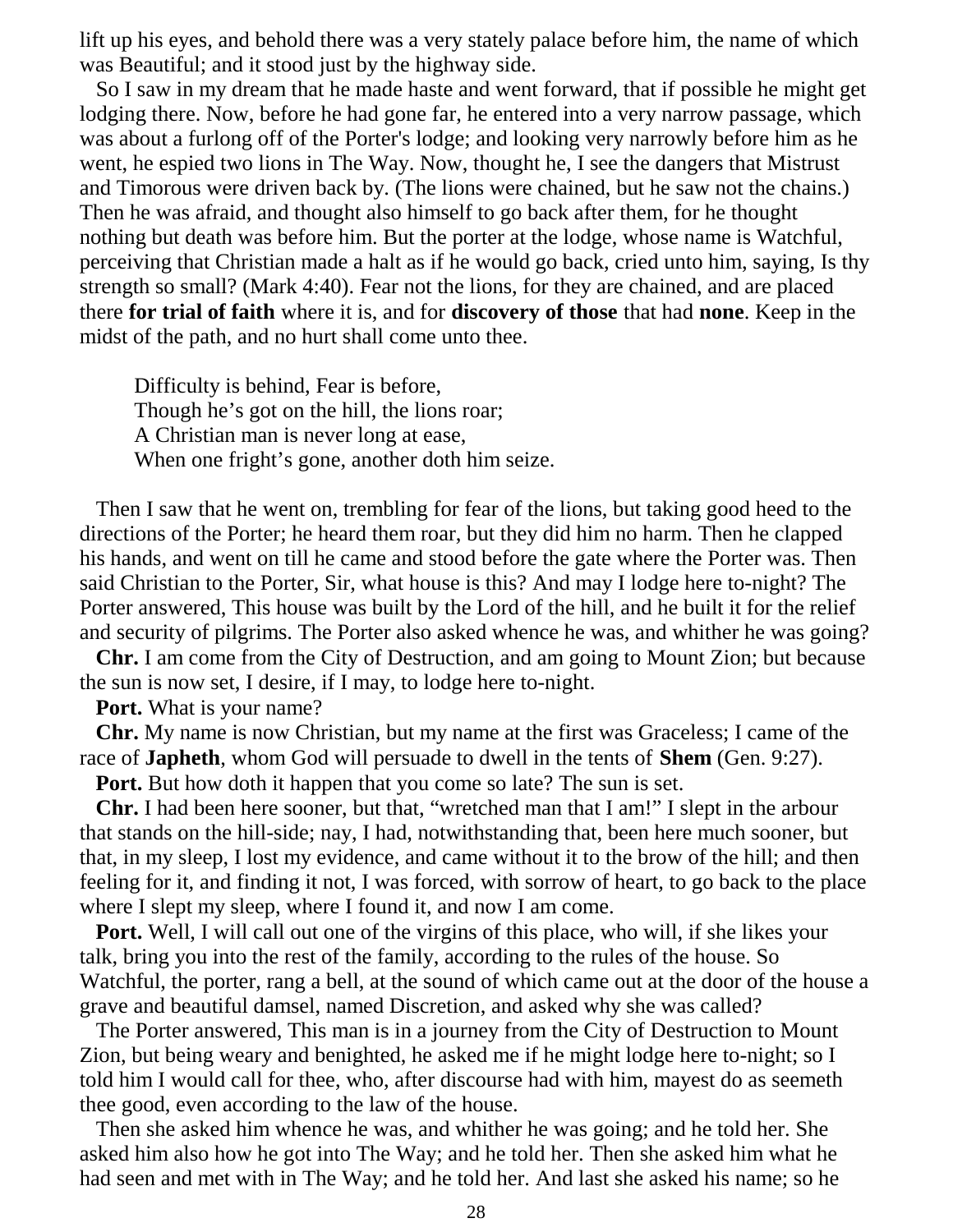lift up his eyes, and behold there was a very stately palace before him, the name of which was Beautiful; and it stood just by the highway side.

So I saw in my dream that he made haste and went forward, that if possible he might get lodging there. Now, before he had gone far, he entered into a very narrow passage, which was about a furlong off of the Porter's lodge; and looking very narrowly before him as he went, he espied two lions in The Way. Now, thought he, I see the dangers that Mistrust and Timorous were driven back by. (The lions were chained, but he saw not the chains.) Then he was afraid, and thought also himself to go back after them, for he thought nothing but death was before him. But the porter at the lodge, whose name is Watchful, perceiving that Christian made a halt as if he would go back, cried unto him, saying, Is thy strength so small? (Mark 4:40). Fear not the lions, for they are chained, and are placed there **for trial of faith** where it is, and for **discovery of those** that had **none**. Keep in the midst of the path, and no hurt shall come unto thee.

> Difficulty is behind, Fear is before,
> Though he's got on the hill, the lions roar;
> A Christian man is never long at ease,
> When one fright's gone, another doth him seize.

Then I saw that he went on, trembling for fear of the lions, but taking good heed to the directions of the Porter; he heard them roar, but they did him no harm. Then he clapped his hands, and went on till he came and stood before the gate where the Porter was. Then said Christian to the Porter, Sir, what house is this? And may I lodge here to-night? The Porter answered, This house was built by the Lord of the hill, and he built it for the relief and security of pilgrims. The Porter also asked whence he was, and whither he was going?

**Chr.** I am come from the City of Destruction, and am going to Mount Zion; but because the sun is now set, I desire, if I may, to lodge here to-night.

**Port.** What is your name?

**Chr.** My name is now Christian, but my name at the first was Graceless; I came of the race of **Japheth**, whom God will persuade to dwell in the tents of **Shem** (Gen. 9:27).

**Port.** But how doth it happen that you come so late? The sun is set.

**Chr.** I had been here sooner, but that, "wretched man that I am!" I slept in the arbour that stands on the hill-side; nay, I had, notwithstanding that, been here much sooner, but that, in my sleep, I lost my evidence, and came without it to the brow of the hill; and then feeling for it, and finding it not, I was forced, with sorrow of heart, to go back to the place where I slept my sleep, where I found it, and now I am come.

**Port.** Well, I will call out one of the virgins of this place, who will, if she likes your talk, bring you into the rest of the family, according to the rules of the house. So Watchful, the porter, rang a bell, at the sound of which came out at the door of the house a grave and beautiful damsel, named Discretion, and asked why she was called?

The Porter answered, This man is in a journey from the City of Destruction to Mount Zion, but being weary and benighted, he asked me if he might lodge here to-night; so I told him I would call for thee, who, after discourse had with him, mayest do as seemeth thee good, even according to the law of the house.

Then she asked him whence he was, and whither he was going; and he told her. She asked him also how he got into The Way; and he told her. Then she asked him what he had seen and met with in The Way; and he told her. And last she asked his name; so he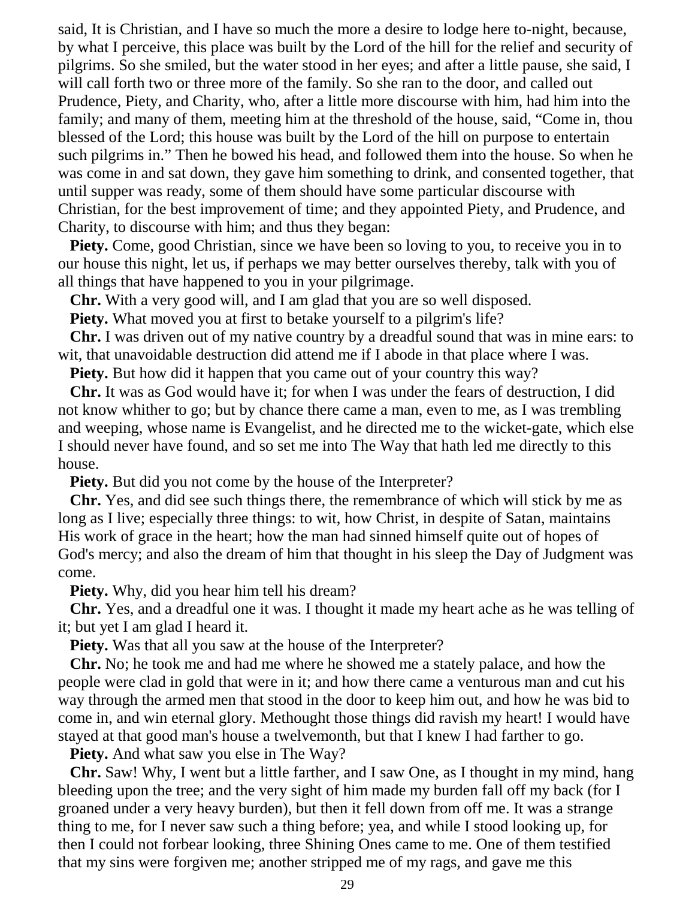said, It is Christian, and I have so much the more a desire to lodge here to-night, because, by what I perceive, this place was built by the Lord of the hill for the relief and security of pilgrims. So she smiled, but the water stood in her eyes; and after a little pause, she said, I will call forth two or three more of the family. So she ran to the door, and called out Prudence, Piety, and Charity, who, after a little more discourse with him, had him into the family; and many of them, meeting him at the threshold of the house, said, "Come in, thou blessed of the Lord; this house was built by the Lord of the hill on purpose to entertain such pilgrims in." Then he bowed his head, and followed them into the house. So when he was come in and sat down, they gave him something to drink, and consented together, that until supper was ready, some of them should have some particular discourse with Christian, for the best improvement of time; and they appointed Piety, and Prudence, and Charity, to discourse with him; and thus they began:

**Piety.** Come, good Christian, since we have been so loving to you, to receive you in to our house this night, let us, if perhaps we may better ourselves thereby, talk with you of all things that have happened to you in your pilgrimage.

**Chr.** With a very good will, and I am glad that you are so well disposed.

**Piety.** What moved you at first to betake yourself to a pilgrim's life?

**Chr.** I was driven out of my native country by a dreadful sound that was in mine ears: to wit, that unavoidable destruction did attend me if I abode in that place where I was.

**Piety.** But how did it happen that you came out of your country this way?

**Chr.** It was as God would have it; for when I was under the fears of destruction, I did not know whither to go; but by chance there came a man, even to me, as I was trembling and weeping, whose name is Evangelist, and he directed me to the wicket-gate, which else I should never have found, and so set me into The Way that hath led me directly to this house.

**Piety.** But did you not come by the house of the Interpreter?

**Chr.** Yes, and did see such things there, the remembrance of which will stick by me as long as I live; especially three things: to wit, how Christ, in despite of Satan, maintains His work of grace in the heart; how the man had sinned himself quite out of hopes of God's mercy; and also the dream of him that thought in his sleep the Day of Judgment was come.

**Piety.** Why, did you hear him tell his dream?

**Chr.** Yes, and a dreadful one it was. I thought it made my heart ache as he was telling of it; but yet I am glad I heard it.

**Piety.** Was that all you saw at the house of the Interpreter?

**Chr.** No; he took me and had me where he showed me a stately palace, and how the people were clad in gold that were in it; and how there came a venturous man and cut his way through the armed men that stood in the door to keep him out, and how he was bid to come in, and win eternal glory. Methought those things did ravish my heart! I would have stayed at that good man's house a twelvemonth, but that I knew I had farther to go.

**Piety.** And what saw you else in The Way?

**Chr.** Saw! Why, I went but a little farther, and I saw One, as I thought in my mind, hang bleeding upon the tree; and the very sight of him made my burden fall off my back (for I groaned under a very heavy burden), but then it fell down from off me. It was a strange thing to me, for I never saw such a thing before; yea, and while I stood looking up, for then I could not forbear looking, three Shining Ones came to me. One of them testified that my sins were forgiven me; another stripped me of my rags, and gave me this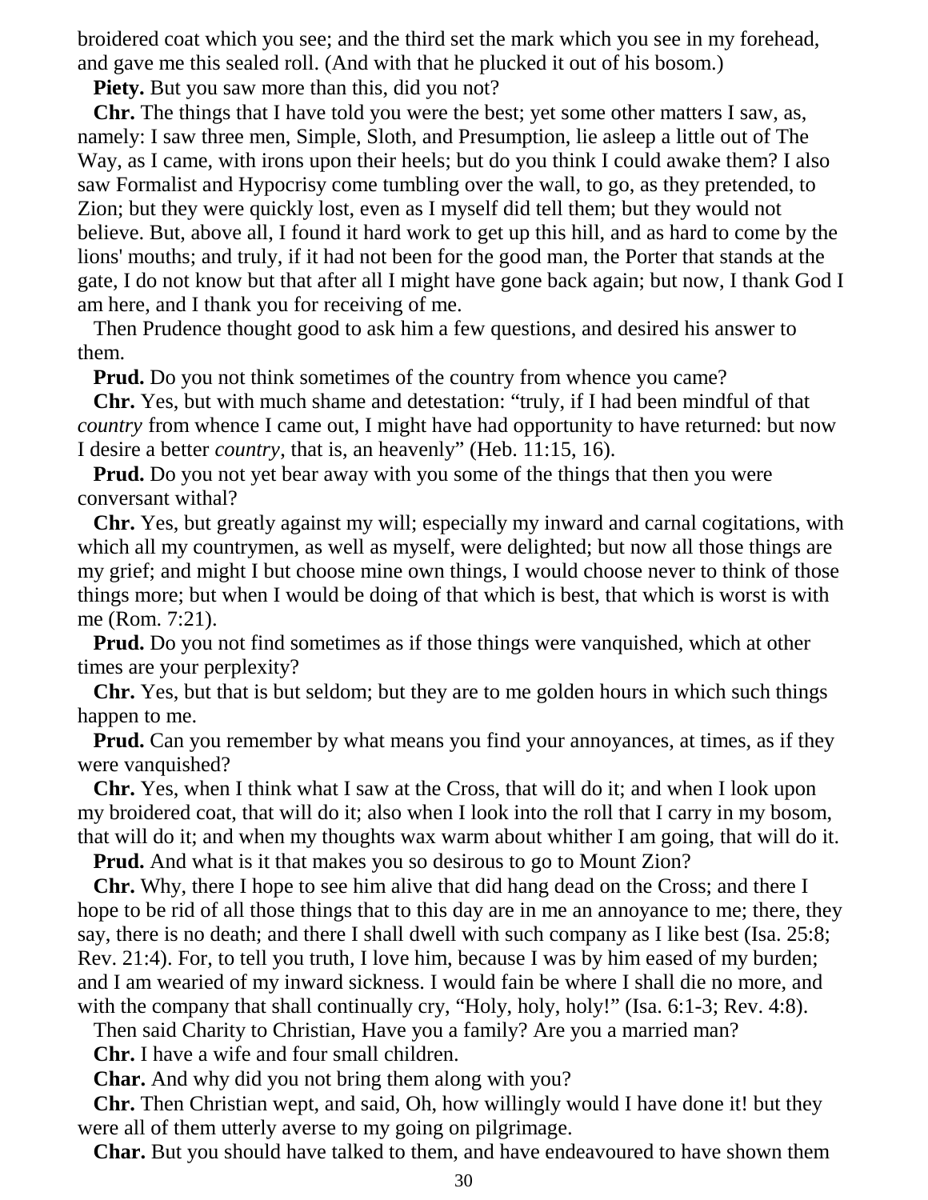broidered coat which you see; and the third set the mark which you see in my forehead, and gave me this sealed roll. (And with that he plucked it out of his bosom.)

**Piety.** But you saw more than this, did you not?

**Chr.** The things that I have told you were the best; yet some other matters I saw, as, namely: I saw three men, Simple, Sloth, and Presumption, lie asleep a little out of The Way, as I came, with irons upon their heels; but do you think I could awake them? I also saw Formalist and Hypocrisy come tumbling over the wall, to go, as they pretended, to Zion; but they were quickly lost, even as I myself did tell them; but they would not believe. But, above all, I found it hard work to get up this hill, and as hard to come by the lions' mouths; and truly, if it had not been for the good man, the Porter that stands at the gate, I do not know but that after all I might have gone back again; but now, I thank God I am here, and I thank you for receiving of me.

Then Prudence thought good to ask him a few questions, and desired his answer to them.

**Prud.** Do you not think sometimes of the country from whence you came?

**Chr.** Yes, but with much shame and detestation: “truly, if I had been mindful of that *country* from whence I came out, I might have had opportunity to have returned: but now I desire a better *country*, that is, an heavenly” (Heb. 11:15, 16).

**Prud.** Do you not yet bear away with you some of the things that then you were conversant withal?

**Chr.** Yes, but greatly against my will; especially my inward and carnal cogitations, with which all my countrymen, as well as myself, were delighted; but now all those things are my grief; and might I but choose mine own things, I would choose never to think of those things more; but when I would be doing of that which is best, that which is worst is with me (Rom. 7:21).

**Prud.** Do you not find sometimes as if those things were vanquished, which at other times are your perplexity?

**Chr.** Yes, but that is but seldom; but they are to me golden hours in which such things happen to me.

**Prud.** Can you remember by what means you find your annoyances, at times, as if they were vanquished?

**Chr.** Yes, when I think what I saw at the Cross, that will do it; and when I look upon my broidered coat, that will do it; also when I look into the roll that I carry in my bosom, that will do it; and when my thoughts wax warm about whither I am going, that will do it.

**Prud.** And what is it that makes you so desirous to go to Mount Zion?

**Chr.** Why, there I hope to see him alive that did hang dead on the Cross; and there I hope to be rid of all those things that to this day are in me an annoyance to me; there, they say, there is no death; and there I shall dwell with such company as I like best (Isa. 25:8; Rev. 21:4). For, to tell you truth, I love him, because I was by him eased of my burden; and I am wearied of my inward sickness. I would fain be where I shall die no more, and with the company that shall continually cry, “Holy, holy, holy!” (Isa. 6:1-3; Rev. 4:8).

Then said Charity to Christian, Have you a family? Are you a married man?

**Chr.** I have a wife and four small children.

**Char.** And why did you not bring them along with you?

**Chr.** Then Christian wept, and said, Oh, how willingly would I have done it! but they were all of them utterly averse to my going on pilgrimage.

**Char.** But you should have talked to them, and have endeavoured to have shown them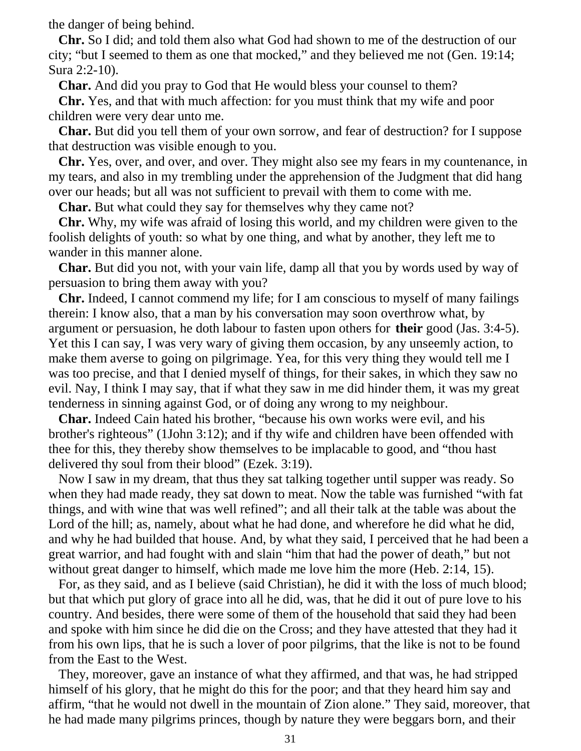the danger of being behind.

**Chr.** So I did; and told them also what God had shown to me of the destruction of our city; "but I seemed to them as one that mocked," and they believed me not (Gen. 19:14; Sura 2:2-10).

**Char.** And did you pray to God that He would bless your counsel to them?

**Chr.** Yes, and that with much affection: for you must think that my wife and poor children were very dear unto me.

**Char.** But did you tell them of your own sorrow, and fear of destruction? for I suppose that destruction was visible enough to you.

**Chr.** Yes, over, and over, and over. They might also see my fears in my countenance, in my tears, and also in my trembling under the apprehension of the Judgment that did hang over our heads; but all was not sufficient to prevail with them to come with me.

**Char.** But what could they say for themselves why they came not?

**Chr.** Why, my wife was afraid of losing this world, and my children were given to the foolish delights of youth: so what by one thing, and what by another, they left me to wander in this manner alone.

**Char.** But did you not, with your vain life, damp all that you by words used by way of persuasion to bring them away with you?

**Chr.** Indeed, I cannot commend my life; for I am conscious to myself of many failings therein: I know also, that a man by his conversation may soon overthrow what, by argument or persuasion, he doth labour to fasten upon others for **their** good (Jas. 3:4-5). Yet this I can say, I was very wary of giving them occasion, by any unseemly action, to make them averse to going on pilgrimage. Yea, for this very thing they would tell me I was too precise, and that I denied myself of things, for their sakes, in which they saw no evil. Nay, I think I may say, that if what they saw in me did hinder them, it was my great tenderness in sinning against God, or of doing any wrong to my neighbour.

**Char.** Indeed Cain hated his brother, "because his own works were evil, and his brother's righteous" (1John 3:12); and if thy wife and children have been offended with thee for this, they thereby show themselves to be implacable to good, and "thou hast delivered thy soul from their blood" (Ezek. 3:19).

Now I saw in my dream, that thus they sat talking together until supper was ready. So when they had made ready, they sat down to meat. Now the table was furnished "with fat things, and with wine that was well refined"; and all their talk at the table was about the Lord of the hill; as, namely, about what he had done, and wherefore he did what he did, and why he had builded that house. And, by what they said, I perceived that he had been a great warrior, and had fought with and slain "him that had the power of death," but not without great danger to himself, which made me love him the more (Heb. 2:14, 15).

For, as they said, and as I believe (said Christian), he did it with the loss of much blood; but that which put glory of grace into all he did, was, that he did it out of pure love to his country. And besides, there were some of them of the household that said they had been and spoke with him since he did die on the Cross; and they have attested that they had it from his own lips, that he is such a lover of poor pilgrims, that the like is not to be found from the East to the West.

They, moreover, gave an instance of what they affirmed, and that was, he had stripped himself of his glory, that he might do this for the poor; and that they heard him say and affirm, "that he would not dwell in the mountain of Zion alone." They said, moreover, that he had made many pilgrims princes, though by nature they were beggars born, and their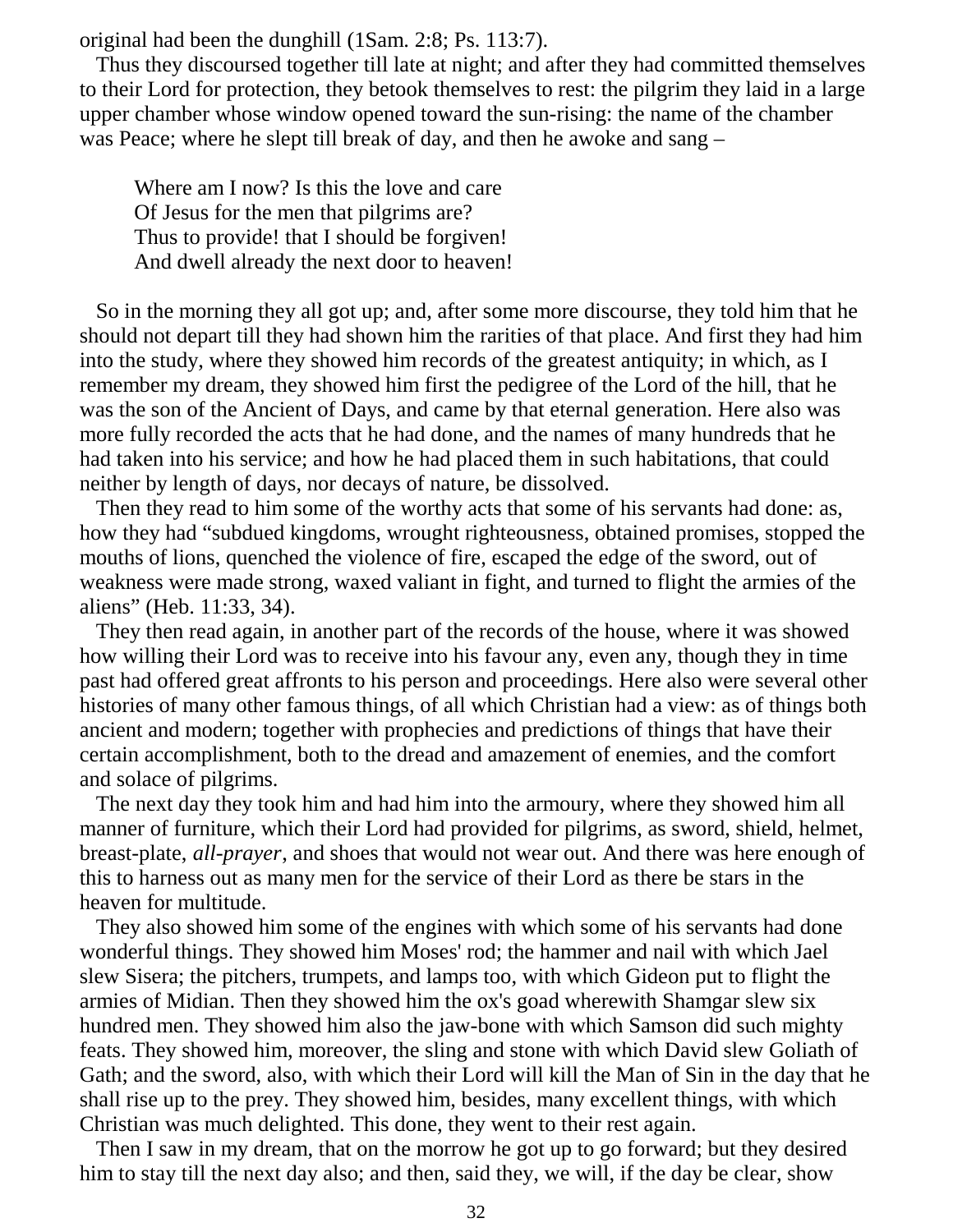original had been the dunghill (1Sam. 2:8; Ps. 113:7).

Thus they discoursed together till late at night; and after they had committed themselves to their Lord for protection, they betook themselves to rest: the pilgrim they laid in a large upper chamber whose window opened toward the sun-rising: the name of the chamber was Peace; where he slept till break of day, and then he awoke and sang –

> Where am I now? Is this the love and care
> Of Jesus for the men that pilgrims are?
> Thus to provide! that I should be forgiven!
> And dwell already the next door to heaven!

So in the morning they all got up; and, after some more discourse, they told him that he should not depart till they had shown him the rarities of that place. And first they had him into the study, where they showed him records of the greatest antiquity; in which, as I remember my dream, they showed him first the pedigree of the Lord of the hill, that he was the son of the Ancient of Days, and came by that eternal generation. Here also was more fully recorded the acts that he had done, and the names of many hundreds that he had taken into his service; and how he had placed them in such habitations, that could neither by length of days, nor decays of nature, be dissolved.

Then they read to him some of the worthy acts that some of his servants had done: as, how they had "subdued kingdoms, wrought righteousness, obtained promises, stopped the mouths of lions, quenched the violence of fire, escaped the edge of the sword, out of weakness were made strong, waxed valiant in fight, and turned to flight the armies of the aliens" (Heb. 11:33, 34).

They then read again, in another part of the records of the house, where it was showed how willing their Lord was to receive into his favour any, even any, though they in time past had offered great affronts to his person and proceedings. Here also were several other histories of many other famous things, of all which Christian had a view: as of things both ancient and modern; together with prophecies and predictions of things that have their certain accomplishment, both to the dread and amazement of enemies, and the comfort and solace of pilgrims.

The next day they took him and had him into the armoury, where they showed him all manner of furniture, which their Lord had provided for pilgrims, as sword, shield, helmet, breast-plate, *all-prayer*, and shoes that would not wear out. And there was here enough of this to harness out as many men for the service of their Lord as there be stars in the heaven for multitude.

They also showed him some of the engines with which some of his servants had done wonderful things. They showed him Moses' rod; the hammer and nail with which Jael slew Sisera; the pitchers, trumpets, and lamps too, with which Gideon put to flight the armies of Midian. Then they showed him the ox's goad wherewith Shamgar slew six hundred men. They showed him also the jaw-bone with which Samson did such mighty feats. They showed him, moreover, the sling and stone with which David slew Goliath of Gath; and the sword, also, with which their Lord will kill the Man of Sin in the day that he shall rise up to the prey. They showed him, besides, many excellent things, with which Christian was much delighted. This done, they went to their rest again.

Then I saw in my dream, that on the morrow he got up to go forward; but they desired him to stay till the next day also; and then, said they, we will, if the day be clear, show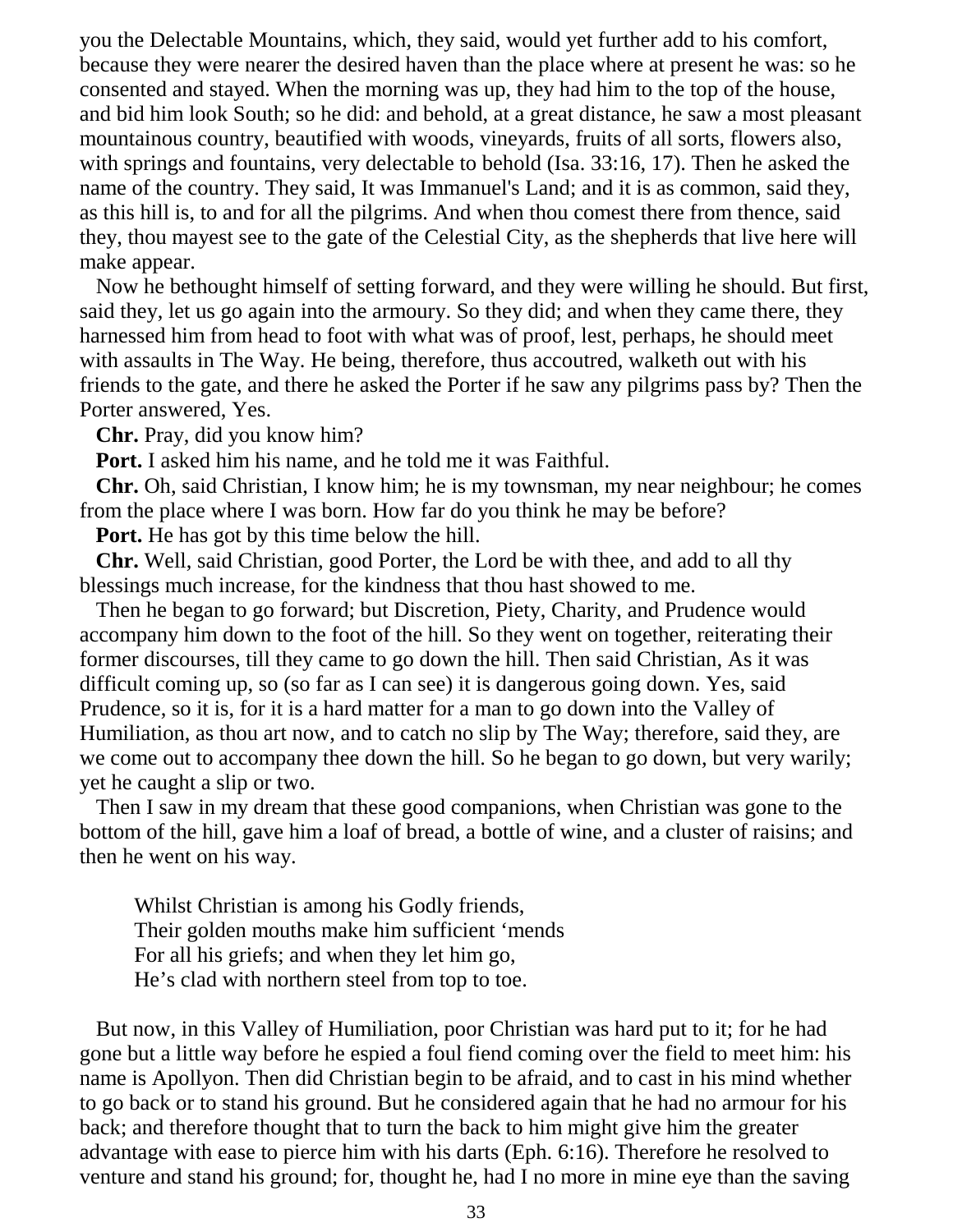you the Delectable Mountains, which, they said, would yet further add to his comfort, because they were nearer the desired haven than the place where at present he was: so he consented and stayed. When the morning was up, they had him to the top of the house, and bid him look South; so he did: and behold, at a great distance, he saw a most pleasant mountainous country, beautified with woods, vineyards, fruits of all sorts, flowers also, with springs and fountains, very delectable to behold (Isa. 33:16, 17). Then he asked the name of the country. They said, It was Immanuel's Land; and it is as common, said they, as this hill is, to and for all the pilgrims. And when thou comest there from thence, said they, thou mayest see to the gate of the Celestial City, as the shepherds that live here will make appear.

Now he bethought himself of setting forward, and they were willing he should. But first, said they, let us go again into the armoury. So they did; and when they came there, they harnessed him from head to foot with what was of proof, lest, perhaps, he should meet with assaults in The Way. He being, therefore, thus accoutred, walketh out with his friends to the gate, and there he asked the Porter if he saw any pilgrims pass by? Then the Porter answered, Yes.

**Chr.** Pray, did you know him?

**Port.** I asked him his name, and he told me it was Faithful.

**Chr.** Oh, said Christian, I know him; he is my townsman, my near neighbour; he comes from the place where I was born. How far do you think he may be before?

**Port.** He has got by this time below the hill.

**Chr.** Well, said Christian, good Porter, the Lord be with thee, and add to all thy blessings much increase, for the kindness that thou hast showed to me.

Then he began to go forward; but Discretion, Piety, Charity, and Prudence would accompany him down to the foot of the hill. So they went on together, reiterating their former discourses, till they came to go down the hill. Then said Christian, As it was difficult coming up, so (so far as I can see) it is dangerous going down. Yes, said Prudence, so it is, for it is a hard matter for a man to go down into the Valley of Humiliation, as thou art now, and to catch no slip by The Way; therefore, said they, are we come out to accompany thee down the hill. So he began to go down, but very warily; yet he caught a slip or two.

Then I saw in my dream that these good companions, when Christian was gone to the bottom of the hill, gave him a loaf of bread, a bottle of wine, and a cluster of raisins; and then he went on his way.

> Whilst Christian is among his Godly friends,
> Their golden mouths make him sufficient 'mends
> For all his griefs; and when they let him go,
> He's clad with northern steel from top to toe.

But now, in this Valley of Humiliation, poor Christian was hard put to it; for he had gone but a little way before he espied a foul fiend coming over the field to meet him: his name is Apollyon. Then did Christian begin to be afraid, and to cast in his mind whether to go back or to stand his ground. But he considered again that he had no armour for his back; and therefore thought that to turn the back to him might give him the greater advantage with ease to pierce him with his darts (Eph. 6:16). Therefore he resolved to venture and stand his ground; for, thought he, had I no more in mine eye than the saving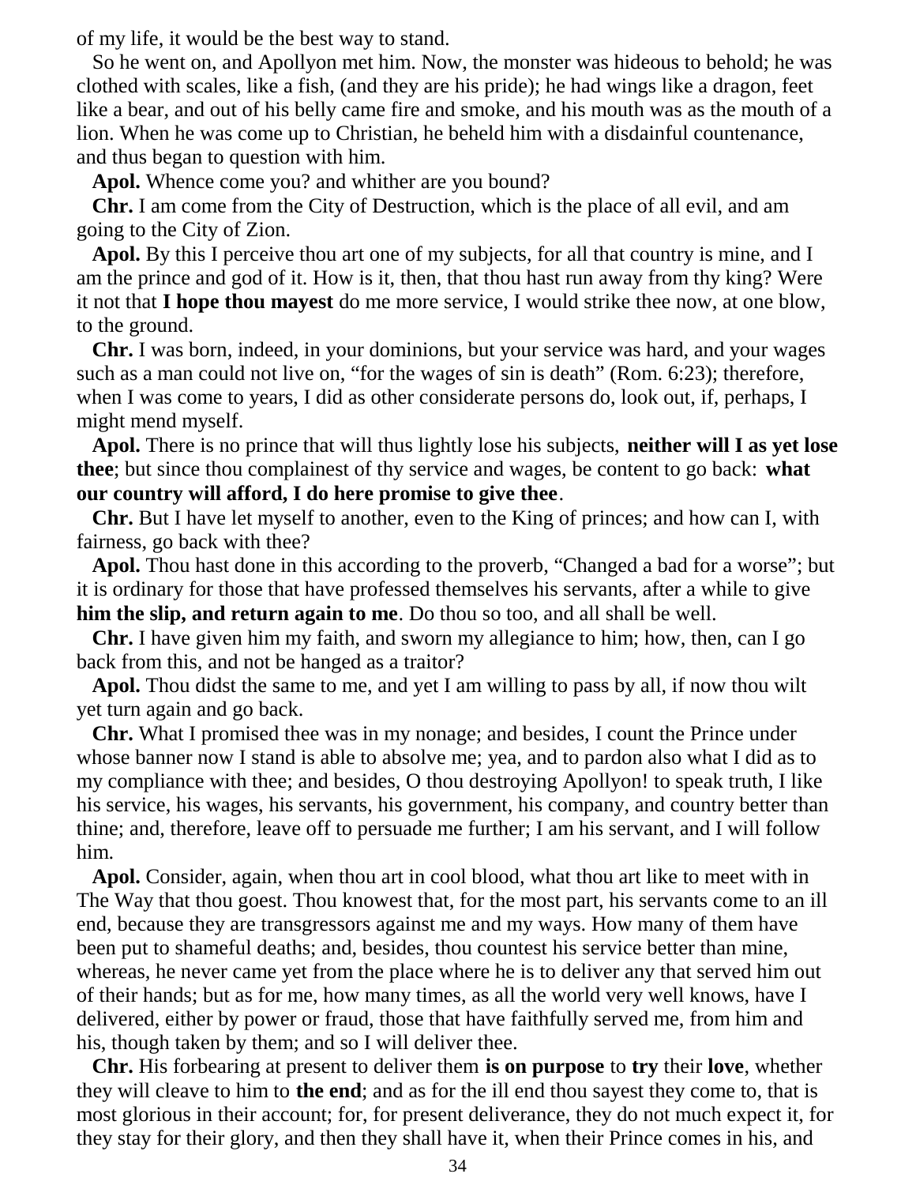of my life, it would be the best way to stand.

So he went on, and Apollyon met him. Now, the monster was hideous to behold; he was clothed with scales, like a fish, (and they are his pride); he had wings like a dragon, feet like a bear, and out of his belly came fire and smoke, and his mouth was as the mouth of a lion. When he was come up to Christian, he beheld him with a disdainful countenance, and thus began to question with him.

**Apol.** Whence come you? and whither are you bound?

**Chr.** I am come from the City of Destruction, which is the place of all evil, and am going to the City of Zion.

**Apol.** By this I perceive thou art one of my subjects, for all that country is mine, and I am the prince and god of it. How is it, then, that thou hast run away from thy king? Were it not that **I hope thou mayest** do me more service, I would strike thee now, at one blow, to the ground.

**Chr.** I was born, indeed, in your dominions, but your service was hard, and your wages such as a man could not live on, "for the wages of sin is death" (Rom. 6:23); therefore, when I was come to years, I did as other considerate persons do, look out, if, perhaps, I might mend myself.

**Apol.** There is no prince that will thus lightly lose his subjects, **neither will I as yet lose thee**; but since thou complainest of thy service and wages, be content to go back: **what our country will afford, I do here promise to give thee**.

**Chr.** But I have let myself to another, even to the King of princes; and how can I, with fairness, go back with thee?

**Apol.** Thou hast done in this according to the proverb, "Changed a bad for a worse"; but it is ordinary for those that have professed themselves his servants, after a while to give **him the slip, and return again to me**. Do thou so too, and all shall be well.

**Chr.** I have given him my faith, and sworn my allegiance to him; how, then, can I go back from this, and not be hanged as a traitor?

**Apol.** Thou didst the same to me, and yet I am willing to pass by all, if now thou wilt yet turn again and go back.

**Chr.** What I promised thee was in my nonage; and besides, I count the Prince under whose banner now I stand is able to absolve me; yea, and to pardon also what I did as to my compliance with thee; and besides, O thou destroying Apollyon! to speak truth, I like his service, his wages, his servants, his government, his company, and country better than thine; and, therefore, leave off to persuade me further; I am his servant, and I will follow him.

**Apol.** Consider, again, when thou art in cool blood, what thou art like to meet with in The Way that thou goest. Thou knowest that, for the most part, his servants come to an ill end, because they are transgressors against me and my ways. How many of them have been put to shameful deaths; and, besides, thou countest his service better than mine, whereas, he never came yet from the place where he is to deliver any that served him out of their hands; but as for me, how many times, as all the world very well knows, have I delivered, either by power or fraud, those that have faithfully served me, from him and his, though taken by them; and so I will deliver thee.

**Chr.** His forbearing at present to deliver them **is on purpose** to **try** their **love**, whether they will cleave to him to **the end**; and as for the ill end thou sayest they come to, that is most glorious in their account; for, for present deliverance, they do not much expect it, for they stay for their glory, and then they shall have it, when their Prince comes in his, and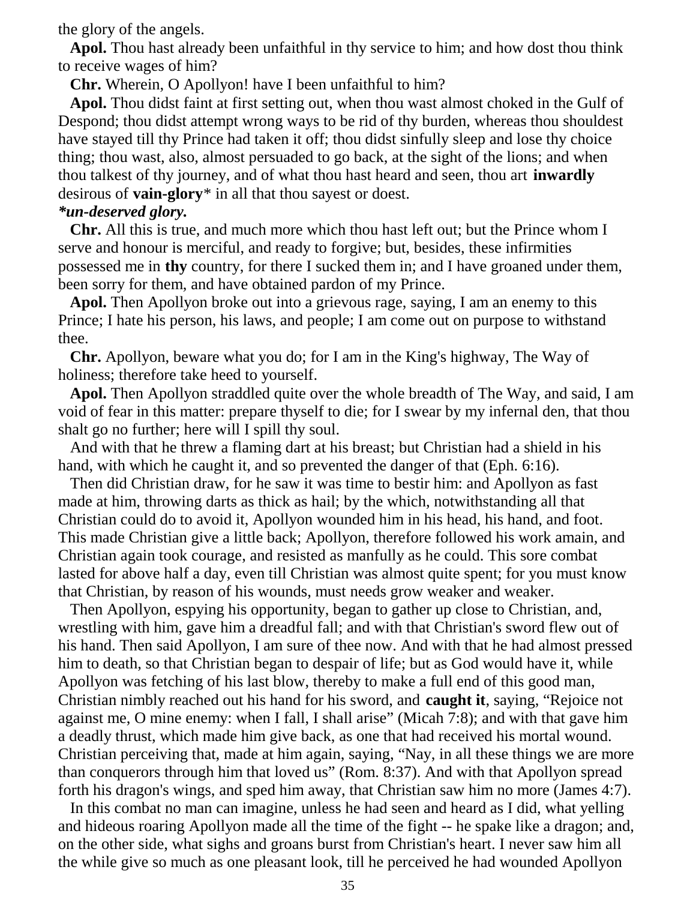the glory of the angels.

**Apol.** Thou hast already been unfaithful in thy service to him; and how dost thou think to receive wages of him?

**Chr.** Wherein, O Apollyon! have I been unfaithful to him?

**Apol.** Thou didst faint at first setting out, when thou wast almost choked in the Gulf of Despond; thou didst attempt wrong ways to be rid of thy burden, whereas thou shouldest have stayed till thy Prince had taken it off; thou didst sinfully sleep and lose thy choice thing; thou wast, also, almost persuaded to go back, at the sight of the lions; and when thou talkest of thy journey, and of what thou hast heard and seen, thou art **inwardly** desirous of **vain-glory*** in all that thou sayest or doest.

***un-deserved glory.***

**Chr.** All this is true, and much more which thou hast left out; but the Prince whom I serve and honour is merciful, and ready to forgive; but, besides, these infirmities possessed me in **thy** country, for there I sucked them in; and I have groaned under them, been sorry for them, and have obtained pardon of my Prince.

**Apol.** Then Apollyon broke out into a grievous rage, saying, I am an enemy to this Prince; I hate his person, his laws, and people; I am come out on purpose to withstand thee.

**Chr.** Apollyon, beware what you do; for I am in the King's highway, The Way of holiness; therefore take heed to yourself.

**Apol.** Then Apollyon straddled quite over the whole breadth of The Way, and said, I am void of fear in this matter: prepare thyself to die; for I swear by my infernal den, that thou shalt go no further; here will I spill thy soul.

And with that he threw a flaming dart at his breast; but Christian had a shield in his hand, with which he caught it, and so prevented the danger of that (Eph. 6:16).

Then did Christian draw, for he saw it was time to bestir him: and Apollyon as fast made at him, throwing darts as thick as hail; by the which, notwithstanding all that Christian could do to avoid it, Apollyon wounded him in his head, his hand, and foot. This made Christian give a little back; Apollyon, therefore followed his work amain, and Christian again took courage, and resisted as manfully as he could. This sore combat lasted for above half a day, even till Christian was almost quite spent; for you must know that Christian, by reason of his wounds, must needs grow weaker and weaker.

Then Apollyon, espying his opportunity, began to gather up close to Christian, and, wrestling with him, gave him a dreadful fall; and with that Christian's sword flew out of his hand. Then said Apollyon, I am sure of thee now. And with that he had almost pressed him to death, so that Christian began to despair of life; but as God would have it, while Apollyon was fetching of his last blow, thereby to make a full end of this good man, Christian nimbly reached out his hand for his sword, and **caught it**, saying, “Rejoice not against me, O mine enemy: when I fall, I shall arise” (Micah 7:8); and with that gave him a deadly thrust, which made him give back, as one that had received his mortal wound. Christian perceiving that, made at him again, saying, “Nay, in all these things we are more than conquerors through him that loved us” (Rom. 8:37). And with that Apollyon spread forth his dragon's wings, and sped him away, that Christian saw him no more (James 4:7).

In this combat no man can imagine, unless he had seen and heard as I did, what yelling and hideous roaring Apollyon made all the time of the fight -- he spake like a dragon; and, on the other side, what sighs and groans burst from Christian's heart. I never saw him all the while give so much as one pleasant look, till he perceived he had wounded Apollyon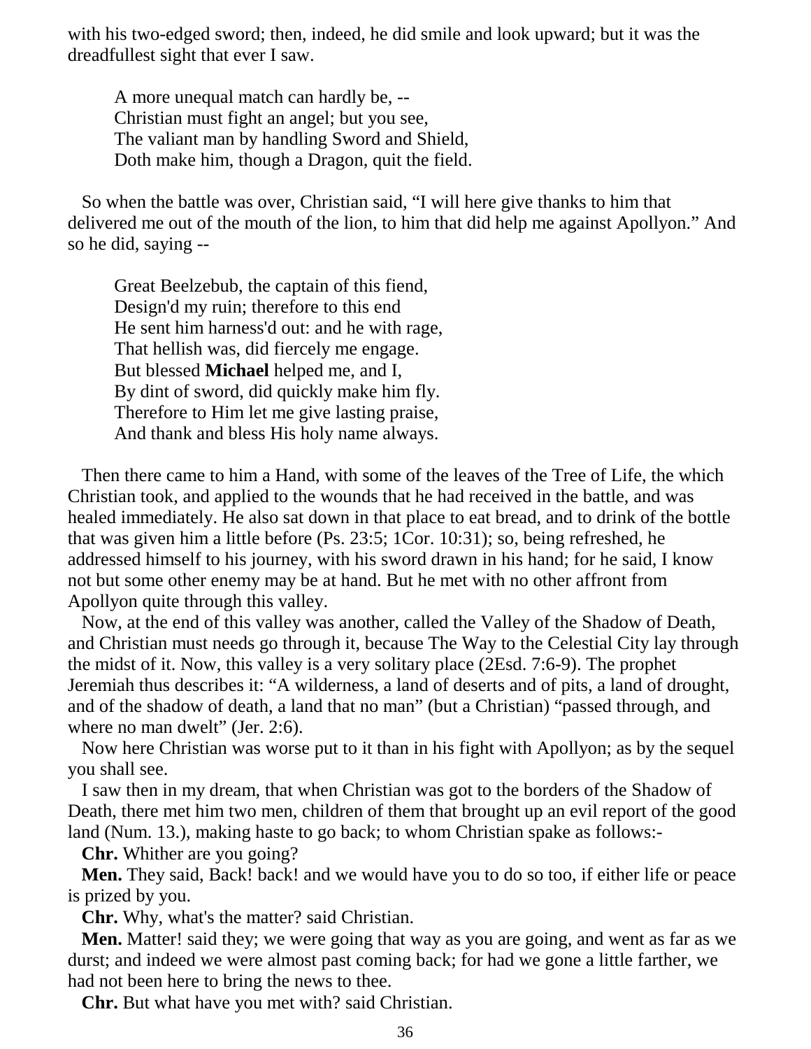with his two-edged sword; then, indeed, he did smile and look upward; but it was the dreadfullest sight that ever I saw.

> A more unequal match can hardly be, --  
> Christian must fight an angel; but you see,  
> The valiant man by handling Sword and Shield,  
> Doth make him, though a Dragon, quit the field.

So when the battle was over, Christian said, “I will here give thanks to him that delivered me out of the mouth of the lion, to him that did help me against Apollyon.” And so he did, saying --

> Great Beelzebub, the captain of this fiend,  
> Design'd my ruin; therefore to this end  
> He sent him harness'd out: and he with rage,  
> That hellish was, did fiercely me engage.  
> But blessed **Michael** helped me, and I,  
> By dint of sword, did quickly make him fly.  
> Therefore to Him let me give lasting praise,  
> And thank and bless His holy name always.

Then there came to him a Hand, with some of the leaves of the Tree of Life, the which Christian took, and applied to the wounds that he had received in the battle, and was healed immediately. He also sat down in that place to eat bread, and to drink of the bottle that was given him a little before (Ps. 23:5; 1Cor. 10:31); so, being refreshed, he addressed himself to his journey, with his sword drawn in his hand; for he said, I know not but some other enemy may be at hand. But he met with no other affront from Apollyon quite through this valley.

Now, at the end of this valley was another, called the Valley of the Shadow of Death, and Christian must needs go through it, because The Way to the Celestial City lay through the midst of it. Now, this valley is a very solitary place (2Esd. 7:6-9). The prophet Jeremiah thus describes it: “A wilderness, a land of deserts and of pits, a land of drought, and of the shadow of death, a land that no man” (but a Christian) “passed through, and where no man dwelt” (Jer. 2:6).

Now here Christian was worse put to it than in his fight with Apollyon; as by the sequel you shall see.

I saw then in my dream, that when Christian was got to the borders of the Shadow of Death, there met him two men, children of them that brought up an evil report of the good land (Num. 13.), making haste to go back; to whom Christian spake as follows:-

**Chr.** Whither are you going?

**Men.** They said, Back! back! and we would have you to do so too, if either life or peace is prized by you.

**Chr.** Why, what's the matter? said Christian.

**Men.** Matter! said they; we were going that way as you are going, and went as far as we durst; and indeed we were almost past coming back; for had we gone a little farther, we had not been here to bring the news to thee.

**Chr.** But what have you met with? said Christian.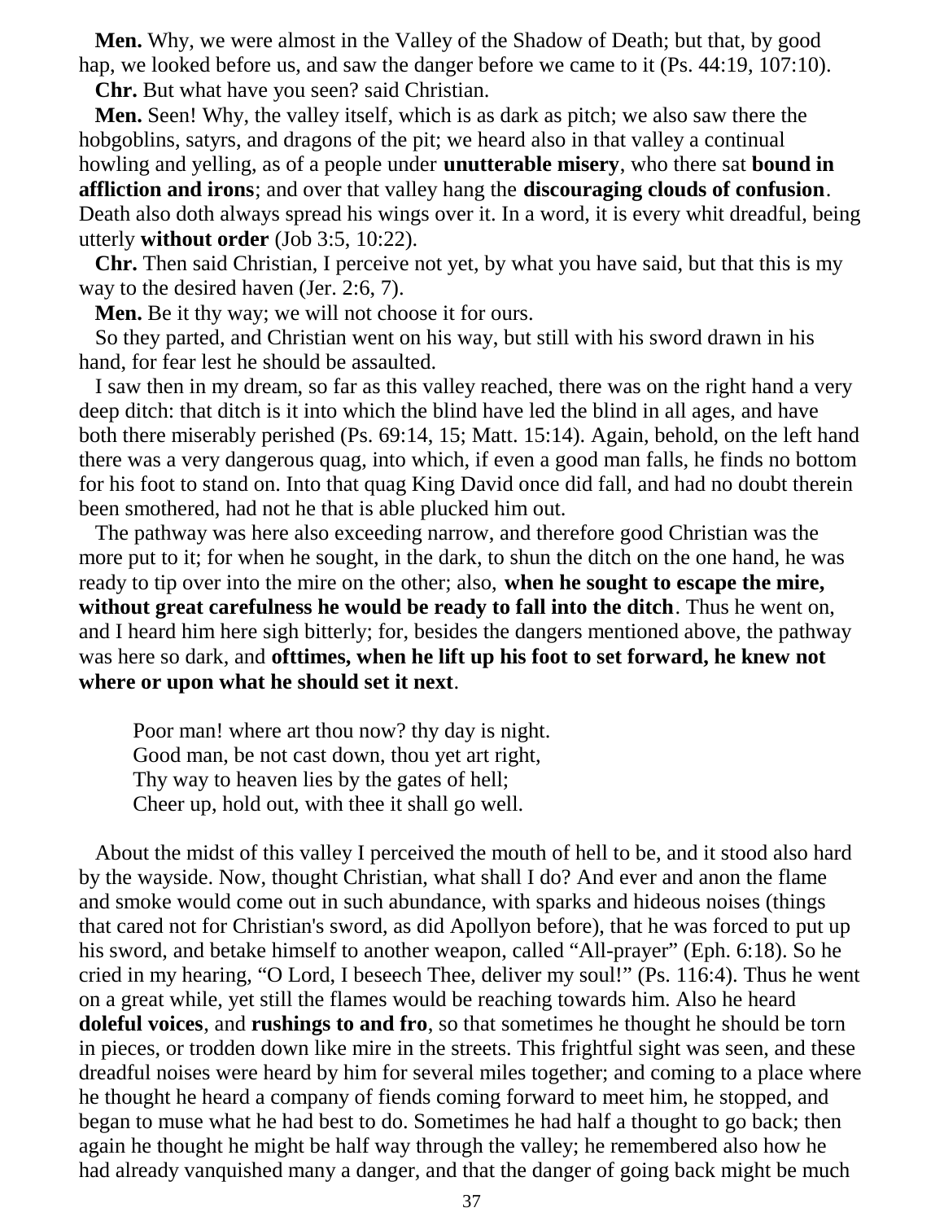**Men.** Why, we were almost in the Valley of the Shadow of Death; but that, by good hap, we looked before us, and saw the danger before we came to it (Ps. 44:19, 107:10).

**Chr.** But what have you seen? said Christian.

**Men.** Seen! Why, the valley itself, which is as dark as pitch; we also saw there the hobgoblins, satyrs, and dragons of the pit; we heard also in that valley a continual howling and yelling, as of a people under **unutterable misery**, who there sat **bound in affliction and irons**; and over that valley hang the **discouraging clouds of confusion**. Death also doth always spread his wings over it. In a word, it is every whit dreadful, being utterly **without order** (Job 3:5, 10:22).

**Chr.** Then said Christian, I perceive not yet, by what you have said, but that this is my way to the desired haven (Jer. 2:6, 7).

**Men.** Be it thy way; we will not choose it for ours.

So they parted, and Christian went on his way, but still with his sword drawn in his hand, for fear lest he should be assaulted.

I saw then in my dream, so far as this valley reached, there was on the right hand a very deep ditch: that ditch is it into which the blind have led the blind in all ages, and have both there miserably perished (Ps. 69:14, 15; Matt. 15:14). Again, behold, on the left hand there was a very dangerous quag, into which, if even a good man falls, he finds no bottom for his foot to stand on. Into that quag King David once did fall, and had no doubt therein been smothered, had not he that is able plucked him out.

The pathway was here also exceeding narrow, and therefore good Christian was the more put to it; for when he sought, in the dark, to shun the ditch on the one hand, he was ready to tip over into the mire on the other; also, **when he sought to escape the mire, without great carefulness he would be ready to fall into the ditch**. Thus he went on, and I heard him here sigh bitterly; for, besides the dangers mentioned above, the pathway was here so dark, and **ofttimes, when he lift up his foot to set forward, he knew not where or upon what he should set it next**.

> Poor man! where art thou now? thy day is night.
> Good man, be not cast down, thou yet art right,
> Thy way to heaven lies by the gates of hell;
> Cheer up, hold out, with thee it shall go well.

About the midst of this valley I perceived the mouth of hell to be, and it stood also hard by the wayside. Now, thought Christian, what shall I do? And ever and anon the flame and smoke would come out in such abundance, with sparks and hideous noises (things that cared not for Christian's sword, as did Apollyon before), that he was forced to put up his sword, and betake himself to another weapon, called "All-prayer" (Eph. 6:18). So he cried in my hearing, "O Lord, I beseech Thee, deliver my soul!" (Ps. 116:4). Thus he went on a great while, yet still the flames would be reaching towards him. Also he heard **doleful voices**, and **rushings to and fro**, so that sometimes he thought he should be torn in pieces, or trodden down like mire in the streets. This frightful sight was seen, and these dreadful noises were heard by him for several miles together; and coming to a place where he thought he heard a company of fiends coming forward to meet him, he stopped, and began to muse what he had best to do. Sometimes he had half a thought to go back; then again he thought he might be half way through the valley; he remembered also how he had already vanquished many a danger, and that the danger of going back might be much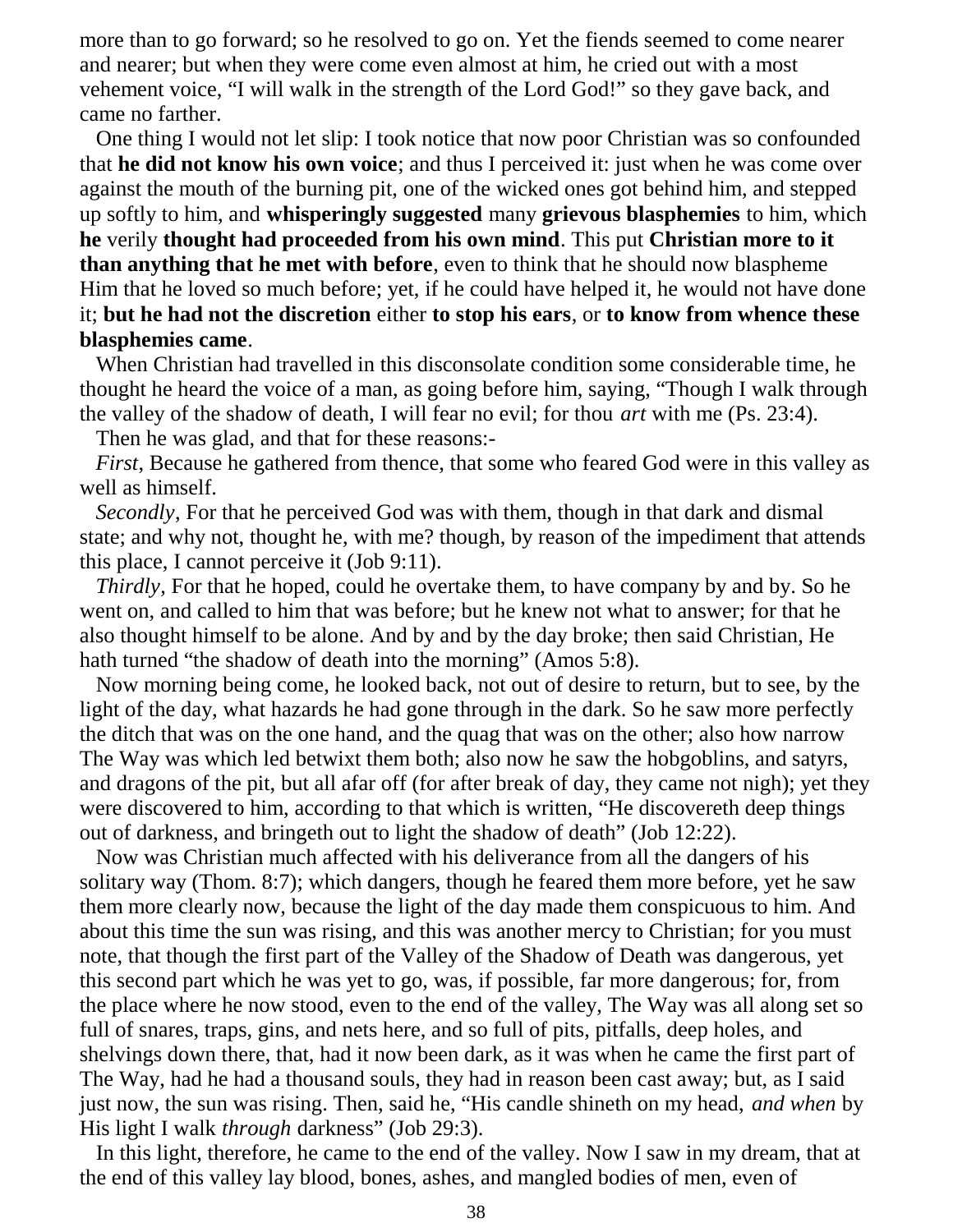more than to go forward; so he resolved to go on. Yet the fiends seemed to come nearer and nearer; but when they were come even almost at him, he cried out with a most vehement voice, "I will walk in the strength of the Lord God!" so they gave back, and came no farther.

One thing I would not let slip: I took notice that now poor Christian was so confounded that **he did not know his own voice**; and thus I perceived it: just when he was come over against the mouth of the burning pit, one of the wicked ones got behind him, and stepped up softly to him, and **whisperingly suggested** many **grievous blasphemies** to him, which **he** verily **thought had proceeded from his own mind**. This put **Christian more to it than anything that he met with before**, even to think that he should now blaspheme Him that he loved so much before; yet, if he could have helped it, he would not have done it; **but he had not the discretion** either **to stop his ears**, or **to know from whence these blasphemies came**.

When Christian had travelled in this disconsolate condition some considerable time, he thought he heard the voice of a man, as going before him, saying, "Though I walk through the valley of the shadow of death, I will fear no evil; for thou *art* with me (Ps. 23:4).

Then he was glad, and that for these reasons:-

*First*, Because he gathered from thence, that some who feared God were in this valley as well as himself.

*Secondly*, For that he perceived God was with them, though in that dark and dismal state; and why not, thought he, with me? though, by reason of the impediment that attends this place, I cannot perceive it (Job 9:11).

*Thirdly*, For that he hoped, could he overtake them, to have company by and by. So he went on, and called to him that was before; but he knew not what to answer; for that he also thought himself to be alone. And by and by the day broke; then said Christian, He hath turned "the shadow of death into the morning" (Amos 5:8).

Now morning being come, he looked back, not out of desire to return, but to see, by the light of the day, what hazards he had gone through in the dark. So he saw more perfectly the ditch that was on the one hand, and the quag that was on the other; also how narrow The Way was which led betwixt them both; also now he saw the hobgoblins, and satyrs, and dragons of the pit, but all afar off (for after break of day, they came not nigh); yet they were discovered to him, according to that which is written, "He discovereth deep things out of darkness, and bringeth out to light the shadow of death" (Job 12:22).

Now was Christian much affected with his deliverance from all the dangers of his solitary way (Thom. 8:7); which dangers, though he feared them more before, yet he saw them more clearly now, because the light of the day made them conspicuous to him. And about this time the sun was rising, and this was another mercy to Christian; for you must note, that though the first part of the Valley of the Shadow of Death was dangerous, yet this second part which he was yet to go, was, if possible, far more dangerous; for, from the place where he now stood, even to the end of the valley, The Way was all along set so full of snares, traps, gins, and nets here, and so full of pits, pitfalls, deep holes, and shelvings down there, that, had it now been dark, as it was when he came the first part of The Way, had he had a thousand souls, they had in reason been cast away; but, as I said just now, the sun was rising. Then, said he, "His candle shineth on my head, *and when* by His light I walk *through* darkness" (Job 29:3).

In this light, therefore, he came to the end of the valley. Now I saw in my dream, that at the end of this valley lay blood, bones, ashes, and mangled bodies of men, even of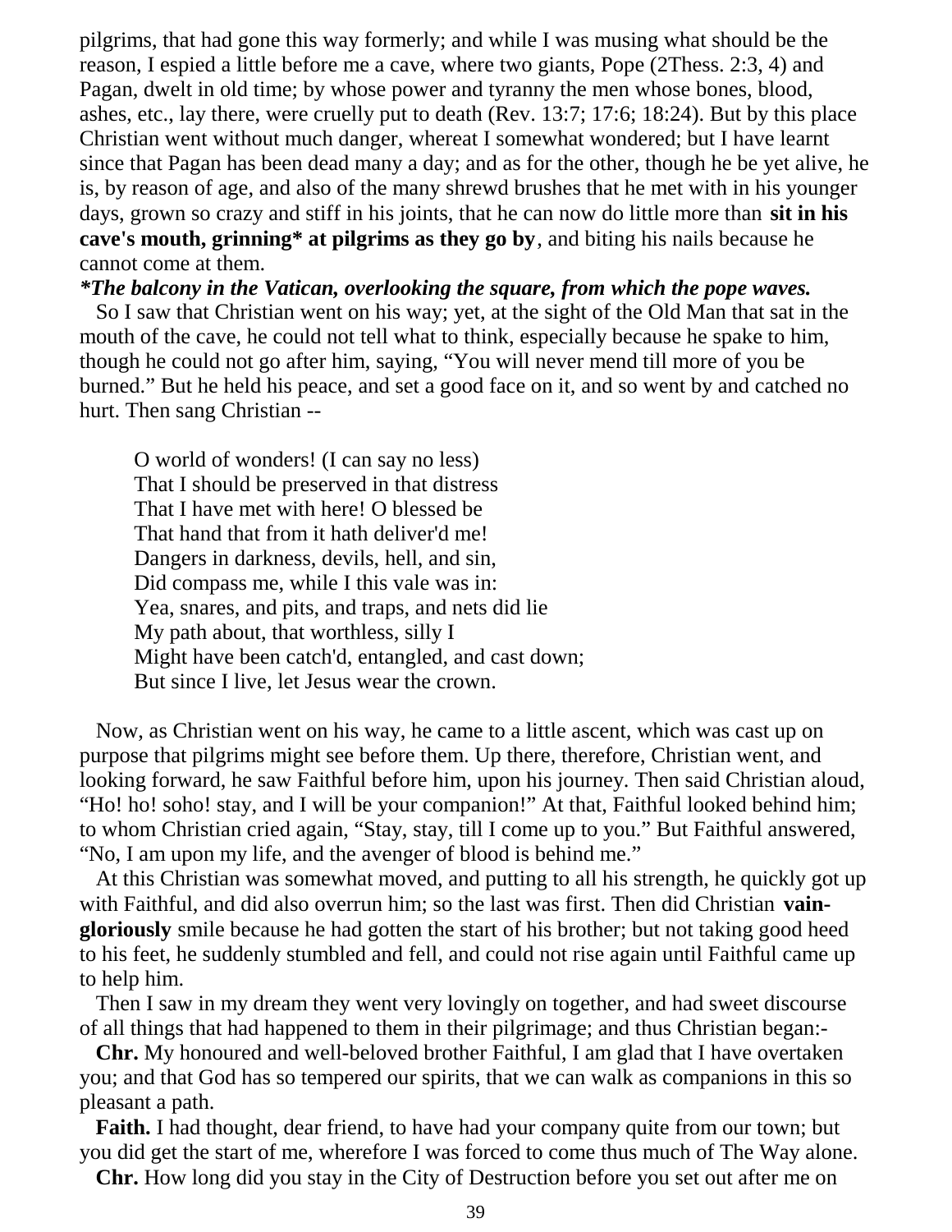pilgrims, that had gone this way formerly; and while I was musing what should be the reason, I espied a little before me a cave, where two giants, Pope (2Thess. 2:3, 4) and Pagan, dwelt in old time; by whose power and tyranny the men whose bones, blood, ashes, etc., lay there, were cruelly put to death (Rev. 13:7; 17:6; 18:24). But by this place Christian went without much danger, whereat I somewhat wondered; but I have learnt since that Pagan has been dead many a day; and as for the other, though he be yet alive, he is, by reason of age, and also of the many shrewd brushes that he met with in his younger days, grown so crazy and stiff in his joints, that he can now do little more than **sit in his cave's mouth, grinning* at pilgrims as they go by**, and biting his nails because he cannot come at them.

***The balcony in the Vatican, overlooking the square, from which the pope waves.***

So I saw that Christian went on his way; yet, at the sight of the Old Man that sat in the mouth of the cave, he could not tell what to think, especially because he spake to him, though he could not go after him, saying, "You will never mend till more of you be burned." But he held his peace, and set a good face on it, and so went by and catched no hurt. Then sang Christian --

> O world of wonders! (I can say no less)
> That I should be preserved in that distress
> That I have met with here! O blessed be
> That hand that from it hath deliver'd me!
> Dangers in darkness, devils, hell, and sin,
> Did compass me, while I this vale was in:
> Yea, snares, and pits, and traps, and nets did lie
> My path about, that worthless, silly I
> Might have been catch'd, entangled, and cast down;
> But since I live, let Jesus wear the crown.

Now, as Christian went on his way, he came to a little ascent, which was cast up on purpose that pilgrims might see before them. Up there, therefore, Christian went, and looking forward, he saw Faithful before him, upon his journey. Then said Christian aloud, "Ho! ho! soho! stay, and I will be your companion!" At that, Faithful looked behind him; to whom Christian cried again, "Stay, stay, till I come up to you." But Faithful answered, "No, I am upon my life, and the avenger of blood is behind me."

At this Christian was somewhat moved, and putting to all his strength, he quickly got up with Faithful, and did also overrun him; so the last was first. Then did Christian **vain-gloriously** smile because he had gotten the start of his brother; but not taking good heed to his feet, he suddenly stumbled and fell, and could not rise again until Faithful came up to help him.

Then I saw in my dream they went very lovingly on together, and had sweet discourse of all things that had happened to them in their pilgrimage; and thus Christian began:-

**Chr.** My honoured and well-beloved brother Faithful, I am glad that I have overtaken you; and that God has so tempered our spirits, that we can walk as companions in this so pleasant a path.

**Faith.** I had thought, dear friend, to have had your company quite from our town; but you did get the start of me, wherefore I was forced to come thus much of The Way alone.

**Chr.** How long did you stay in the City of Destruction before you set out after me on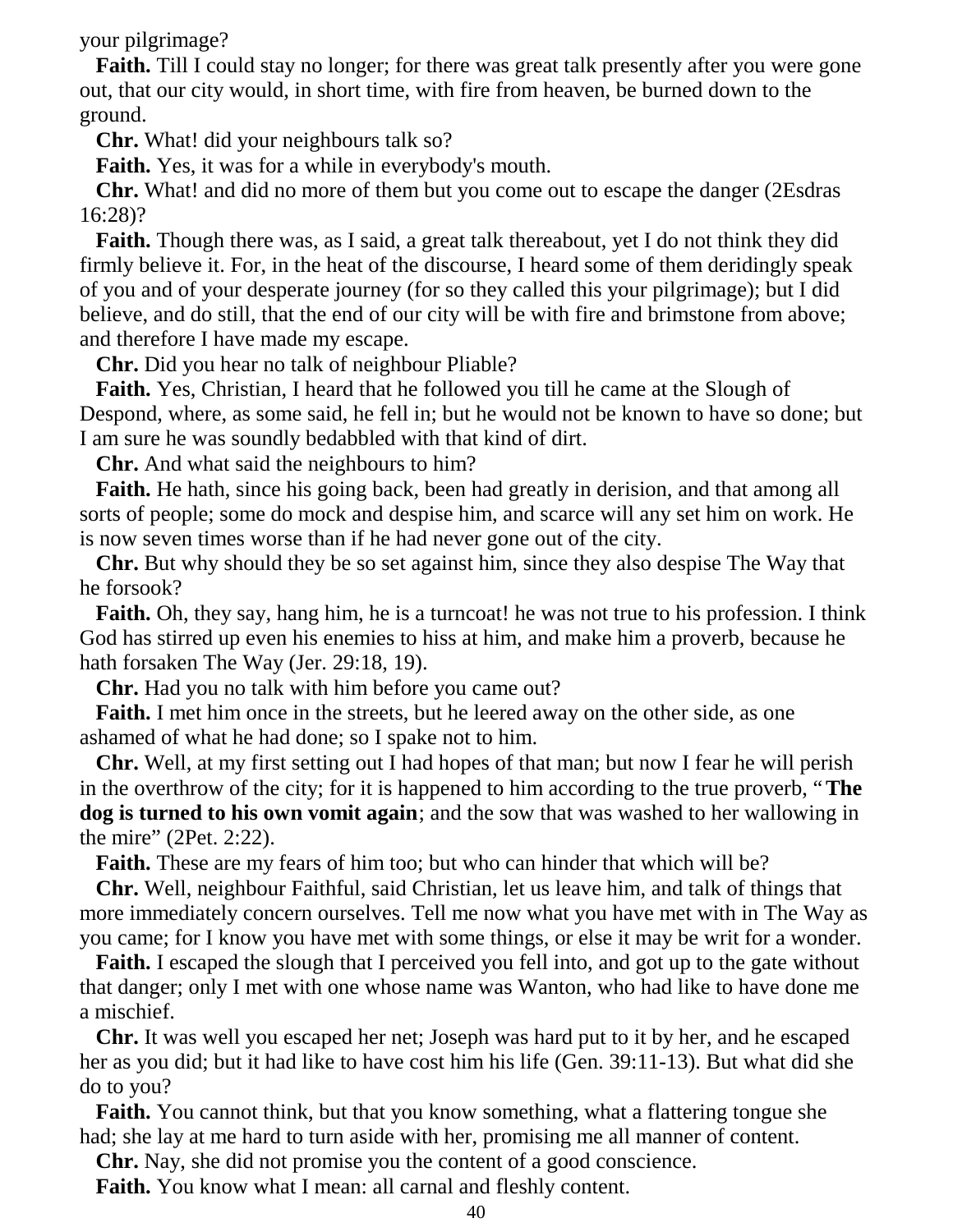your pilgrimage?

**Faith.** Till I could stay no longer; for there was great talk presently after you were gone out, that our city would, in short time, with fire from heaven, be burned down to the ground.

**Chr.** What! did your neighbours talk so?

**Faith.** Yes, it was for a while in everybody's mouth.

**Chr.** What! and did no more of them but you come out to escape the danger (2Esdras 16:28)?

**Faith.** Though there was, as I said, a great talk thereabout, yet I do not think they did firmly believe it. For, in the heat of the discourse, I heard some of them deridingly speak of you and of your desperate journey (for so they called this your pilgrimage); but I did believe, and do still, that the end of our city will be with fire and brimstone from above; and therefore I have made my escape.

**Chr.** Did you hear no talk of neighbour Pliable?

**Faith.** Yes, Christian, I heard that he followed you till he came at the Slough of Despond, where, as some said, he fell in; but he would not be known to have so done; but I am sure he was soundly bedabbled with that kind of dirt.

**Chr.** And what said the neighbours to him?

**Faith.** He hath, since his going back, been had greatly in derision, and that among all sorts of people; some do mock and despise him, and scarce will any set him on work. He is now seven times worse than if he had never gone out of the city.

**Chr.** But why should they be so set against him, since they also despise The Way that he forsook?

**Faith.** Oh, they say, hang him, he is a turncoat! he was not true to his profession. I think God has stirred up even his enemies to hiss at him, and make him a proverb, because he hath forsaken The Way (Jer. 29:18, 19).

**Chr.** Had you no talk with him before you came out?

**Faith.** I met him once in the streets, but he leered away on the other side, as one ashamed of what he had done; so I spake not to him.

**Chr.** Well, at my first setting out I had hopes of that man; but now I fear he will perish in the overthrow of the city; for it is happened to him according to the true proverb, "**The dog is turned to his own vomit again**; and the sow that was washed to her wallowing in the mire" (2Pet. 2:22).

**Faith.** These are my fears of him too; but who can hinder that which will be?

**Chr.** Well, neighbour Faithful, said Christian, let us leave him, and talk of things that more immediately concern ourselves. Tell me now what you have met with in The Way as you came; for I know you have met with some things, or else it may be writ for a wonder.

**Faith.** I escaped the slough that I perceived you fell into, and got up to the gate without that danger; only I met with one whose name was Wanton, who had like to have done me a mischief.

**Chr.** It was well you escaped her net; Joseph was hard put to it by her, and he escaped her as you did; but it had like to have cost him his life (Gen. 39:11-13). But what did she do to you?

**Faith.** You cannot think, but that you know something, what a flattering tongue she had; she lay at me hard to turn aside with her, promising me all manner of content.

**Chr.** Nay, she did not promise you the content of a good conscience.

**Faith.** You know what I mean: all carnal and fleshly content.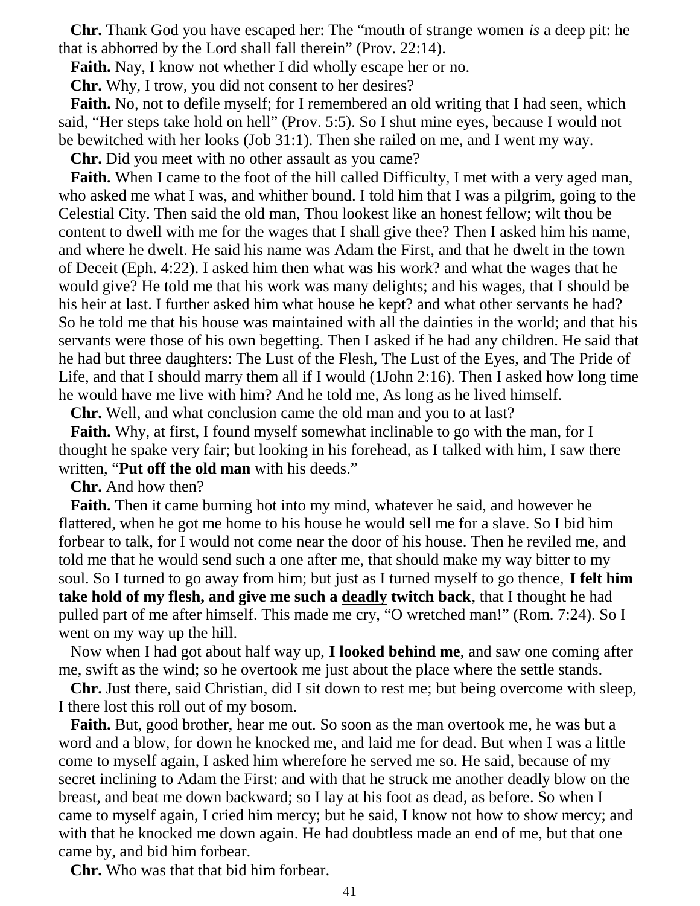**Chr.** Thank God you have escaped her: The "mouth of strange women *is* a deep pit: he that is abhorred by the Lord shall fall therein" (Prov. 22:14).

**Faith.** Nay, I know not whether I did wholly escape her or no.

**Chr.** Why, I trow, you did not consent to her desires?

**Faith.** No, not to defile myself; for I remembered an old writing that I had seen, which said, "Her steps take hold on hell" (Prov. 5:5). So I shut mine eyes, because I would not be bewitched with her looks (Job 31:1). Then she railed on me, and I went my way.

**Chr.** Did you meet with no other assault as you came?

**Faith.** When I came to the foot of the hill called Difficulty, I met with a very aged man, who asked me what I was, and whither bound. I told him that I was a pilgrim, going to the Celestial City. Then said the old man, Thou lookest like an honest fellow; wilt thou be content to dwell with me for the wages that I shall give thee? Then I asked him his name, and where he dwelt. He said his name was Adam the First, and that he dwelt in the town of Deceit (Eph. 4:22). I asked him then what was his work? and what the wages that he would give? He told me that his work was many delights; and his wages, that I should be his heir at last. I further asked him what house he kept? and what other servants he had? So he told me that his house was maintained with all the dainties in the world; and that his servants were those of his own begetting. Then I asked if he had any children. He said that he had but three daughters: The Lust of the Flesh, The Lust of the Eyes, and The Pride of Life, and that I should marry them all if I would (1John 2:16). Then I asked how long time he would have me live with him? And he told me, As long as he lived himself.

**Chr.** Well, and what conclusion came the old man and you to at last?

**Faith.** Why, at first, I found myself somewhat inclinable to go with the man, for I thought he spake very fair; but looking in his forehead, as I talked with him, I saw there written, "**Put off the old man** with his deeds."

**Chr.** And how then?

**Faith.** Then it came burning hot into my mind, whatever he said, and however he flattered, when he got me home to his house he would sell me for a slave. So I bid him forbear to talk, for I would not come near the door of his house. Then he reviled me, and told me that he would send such a one after me, that should make my way bitter to my soul. So I turned to go away from him; but just as I turned myself to go thence, **I felt him take hold of my flesh, and give me such a <u>deadly</u> twitch back**, that I thought he had pulled part of me after himself. This made me cry, "O wretched man!" (Rom. 7:24). So I went on my way up the hill.

Now when I had got about half way up, **I looked behind me**, and saw one coming after me, swift as the wind; so he overtook me just about the place where the settle stands.

**Chr.** Just there, said Christian, did I sit down to rest me; but being overcome with sleep, I there lost this roll out of my bosom.

**Faith.** But, good brother, hear me out. So soon as the man overtook me, he was but a word and a blow, for down he knocked me, and laid me for dead. But when I was a little come to myself again, I asked him wherefore he served me so. He said, because of my secret inclining to Adam the First: and with that he struck me another deadly blow on the breast, and beat me down backward; so I lay at his foot as dead, as before. So when I came to myself again, I cried him mercy; but he said, I know not how to show mercy; and with that he knocked me down again. He had doubtless made an end of me, but that one came by, and bid him forbear.

**Chr.** Who was that that bid him forbear.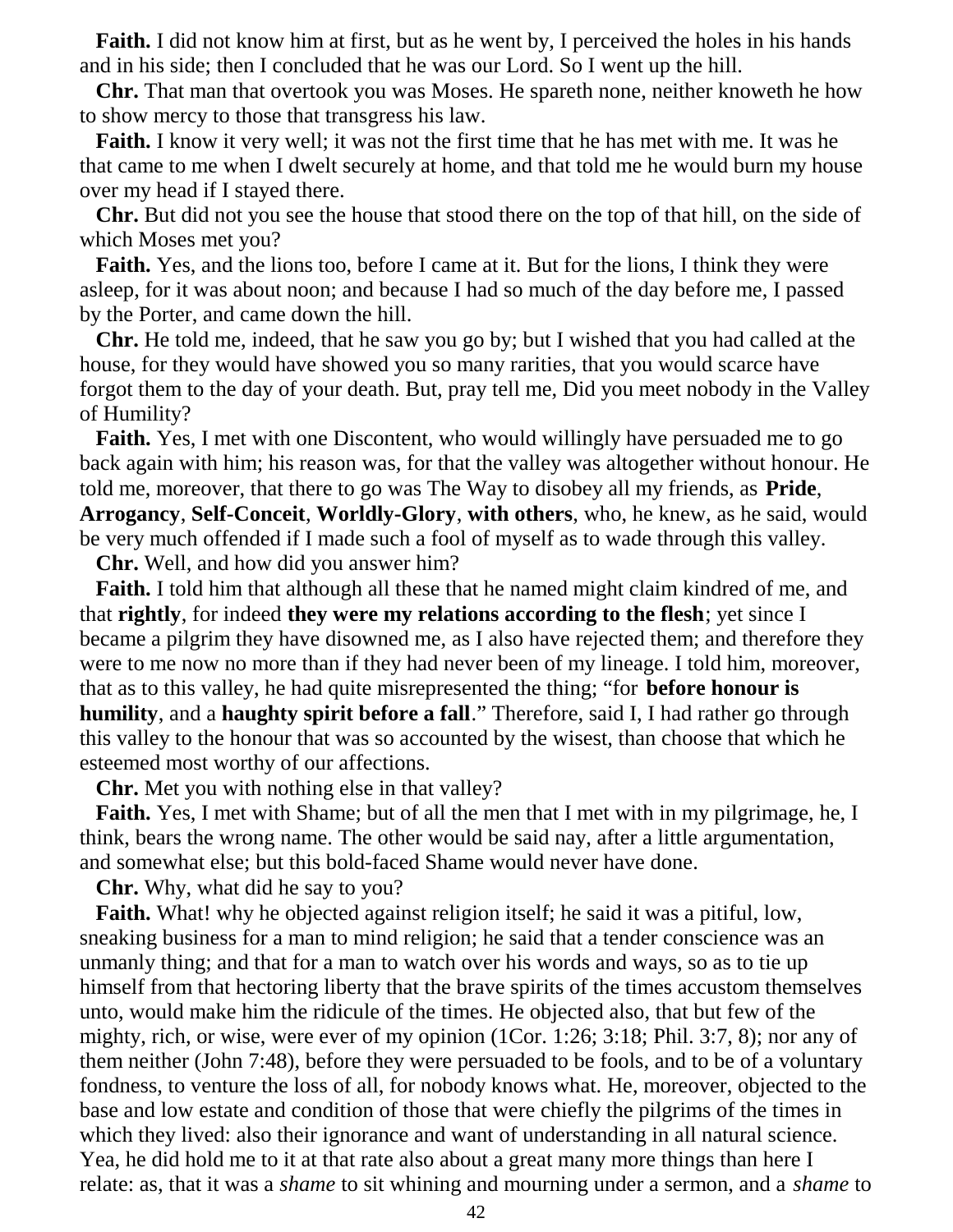**Faith.** I did not know him at first, but as he went by, I perceived the holes in his hands and in his side; then I concluded that he was our Lord. So I went up the hill.

**Chr.** That man that overtook you was Moses. He spareth none, neither knoweth he how to show mercy to those that transgress his law.

**Faith.** I know it very well; it was not the first time that he has met with me. It was he that came to me when I dwelt securely at home, and that told me he would burn my house over my head if I stayed there.

**Chr.** But did not you see the house that stood there on the top of that hill, on the side of which Moses met you?

**Faith.** Yes, and the lions too, before I came at it. But for the lions, I think they were asleep, for it was about noon; and because I had so much of the day before me, I passed by the Porter, and came down the hill.

**Chr.** He told me, indeed, that he saw you go by; but I wished that you had called at the house, for they would have showed you so many rarities, that you would scarce have forgot them to the day of your death. But, pray tell me, Did you meet nobody in the Valley of Humility?

**Faith.** Yes, I met with one Discontent, who would willingly have persuaded me to go back again with him; his reason was, for that the valley was altogether without honour. He told me, moreover, that there to go was The Way to disobey all my friends, as **Pride**, **Arrogancy**, **Self-Conceit**, **Worldly-Glory**, **with others**, who, he knew, as he said, would be very much offended if I made such a fool of myself as to wade through this valley.

**Chr.** Well, and how did you answer him?

**Faith.** I told him that although all these that he named might claim kindred of me, and that **rightly**, for indeed **they were my relations according to the flesh**; yet since I became a pilgrim they have disowned me, as I also have rejected them; and therefore they were to me now no more than if they had never been of my lineage. I told him, moreover, that as to this valley, he had quite misrepresented the thing; "for **before honour is humility**, and a **haughty spirit before a fall**." Therefore, said I, I had rather go through this valley to the honour that was so accounted by the wisest, than choose that which he esteemed most worthy of our affections.

**Chr.** Met you with nothing else in that valley?

**Faith.** Yes, I met with Shame; but of all the men that I met with in my pilgrimage, he, I think, bears the wrong name. The other would be said nay, after a little argumentation, and somewhat else; but this bold-faced Shame would never have done.

**Chr.** Why, what did he say to you?

**Faith.** What! why he objected against religion itself; he said it was a pitiful, low, sneaking business for a man to mind religion; he said that a tender conscience was an unmanly thing; and that for a man to watch over his words and ways, so as to tie up himself from that hectoring liberty that the brave spirits of the times accustom themselves unto, would make him the ridicule of the times. He objected also, that but few of the mighty, rich, or wise, were ever of my opinion (1Cor. 1:26; 3:18; Phil. 3:7, 8); nor any of them neither (John 7:48), before they were persuaded to be fools, and to be of a voluntary fondness, to venture the loss of all, for nobody knows what. He, moreover, objected to the base and low estate and condition of those that were chiefly the pilgrims of the times in which they lived: also their ignorance and want of understanding in all natural science. Yea, he did hold me to it at that rate also about a great many more things than here I relate: as, that it was a *shame* to sit whining and mourning under a sermon, and a *shame* to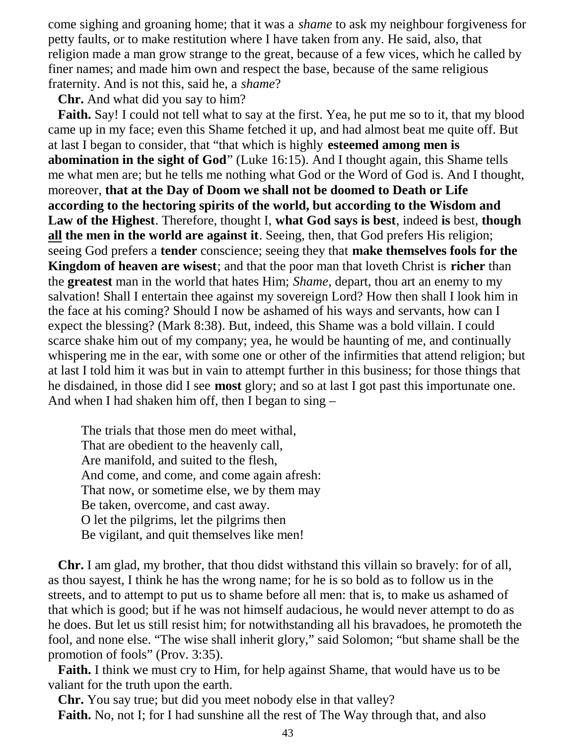come sighing and groaning home; that it was a *shame* to ask my neighbour forgiveness for petty faults, or to make restitution where I have taken from any. He said, also, that religion made a man grow strange to the great, because of a few vices, which he called by finer names; and made him own and respect the base, because of the same religious fraternity. And is not this, said he, a *shame*?

**Chr.** And what did you say to him?

**Faith.** Say! I could not tell what to say at the first. Yea, he put me so to it, that my blood came up in my face; even this Shame fetched it up, and had almost beat me quite off. But at last I began to consider, that "that which is highly **esteemed among men is abomination in the sight of God**" (Luke 16:15). And I thought again, this Shame tells me what men are; but he tells me nothing what God or the Word of God is. And I thought, moreover, **that at the Day of Doom we shall not be doomed to Death or Life according to the hectoring spirits of the world, but according to the Wisdom and Law of the Highest**. Therefore, thought I, **what God says is best**, indeed **is** best, **though <u>all</u> the men in the world are against it**. Seeing, then, that God prefers His religion; seeing God prefers a **tender** conscience; seeing they that **make themselves fools for the Kingdom of heaven are wisest**; and that the poor man that loveth Christ is **richer** than the **greatest** man in the world that hates Him; *Shame*, depart, thou art an enemy to my salvation! Shall I entertain thee against my sovereign Lord? How then shall I look him in the face at his coming? Should I now be ashamed of his ways and servants, how can I expect the blessing? (Mark 8:38). But, indeed, this Shame was a bold villain. I could scarce shake him out of my company; yea, he would be haunting of me, and continually whispering me in the ear, with some one or other of the infirmities that attend religion; but at last I told him it was but in vain to attempt further in this business; for those things that he disdained, in those did I see **most** glory; and so at last I got past this importunate one. And when I had shaken him off, then I began to sing –

> The trials that those men do meet withal,
> That are obedient to the heavenly call,
> Are manifold, and suited to the flesh,
> And come, and come, and come again afresh:
> That now, or sometime else, we by them may
> Be taken, overcome, and cast away.
> O let the pilgrims, let the pilgrims then
> Be vigilant, and quit themselves like men!

**Chr.** I am glad, my brother, that thou didst withstand this villain so bravely: for of all, as thou sayest, I think he has the wrong name; for he is so bold as to follow us in the streets, and to attempt to put us to shame before all men: that is, to make us ashamed of that which is good; but if he was not himself audacious, he would never attempt to do as he does. But let us still resist him; for notwithstanding all his bravadoes, he promoteth the fool, and none else. "The wise shall inherit glory," said Solomon; "but shame shall be the promotion of fools" (Prov. 3:35).

**Faith.** I think we must cry to Him, for help against Shame, that would have us to be valiant for the truth upon the earth.

**Chr.** You say true; but did you meet nobody else in that valley?

**Faith.** No, not I; for I had sunshine all the rest of The Way through that, and also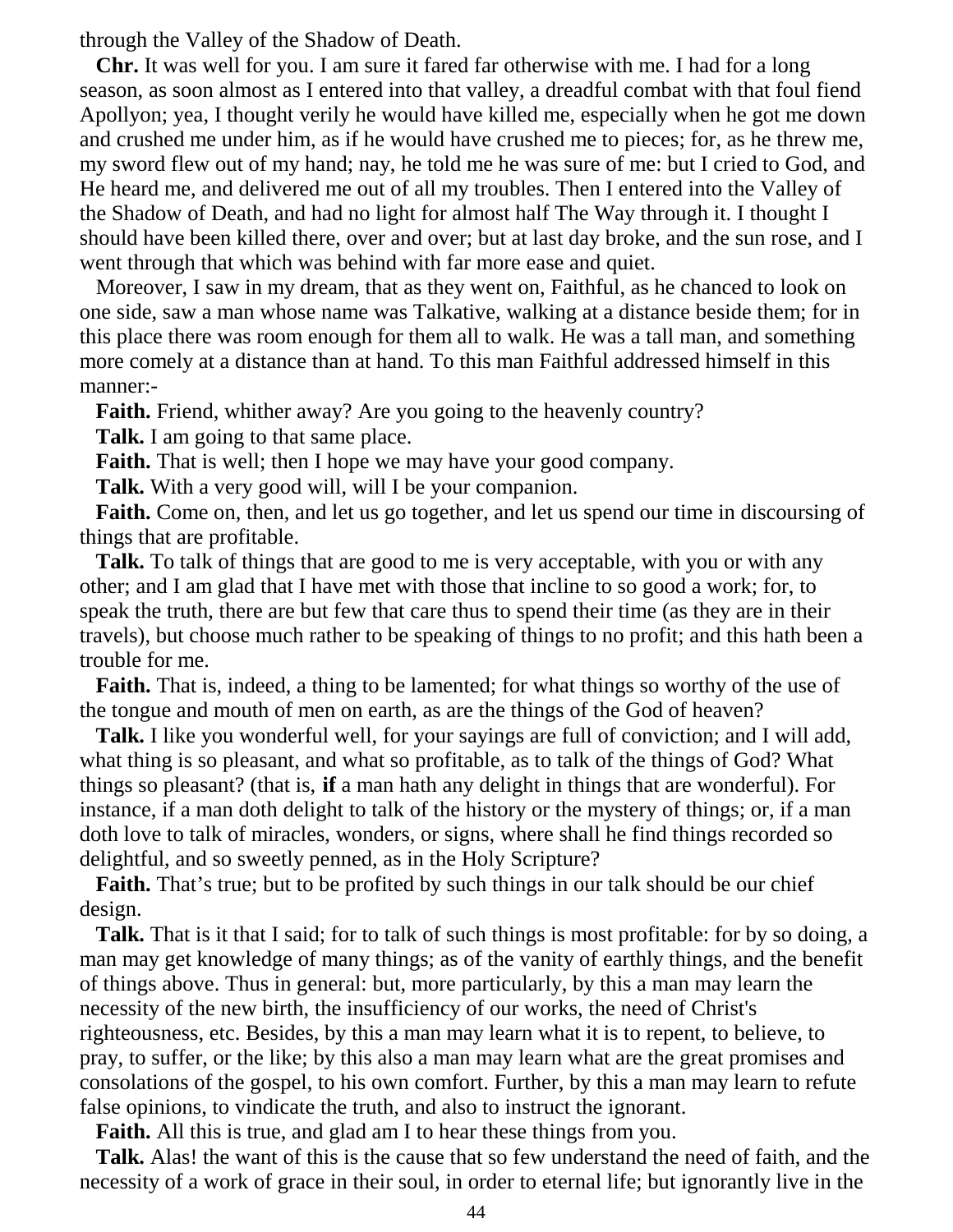through the Valley of the Shadow of Death.

**Chr.** It was well for you. I am sure it fared far otherwise with me. I had for a long season, as soon almost as I entered into that valley, a dreadful combat with that foul fiend Apollyon; yea, I thought verily he would have killed me, especially when he got me down and crushed me under him, as if he would have crushed me to pieces; for, as he threw me, my sword flew out of my hand; nay, he told me he was sure of me: but I cried to God, and He heard me, and delivered me out of all my troubles. Then I entered into the Valley of the Shadow of Death, and had no light for almost half The Way through it. I thought I should have been killed there, over and over; but at last day broke, and the sun rose, and I went through that which was behind with far more ease and quiet.

Moreover, I saw in my dream, that as they went on, Faithful, as he chanced to look on one side, saw a man whose name was Talkative, walking at a distance beside them; for in this place there was room enough for them all to walk. He was a tall man, and something more comely at a distance than at hand. To this man Faithful addressed himself in this manner:-

**Faith.** Friend, whither away? Are you going to the heavenly country?

**Talk.** I am going to that same place.

**Faith.** That is well; then I hope we may have your good company.

**Talk.** With a very good will, will I be your companion.

**Faith.** Come on, then, and let us go together, and let us spend our time in discoursing of things that are profitable.

**Talk.** To talk of things that are good to me is very acceptable, with you or with any other; and I am glad that I have met with those that incline to so good a work; for, to speak the truth, there are but few that care thus to spend their time (as they are in their travels), but choose much rather to be speaking of things to no profit; and this hath been a trouble for me.

**Faith.** That is, indeed, a thing to be lamented; for what things so worthy of the use of the tongue and mouth of men on earth, as are the things of the God of heaven?

**Talk.** I like you wonderful well, for your sayings are full of conviction; and I will add, what thing is so pleasant, and what so profitable, as to talk of the things of God? What things so pleasant? (that is, **if** a man hath any delight in things that are wonderful). For instance, if a man doth delight to talk of the history or the mystery of things; or, if a man doth love to talk of miracles, wonders, or signs, where shall he find things recorded so delightful, and so sweetly penned, as in the Holy Scripture?

**Faith.** That's true; but to be profited by such things in our talk should be our chief design.

**Talk.** That is it that I said; for to talk of such things is most profitable: for by so doing, a man may get knowledge of many things; as of the vanity of earthly things, and the benefit of things above. Thus in general: but, more particularly, by this a man may learn the necessity of the new birth, the insufficiency of our works, the need of Christ's righteousness, etc. Besides, by this a man may learn what it is to repent, to believe, to pray, to suffer, or the like; by this also a man may learn what are the great promises and consolations of the gospel, to his own comfort. Further, by this a man may learn to refute false opinions, to vindicate the truth, and also to instruct the ignorant.

**Faith.** All this is true, and glad am I to hear these things from you.

**Talk.** Alas! the want of this is the cause that so few understand the need of faith, and the necessity of a work of grace in their soul, in order to eternal life; but ignorantly live in the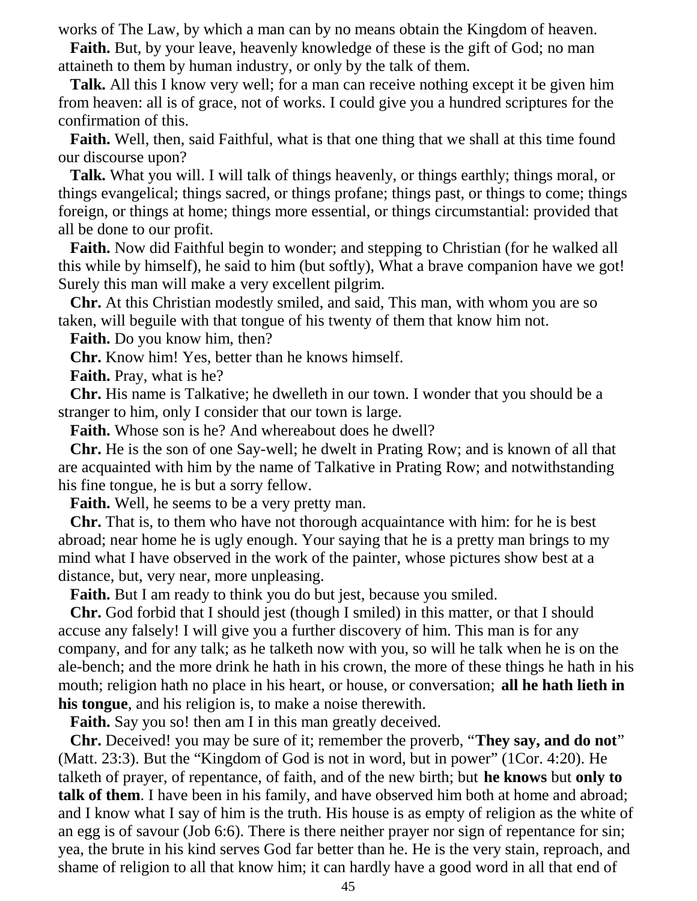works of The Law, by which a man can by no means obtain the Kingdom of heaven.

**Faith.** But, by your leave, heavenly knowledge of these is the gift of God; no man attaineth to them by human industry, or only by the talk of them.

**Talk.** All this I know very well; for a man can receive nothing except it be given him from heaven: all is of grace, not of works. I could give you a hundred scriptures for the confirmation of this.

**Faith.** Well, then, said Faithful, what is that one thing that we shall at this time found our discourse upon?

**Talk.** What you will. I will talk of things heavenly, or things earthly; things moral, or things evangelical; things sacred, or things profane; things past, or things to come; things foreign, or things at home; things more essential, or things circumstantial: provided that all be done to our profit.

**Faith.** Now did Faithful begin to wonder; and stepping to Christian (for he walked all this while by himself), he said to him (but softly), What a brave companion have we got! Surely this man will make a very excellent pilgrim.

**Chr.** At this Christian modestly smiled, and said, This man, with whom you are so taken, will beguile with that tongue of his twenty of them that know him not.

**Faith.** Do you know him, then?

**Chr.** Know him! Yes, better than he knows himself.

**Faith.** Pray, what is he?

**Chr.** His name is Talkative; he dwelleth in our town. I wonder that you should be a stranger to him, only I consider that our town is large.

**Faith.** Whose son is he? And whereabout does he dwell?

**Chr.** He is the son of one Say-well; he dwelt in Prating Row; and is known of all that are acquainted with him by the name of Talkative in Prating Row; and notwithstanding his fine tongue, he is but a sorry fellow.

**Faith.** Well, he seems to be a very pretty man.

**Chr.** That is, to them who have not thorough acquaintance with him: for he is best abroad; near home he is ugly enough. Your saying that he is a pretty man brings to my mind what I have observed in the work of the painter, whose pictures show best at a distance, but, very near, more unpleasing.

**Faith.** But I am ready to think you do but jest, because you smiled.

**Chr.** God forbid that I should jest (though I smiled) in this matter, or that I should accuse any falsely! I will give you a further discovery of him. This man is for any company, and for any talk; as he talketh now with you, so will he talk when he is on the ale-bench; and the more drink he hath in his crown, the more of these things he hath in his mouth; religion hath no place in his heart, or house, or conversation; **all he hath lieth in his tongue**, and his religion is, to make a noise therewith.

**Faith.** Say you so! then am I in this man greatly deceived.

**Chr.** Deceived! you may be sure of it; remember the proverb, "**They say, and do not**" (Matt. 23:3). But the "Kingdom of God is not in word, but in power" (1Cor. 4:20). He talketh of prayer, of repentance, of faith, and of the new birth; but **he knows** but **only to talk of them**. I have been in his family, and have observed him both at home and abroad; and I know what I say of him is the truth. His house is as empty of religion as the white of an egg is of savour (Job 6:6). There is there neither prayer nor sign of repentance for sin; yea, the brute in his kind serves God far better than he. He is the very stain, reproach, and shame of religion to all that know him; it can hardly have a good word in all that end of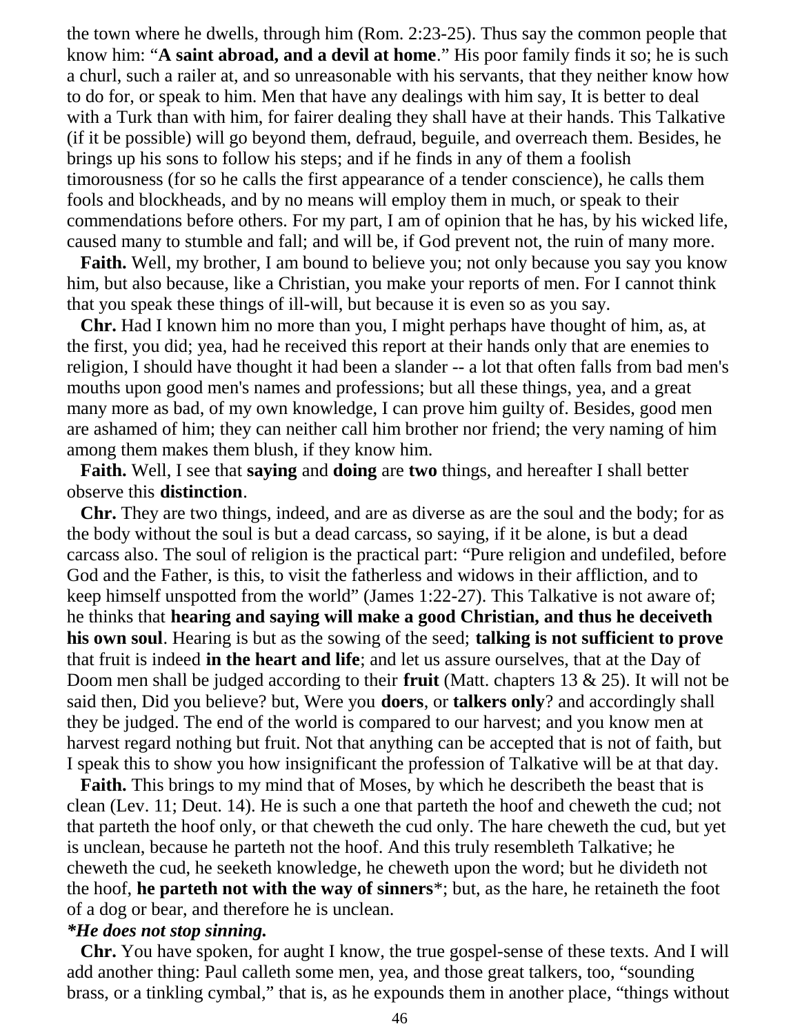the town where he dwells, through him (Rom. 2:23-25). Thus say the common people that know him: "**A saint abroad, and a devil at home**." His poor family finds it so; he is such a churl, such a railer at, and so unreasonable with his servants, that they neither know how to do for, or speak to him. Men that have any dealings with him say, It is better to deal with a Turk than with him, for fairer dealing they shall have at their hands. This Talkative (if it be possible) will go beyond them, defraud, beguile, and overreach them. Besides, he brings up his sons to follow his steps; and if he finds in any of them a foolish timorousness (for so he calls the first appearance of a tender conscience), he calls them fools and blockheads, and by no means will employ them in much, or speak to their commendations before others. For my part, I am of opinion that he has, by his wicked life, caused many to stumble and fall; and will be, if God prevent not, the ruin of many more.

**Faith.** Well, my brother, I am bound to believe you; not only because you say you know him, but also because, like a Christian, you make your reports of men. For I cannot think that you speak these things of ill-will, but because it is even so as you say.

**Chr.** Had I known him no more than you, I might perhaps have thought of him, as, at the first, you did; yea, had he received this report at their hands only that are enemies to religion, I should have thought it had been a slander -- a lot that often falls from bad men's mouths upon good men's names and professions; but all these things, yea, and a great many more as bad, of my own knowledge, I can prove him guilty of. Besides, good men are ashamed of him; they can neither call him brother nor friend; the very naming of him among them makes them blush, if they know him.

**Faith.** Well, I see that **saying** and **doing** are **two** things, and hereafter I shall better observe this **distinction**.

**Chr.** They are two things, indeed, and are as diverse as are the soul and the body; for as the body without the soul is but a dead carcass, so saying, if it be alone, is but a dead carcass also. The soul of religion is the practical part: "Pure religion and undefiled, before God and the Father, is this, to visit the fatherless and widows in their affliction, and to keep himself unspotted from the world" (James 1:22-27). This Talkative is not aware of; he thinks that **hearing and saying will make a good Christian, and thus he deceiveth his own soul**. Hearing is but as the sowing of the seed; **talking is not sufficient to prove** that fruit is indeed **in the heart and life**; and let us assure ourselves, that at the Day of Doom men shall be judged according to their **fruit** (Matt. chapters 13 & 25). It will not be said then, Did you believe? but, Were you **doers**, or **talkers only**? and accordingly shall they be judged. The end of the world is compared to our harvest; and you know men at harvest regard nothing but fruit. Not that anything can be accepted that is not of faith, but I speak this to show you how insignificant the profession of Talkative will be at that day.

**Faith.** This brings to my mind that of Moses, by which he describeth the beast that is clean (Lev. 11; Deut. 14). He is such a one that parteth the hoof and cheweth the cud; not that parteth the hoof only, or that cheweth the cud only. The hare cheweth the cud, but yet is unclean, because he parteth not the hoof. And this truly resembleth Talkative; he cheweth the cud, he seeketh knowledge, he cheweth upon the word; but he divideth not the hoof, **he parteth not with the way of sinners***; but, as the hare, he retaineth the foot of a dog or bear, and therefore he is unclean.

***He does not stop sinning.***

**Chr.** You have spoken, for aught I know, the true gospel-sense of these texts. And I will add another thing: Paul calleth some men, yea, and those great talkers, too, "sounding brass, or a tinkling cymbal," that is, as he expounds them in another place, "things without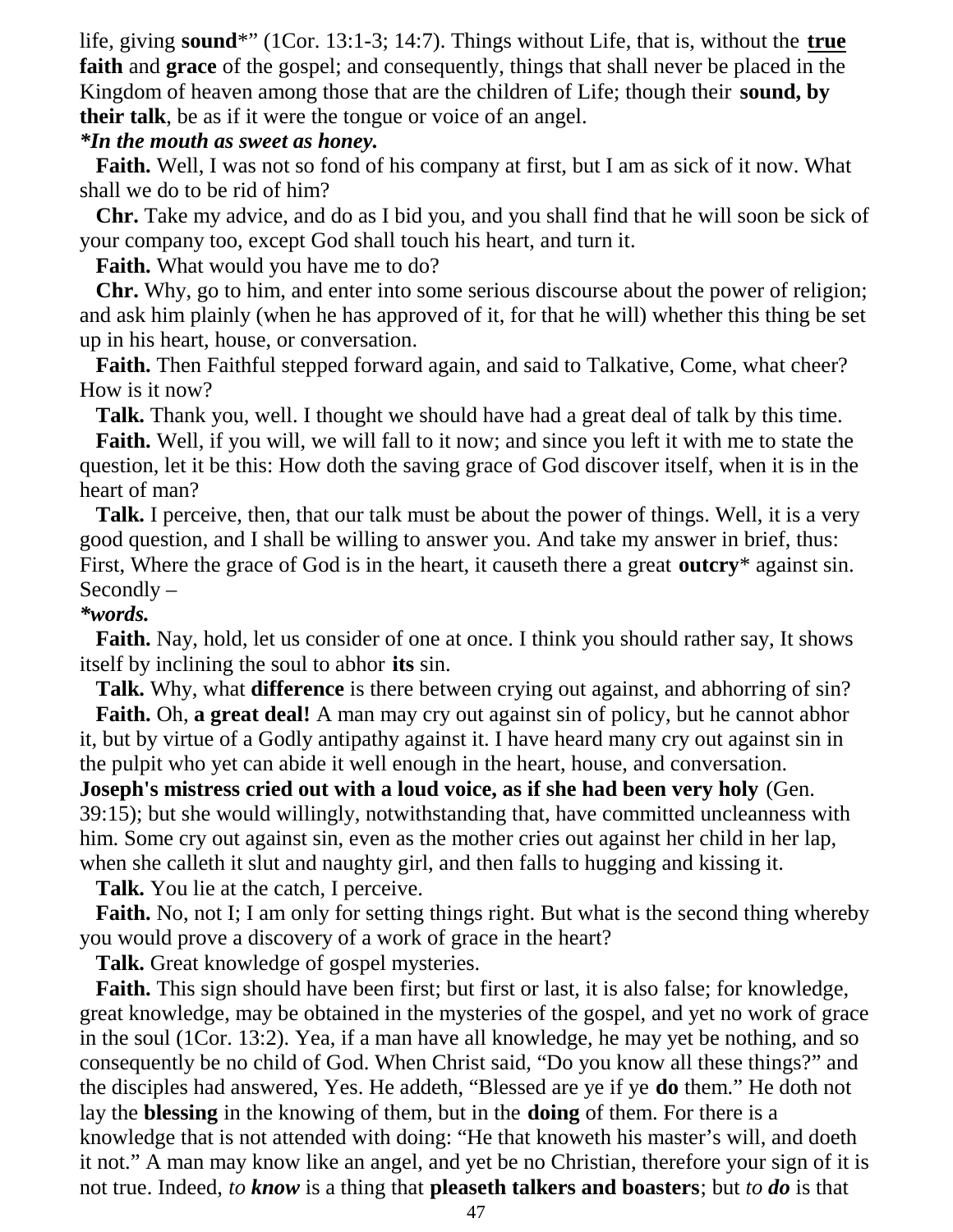life, giving **sound***" (1Cor. 13:1-3; 14:7). Things without Life, that is, without the **<u>true</u> faith** and **grace** of the gospel; and consequently, things that shall never be placed in the Kingdom of heaven among those that are the children of Life; though their **sound, by their talk**, be as if it were the tongue or voice of an angel.

***In the mouth as sweet as honey.***

**Faith.** Well, I was not so fond of his company at first, but I am as sick of it now. What shall we do to be rid of him?

**Chr.** Take my advice, and do as I bid you, and you shall find that he will soon be sick of your company too, except God shall touch his heart, and turn it.

**Faith.** What would you have me to do?

**Chr.** Why, go to him, and enter into some serious discourse about the power of religion; and ask him plainly (when he has approved of it, for that he will) whether this thing be set up in his heart, house, or conversation.

**Faith.** Then Faithful stepped forward again, and said to Talkative, Come, what cheer? How is it now?

**Talk.** Thank you, well. I thought we should have had a great deal of talk by this time.

**Faith.** Well, if you will, we will fall to it now; and since you left it with me to state the question, let it be this: How doth the saving grace of God discover itself, when it is in the heart of man?

**Talk.** I perceive, then, that our talk must be about the power of things. Well, it is a very good question, and I shall be willing to answer you. And take my answer in brief, thus: First, Where the grace of God is in the heart, it causeth there a great **outcry*** against sin. Secondly –

***words.***

**Faith.** Nay, hold, let us consider of one at once. I think you should rather say, It shows itself by inclining the soul to abhor **its** sin.

**Talk.** Why, what **difference** is there between crying out against, and abhorring of sin?

**Faith.** Oh, **a great deal!** A man may cry out against sin of policy, but he cannot abhor it, but by virtue of a Godly antipathy against it. I have heard many cry out against sin in the pulpit who yet can abide it well enough in the heart, house, and conversation. **Joseph's mistress cried out with a loud voice, as if she had been very holy** (Gen. 39:15); but she would willingly, notwithstanding that, have committed uncleanness with him. Some cry out against sin, even as the mother cries out against her child in her lap, when she calleth it slut and naughty girl, and then falls to hugging and kissing it.

**Talk.** You lie at the catch, I perceive.

**Faith.** No, not I; I am only for setting things right. But what is the second thing whereby you would prove a discovery of a work of grace in the heart?

**Talk.** Great knowledge of gospel mysteries.

**Faith.** This sign should have been first; but first or last, it is also false; for knowledge, great knowledge, may be obtained in the mysteries of the gospel, and yet no work of grace in the soul (1Cor. 13:2). Yea, if a man have all knowledge, he may yet be nothing, and so consequently be no child of God. When Christ said, "Do you know all these things?" and the disciples had answered, Yes. He addeth, "Blessed are ye if ye **do** them." He doth not lay the **blessing** in the knowing of them, but in the **doing** of them. For there is a knowledge that is not attended with doing: "He that knoweth his master's will, and doeth it not." A man may know like an angel, and yet be no Christian, therefore your sign of it is not true. Indeed, *to **know*** is a thing that **pleaseth talkers and boasters**; but *to **do*** is that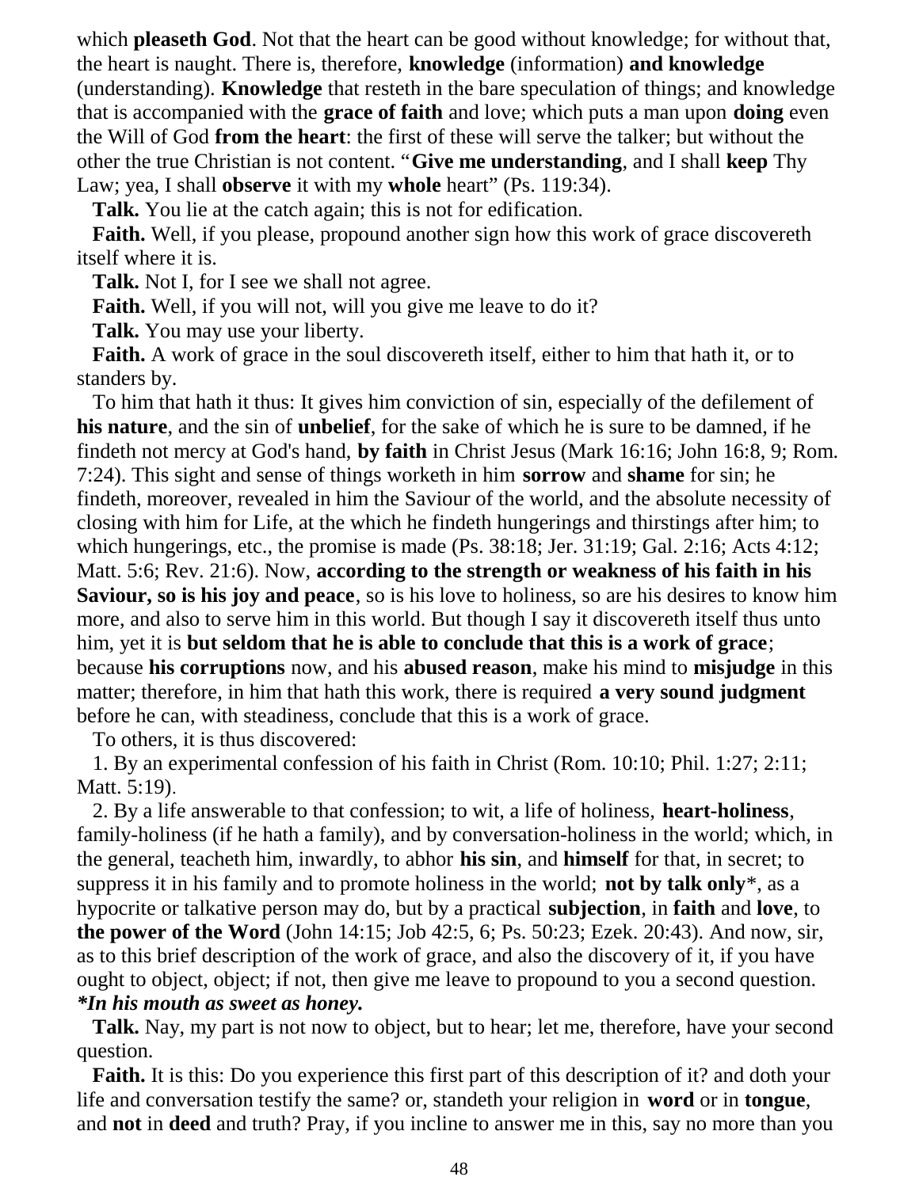which **pleaseth God**. Not that the heart can be good without knowledge; for without that, the heart is naught. There is, therefore, **knowledge** (information) **and knowledge** (understanding). **Knowledge** that resteth in the bare speculation of things; and knowledge that is accompanied with the **grace of faith** and love; which puts a man upon **doing** even the Will of God **from the heart**: the first of these will serve the talker; but without the other the true Christian is not content. "**Give me understanding**, and I shall **keep** Thy Law; yea, I shall **observe** it with my **whole** heart" (Ps. 119:34).

**Talk.** You lie at the catch again; this is not for edification.

**Faith.** Well, if you please, propound another sign how this work of grace discovereth itself where it is.

**Talk.** Not I, for I see we shall not agree.

**Faith.** Well, if you will not, will you give me leave to do it?

**Talk.** You may use your liberty.

**Faith.** A work of grace in the soul discovereth itself, either to him that hath it, or to standers by.

To him that hath it thus: It gives him conviction of sin, especially of the defilement of **his nature**, and the sin of **unbelief**, for the sake of which he is sure to be damned, if he findeth not mercy at God's hand, **by faith** in Christ Jesus (Mark 16:16; John 16:8, 9; Rom. 7:24). This sight and sense of things worketh in him **sorrow** and **shame** for sin; he findeth, moreover, revealed in him the Saviour of the world, and the absolute necessity of closing with him for Life, at the which he findeth hungerings and thirstings after him; to which hungerings, etc., the promise is made (Ps. 38:18; Jer. 31:19; Gal. 2:16; Acts 4:12; Matt. 5:6; Rev. 21:6). Now, **according to the strength or weakness of his faith in his Saviour, so is his joy and peace**, so is his love to holiness, so are his desires to know him more, and also to serve him in this world. But though I say it discovereth itself thus unto him, yet it is **but seldom that he is able to conclude that this is a work of grace**; because **his corruptions** now, and his **abused reason**, make his mind to **misjudge** in this matter; therefore, in him that hath this work, there is required **a very sound judgment** before he can, with steadiness, conclude that this is a work of grace.

To others, it is thus discovered:

1. By an experimental confession of his faith in Christ (Rom. 10:10; Phil. 1:27; 2:11; Matt. 5:19).

2. By a life answerable to that confession; to wit, a life of holiness, **heart-holiness**, family-holiness (if he hath a family), and by conversation-holiness in the world; which, in the general, teacheth him, inwardly, to abhor **his sin**, and **himself** for that, in secret; to suppress it in his family and to promote holiness in the world; **not by talk only***, as a hypocrite or talkative person may do, but by a practical **subjection**, in **faith** and **love**, to **the power of the Word** (John 14:15; Job 42:5, 6; Ps. 50:23; Ezek. 20:43). And now, sir, as to this brief description of the work of grace, and also the discovery of it, if you have ought to object, object; if not, then give me leave to propound to you a second question.

***In his mouth as sweet as honey.***

**Talk.** Nay, my part is not now to object, but to hear; let me, therefore, have your second question.

**Faith.** It is this: Do you experience this first part of this description of it? and doth your life and conversation testify the same? or, standeth your religion in **word** or in **tongue**, and **not** in **deed** and truth? Pray, if you incline to answer me in this, say no more than you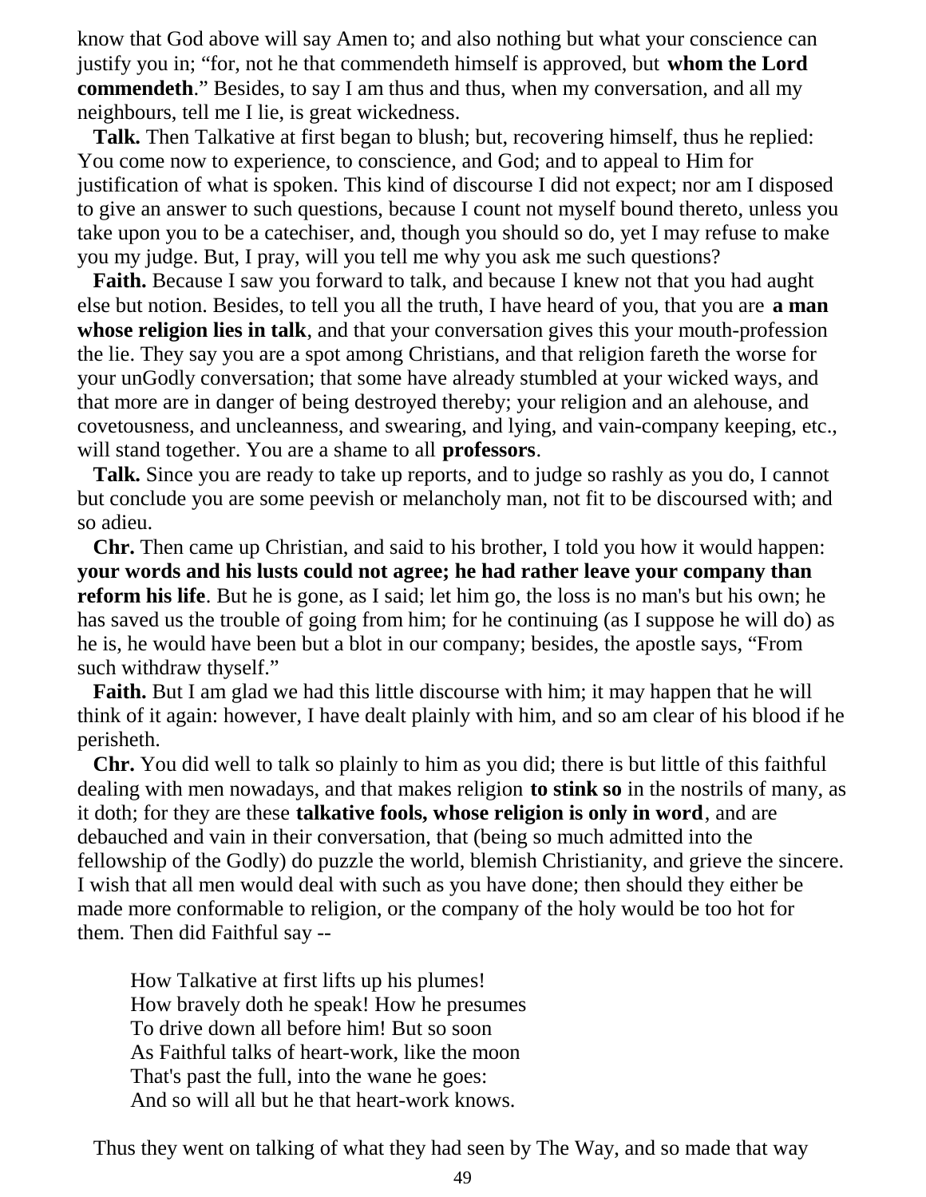know that God above will say Amen to; and also nothing but what your conscience can justify you in; "for, not he that commendeth himself is approved, but **whom the Lord commendeth**." Besides, to say I am thus and thus, when my conversation, and all my neighbours, tell me I lie, is great wickedness.

**Talk.** Then Talkative at first began to blush; but, recovering himself, thus he replied: You come now to experience, to conscience, and God; and to appeal to Him for justification of what is spoken. This kind of discourse I did not expect; nor am I disposed to give an answer to such questions, because I count not myself bound thereto, unless you take upon you to be a catechiser, and, though you should so do, yet I may refuse to make you my judge. But, I pray, will you tell me why you ask me such questions?

**Faith.** Because I saw you forward to talk, and because I knew not that you had aught else but notion. Besides, to tell you all the truth, I have heard of you, that you are **a man whose religion lies in talk**, and that your conversation gives this your mouth-profession the lie. They say you are a spot among Christians, and that religion fareth the worse for your unGodly conversation; that some have already stumbled at your wicked ways, and that more are in danger of being destroyed thereby; your religion and an alehouse, and covetousness, and uncleanness, and swearing, and lying, and vain-company keeping, etc., will stand together. You are a shame to all **professors**.

**Talk.** Since you are ready to take up reports, and to judge so rashly as you do, I cannot but conclude you are some peevish or melancholy man, not fit to be discoursed with; and so adieu.

**Chr.** Then came up Christian, and said to his brother, I told you how it would happen: **your words and his lusts could not agree; he had rather leave your company than reform his life**. But he is gone, as I said; let him go, the loss is no man's but his own; he has saved us the trouble of going from him; for he continuing (as I suppose he will do) as he is, he would have been but a blot in our company; besides, the apostle says, "From such withdraw thyself."

**Faith.** But I am glad we had this little discourse with him; it may happen that he will think of it again: however, I have dealt plainly with him, and so am clear of his blood if he perisheth.

**Chr.** You did well to talk so plainly to him as you did; there is but little of this faithful dealing with men nowadays, and that makes religion **to stink so** in the nostrils of many, as it doth; for they are these **talkative fools, whose religion is only in word**, and are debauched and vain in their conversation, that (being so much admitted into the fellowship of the Godly) do puzzle the world, blemish Christianity, and grieve the sincere. I wish that all men would deal with such as you have done; then should they either be made more conformable to religion, or the company of the holy would be too hot for them. Then did Faithful say --

How Talkative at first lifts up his plumes!
How bravely doth he speak! How he presumes
To drive down all before him! But so soon
As Faithful talks of heart-work, like the moon
That's past the full, into the wane he goes:
And so will all but he that heart-work knows.

Thus they went on talking of what they had seen by The Way, and so made that way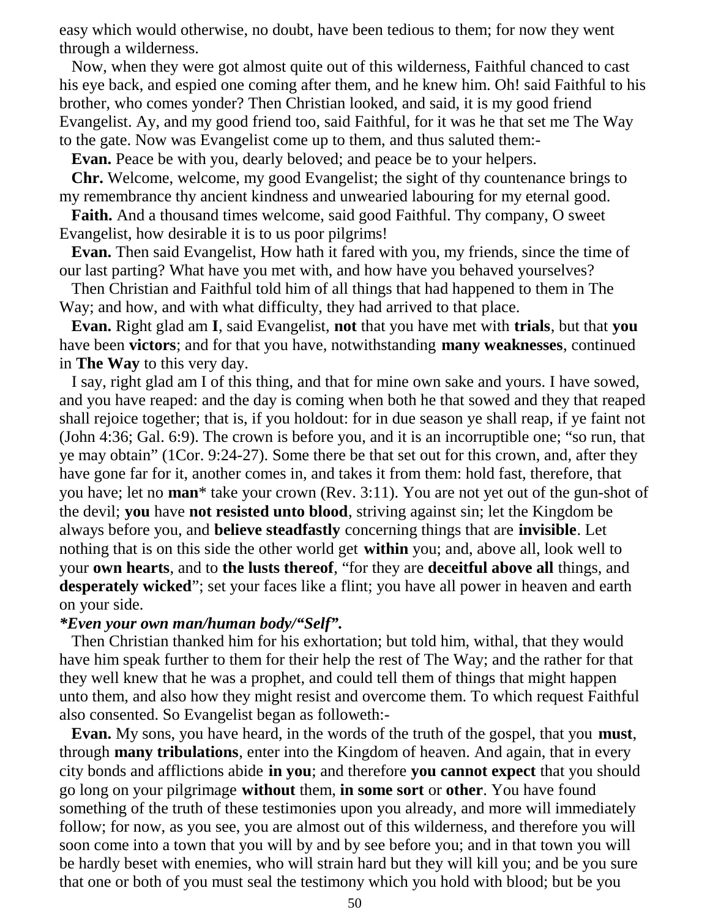easy which would otherwise, no doubt, have been tedious to them; for now they went through a wilderness.

Now, when they were got almost quite out of this wilderness, Faithful chanced to cast his eye back, and espied one coming after them, and he knew him. Oh! said Faithful to his brother, who comes yonder? Then Christian looked, and said, it is my good friend Evangelist. Ay, and my good friend too, said Faithful, for it was he that set me The Way to the gate. Now was Evangelist come up to them, and thus saluted them:-

**Evan.** Peace be with you, dearly beloved; and peace be to your helpers.

**Chr.** Welcome, welcome, my good Evangelist; the sight of thy countenance brings to my remembrance thy ancient kindness and unwearied labouring for my eternal good.

**Faith.** And a thousand times welcome, said good Faithful. Thy company, O sweet Evangelist, how desirable it is to us poor pilgrims!

**Evan.** Then said Evangelist, How hath it fared with you, my friends, since the time of our last parting? What have you met with, and how have you behaved yourselves?

Then Christian and Faithful told him of all things that had happened to them in The Way; and how, and with what difficulty, they had arrived to that place.

**Evan.** Right glad am **I**, said Evangelist, **not** that you have met with **trials**, but that **you** have been **victors**; and for that you have, notwithstanding **many weaknesses**, continued in **The Way** to this very day.

I say, right glad am I of this thing, and that for mine own sake and yours. I have sowed, and you have reaped: and the day is coming when both he that sowed and they that reaped shall rejoice together; that is, if you holdout: for in due season ye shall reap, if ye faint not (John 4:36; Gal. 6:9). The crown is before you, and it is an incorruptible one; "so run, that ye may obtain" (1Cor. 9:24-27). Some there be that set out for this crown, and, after they have gone far for it, another comes in, and takes it from them: hold fast, therefore, that you have; let no **man*** take your crown (Rev. 3:11). You are not yet out of the gun-shot of the devil; **you** have **not resisted unto blood**, striving against sin; let the Kingdom be always before you, and **believe steadfastly** concerning things that are **invisible**. Let nothing that is on this side the other world get **within** you; and, above all, look well to your **own hearts**, and to **the lusts thereof**, "for they are **deceitful above all** things, and **desperately wicked**"; set your faces like a flint; you have all power in heaven and earth on your side.

***Even your own man/human body/"Self".***

Then Christian thanked him for his exhortation; but told him, withal, that they would have him speak further to them for their help the rest of The Way; and the rather for that they well knew that he was a prophet, and could tell them of things that might happen unto them, and also how they might resist and overcome them. To which request Faithful also consented. So Evangelist began as followeth:-

**Evan.** My sons, you have heard, in the words of the truth of the gospel, that you **must**, through **many tribulations**, enter into the Kingdom of heaven. And again, that in every city bonds and afflictions abide **in you**; and therefore **you cannot expect** that you should go long on your pilgrimage **without** them, **in some sort** or **other**. You have found something of the truth of these testimonies upon you already, and more will immediately follow; for now, as you see, you are almost out of this wilderness, and therefore you will soon come into a town that you will by and by see before you; and in that town you will be hardly beset with enemies, who will strain hard but they will kill you; and be you sure that one or both of you must seal the testimony which you hold with blood; but be you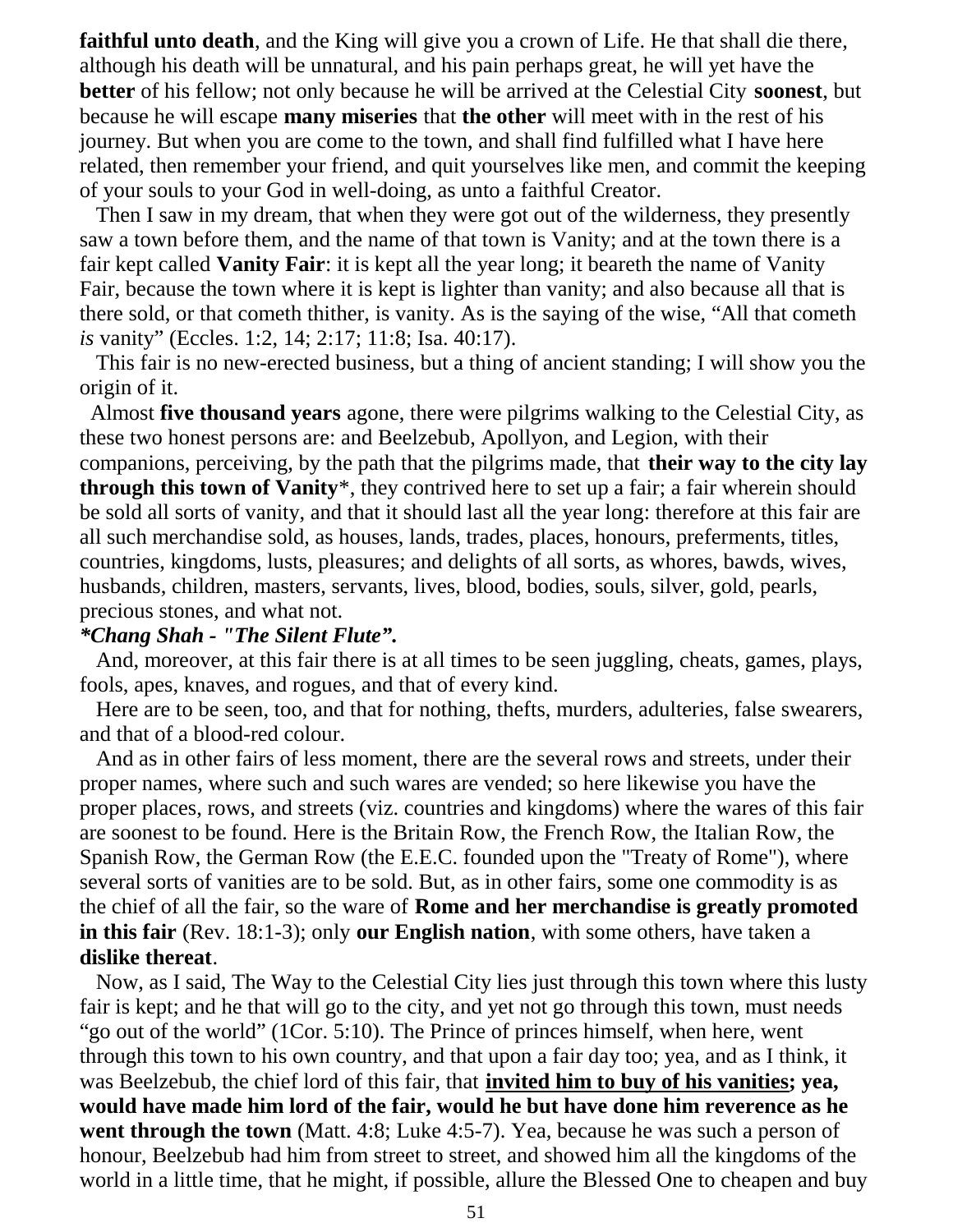**faithful unto death**, and the King will give you a crown of Life. He that shall die there, although his death will be unnatural, and his pain perhaps great, he will yet have the **better** of his fellow; not only because he will be arrived at the Celestial City **soonest**, but because he will escape **many miseries** that **the other** will meet with in the rest of his journey. But when you are come to the town, and shall find fulfilled what I have here related, then remember your friend, and quit yourselves like men, and commit the keeping of your souls to your God in well-doing, as unto a faithful Creator.

Then I saw in my dream, that when they were got out of the wilderness, they presently saw a town before them, and the name of that town is Vanity; and at the town there is a fair kept called **Vanity Fair**: it is kept all the year long; it beareth the name of Vanity Fair, because the town where it is kept is lighter than vanity; and also because all that is there sold, or that cometh thither, is vanity. As is the saying of the wise, "All that cometh *is* vanity" (Eccles. 1:2, 14; 2:17; 11:8; Isa. 40:17).

This fair is no new-erected business, but a thing of ancient standing; I will show you the origin of it.

Almost **five thousand years** agone, there were pilgrims walking to the Celestial City, as these two honest persons are: and Beelzebub, Apollyon, and Legion, with their companions, perceiving, by the path that the pilgrims made, that **their way to the city lay through this town of Vanity***, they contrived here to set up a fair; a fair wherein should be sold all sorts of vanity, and that it should last all the year long: therefore at this fair are all such merchandise sold, as houses, lands, trades, places, honours, preferments, titles, countries, kingdoms, lusts, pleasures; and delights of all sorts, as whores, bawds, wives, husbands, children, masters, servants, lives, blood, bodies, souls, silver, gold, pearls, precious stones, and what not.

***Chang Shah - "The Silent Flute".***

And, moreover, at this fair there is at all times to be seen juggling, cheats, games, plays, fools, apes, knaves, and rogues, and that of every kind.

Here are to be seen, too, and that for nothing, thefts, murders, adulteries, false swearers, and that of a blood-red colour.

And as in other fairs of less moment, there are the several rows and streets, under their proper names, where such and such wares are vended; so here likewise you have the proper places, rows, and streets (viz. countries and kingdoms) where the wares of this fair are soonest to be found. Here is the Britain Row, the French Row, the Italian Row, the Spanish Row, the German Row (the E.E.C. founded upon the "Treaty of Rome"), where several sorts of vanities are to be sold. But, as in other fairs, some one commodity is as the chief of all the fair, so the ware of **Rome and her merchandise is greatly promoted in this fair** (Rev. 18:1-3); only **our English nation**, with some others, have taken a **dislike thereat**.

Now, as I said, The Way to the Celestial City lies just through this town where this lusty fair is kept; and he that will go to the city, and yet not go through this town, must needs "go out of the world" (1Cor. 5:10). The Prince of princes himself, when here, went through this town to his own country, and that upon a fair day too; yea, and as I think, it was Beelzebub, the chief lord of this fair, that **<u>invited him to buy of his vanities</u>; yea, would have made him lord of the fair, would he but have done him reverence as he went through the town** (Matt. 4:8; Luke 4:5-7). Yea, because he was such a person of honour, Beelzebub had him from street to street, and showed him all the kingdoms of the world in a little time, that he might, if possible, allure the Blessed One to cheapen and buy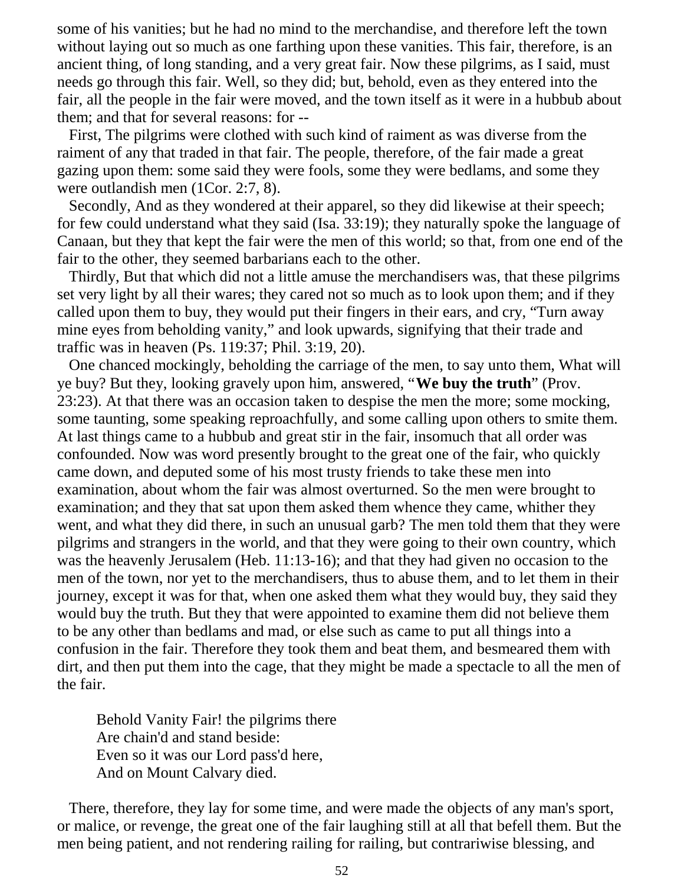some of his vanities; but he had no mind to the merchandise, and therefore left the town without laying out so much as one farthing upon these vanities. This fair, therefore, is an ancient thing, of long standing, and a very great fair. Now these pilgrims, as I said, must needs go through this fair. Well, so they did; but, behold, even as they entered into the fair, all the people in the fair were moved, and the town itself as it were in a hubbub about them; and that for several reasons: for --

First, The pilgrims were clothed with such kind of raiment as was diverse from the raiment of any that traded in that fair. The people, therefore, of the fair made a great gazing upon them: some said they were fools, some they were bedlams, and some they were outlandish men (1Cor. 2:7, 8).

Secondly, And as they wondered at their apparel, so they did likewise at their speech; for few could understand what they said (Isa. 33:19); they naturally spoke the language of Canaan, but they that kept the fair were the men of this world; so that, from one end of the fair to the other, they seemed barbarians each to the other.

Thirdly, But that which did not a little amuse the merchandisers was, that these pilgrims set very light by all their wares; they cared not so much as to look upon them; and if they called upon them to buy, they would put their fingers in their ears, and cry, "Turn away mine eyes from beholding vanity," and look upwards, signifying that their trade and traffic was in heaven (Ps. 119:37; Phil. 3:19, 20).

One chanced mockingly, beholding the carriage of the men, to say unto them, What will ye buy? But they, looking gravely upon him, answered, "**We buy the truth**" (Prov. 23:23). At that there was an occasion taken to despise the men the more; some mocking, some taunting, some speaking reproachfully, and some calling upon others to smite them. At last things came to a hubbub and great stir in the fair, insomuch that all order was confounded. Now was word presently brought to the great one of the fair, who quickly came down, and deputed some of his most trusty friends to take these men into examination, about whom the fair was almost overturned. So the men were brought to examination; and they that sat upon them asked them whence they came, whither they went, and what they did there, in such an unusual garb? The men told them that they were pilgrims and strangers in the world, and that they were going to their own country, which was the heavenly Jerusalem (Heb. 11:13-16); and that they had given no occasion to the men of the town, nor yet to the merchandisers, thus to abuse them, and to let them in their journey, except it was for that, when one asked them what they would buy, they said they would buy the truth. But they that were appointed to examine them did not believe them to be any other than bedlams and mad, or else such as came to put all things into a confusion in the fair. Therefore they took them and beat them, and besmeared them with dirt, and then put them into the cage, that they might be made a spectacle to all the men of the fair.

> Behold Vanity Fair! the pilgrims there
> Are chain'd and stand beside:
> Even so it was our Lord pass'd here,
> And on Mount Calvary died.

There, therefore, they lay for some time, and were made the objects of any man's sport, or malice, or revenge, the great one of the fair laughing still at all that befell them. But the men being patient, and not rendering railing for railing, but contrariwise blessing, and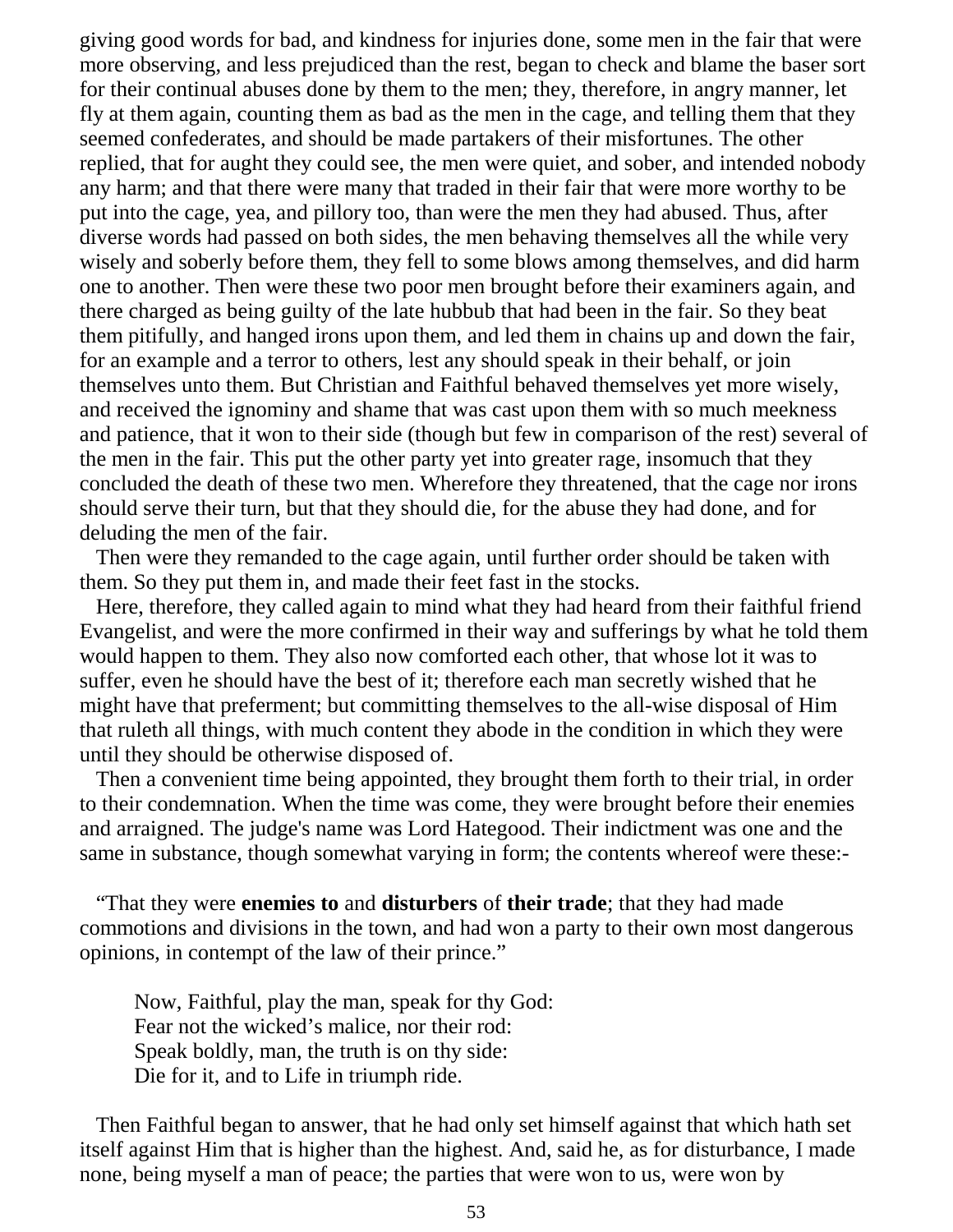giving good words for bad, and kindness for injuries done, some men in the fair that were more observing, and less prejudiced than the rest, began to check and blame the baser sort for their continual abuses done by them to the men; they, therefore, in angry manner, let fly at them again, counting them as bad as the men in the cage, and telling them that they seemed confederates, and should be made partakers of their misfortunes. The other replied, that for aught they could see, the men were quiet, and sober, and intended nobody any harm; and that there were many that traded in their fair that were more worthy to be put into the cage, yea, and pillory too, than were the men they had abused. Thus, after diverse words had passed on both sides, the men behaving themselves all the while very wisely and soberly before them, they fell to some blows among themselves, and did harm one to another. Then were these two poor men brought before their examiners again, and there charged as being guilty of the late hubbub that had been in the fair. So they beat them pitifully, and hanged irons upon them, and led them in chains up and down the fair, for an example and a terror to others, lest any should speak in their behalf, or join themselves unto them. But Christian and Faithful behaved themselves yet more wisely, and received the ignominy and shame that was cast upon them with so much meekness and patience, that it won to their side (though but few in comparison of the rest) several of the men in the fair. This put the other party yet into greater rage, insomuch that they concluded the death of these two men. Wherefore they threatened, that the cage nor irons should serve their turn, but that they should die, for the abuse they had done, and for deluding the men of the fair.

Then were they remanded to the cage again, until further order should be taken with them. So they put them in, and made their feet fast in the stocks.

Here, therefore, they called again to mind what they had heard from their faithful friend Evangelist, and were the more confirmed in their way and sufferings by what he told them would happen to them. They also now comforted each other, that whose lot it was to suffer, even he should have the best of it; therefore each man secretly wished that he might have that preferment; but committing themselves to the all-wise disposal of Him that ruleth all things, with much content they abode in the condition in which they were until they should be otherwise disposed of.

Then a convenient time being appointed, they brought them forth to their trial, in order to their condemnation. When the time was come, they were brought before their enemies and arraigned. The judge's name was Lord Hategood. Their indictment was one and the same in substance, though somewhat varying in form; the contents whereof were these:-

"That they were **enemies to** and **disturbers** of **their trade**; that they had made commotions and divisions in the town, and had won a party to their own most dangerous opinions, in contempt of the law of their prince."

> Now, Faithful, play the man, speak for thy God:
> Fear not the wicked's malice, nor their rod:
> Speak boldly, man, the truth is on thy side:
> Die for it, and to Life in triumph ride.

Then Faithful began to answer, that he had only set himself against that which hath set itself against Him that is higher than the highest. And, said he, as for disturbance, I made none, being myself a man of peace; the parties that were won to us, were won by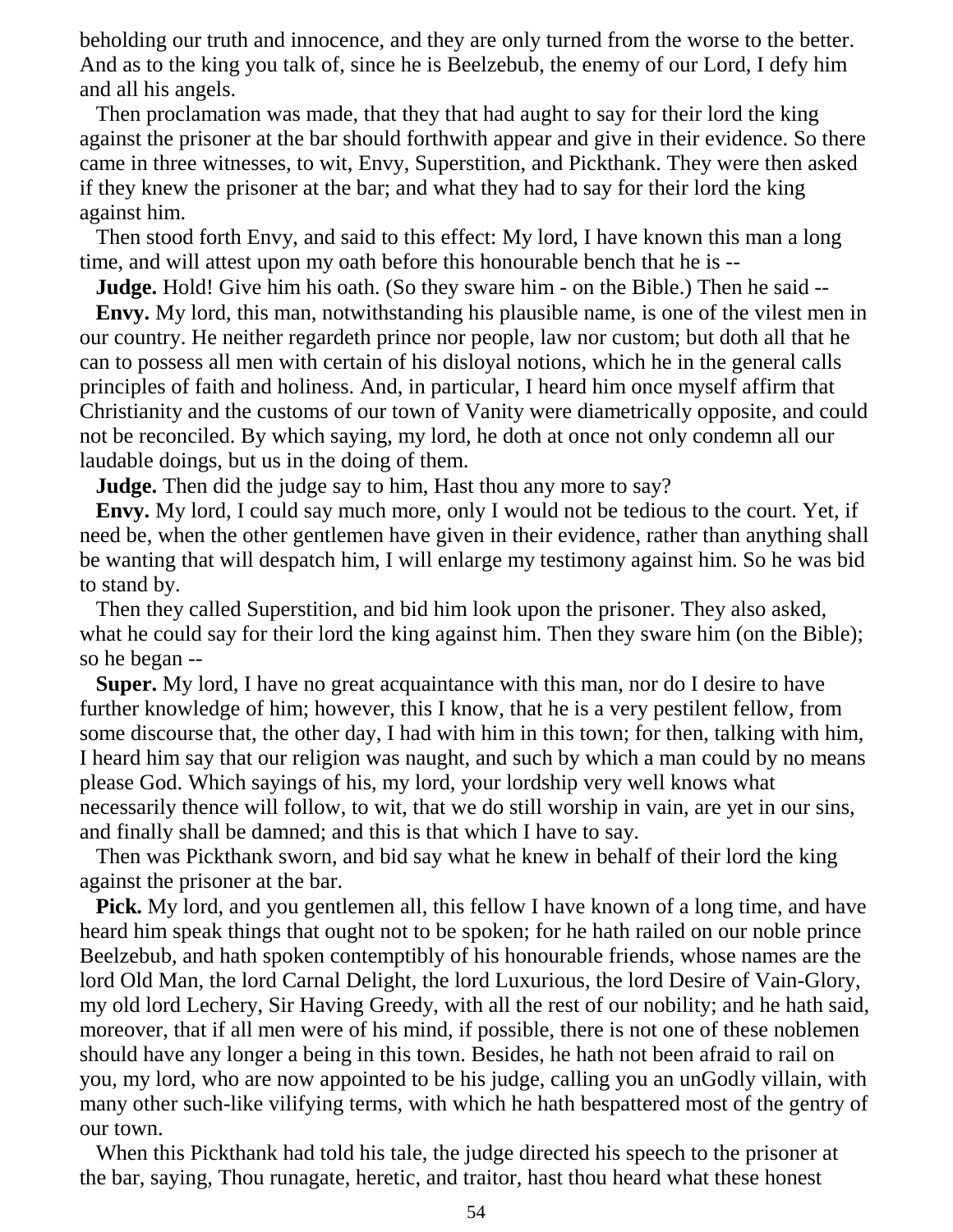beholding our truth and innocence, and they are only turned from the worse to the better. And as to the king you talk of, since he is Beelzebub, the enemy of our Lord, I defy him and all his angels.

Then proclamation was made, that they that had aught to say for their lord the king against the prisoner at the bar should forthwith appear and give in their evidence. So there came in three witnesses, to wit, Envy, Superstition, and Pickthank. They were then asked if they knew the prisoner at the bar; and what they had to say for their lord the king against him.

Then stood forth Envy, and said to this effect: My lord, I have known this man a long time, and will attest upon my oath before this honourable bench that he is --

**Judge.** Hold! Give him his oath. (So they sware him - on the Bible.) Then he said --

**Envy.** My lord, this man, notwithstanding his plausible name, is one of the vilest men in our country. He neither regardeth prince nor people, law nor custom; but doth all that he can to possess all men with certain of his disloyal notions, which he in the general calls principles of faith and holiness. And, in particular, I heard him once myself affirm that Christianity and the customs of our town of Vanity were diametrically opposite, and could not be reconciled. By which saying, my lord, he doth at once not only condemn all our laudable doings, but us in the doing of them.

**Judge.** Then did the judge say to him, Hast thou any more to say?

**Envy.** My lord, I could say much more, only I would not be tedious to the court. Yet, if need be, when the other gentlemen have given in their evidence, rather than anything shall be wanting that will despatch him, I will enlarge my testimony against him. So he was bid to stand by.

Then they called Superstition, and bid him look upon the prisoner. They also asked, what he could say for their lord the king against him. Then they sware him (on the Bible); so he began --

**Super.** My lord, I have no great acquaintance with this man, nor do I desire to have further knowledge of him; however, this I know, that he is a very pestilent fellow, from some discourse that, the other day, I had with him in this town; for then, talking with him, I heard him say that our religion was naught, and such by which a man could by no means please God. Which sayings of his, my lord, your lordship very well knows what necessarily thence will follow, to wit, that we do still worship in vain, are yet in our sins, and finally shall be damned; and this is that which I have to say.

Then was Pickthank sworn, and bid say what he knew in behalf of their lord the king against the prisoner at the bar.

**Pick.** My lord, and you gentlemen all, this fellow I have known of a long time, and have heard him speak things that ought not to be spoken; for he hath railed on our noble prince Beelzebub, and hath spoken contemptibly of his honourable friends, whose names are the lord Old Man, the lord Carnal Delight, the lord Luxurious, the lord Desire of Vain-Glory, my old lord Lechery, Sir Having Greedy, with all the rest of our nobility; and he hath said, moreover, that if all men were of his mind, if possible, there is not one of these noblemen should have any longer a being in this town. Besides, he hath not been afraid to rail on you, my lord, who are now appointed to be his judge, calling you an unGodly villain, with many other such-like vilifying terms, with which he hath bespattered most of the gentry of our town.

When this Pickthank had told his tale, the judge directed his speech to the prisoner at the bar, saying, Thou runagate, heretic, and traitor, hast thou heard what these honest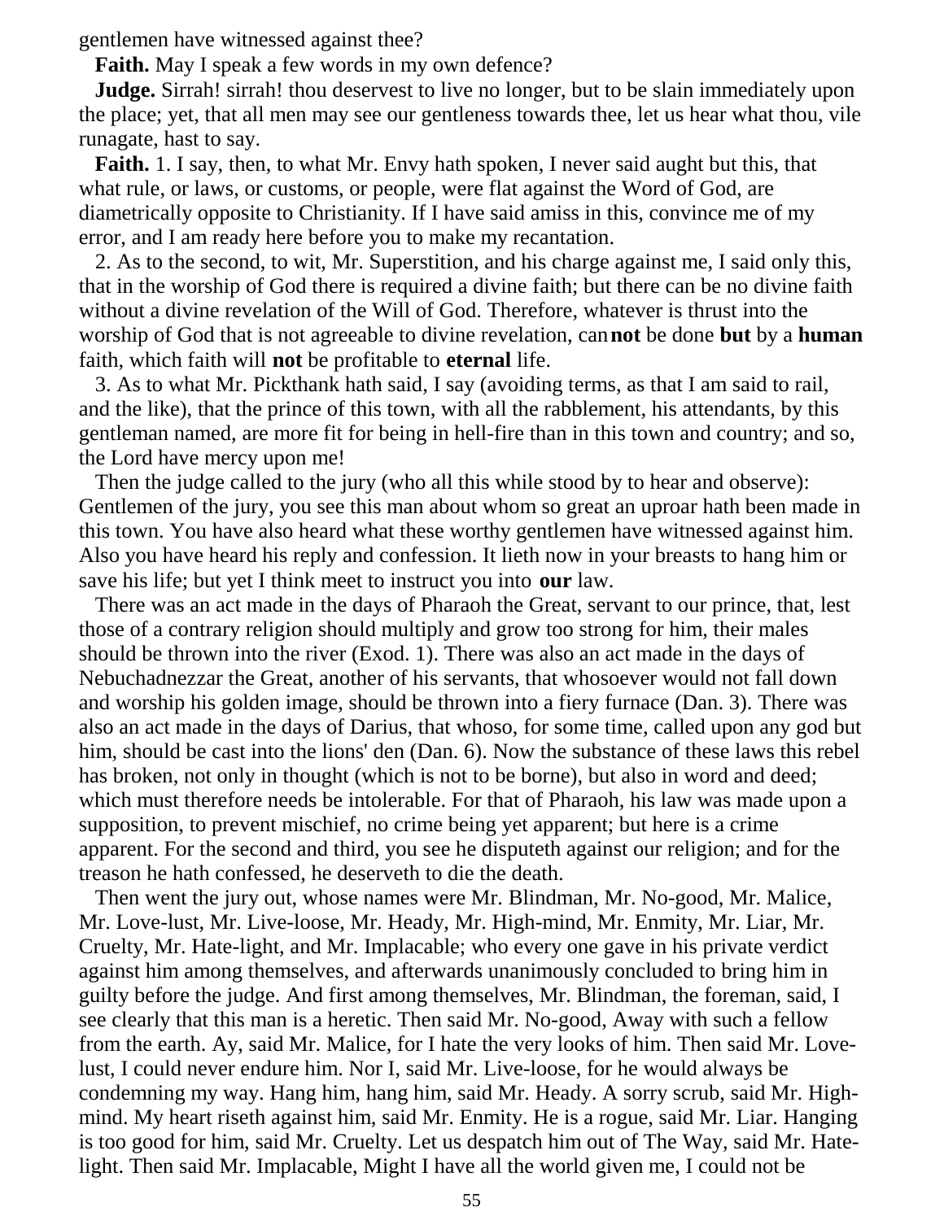gentlemen have witnessed against thee?

**Faith.** May I speak a few words in my own defence?

**Judge.** Sirrah! sirrah! thou deservest to live no longer, but to be slain immediately upon the place; yet, that all men may see our gentleness towards thee, let us hear what thou, vile runagate, hast to say.

**Faith.** 1. I say, then, to what Mr. Envy hath spoken, I never said aught but this, that what rule, or laws, or customs, or people, were flat against the Word of God, are diametrically opposite to Christianity. If I have said amiss in this, convince me of my error, and I am ready here before you to make my recantation.

2. As to the second, to wit, Mr. Superstition, and his charge against me, I said only this, that in the worship of God there is required a divine faith; but there can be no divine faith without a divine revelation of the Will of God. Therefore, whatever is thrust into the worship of God that is not agreeable to divine revelation, can **not** be done **but** by a **human** faith, which faith will **not** be profitable to **eternal** life.

3. As to what Mr. Pickthank hath said, I say (avoiding terms, as that I am said to rail, and the like), that the prince of this town, with all the rabblement, his attendants, by this gentleman named, are more fit for being in hell-fire than in this town and country; and so, the Lord have mercy upon me!

Then the judge called to the jury (who all this while stood by to hear and observe): Gentlemen of the jury, you see this man about whom so great an uproar hath been made in this town. You have also heard what these worthy gentlemen have witnessed against him. Also you have heard his reply and confession. It lieth now in your breasts to hang him or save his life; but yet I think meet to instruct you into **our** law.

There was an act made in the days of Pharaoh the Great, servant to our prince, that, lest those of a contrary religion should multiply and grow too strong for him, their males should be thrown into the river (Exod. 1). There was also an act made in the days of Nebuchadnezzar the Great, another of his servants, that whosoever would not fall down and worship his golden image, should be thrown into a fiery furnace (Dan. 3). There was also an act made in the days of Darius, that whoso, for some time, called upon any god but him, should be cast into the lions' den (Dan. 6). Now the substance of these laws this rebel has broken, not only in thought (which is not to be borne), but also in word and deed; which must therefore needs be intolerable. For that of Pharaoh, his law was made upon a supposition, to prevent mischief, no crime being yet apparent; but here is a crime apparent. For the second and third, you see he disputeth against our religion; and for the treason he hath confessed, he deserveth to die the death.

Then went the jury out, whose names were Mr. Blindman, Mr. No-good, Mr. Malice, Mr. Love-lust, Mr. Live-loose, Mr. Heady, Mr. High-mind, Mr. Enmity, Mr. Liar, Mr. Cruelty, Mr. Hate-light, and Mr. Implacable; who every one gave in his private verdict against him among themselves, and afterwards unanimously concluded to bring him in guilty before the judge. And first among themselves, Mr. Blindman, the foreman, said, I see clearly that this man is a heretic. Then said Mr. No-good, Away with such a fellow from the earth. Ay, said Mr. Malice, for I hate the very looks of him. Then said Mr. Love-lust, I could never endure him. Nor I, said Mr. Live-loose, for he would always be condemning my way. Hang him, hang him, said Mr. Heady. A sorry scrub, said Mr. High-mind. My heart riseth against him, said Mr. Enmity. He is a rogue, said Mr. Liar. Hanging is too good for him, said Mr. Cruelty. Let us despatch him out of The Way, said Mr. Hate-light. Then said Mr. Implacable, Might I have all the world given me, I could not be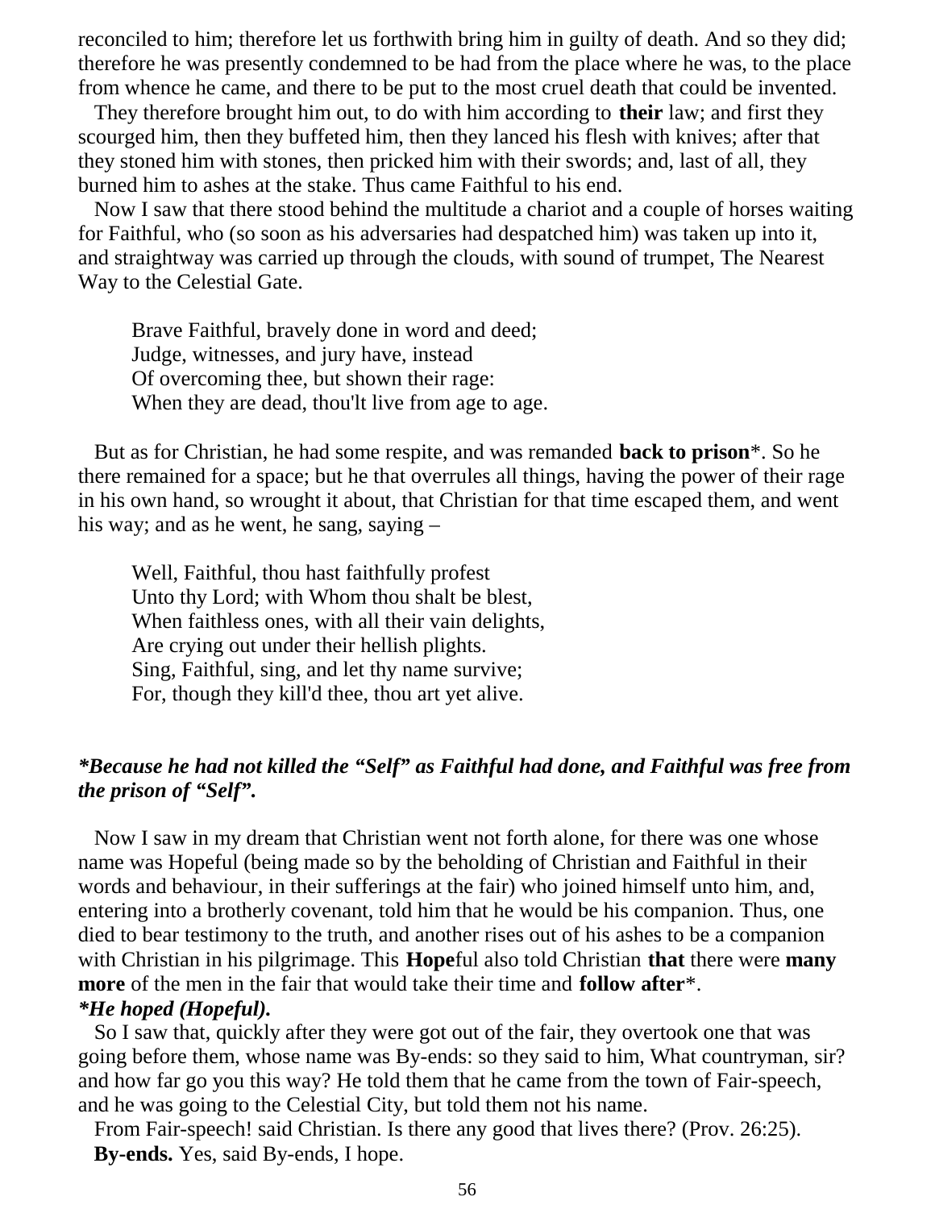reconciled to him; therefore let us forthwith bring him in guilty of death. And so they did; therefore he was presently condemned to be had from the place where he was, to the place from whence he came, and there to be put to the most cruel death that could be invented.

They therefore brought him out, to do with him according to **their** law; and first they scourged him, then they buffeted him, then they lanced his flesh with knives; after that they stoned him with stones, then pricked him with their swords; and, last of all, they burned him to ashes at the stake. Thus came Faithful to his end.

Now I saw that there stood behind the multitude a chariot and a couple of horses waiting for Faithful, who (so soon as his adversaries had despatched him) was taken up into it, and straightway was carried up through the clouds, with sound of trumpet, The Nearest Way to the Celestial Gate.

> Brave Faithful, bravely done in word and deed;
> Judge, witnesses, and jury have, instead
> Of overcoming thee, but shown their rage:
> When they are dead, thou'lt live from age to age.

But as for Christian, he had some respite, and was remanded **back to prison***. So he there remained for a space; but he that overrules all things, having the power of their rage in his own hand, so wrought it about, that Christian for that time escaped them, and went his way; and as he went, he sang, saying –

> Well, Faithful, thou hast faithfully profest
> Unto thy Lord; with Whom thou shalt be blest,
> When faithless ones, with all their vain delights,
> Are crying out under their hellish plights.
> Sing, Faithful, sing, and let thy name survive;
> For, though they kill'd thee, thou art yet alive.

***Because he had not killed the "Self" as Faithful had done, and Faithful was free from the prison of "Self".***

Now I saw in my dream that Christian went not forth alone, for there was one whose name was Hopeful (being made so by the beholding of Christian and Faithful in their words and behaviour, in their sufferings at the fair) who joined himself unto him, and, entering into a brotherly covenant, told him that he would be his companion. Thus, one died to bear testimony to the truth, and another rises out of his ashes to be a companion with Christian in his pilgrimage. This **Hope**ful also told Christian **that** there were **many more** of the men in the fair that would take their time and **follow after***.

***He hoped (Hopeful).***

So I saw that, quickly after they were got out of the fair, they overtook one that was going before them, whose name was By-ends: so they said to him, What countryman, sir? and how far go you this way? He told them that he came from the town of Fair-speech, and he was going to the Celestial City, but told them not his name.

From Fair-speech! said Christian. Is there any good that lives there? (Prov. 26:25).

**By-ends.** Yes, said By-ends, I hope.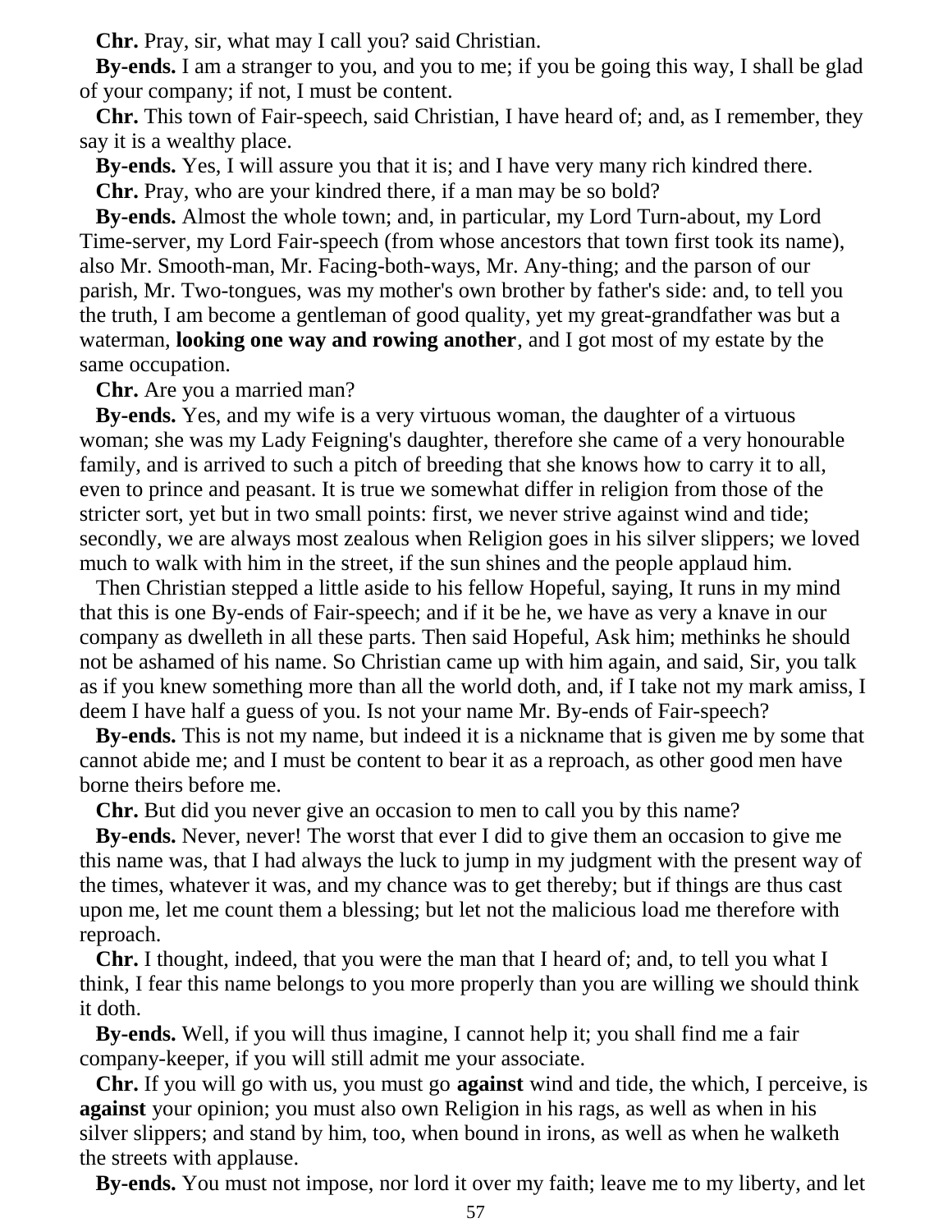**Chr.** Pray, sir, what may I call you? said Christian.

**By-ends.** I am a stranger to you, and you to me; if you be going this way, I shall be glad of your company; if not, I must be content.

**Chr.** This town of Fair-speech, said Christian, I have heard of; and, as I remember, they say it is a wealthy place.

**By-ends.** Yes, I will assure you that it is; and I have very many rich kindred there.

**Chr.** Pray, who are your kindred there, if a man may be so bold?

**By-ends.** Almost the whole town; and, in particular, my Lord Turn-about, my Lord Time-server, my Lord Fair-speech (from whose ancestors that town first took its name), also Mr. Smooth-man, Mr. Facing-both-ways, Mr. Any-thing; and the parson of our parish, Mr. Two-tongues, was my mother's own brother by father's side: and, to tell you the truth, I am become a gentleman of good quality, yet my great-grandfather was but a waterman, **looking one way and rowing another**, and I got most of my estate by the same occupation.

**Chr.** Are you a married man?

**By-ends.** Yes, and my wife is a very virtuous woman, the daughter of a virtuous woman; she was my Lady Feigning's daughter, therefore she came of a very honourable family, and is arrived to such a pitch of breeding that she knows how to carry it to all, even to prince and peasant. It is true we somewhat differ in religion from those of the stricter sort, yet but in two small points: first, we never strive against wind and tide; secondly, we are always most zealous when Religion goes in his silver slippers; we loved much to walk with him in the street, if the sun shines and the people applaud him.

Then Christian stepped a little aside to his fellow Hopeful, saying, It runs in my mind that this is one By-ends of Fair-speech; and if it be he, we have as very a knave in our company as dwelleth in all these parts. Then said Hopeful, Ask him; methinks he should not be ashamed of his name. So Christian came up with him again, and said, Sir, you talk as if you knew something more than all the world doth, and, if I take not my mark amiss, I deem I have half a guess of you. Is not your name Mr. By-ends of Fair-speech?

**By-ends.** This is not my name, but indeed it is a nickname that is given me by some that cannot abide me; and I must be content to bear it as a reproach, as other good men have borne theirs before me.

**Chr.** But did you never give an occasion to men to call you by this name?

**By-ends.** Never, never! The worst that ever I did to give them an occasion to give me this name was, that I had always the luck to jump in my judgment with the present way of the times, whatever it was, and my chance was to get thereby; but if things are thus cast upon me, let me count them a blessing; but let not the malicious load me therefore with reproach.

**Chr.** I thought, indeed, that you were the man that I heard of; and, to tell you what I think, I fear this name belongs to you more properly than you are willing we should think it doth.

**By-ends.** Well, if you will thus imagine, I cannot help it; you shall find me a fair company-keeper, if you will still admit me your associate.

**Chr.** If you will go with us, you must go **against** wind and tide, the which, I perceive, is **against** your opinion; you must also own Religion in his rags, as well as when in his silver slippers; and stand by him, too, when bound in irons, as well as when he walketh the streets with applause.

**By-ends.** You must not impose, nor lord it over my faith; leave me to my liberty, and let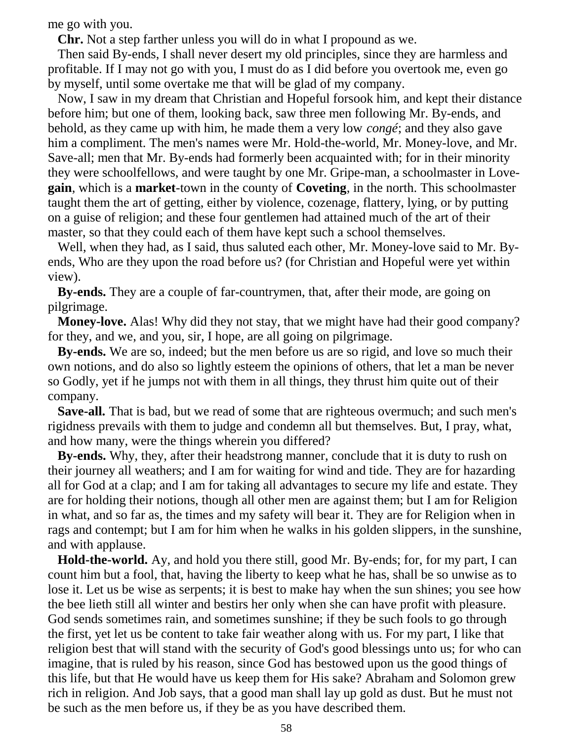me go with you.

**Chr.** Not a step farther unless you will do in what I propound as we.

Then said By-ends, I shall never desert my old principles, since they are harmless and profitable. If I may not go with you, I must do as I did before you overtook me, even go by myself, until some overtake me that will be glad of my company.

Now, I saw in my dream that Christian and Hopeful forsook him, and kept their distance before him; but one of them, looking back, saw three men following Mr. By-ends, and behold, as they came up with him, he made them a very low *congé*; and they also gave him a compliment. The men's names were Mr. Hold-the-world, Mr. Money-love, and Mr. Save-all; men that Mr. By-ends had formerly been acquainted with; for in their minority they were schoolfellows, and were taught by one Mr. Gripe-man, a schoolmaster in Love-**gain**, which is a **market**-town in the county of **Coveting**, in the north. This schoolmaster taught them the art of getting, either by violence, cozenage, flattery, lying, or by putting on a guise of religion; and these four gentlemen had attained much of the art of their master, so that they could each of them have kept such a school themselves.

Well, when they had, as I said, thus saluted each other, Mr. Money-love said to Mr. By-ends, Who are they upon the road before us? (for Christian and Hopeful were yet within view).

**By-ends.** They are a couple of far-countrymen, that, after their mode, are going on pilgrimage.

**Money-love.** Alas! Why did they not stay, that we might have had their good company? for they, and we, and you, sir, I hope, are all going on pilgrimage.

**By-ends.** We are so, indeed; but the men before us are so rigid, and love so much their own notions, and do also so lightly esteem the opinions of others, that let a man be never so Godly, yet if he jumps not with them in all things, they thrust him quite out of their company.

**Save-all.** That is bad, but we read of some that are righteous overmuch; and such men's rigidness prevails with them to judge and condemn all but themselves. But, I pray, what, and how many, were the things wherein you differed?

**By-ends.** Why, they, after their headstrong manner, conclude that it is duty to rush on their journey all weathers; and I am for waiting for wind and tide. They are for hazarding all for God at a clap; and I am for taking all advantages to secure my life and estate. They are for holding their notions, though all other men are against them; but I am for Religion in what, and so far as, the times and my safety will bear it. They are for Religion when in rags and contempt; but I am for him when he walks in his golden slippers, in the sunshine, and with applause.

**Hold-the-world.** Ay, and hold you there still, good Mr. By-ends; for, for my part, I can count him but a fool, that, having the liberty to keep what he has, shall be so unwise as to lose it. Let us be wise as serpents; it is best to make hay when the sun shines; you see how the bee lieth still all winter and bestirs her only when she can have profit with pleasure. God sends sometimes rain, and sometimes sunshine; if they be such fools to go through the first, yet let us be content to take fair weather along with us. For my part, I like that religion best that will stand with the security of God's good blessings unto us; for who can imagine, that is ruled by his reason, since God has bestowed upon us the good things of this life, but that He would have us keep them for His sake? Abraham and Solomon grew rich in religion. And Job says, that a good man shall lay up gold as dust. But he must not be such as the men before us, if they be as you have described them.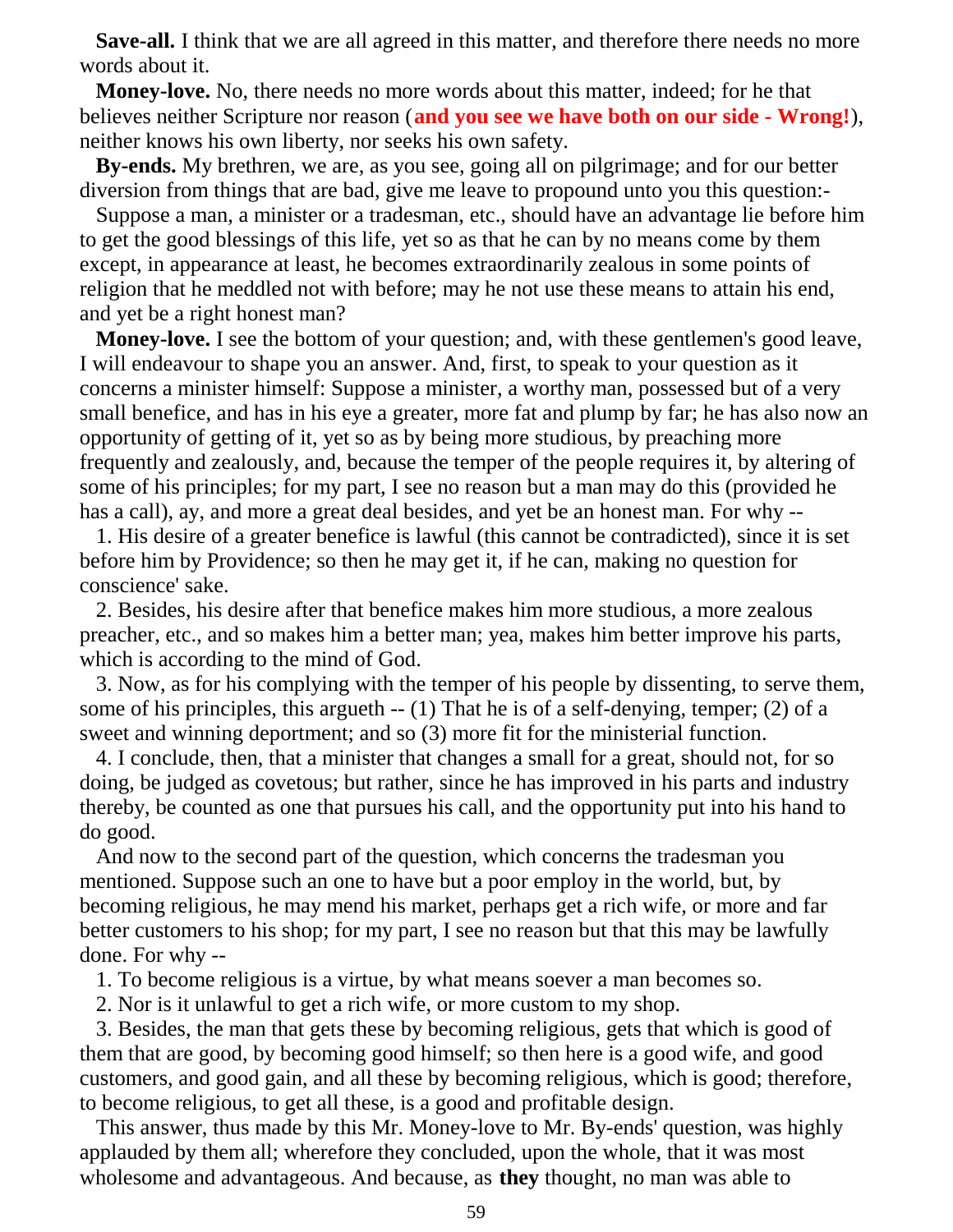**Save-all.** I think that we are all agreed in this matter, and therefore there needs no more words about it.

**Money-love.** No, there needs no more words about this matter, indeed; for he that believes neither Scripture nor reason (**and you see we have both on our side - Wrong!**), neither knows his own liberty, nor seeks his own safety.

**By-ends.** My brethren, we are, as you see, going all on pilgrimage; and for our better diversion from things that are bad, give me leave to propound unto you this question:-

Suppose a man, a minister or a tradesman, etc., should have an advantage lie before him to get the good blessings of this life, yet so as that he can by no means come by them except, in appearance at least, he becomes extraordinarily zealous in some points of religion that he meddled not with before; may he not use these means to attain his end, and yet be a right honest man?

**Money-love.** I see the bottom of your question; and, with these gentlemen's good leave, I will endeavour to shape you an answer. And, first, to speak to your question as it concerns a minister himself: Suppose a minister, a worthy man, possessed but of a very small benefice, and has in his eye a greater, more fat and plump by far; he has also now an opportunity of getting of it, yet so as by being more studious, by preaching more frequently and zealously, and, because the temper of the people requires it, by altering of some of his principles; for my part, I see no reason but a man may do this (provided he has a call), ay, and more a great deal besides, and yet be an honest man. For why --

1. His desire of a greater benefice is lawful (this cannot be contradicted), since it is set before him by Providence; so then he may get it, if he can, making no question for conscience' sake.

2. Besides, his desire after that benefice makes him more studious, a more zealous preacher, etc., and so makes him a better man; yea, makes him better improve his parts, which is according to the mind of God.

3. Now, as for his complying with the temper of his people by dissenting, to serve them, some of his principles, this argueth -- (1) That he is of a self-denying, temper; (2) of a sweet and winning deportment; and so (3) more fit for the ministerial function.

4. I conclude, then, that a minister that changes a small for a great, should not, for so doing, be judged as covetous; but rather, since he has improved in his parts and industry thereby, be counted as one that pursues his call, and the opportunity put into his hand to do good.

And now to the second part of the question, which concerns the tradesman you mentioned. Suppose such an one to have but a poor employ in the world, but, by becoming religious, he may mend his market, perhaps get a rich wife, or more and far better customers to his shop; for my part, I see no reason but that this may be lawfully done. For why --

1. To become religious is a virtue, by what means soever a man becomes so.

2. Nor is it unlawful to get a rich wife, or more custom to my shop.

3. Besides, the man that gets these by becoming religious, gets that which is good of them that are good, by becoming good himself; so then here is a good wife, and good customers, and good gain, and all these by becoming religious, which is good; therefore, to become religious, to get all these, is a good and profitable design.

This answer, thus made by this Mr. Money-love to Mr. By-ends' question, was highly applauded by them all; wherefore they concluded, upon the whole, that it was most wholesome and advantageous. And because, as **they** thought, no man was able to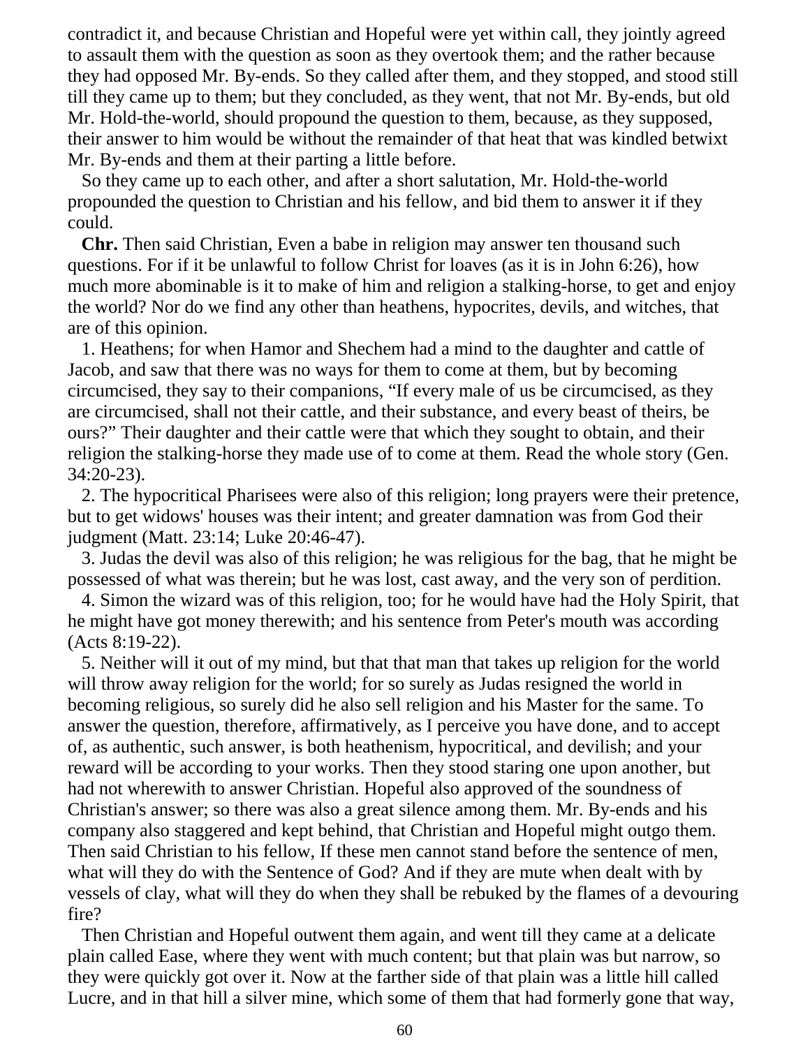contradict it, and because Christian and Hopeful were yet within call, they jointly agreed to assault them with the question as soon as they overtook them; and the rather because they had opposed Mr. By-ends. So they called after them, and they stopped, and stood still till they came up to them; but they concluded, as they went, that not Mr. By-ends, but old Mr. Hold-the-world, should propound the question to them, because, as they supposed, their answer to him would be without the remainder of that heat that was kindled betwixt Mr. By-ends and them at their parting a little before.

So they came up to each other, and after a short salutation, Mr. Hold-the-world propounded the question to Christian and his fellow, and bid them to answer it if they could.

**Chr.** Then said Christian, Even a babe in religion may answer ten thousand such questions. For if it be unlawful to follow Christ for loaves (as it is in John 6:26), how much more abominable is it to make of him and religion a stalking-horse, to get and enjoy the world? Nor do we find any other than heathens, hypocrites, devils, and witches, that are of this opinion.

1. Heathens; for when Hamor and Shechem had a mind to the daughter and cattle of Jacob, and saw that there was no ways for them to come at them, but by becoming circumcised, they say to their companions, "If every male of us be circumcised, as they are circumcised, shall not their cattle, and their substance, and every beast of theirs, be ours?" Their daughter and their cattle were that which they sought to obtain, and their religion the stalking-horse they made use of to come at them. Read the whole story (Gen. 34:20-23).

2. The hypocritical Pharisees were also of this religion; long prayers were their pretence, but to get widows' houses was their intent; and greater damnation was from God their judgment (Matt. 23:14; Luke 20:46-47).

3. Judas the devil was also of this religion; he was religious for the bag, that he might be possessed of what was therein; but he was lost, cast away, and the very son of perdition.

4. Simon the wizard was of this religion, too; for he would have had the Holy Spirit, that he might have got money therewith; and his sentence from Peter's mouth was according (Acts 8:19-22).

5. Neither will it out of my mind, but that that man that takes up religion for the world will throw away religion for the world; for so surely as Judas resigned the world in becoming religious, so surely did he also sell religion and his Master for the same. To answer the question, therefore, affirmatively, as I perceive you have done, and to accept of, as authentic, such answer, is both heathenism, hypocritical, and devilish; and your reward will be according to your works. Then they stood staring one upon another, but had not wherewith to answer Christian. Hopeful also approved of the soundness of Christian's answer; so there was also a great silence among them. Mr. By-ends and his company also staggered and kept behind, that Christian and Hopeful might outgo them. Then said Christian to his fellow, If these men cannot stand before the sentence of men, what will they do with the Sentence of God? And if they are mute when dealt with by vessels of clay, what will they do when they shall be rebuked by the flames of a devouring fire?

Then Christian and Hopeful outwent them again, and went till they came at a delicate plain called Ease, where they went with much content; but that plain was but narrow, so they were quickly got over it. Now at the farther side of that plain was a little hill called Lucre, and in that hill a silver mine, which some of them that had formerly gone that way,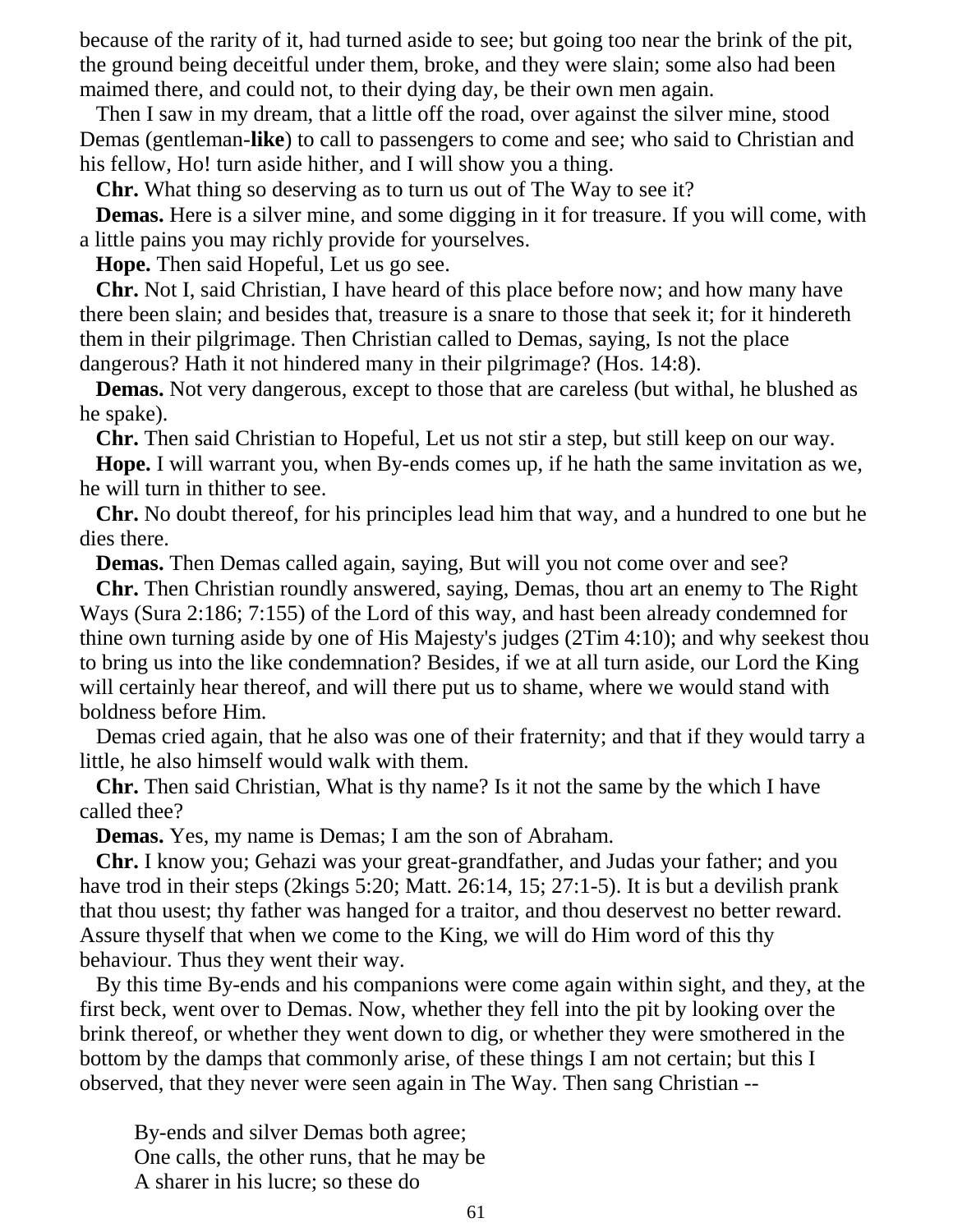because of the rarity of it, had turned aside to see; but going too near the brink of the pit, the ground being deceitful under them, broke, and they were slain; some also had been maimed there, and could not, to their dying day, be their own men again.

Then I saw in my dream, that a little off the road, over against the silver mine, stood Demas (gentleman-**like**) to call to passengers to come and see; who said to Christian and his fellow, Ho! turn aside hither, and I will show you a thing.

**Chr.** What thing so deserving as to turn us out of The Way to see it?

**Demas.** Here is a silver mine, and some digging in it for treasure. If you will come, with a little pains you may richly provide for yourselves.

**Hope.** Then said Hopeful, Let us go see.

**Chr.** Not I, said Christian, I have heard of this place before now; and how many have there been slain; and besides that, treasure is a snare to those that seek it; for it hindereth them in their pilgrimage. Then Christian called to Demas, saying, Is not the place dangerous? Hath it not hindered many in their pilgrimage? (Hos. 14:8).

**Demas.** Not very dangerous, except to those that are careless (but withal, he blushed as he spake).

**Chr.** Then said Christian to Hopeful, Let us not stir a step, but still keep on our way.

**Hope.** I will warrant you, when By-ends comes up, if he hath the same invitation as we, he will turn in thither to see.

**Chr.** No doubt thereof, for his principles lead him that way, and a hundred to one but he dies there.

**Demas.** Then Demas called again, saying, But will you not come over and see?

**Chr.** Then Christian roundly answered, saying, Demas, thou art an enemy to The Right Ways (Sura 2:186; 7:155) of the Lord of this way, and hast been already condemned for thine own turning aside by one of His Majesty's judges (2Tim 4:10); and why seekest thou to bring us into the like condemnation? Besides, if we at all turn aside, our Lord the King will certainly hear thereof, and will there put us to shame, where we would stand with boldness before Him.

Demas cried again, that he also was one of their fraternity; and that if they would tarry a little, he also himself would walk with them.

**Chr.** Then said Christian, What is thy name? Is it not the same by the which I have called thee?

**Demas.** Yes, my name is Demas; I am the son of Abraham.

**Chr.** I know you; Gehazi was your great-grandfather, and Judas your father; and you have trod in their steps (2kings 5:20; Matt. 26:14, 15; 27:1-5). It is but a devilish prank that thou usest; thy father was hanged for a traitor, and thou deservest no better reward. Assure thyself that when we come to the King, we will do Him word of this thy behaviour. Thus they went their way.

By this time By-ends and his companions were come again within sight, and they, at the first beck, went over to Demas. Now, whether they fell into the pit by looking over the brink thereof, or whether they went down to dig, or whether they were smothered in the bottom by the damps that commonly arise, of these things I am not certain; but this I observed, that they never were seen again in The Way. Then sang Christian --

> By-ends and silver Demas both agree;
> One calls, the other runs, that he may be
> A sharer in his lucre; so these do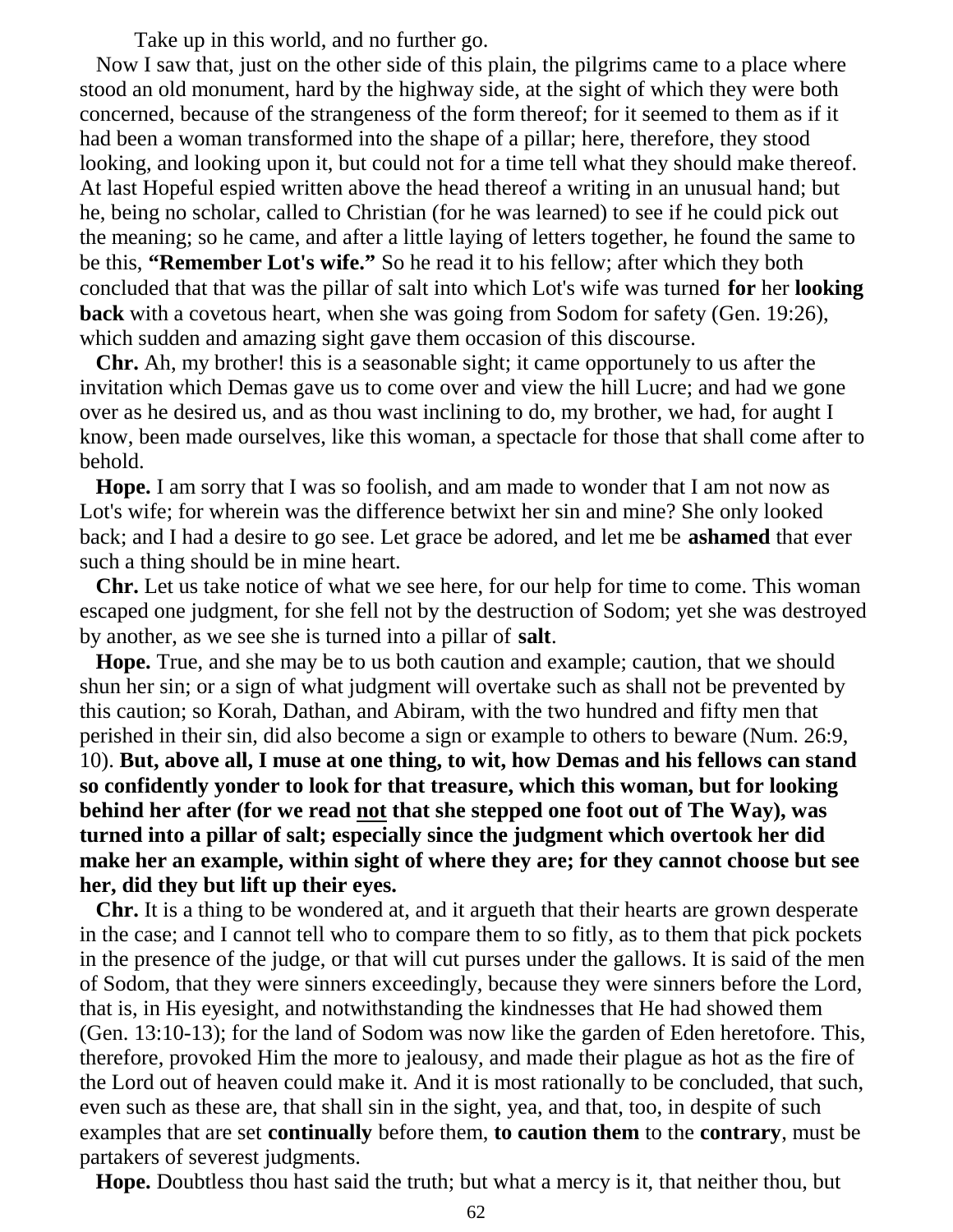Take up in this world, and no further go.

Now I saw that, just on the other side of this plain, the pilgrims came to a place where stood an old monument, hard by the highway side, at the sight of which they were both concerned, because of the strangeness of the form thereof; for it seemed to them as if it had been a woman transformed into the shape of a pillar; here, therefore, they stood looking, and looking upon it, but could not for a time tell what they should make thereof. At last Hopeful espied written above the head thereof a writing in an unusual hand; but he, being no scholar, called to Christian (for he was learned) to see if he could pick out the meaning; so he came, and after a little laying of letters together, he found the same to be this, **"Remember Lot's wife."** So he read it to his fellow; after which they both concluded that that was the pillar of salt into which Lot's wife was turned **for** her **looking back** with a covetous heart, when she was going from Sodom for safety (Gen. 19:26), which sudden and amazing sight gave them occasion of this discourse.

**Chr.** Ah, my brother! this is a seasonable sight; it came opportunely to us after the invitation which Demas gave us to come over and view the hill Lucre; and had we gone over as he desired us, and as thou wast inclining to do, my brother, we had, for aught I know, been made ourselves, like this woman, a spectacle for those that shall come after to behold.

**Hope.** I am sorry that I was so foolish, and am made to wonder that I am not now as Lot's wife; for wherein was the difference betwixt her sin and mine? She only looked back; and I had a desire to go see. Let grace be adored, and let me be **ashamed** that ever such a thing should be in mine heart.

**Chr.** Let us take notice of what we see here, for our help for time to come. This woman escaped one judgment, for she fell not by the destruction of Sodom; yet she was destroyed by another, as we see she is turned into a pillar of **salt**.

**Hope.** True, and she may be to us both caution and example; caution, that we should shun her sin; or a sign of what judgment will overtake such as shall not be prevented by this caution; so Korah, Dathan, and Abiram, with the two hundred and fifty men that perished in their sin, did also become a sign or example to others to beware (Num. 26:9, 10). **But, above all, I muse at one thing, to wit, how Demas and his fellows can stand so confidently yonder to look for that treasure, which this woman, but for looking behind her after (for we read <u>not</u> that she stepped one foot out of The Way), was turned into a pillar of salt; especially since the judgment which overtook her did make her an example, within sight of where they are; for they cannot choose but see her, did they but lift up their eyes.**

**Chr.** It is a thing to be wondered at, and it argueth that their hearts are grown desperate in the case; and I cannot tell who to compare them to so fitly, as to them that pick pockets in the presence of the judge, or that will cut purses under the gallows. It is said of the men of Sodom, that they were sinners exceedingly, because they were sinners before the Lord, that is, in His eyesight, and notwithstanding the kindnesses that He had showed them (Gen. 13:10-13); for the land of Sodom was now like the garden of Eden heretofore. This, therefore, provoked Him the more to jealousy, and made their plague as hot as the fire of the Lord out of heaven could make it. And it is most rationally to be concluded, that such, even such as these are, that shall sin in the sight, yea, and that, too, in despite of such examples that are set **continually** before them, **to caution them** to the **contrary**, must be partakers of severest judgments.

**Hope.** Doubtless thou hast said the truth; but what a mercy is it, that neither thou, but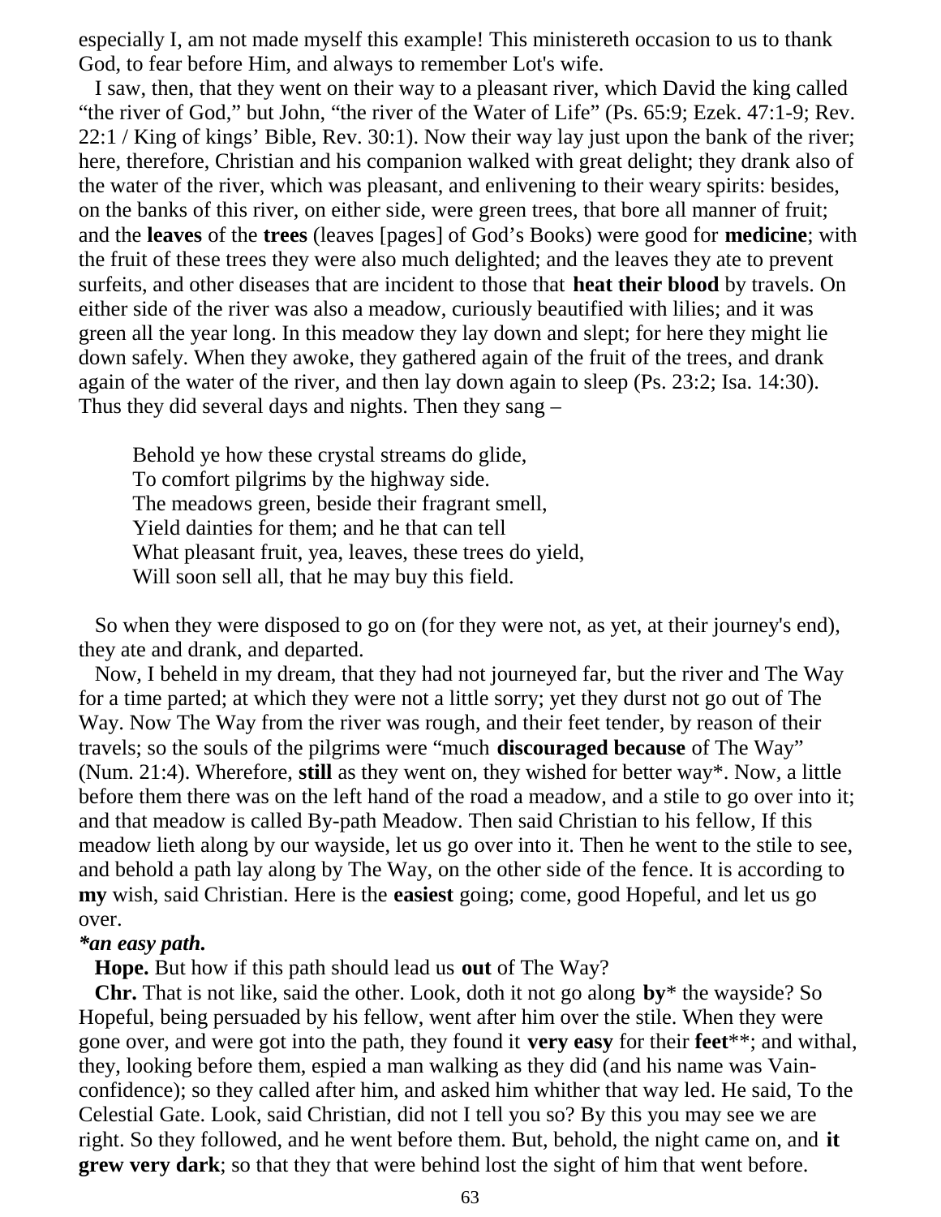especially I, am not made myself this example! This ministereth occasion to us to thank God, to fear before Him, and always to remember Lot's wife.

I saw, then, that they went on their way to a pleasant river, which David the king called "the river of God," but John, "the river of the Water of Life" (Ps. 65:9; Ezek. 47:1-9; Rev. 22:1 / King of kings' Bible, Rev. 30:1). Now their way lay just upon the bank of the river; here, therefore, Christian and his companion walked with great delight; they drank also of the water of the river, which was pleasant, and enlivening to their weary spirits: besides, on the banks of this river, on either side, were green trees, that bore all manner of fruit; and the **leaves** of the **trees** (leaves [pages] of God's Books) were good for **medicine**; with the fruit of these trees they were also much delighted; and the leaves they ate to prevent surfeits, and other diseases that are incident to those that **heat their blood** by travels. On either side of the river was also a meadow, curiously beautified with lilies; and it was green all the year long. In this meadow they lay down and slept; for here they might lie down safely. When they awoke, they gathered again of the fruit of the trees, and drank again of the water of the river, and then lay down again to sleep (Ps. 23:2; Isa. 14:30). Thus they did several days and nights. Then they sang –

> Behold ye how these crystal streams do glide,
> To comfort pilgrims by the highway side.
> The meadows green, beside their fragrant smell,
> Yield dainties for them; and he that can tell
> What pleasant fruit, yea, leaves, these trees do yield,
> Will soon sell all, that he may buy this field.

So when they were disposed to go on (for they were not, as yet, at their journey's end), they ate and drank, and departed.

Now, I beheld in my dream, that they had not journeyed far, but the river and The Way for a time parted; at which they were not a little sorry; yet they durst not go out of The Way. Now The Way from the river was rough, and their feet tender, by reason of their travels; so the souls of the pilgrims were "much **discouraged because** of The Way" (Num. 21:4). Wherefore, **still** as they went on, they wished for better way*. Now, a little before them there was on the left hand of the road a meadow, and a stile to go over into it; and that meadow is called By-path Meadow. Then said Christian to his fellow, If this meadow lieth along by our wayside, let us go over into it. Then he went to the stile to see, and behold a path lay along by The Way, on the other side of the fence. It is according to **my** wish, said Christian. Here is the **easiest** going; come, good Hopeful, and let us go over.

***an easy path.***

**Hope.** But how if this path should lead us **out** of The Way?

**Chr.** That is not like, said the other. Look, doth it not go along **by*** the wayside? So Hopeful, being persuaded by his fellow, went after him over the stile. When they were gone over, and were got into the path, they found it **very easy** for their **feet****; and withal, they, looking before them, espied a man walking as they did (and his name was Vain-confidence); so they called after him, and asked him whither that way led. He said, To the Celestial Gate. Look, said Christian, did not I tell you so? By this you may see we are right. So they followed, and he went before them. But, behold, the night came on, and **it grew very dark**; so that they that were behind lost the sight of him that went before.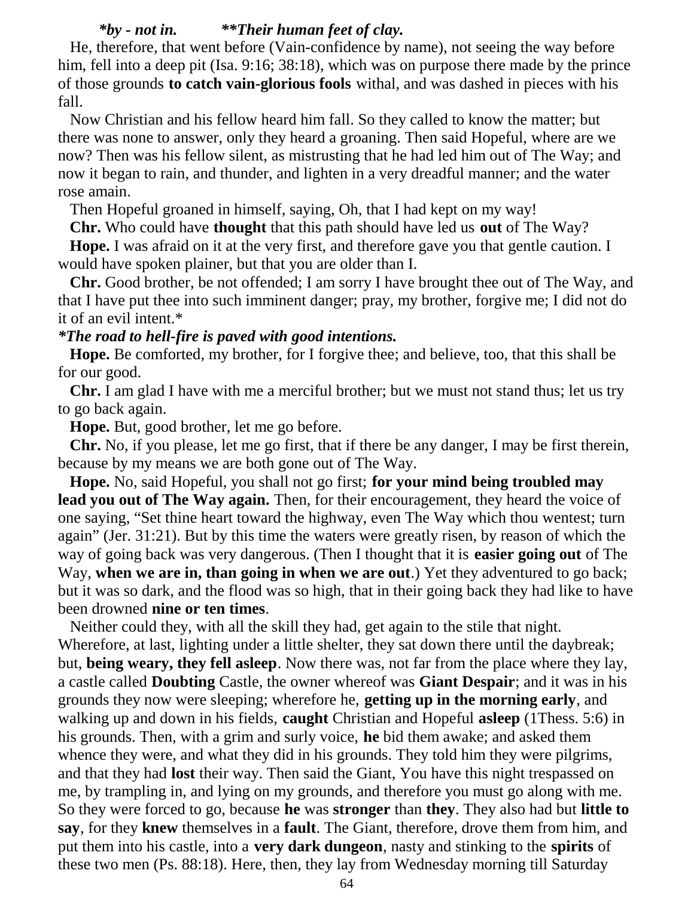***by - not in.*** ***\*\*Their human feet of clay.***

He, therefore, that went before (Vain-confidence by name), not seeing the way before him, fell into a deep pit (Isa. 9:16; 38:18), which was on purpose there made by the prince of those grounds **to catch vain-glorious fools** withal, and was dashed in pieces with his fall.

Now Christian and his fellow heard him fall. So they called to know the matter; but there was none to answer, only they heard a groaning. Then said Hopeful, where are we now? Then was his fellow silent, as mistrusting that he had led him out of The Way; and now it began to rain, and thunder, and lighten in a very dreadful manner; and the water rose amain.

Then Hopeful groaned in himself, saying, Oh, that I had kept on my way!

**Chr.** Who could have **thought** that this path should have led us **out** of The Way?

**Hope.** I was afraid on it at the very first, and therefore gave you that gentle caution. I would have spoken plainer, but that you are older than I.

**Chr.** Good brother, be not offended; I am sorry I have brought thee out of The Way, and that I have put thee into such imminent danger; pray, my brother, forgive me; I did not do it of an evil intent.*

***The road to hell-fire is paved with good intentions.***

**Hope.** Be comforted, my brother, for I forgive thee; and believe, too, that this shall be for our good.

**Chr.** I am glad I have with me a merciful brother; but we must not stand thus; let us try to go back again.

**Hope.** But, good brother, let me go before.

**Chr.** No, if you please, let me go first, that if there be any danger, I may be first therein, because by my means we are both gone out of The Way.

**Hope.** No, said Hopeful, you shall not go first; **for your mind being troubled may lead you out of The Way again.** Then, for their encouragement, they heard the voice of one saying, "Set thine heart toward the highway, even The Way which thou wentest; turn again" (Jer. 31:21). But by this time the waters were greatly risen, by reason of which the way of going back was very dangerous. (Then I thought that it is **easier going out** of The Way, **when we are in, than going in when we are out**.) Yet they adventured to go back; but it was so dark, and the flood was so high, that in their going back they had like to have been drowned **nine or ten times**.

Neither could they, with all the skill they had, get again to the stile that night. Wherefore, at last, lighting under a little shelter, they sat down there until the daybreak; but, **being weary, they fell asleep**. Now there was, not far from the place where they lay, a castle called **Doubting** Castle, the owner whereof was **Giant Despair**; and it was in his grounds they now were sleeping; wherefore he, **getting up in the morning early**, and walking up and down in his fields, **caught** Christian and Hopeful **asleep** (1Thess. 5:6) in his grounds. Then, with a grim and surly voice, **he** bid them awake; and asked them whence they were, and what they did in his grounds. They told him they were pilgrims, and that they had **lost** their way. Then said the Giant, You have this night trespassed on me, by trampling in, and lying on my grounds, and therefore you must go along with me. So they were forced to go, because **he** was **stronger** than **they**. They also had but **little to say**, for they **knew** themselves in a **fault**. The Giant, therefore, drove them from him, and put them into his castle, into a **very dark dungeon**, nasty and stinking to the **spirits** of these two men (Ps. 88:18). Here, then, they lay from Wednesday morning till Saturday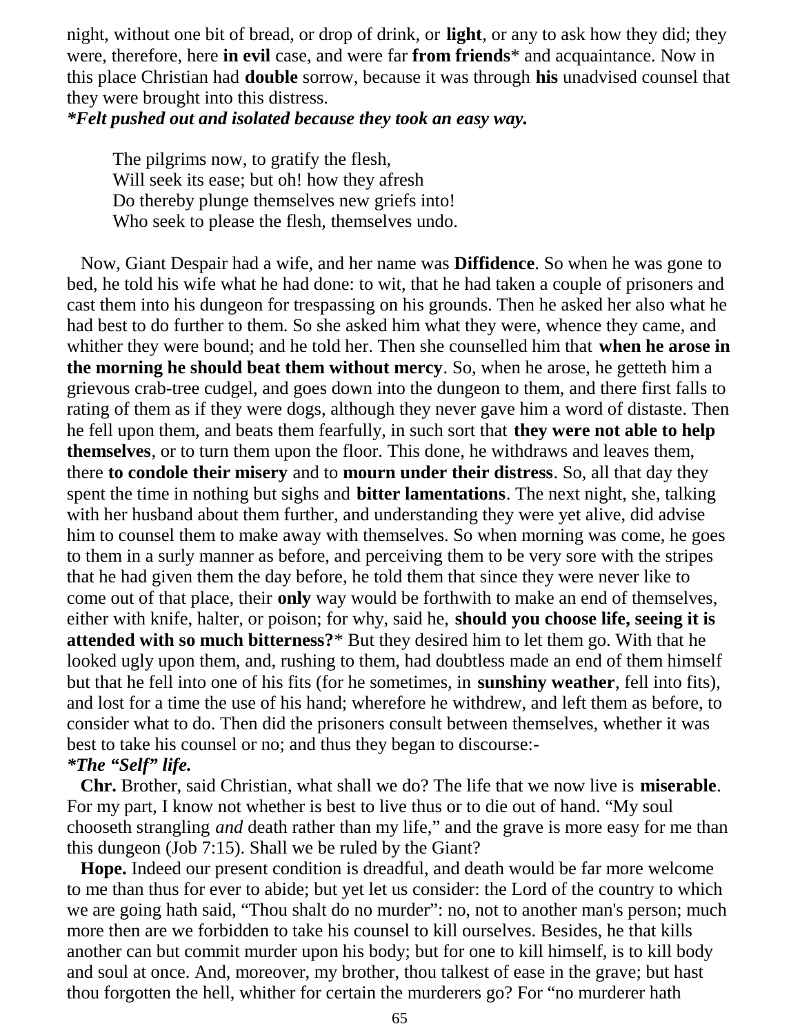night, without one bit of bread, or drop of drink, or **light**, or any to ask how they did; they were, therefore, here **in evil** case, and were far **from friends*** and acquaintance. Now in this place Christian had **double** sorrow, because it was through **his** unadvised counsel that they were brought into this distress.
***Felt pushed out and isolated because they took an easy way.***

> The pilgrims now, to gratify the flesh,
> Will seek its ease; but oh! how they afresh
> Do thereby plunge themselves new griefs into!
> Who seek to please the flesh, themselves undo.

Now, Giant Despair had a wife, and her name was **Diffidence**. So when he was gone to bed, he told his wife what he had done: to wit, that he had taken a couple of prisoners and cast them into his dungeon for trespassing on his grounds. Then he asked her also what he had best to do further to them. So she asked him what they were, whence they came, and whither they were bound; and he told her. Then she counselled him that **when he arose in the morning he should beat them without mercy**. So, when he arose, he getteth him a grievous crab-tree cudgel, and goes down into the dungeon to them, and there first falls to rating of them as if they were dogs, although they never gave him a word of distaste. Then he fell upon them, and beats them fearfully, in such sort that **they were not able to help themselves**, or to turn them upon the floor. This done, he withdraws and leaves them, there **to condole their misery** and to **mourn under their distress**. So, all that day they spent the time in nothing but sighs and **bitter lamentations**. The next night, she, talking with her husband about them further, and understanding they were yet alive, did advise him to counsel them to make away with themselves. So when morning was come, he goes to them in a surly manner as before, and perceiving them to be very sore with the stripes that he had given them the day before, he told them that since they were never like to come out of that place, their **only** way would be forthwith to make an end of themselves, either with knife, halter, or poison; for why, said he, **should you choose life, seeing it is attended with so much bitterness?*** But they desired him to let them go. With that he looked ugly upon them, and, rushing to them, had doubtless made an end of them himself but that he fell into one of his fits (for he sometimes, in **sunshiny weather**, fell into fits), and lost for a time the use of his hand; wherefore he withdrew, and left them as before, to consider what to do. Then did the prisoners consult between themselves, whether it was best to take his counsel or no; and thus they began to discourse:-
***The "Self" life.***

**Chr.** Brother, said Christian, what shall we do? The life that we now live is **miserable**. For my part, I know not whether is best to live thus or to die out of hand. "My soul chooseth strangling *and* death rather than my life," and the grave is more easy for me than this dungeon (Job 7:15). Shall we be ruled by the Giant?

**Hope.** Indeed our present condition is dreadful, and death would be far more welcome to me than thus for ever to abide; but yet let us consider: the Lord of the country to which we are going hath said, "Thou shalt do no murder": no, not to another man's person; much more then are we forbidden to take his counsel to kill ourselves. Besides, he that kills another can but commit murder upon his body; but for one to kill himself, is to kill body and soul at once. And, moreover, my brother, thou talkest of ease in the grave; but hast thou forgotten the hell, whither for certain the murderers go? For "no murderer hath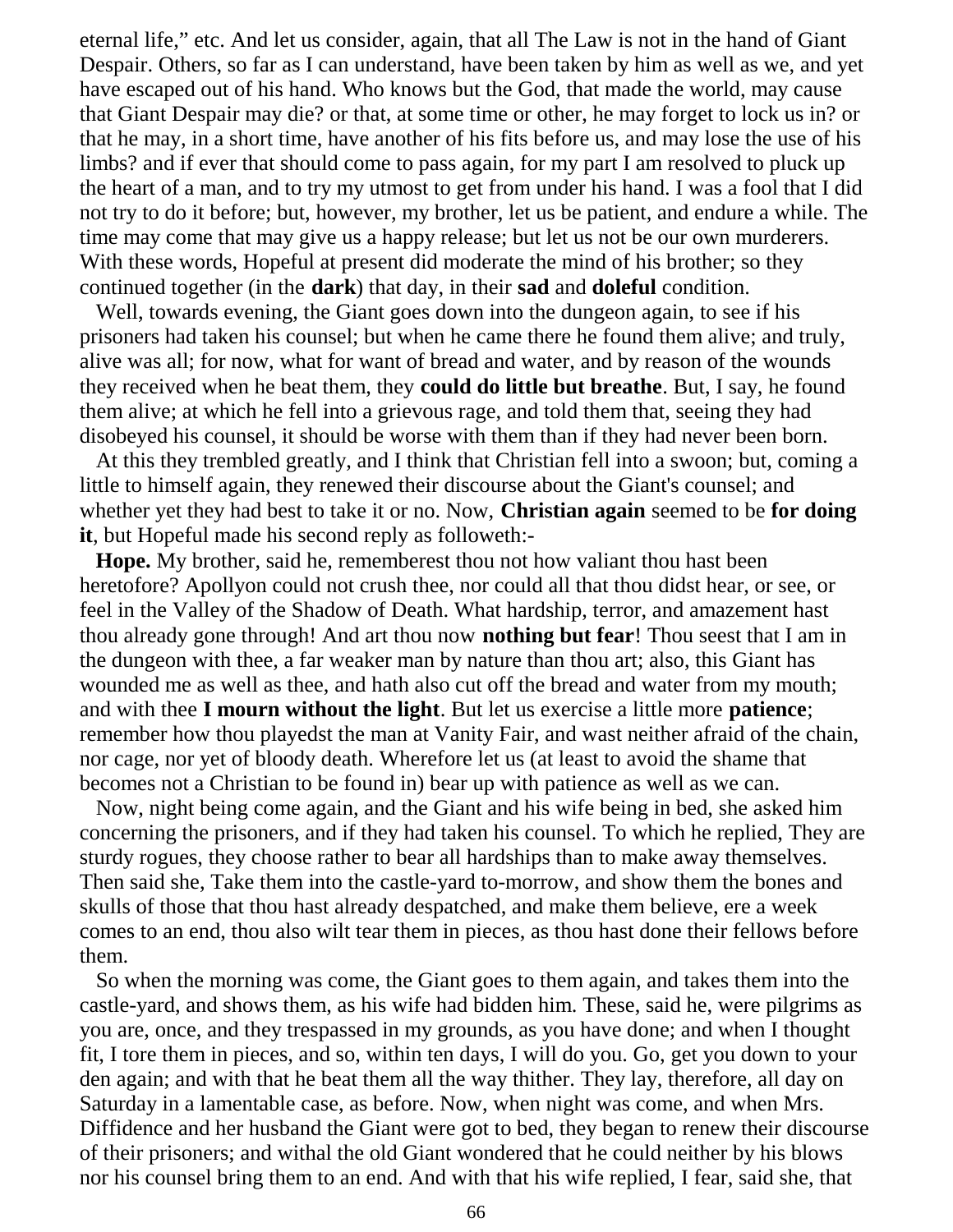eternal life," etc. And let us consider, again, that all The Law is not in the hand of Giant Despair. Others, so far as I can understand, have been taken by him as well as we, and yet have escaped out of his hand. Who knows but the God, that made the world, may cause that Giant Despair may die? or that, at some time or other, he may forget to lock us in? or that he may, in a short time, have another of his fits before us, and may lose the use of his limbs? and if ever that should come to pass again, for my part I am resolved to pluck up the heart of a man, and to try my utmost to get from under his hand. I was a fool that I did not try to do it before; but, however, my brother, let us be patient, and endure a while. The time may come that may give us a happy release; but let us not be our own murderers. With these words, Hopeful at present did moderate the mind of his brother; so they continued together (in the **dark**) that day, in their **sad** and **doleful** condition.

Well, towards evening, the Giant goes down into the dungeon again, to see if his prisoners had taken his counsel; but when he came there he found them alive; and truly, alive was all; for now, what for want of bread and water, and by reason of the wounds they received when he beat them, they **could do little but breathe**. But, I say, he found them alive; at which he fell into a grievous rage, and told them that, seeing they had disobeyed his counsel, it should be worse with them than if they had never been born.

At this they trembled greatly, and I think that Christian fell into a swoon; but, coming a little to himself again, they renewed their discourse about the Giant's counsel; and whether yet they had best to take it or no. Now, **Christian again** seemed to be **for doing it**, but Hopeful made his second reply as followeth:-

**Hope.** My brother, said he, rememberest thou not how valiant thou hast been heretofore? Apollyon could not crush thee, nor could all that thou didst hear, or see, or feel in the Valley of the Shadow of Death. What hardship, terror, and amazement hast thou already gone through! And art thou now **nothing but fear**! Thou seest that I am in the dungeon with thee, a far weaker man by nature than thou art; also, this Giant has wounded me as well as thee, and hath also cut off the bread and water from my mouth; and with thee **I mourn without the light**. But let us exercise a little more **patience**; remember how thou playedst the man at Vanity Fair, and wast neither afraid of the chain, nor cage, nor yet of bloody death. Wherefore let us (at least to avoid the shame that becomes not a Christian to be found in) bear up with patience as well as we can.

Now, night being come again, and the Giant and his wife being in bed, she asked him concerning the prisoners, and if they had taken his counsel. To which he replied, They are sturdy rogues, they choose rather to bear all hardships than to make away themselves. Then said she, Take them into the castle-yard to-morrow, and show them the bones and skulls of those that thou hast already despatched, and make them believe, ere a week comes to an end, thou also wilt tear them in pieces, as thou hast done their fellows before them.

So when the morning was come, the Giant goes to them again, and takes them into the castle-yard, and shows them, as his wife had bidden him. These, said he, were pilgrims as you are, once, and they trespassed in my grounds, as you have done; and when I thought fit, I tore them in pieces, and so, within ten days, I will do you. Go, get you down to your den again; and with that he beat them all the way thither. They lay, therefore, all day on Saturday in a lamentable case, as before. Now, when night was come, and when Mrs. Diffidence and her husband the Giant were got to bed, they began to renew their discourse of their prisoners; and withal the old Giant wondered that he could neither by his blows nor his counsel bring them to an end. And with that his wife replied, I fear, said she, that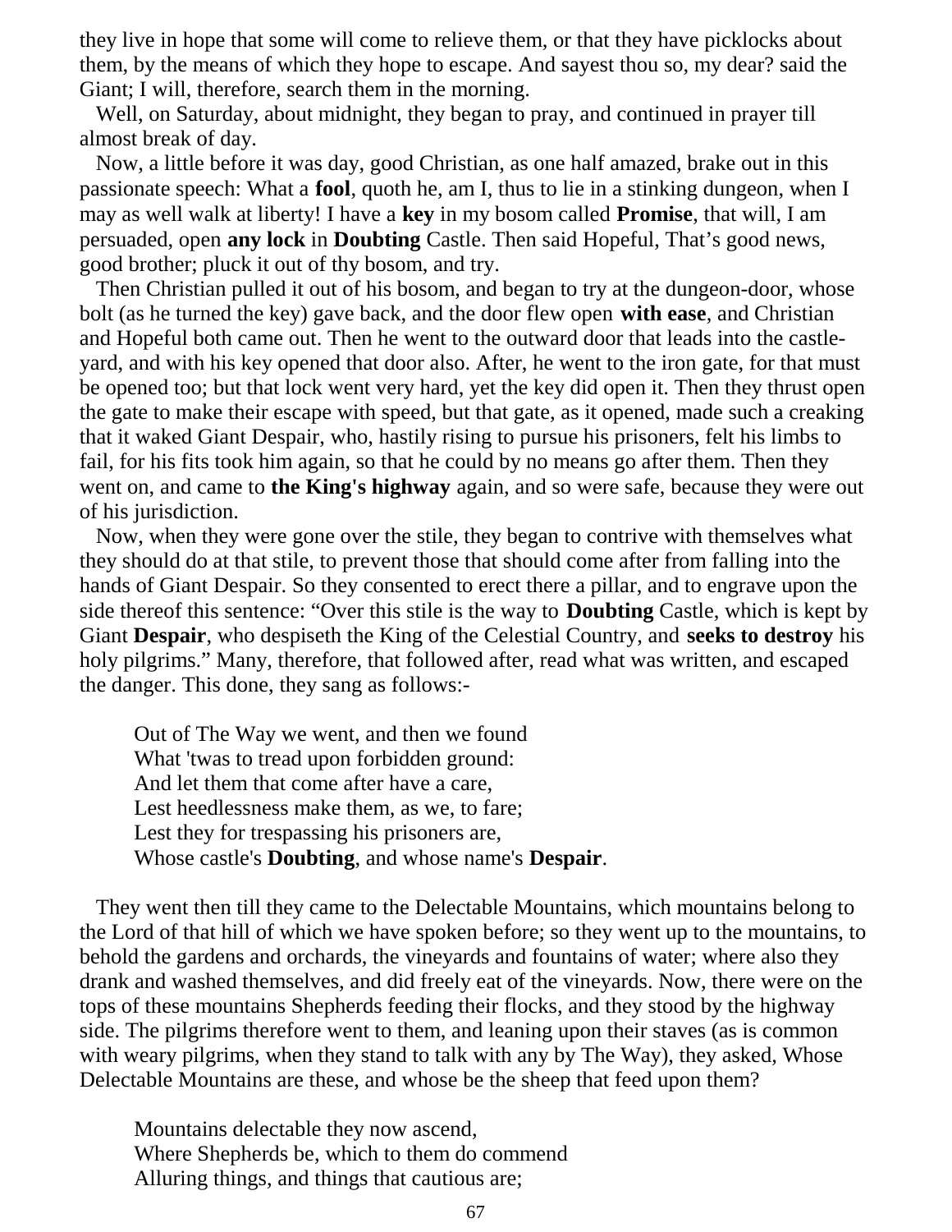they live in hope that some will come to relieve them, or that they have picklocks about them, by the means of which they hope to escape. And sayest thou so, my dear? said the Giant; I will, therefore, search them in the morning.

Well, on Saturday, about midnight, they began to pray, and continued in prayer till almost break of day.

Now, a little before it was day, good Christian, as one half amazed, brake out in this passionate speech: What a **fool**, quoth he, am I, thus to lie in a stinking dungeon, when I may as well walk at liberty! I have a **key** in my bosom called **Promise**, that will, I am persuaded, open **any lock** in **Doubting** Castle. Then said Hopeful, That's good news, good brother; pluck it out of thy bosom, and try.

Then Christian pulled it out of his bosom, and began to try at the dungeon-door, whose bolt (as he turned the key) gave back, and the door flew open **with ease**, and Christian and Hopeful both came out. Then he went to the outward door that leads into the castle-yard, and with his key opened that door also. After, he went to the iron gate, for that must be opened too; but that lock went very hard, yet the key did open it. Then they thrust open the gate to make their escape with speed, but that gate, as it opened, made such a creaking that it waked Giant Despair, who, hastily rising to pursue his prisoners, felt his limbs to fail, for his fits took him again, so that he could by no means go after them. Then they went on, and came to **the King's highway** again, and so were safe, because they were out of his jurisdiction.

Now, when they were gone over the stile, they began to contrive with themselves what they should do at that stile, to prevent those that should come after from falling into the hands of Giant Despair. So they consented to erect there a pillar, and to engrave upon the side thereof this sentence: "Over this stile is the way to **Doubting** Castle, which is kept by Giant **Despair**, who despiseth the King of the Celestial Country, and **seeks to destroy** his holy pilgrims." Many, therefore, that followed after, read what was written, and escaped the danger. This done, they sang as follows:-

> Out of The Way we went, and then we found
> What 'twas to tread upon forbidden ground:
> And let them that come after have a care,
> Lest heedlessness make them, as we, to fare;
> Lest they for trespassing his prisoners are,
> Whose castle's **Doubting**, and whose name's **Despair**.

They went then till they came to the Delectable Mountains, which mountains belong to the Lord of that hill of which we have spoken before; so they went up to the mountains, to behold the gardens and orchards, the vineyards and fountains of water; where also they drank and washed themselves, and did freely eat of the vineyards. Now, there were on the tops of these mountains Shepherds feeding their flocks, and they stood by the highway side. The pilgrims therefore went to them, and leaning upon their staves (as is common with weary pilgrims, when they stand to talk with any by The Way), they asked, Whose Delectable Mountains are these, and whose be the sheep that feed upon them?

> Mountains delectable they now ascend,
> Where Shepherds be, which to them do commend
> Alluring things, and things that cautious are;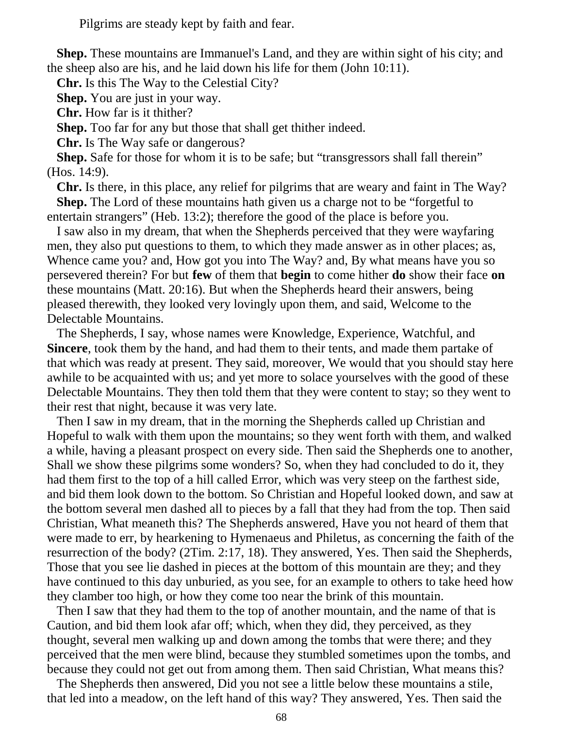Pilgrims are steady kept by faith and fear.

**Shep.** These mountains are Immanuel's Land, and they are within sight of his city; and the sheep also are his, and he laid down his life for them (John 10:11).

**Chr.** Is this The Way to the Celestial City?

**Shep.** You are just in your way.

**Chr.** How far is it thither?

**Shep.** Too far for any but those that shall get thither indeed.

**Chr.** Is The Way safe or dangerous?

**Shep.** Safe for those for whom it is to be safe; but "transgressors shall fall therein" (Hos. 14:9).

**Chr.** Is there, in this place, any relief for pilgrims that are weary and faint in The Way?

**Shep.** The Lord of these mountains hath given us a charge not to be "forgetful to entertain strangers" (Heb. 13:2); therefore the good of the place is before you.

I saw also in my dream, that when the Shepherds perceived that they were wayfaring men, they also put questions to them, to which they made answer as in other places; as, Whence came you? and, How got you into The Way? and, By what means have you so persevered therein? For but **few** of them that **begin** to come hither **do** show their face **on** these mountains (Matt. 20:16). But when the Shepherds heard their answers, being pleased therewith, they looked very lovingly upon them, and said, Welcome to the Delectable Mountains.

The Shepherds, I say, whose names were Knowledge, Experience, Watchful, and **Sincere**, took them by the hand, and had them to their tents, and made them partake of that which was ready at present. They said, moreover, We would that you should stay here awhile to be acquainted with us; and yet more to solace yourselves with the good of these Delectable Mountains. They then told them that they were content to stay; so they went to their rest that night, because it was very late.

Then I saw in my dream, that in the morning the Shepherds called up Christian and Hopeful to walk with them upon the mountains; so they went forth with them, and walked a while, having a pleasant prospect on every side. Then said the Shepherds one to another, Shall we show these pilgrims some wonders? So, when they had concluded to do it, they had them first to the top of a hill called Error, which was very steep on the farthest side, and bid them look down to the bottom. So Christian and Hopeful looked down, and saw at the bottom several men dashed all to pieces by a fall that they had from the top. Then said Christian, What meaneth this? The Shepherds answered, Have you not heard of them that were made to err, by hearkening to Hymenaeus and Philetus, as concerning the faith of the resurrection of the body? (2Tim. 2:17, 18). They answered, Yes. Then said the Shepherds, Those that you see lie dashed in pieces at the bottom of this mountain are they; and they have continued to this day unburied, as you see, for an example to others to take heed how they clamber too high, or how they come too near the brink of this mountain.

Then I saw that they had them to the top of another mountain, and the name of that is Caution, and bid them look afar off; which, when they did, they perceived, as they thought, several men walking up and down among the tombs that were there; and they perceived that the men were blind, because they stumbled sometimes upon the tombs, and because they could not get out from among them. Then said Christian, What means this?

The Shepherds then answered, Did you not see a little below these mountains a stile, that led into a meadow, on the left hand of this way? They answered, Yes. Then said the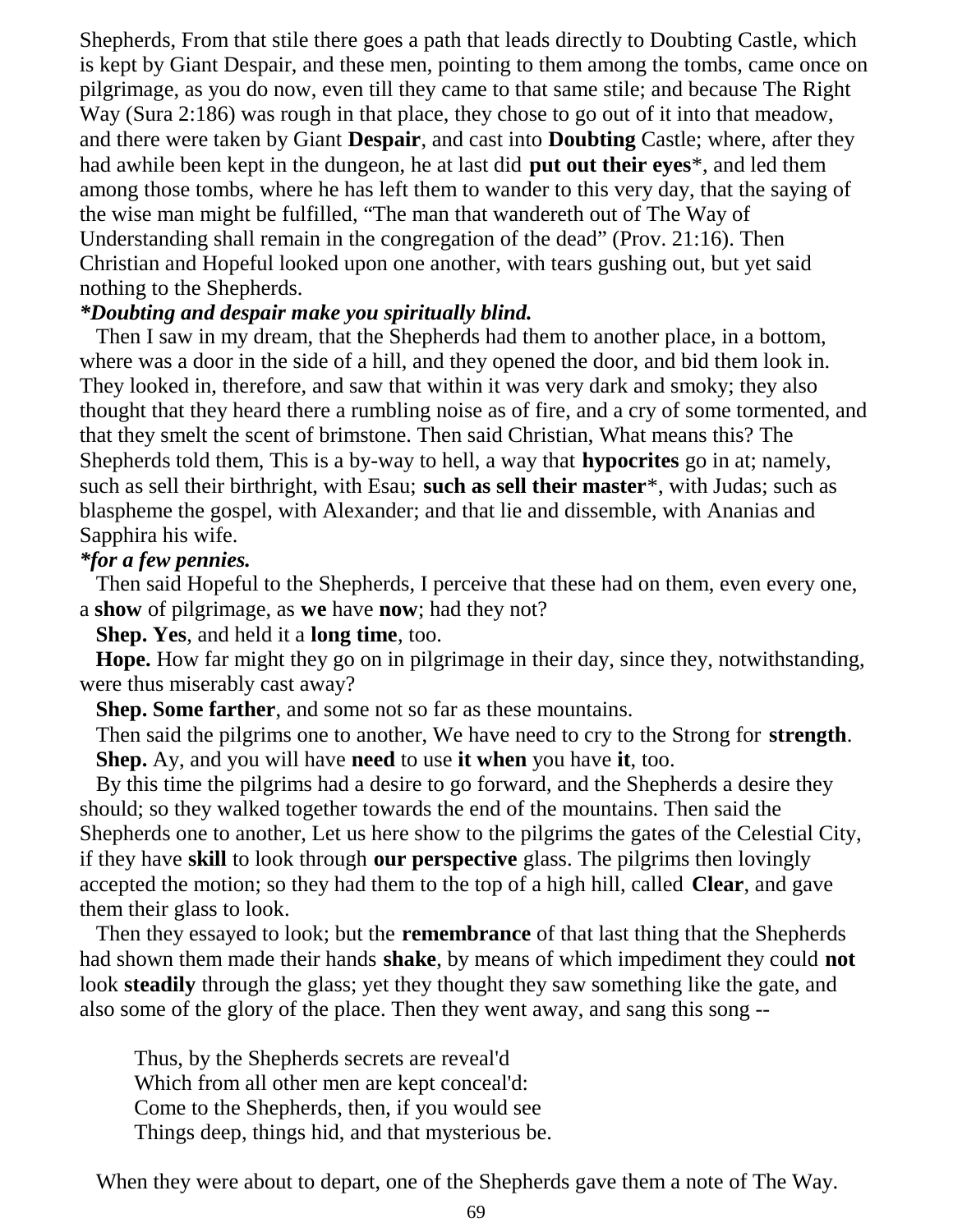Shepherds, From that stile there goes a path that leads directly to Doubting Castle, which is kept by Giant Despair, and these men, pointing to them among the tombs, came once on pilgrimage, as you do now, even till they came to that same stile; and because The Right Way (Sura 2:186) was rough in that place, they chose to go out of it into that meadow, and there were taken by Giant **Despair**, and cast into **Doubting** Castle; where, after they had awhile been kept in the dungeon, he at last did **put out their eyes***, and led them among those tombs, where he has left them to wander to this very day, that the saying of the wise man might be fulfilled, "The man that wandereth out of The Way of Understanding shall remain in the congregation of the dead" (Prov. 21:16). Then Christian and Hopeful looked upon one another, with tears gushing out, but yet said nothing to the Shepherds.

***Doubting and despair make you spiritually blind.***

Then I saw in my dream, that the Shepherds had them to another place, in a bottom, where was a door in the side of a hill, and they opened the door, and bid them look in. They looked in, therefore, and saw that within it was very dark and smoky; they also thought that they heard there a rumbling noise as of fire, and a cry of some tormented, and that they smelt the scent of brimstone. Then said Christian, What means this? The Shepherds told them, This is a by-way to hell, a way that **hypocrites** go in at; namely, such as sell their birthright, with Esau; **such as sell their master***, with Judas; such as blaspheme the gospel, with Alexander; and that lie and dissemble, with Ananias and Sapphira his wife.

***for a few pennies.***

Then said Hopeful to the Shepherds, I perceive that these had on them, even every one, a **show** of pilgrimage, as **we** have **now**; had they not?

**Shep. Yes**, and held it a **long time**, too.

**Hope.** How far might they go on in pilgrimage in their day, since they, notwithstanding, were thus miserably cast away?

**Shep. Some farther**, and some not so far as these mountains.

Then said the pilgrims one to another, We have need to cry to the Strong for **strength**.

**Shep.** Ay, and you will have **need** to use **it when** you have **it**, too.

By this time the pilgrims had a desire to go forward, and the Shepherds a desire they should; so they walked together towards the end of the mountains. Then said the Shepherds one to another, Let us here show to the pilgrims the gates of the Celestial City, if they have **skill** to look through **our perspective** glass. The pilgrims then lovingly accepted the motion; so they had them to the top of a high hill, called **Clear**, and gave them their glass to look.

Then they essayed to look; but the **remembrance** of that last thing that the Shepherds had shown them made their hands **shake**, by means of which impediment they could **not** look **steadily** through the glass; yet they thought they saw something like the gate, and also some of the glory of the place. Then they went away, and sang this song --

> Thus, by the Shepherds secrets are reveal'd
> Which from all other men are kept conceal'd:
> Come to the Shepherds, then, if you would see
> Things deep, things hid, and that mysterious be.

When they were about to depart, one of the Shepherds gave them a note of The Way.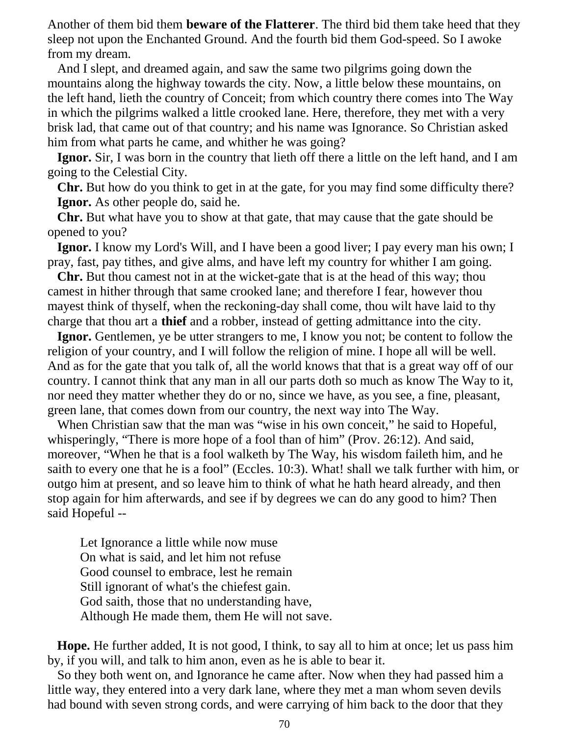Another of them bid them **beware of the Flatterer**. The third bid them take heed that they sleep not upon the Enchanted Ground. And the fourth bid them God-speed. So I awoke from my dream.

And I slept, and dreamed again, and saw the same two pilgrims going down the mountains along the highway towards the city. Now, a little below these mountains, on the left hand, lieth the country of Conceit; from which country there comes into The Way in which the pilgrims walked a little crooked lane. Here, therefore, they met with a very brisk lad, that came out of that country; and his name was Ignorance. So Christian asked him from what parts he came, and whither he was going?

**Ignor.** Sir, I was born in the country that lieth off there a little on the left hand, and I am going to the Celestial City.

**Chr.** But how do you think to get in at the gate, for you may find some difficulty there?

**Ignor.** As other people do, said he.

**Chr.** But what have you to show at that gate, that may cause that the gate should be opened to you?

**Ignor.** I know my Lord's Will, and I have been a good liver; I pay every man his own; I pray, fast, pay tithes, and give alms, and have left my country for whither I am going.

**Chr.** But thou camest not in at the wicket-gate that is at the head of this way; thou camest in hither through that same crooked lane; and therefore I fear, however thou mayest think of thyself, when the reckoning-day shall come, thou wilt have laid to thy charge that thou art a **thief** and a robber, instead of getting admittance into the city.

**Ignor.** Gentlemen, ye be utter strangers to me, I know you not; be content to follow the religion of your country, and I will follow the religion of mine. I hope all will be well. And as for the gate that you talk of, all the world knows that that is a great way off of our country. I cannot think that any man in all our parts doth so much as know The Way to it, nor need they matter whether they do or no, since we have, as you see, a fine, pleasant, green lane, that comes down from our country, the next way into The Way.

When Christian saw that the man was "wise in his own conceit," he said to Hopeful, whisperingly, "There is more hope of a fool than of him" (Prov. 26:12). And said, moreover, "When he that is a fool walketh by The Way, his wisdom faileth him, and he saith to every one that he is a fool" (Eccles. 10:3). What! shall we talk further with him, or outgo him at present, and so leave him to think of what he hath heard already, and then stop again for him afterwards, and see if by degrees we can do any good to him? Then said Hopeful --

> Let Ignorance a little while now muse
> On what is said, and let him not refuse
> Good counsel to embrace, lest he remain
> Still ignorant of what's the chiefest gain.
> God saith, those that no understanding have,
> Although He made them, them He will not save.

**Hope.** He further added, It is not good, I think, to say all to him at once; let us pass him by, if you will, and talk to him anon, even as he is able to bear it.

So they both went on, and Ignorance he came after. Now when they had passed him a little way, they entered into a very dark lane, where they met a man whom seven devils had bound with seven strong cords, and were carrying of him back to the door that they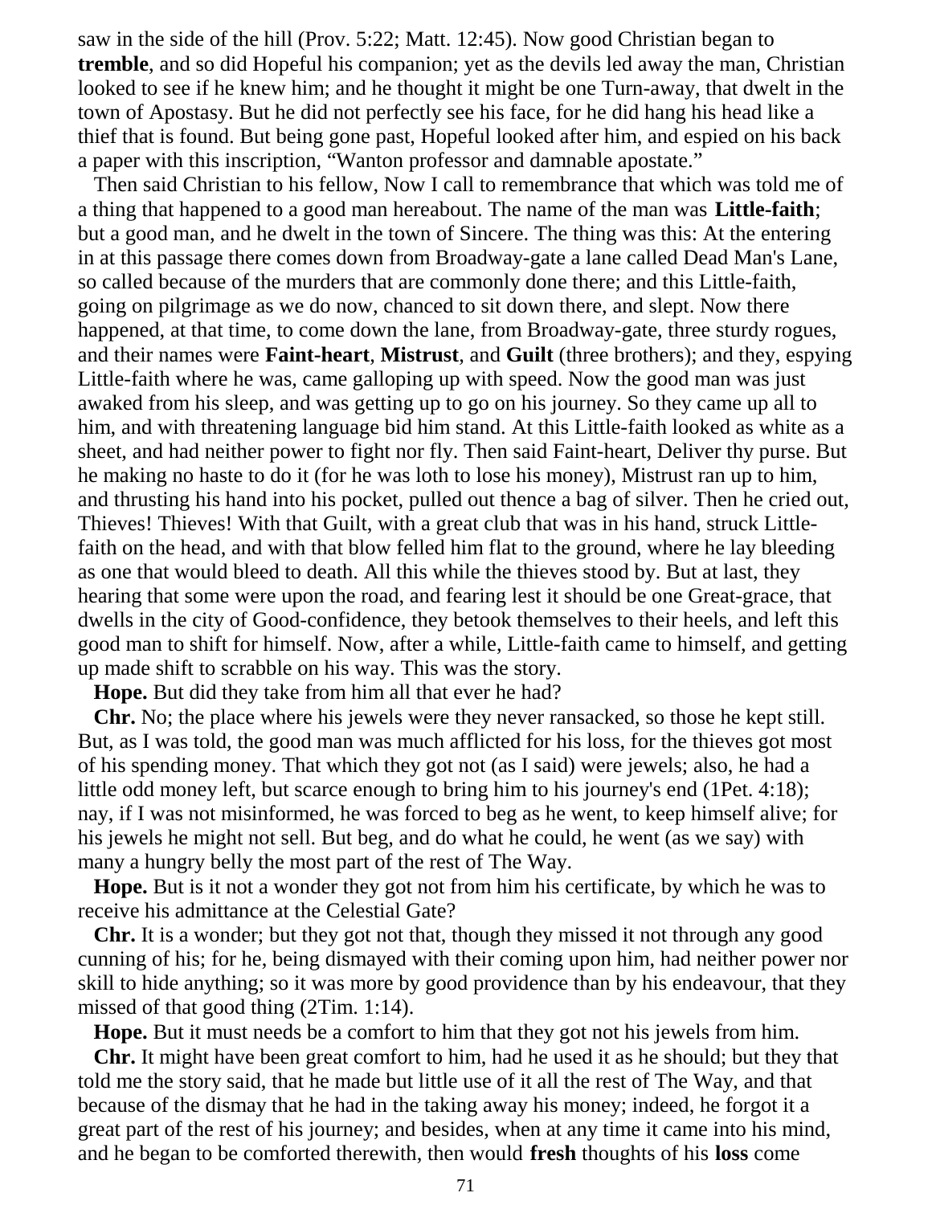saw in the side of the hill (Prov. 5:22; Matt. 12:45). Now good Christian began to **tremble**, and so did Hopeful his companion; yet as the devils led away the man, Christian looked to see if he knew him; and he thought it might be one Turn-away, that dwelt in the town of Apostasy. But he did not perfectly see his face, for he did hang his head like a thief that is found. But being gone past, Hopeful looked after him, and espied on his back a paper with this inscription, "Wanton professor and damnable apostate."

Then said Christian to his fellow, Now I call to remembrance that which was told me of a thing that happened to a good man hereabout. The name of the man was **Little-faith**; but a good man, and he dwelt in the town of Sincere. The thing was this: At the entering in at this passage there comes down from Broadway-gate a lane called Dead Man's Lane, so called because of the murders that are commonly done there; and this Little-faith, going on pilgrimage as we do now, chanced to sit down there, and slept. Now there happened, at that time, to come down the lane, from Broadway-gate, three sturdy rogues, and their names were **Faint-heart**, **Mistrust**, and **Guilt** (three brothers); and they, espying Little-faith where he was, came galloping up with speed. Now the good man was just awaked from his sleep, and was getting up to go on his journey. So they came up all to him, and with threatening language bid him stand. At this Little-faith looked as white as a sheet, and had neither power to fight nor fly. Then said Faint-heart, Deliver thy purse. But he making no haste to do it (for he was loth to lose his money), Mistrust ran up to him, and thrusting his hand into his pocket, pulled out thence a bag of silver. Then he cried out, Thieves! Thieves! With that Guilt, with a great club that was in his hand, struck Little-faith on the head, and with that blow felled him flat to the ground, where he lay bleeding as one that would bleed to death. All this while the thieves stood by. But at last, they hearing that some were upon the road, and fearing lest it should be one Great-grace, that dwells in the city of Good-confidence, they betook themselves to their heels, and left this good man to shift for himself. Now, after a while, Little-faith came to himself, and getting up made shift to scrabble on his way. This was the story.

**Hope.** But did they take from him all that ever he had?

**Chr.** No; the place where his jewels were they never ransacked, so those he kept still. But, as I was told, the good man was much afflicted for his loss, for the thieves got most of his spending money. That which they got not (as I said) were jewels; also, he had a little odd money left, but scarce enough to bring him to his journey's end (1Pet. 4:18); nay, if I was not misinformed, he was forced to beg as he went, to keep himself alive; for his jewels he might not sell. But beg, and do what he could, he went (as we say) with many a hungry belly the most part of the rest of The Way.

**Hope.** But is it not a wonder they got not from him his certificate, by which he was to receive his admittance at the Celestial Gate?

**Chr.** It is a wonder; but they got not that, though they missed it not through any good cunning of his; for he, being dismayed with their coming upon him, had neither power nor skill to hide anything; so it was more by good providence than by his endeavour, that they missed of that good thing (2Tim. 1:14).

**Hope.** But it must needs be a comfort to him that they got not his jewels from him.

**Chr.** It might have been great comfort to him, had he used it as he should; but they that told me the story said, that he made but little use of it all the rest of The Way, and that because of the dismay that he had in the taking away his money; indeed, he forgot it a great part of the rest of his journey; and besides, when at any time it came into his mind, and he began to be comforted therewith, then would **fresh** thoughts of his **loss** come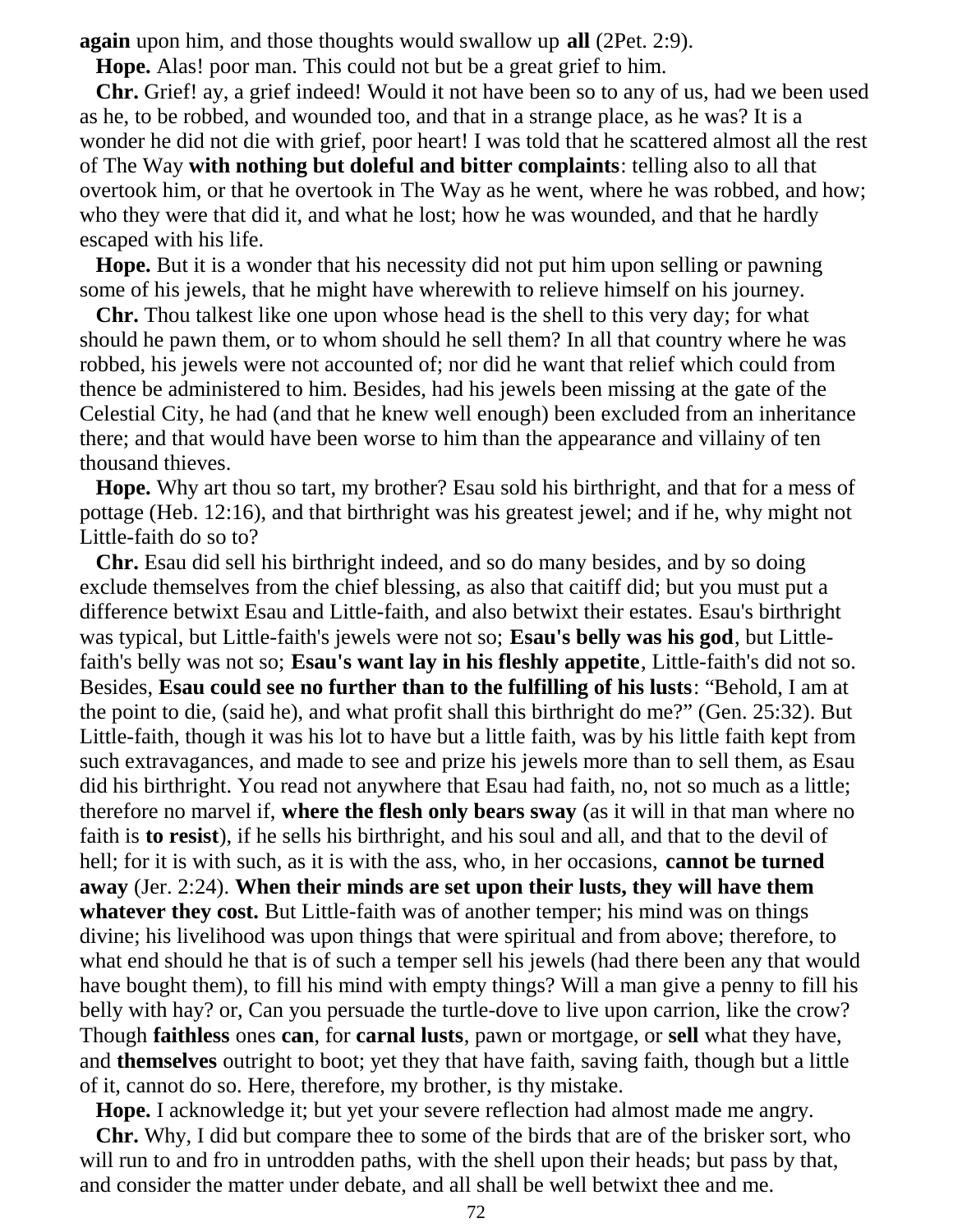**again** upon him, and those thoughts would swallow up **all** (2Pet. 2:9).

**Hope.** Alas! poor man. This could not but be a great grief to him.

**Chr.** Grief! ay, a grief indeed! Would it not have been so to any of us, had we been used as he, to be robbed, and wounded too, and that in a strange place, as he was? It is a wonder he did not die with grief, poor heart! I was told that he scattered almost all the rest of The Way **with nothing but doleful and bitter complaints**: telling also to all that overtook him, or that he overtook in The Way as he went, where he was robbed, and how; who they were that did it, and what he lost; how he was wounded, and that he hardly escaped with his life.

**Hope.** But it is a wonder that his necessity did not put him upon selling or pawning some of his jewels, that he might have wherewith to relieve himself on his journey.

**Chr.** Thou talkest like one upon whose head is the shell to this very day; for what should he pawn them, or to whom should he sell them? In all that country where he was robbed, his jewels were not accounted of; nor did he want that relief which could from thence be administered to him. Besides, had his jewels been missing at the gate of the Celestial City, he had (and that he knew well enough) been excluded from an inheritance there; and that would have been worse to him than the appearance and villainy of ten thousand thieves.

**Hope.** Why art thou so tart, my brother? Esau sold his birthright, and that for a mess of pottage (Heb. 12:16), and that birthright was his greatest jewel; and if he, why might not Little-faith do so to?

**Chr.** Esau did sell his birthright indeed, and so do many besides, and by so doing exclude themselves from the chief blessing, as also that caitiff did; but you must put a difference betwixt Esau and Little-faith, and also betwixt their estates. Esau's birthright was typical, but Little-faith's jewels were not so; **Esau's belly was his god**, but Little-faith's belly was not so; **Esau's want lay in his fleshly appetite**, Little-faith's did not so. Besides, **Esau could see no further than to the fulfilling of his lusts**: "Behold, I am at the point to die, (said he), and what profit shall this birthright do me?" (Gen. 25:32). But Little-faith, though it was his lot to have but a little faith, was by his little faith kept from such extravagances, and made to see and prize his jewels more than to sell them, as Esau did his birthright. You read not anywhere that Esau had faith, no, not so much as a little; therefore no marvel if, **where the flesh only bears sway** (as it will in that man where no faith is **to resist**), if he sells his birthright, and his soul and all, and that to the devil of hell; for it is with such, as it is with the ass, who, in her occasions, **cannot be turned away** (Jer. 2:24). **When their minds are set upon their lusts, they will have them whatever they cost.** But Little-faith was of another temper; his mind was on things divine; his livelihood was upon things that were spiritual and from above; therefore, to what end should he that is of such a temper sell his jewels (had there been any that would have bought them), to fill his mind with empty things? Will a man give a penny to fill his belly with hay? or, Can you persuade the turtle-dove to live upon carrion, like the crow? Though **faithless** ones **can**, for **carnal lusts**, pawn or mortgage, or **sell** what they have, and **themselves** outright to boot; yet they that have faith, saving faith, though but a little of it, cannot do so. Here, therefore, my brother, is thy mistake.

**Hope.** I acknowledge it; but yet your severe reflection had almost made me angry.

**Chr.** Why, I did but compare thee to some of the birds that are of the brisker sort, who will run to and fro in untrodden paths, with the shell upon their heads; but pass by that, and consider the matter under debate, and all shall be well betwixt thee and me.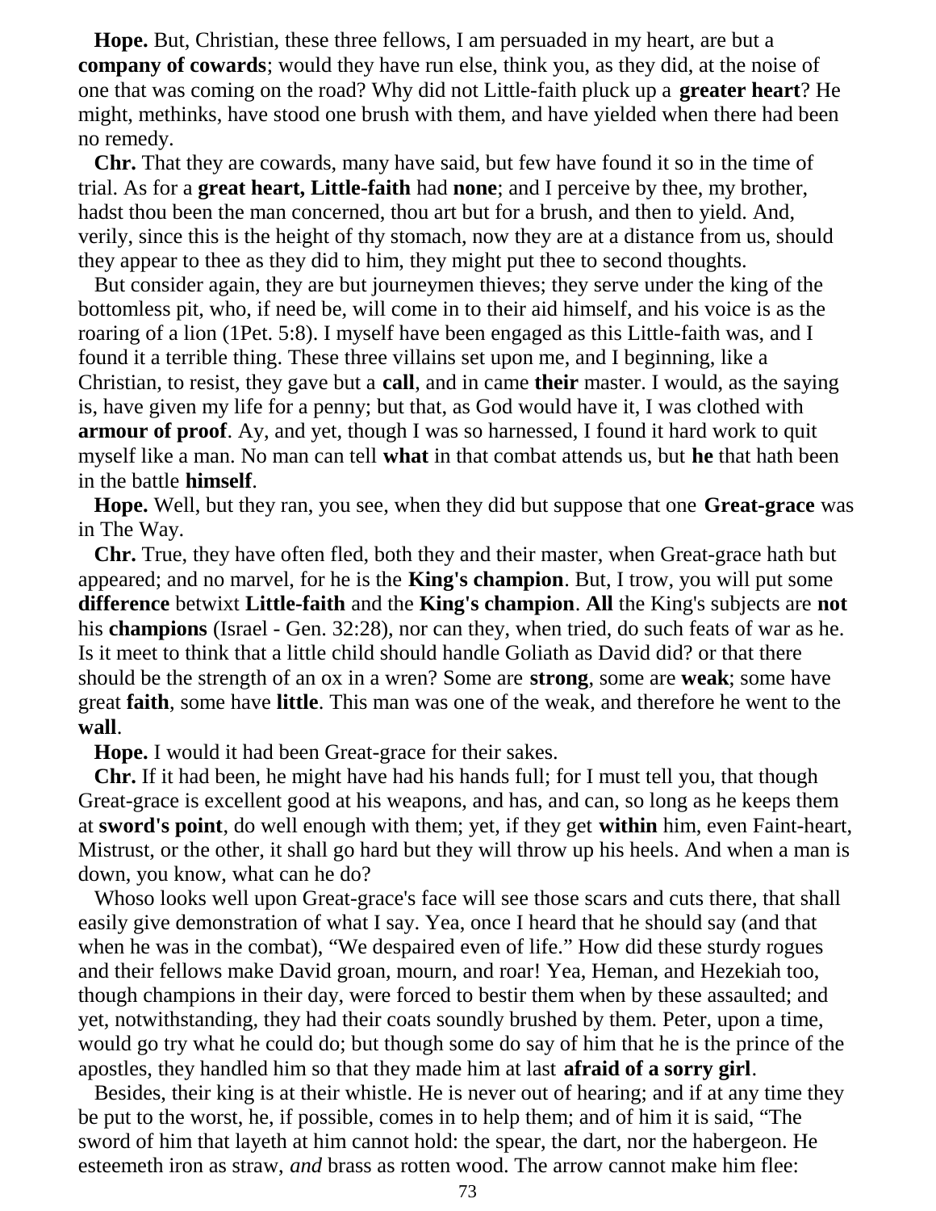**Hope.** But, Christian, these three fellows, I am persuaded in my heart, are but a **company of cowards**; would they have run else, think you, as they did, at the noise of one that was coming on the road? Why did not Little-faith pluck up a **greater heart**? He might, methinks, have stood one brush with them, and have yielded when there had been no remedy.

**Chr.** That they are cowards, many have said, but few have found it so in the time of trial. As for a **great heart, Little-faith** had **none**; and I perceive by thee, my brother, hadst thou been the man concerned, thou art but for a brush, and then to yield. And, verily, since this is the height of thy stomach, now they are at a distance from us, should they appear to thee as they did to him, they might put thee to second thoughts.

But consider again, they are but journeymen thieves; they serve under the king of the bottomless pit, who, if need be, will come in to their aid himself, and his voice is as the roaring of a lion (1Pet. 5:8). I myself have been engaged as this Little-faith was, and I found it a terrible thing. These three villains set upon me, and I beginning, like a Christian, to resist, they gave but a **call**, and in came **their** master. I would, as the saying is, have given my life for a penny; but that, as God would have it, I was clothed with **armour of proof**. Ay, and yet, though I was so harnessed, I found it hard work to quit myself like a man. No man can tell **what** in that combat attends us, but **he** that hath been in the battle **himself**.

**Hope.** Well, but they ran, you see, when they did but suppose that one **Great-grace** was in The Way.

**Chr.** True, they have often fled, both they and their master, when Great-grace hath but appeared; and no marvel, for he is the **King's champion**. But, I trow, you will put some **difference** betwixt **Little-faith** and the **King's champion**. **All** the King's subjects are **not** his **champions** (Israel - Gen. 32:28), nor can they, when tried, do such feats of war as he. Is it meet to think that a little child should handle Goliath as David did? or that there should be the strength of an ox in a wren? Some are **strong**, some are **weak**; some have great **faith**, some have **little**. This man was one of the weak, and therefore he went to the **wall**.

**Hope.** I would it had been Great-grace for their sakes.

**Chr.** If it had been, he might have had his hands full; for I must tell you, that though Great-grace is excellent good at his weapons, and has, and can, so long as he keeps them at **sword's point**, do well enough with them; yet, if they get **within** him, even Faint-heart, Mistrust, or the other, it shall go hard but they will throw up his heels. And when a man is down, you know, what can he do?

Whoso looks well upon Great-grace's face will see those scars and cuts there, that shall easily give demonstration of what I say. Yea, once I heard that he should say (and that when he was in the combat), "We despaired even of life." How did these sturdy rogues and their fellows make David groan, mourn, and roar! Yea, Heman, and Hezekiah too, though champions in their day, were forced to bestir them when by these assaulted; and yet, notwithstanding, they had their coats soundly brushed by them. Peter, upon a time, would go try what he could do; but though some do say of him that he is the prince of the apostles, they handled him so that they made him at last **afraid of a sorry girl**.

Besides, their king is at their whistle. He is never out of hearing; and if at any time they be put to the worst, he, if possible, comes in to help them; and of him it is said, "The sword of him that layeth at him cannot hold: the spear, the dart, nor the habergeon. He esteemeth iron as straw, *and* brass as rotten wood. The arrow cannot make him flee: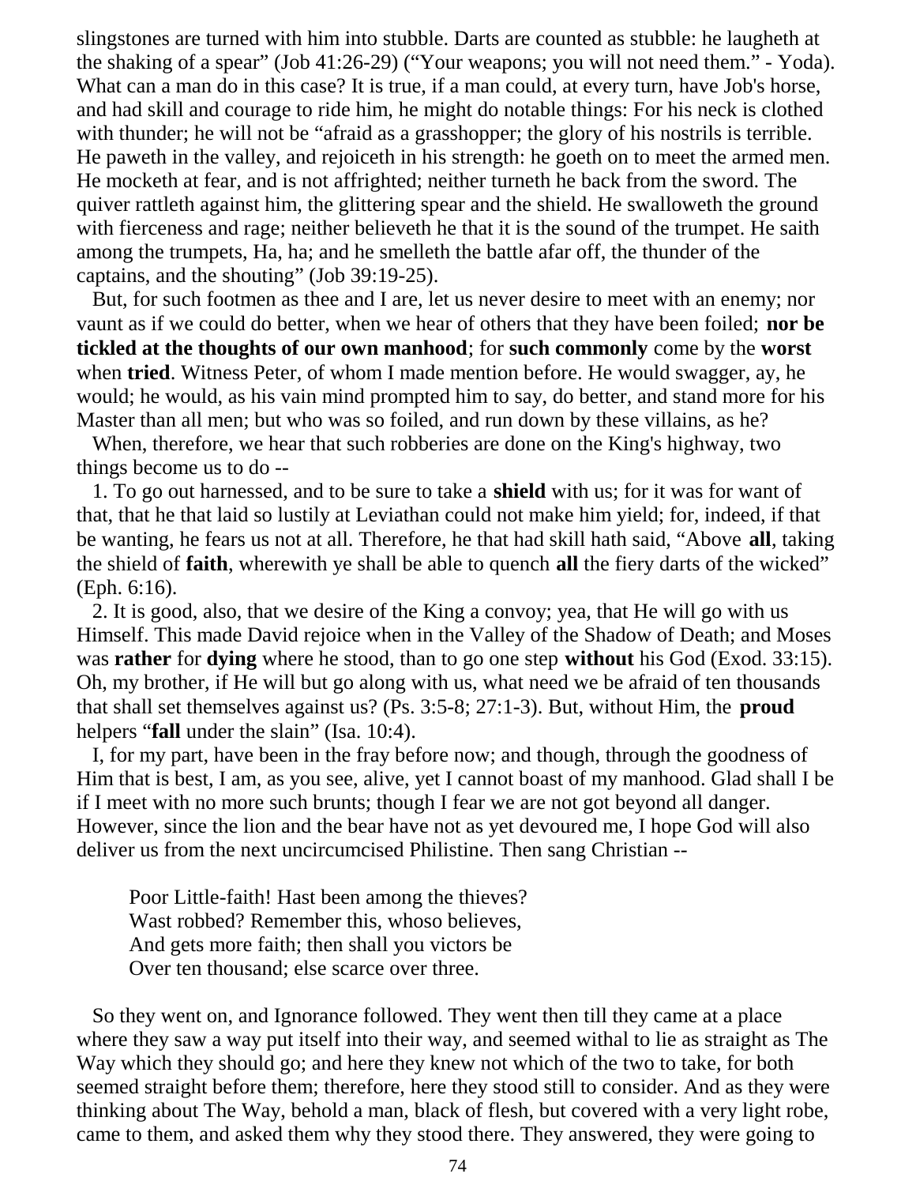slingstones are turned with him into stubble. Darts are counted as stubble: he laugheth at the shaking of a spear" (Job 41:26-29) ("Your weapons; you will not need them." - Yoda). What can a man do in this case? It is true, if a man could, at every turn, have Job's horse, and had skill and courage to ride him, he might do notable things: For his neck is clothed with thunder; he will not be "afraid as a grasshopper; the glory of his nostrils is terrible. He paweth in the valley, and rejoiceth in his strength: he goeth on to meet the armed men. He mocketh at fear, and is not affrighted; neither turneth he back from the sword. The quiver rattleth against him, the glittering spear and the shield. He swalloweth the ground with fierceness and rage; neither believeth he that it is the sound of the trumpet. He saith among the trumpets, Ha, ha; and he smelleth the battle afar off, the thunder of the captains, and the shouting" (Job 39:19-25).

But, for such footmen as thee and I are, let us never desire to meet with an enemy; nor vaunt as if we could do better, when we hear of others that they have been foiled; **nor be tickled at the thoughts of our own manhood**; for **such commonly** come by the **worst** when **tried**. Witness Peter, of whom I made mention before. He would swagger, ay, he would; he would, as his vain mind prompted him to say, do better, and stand more for his Master than all men; but who was so foiled, and run down by these villains, as he?

When, therefore, we hear that such robberies are done on the King's highway, two things become us to do --

1. To go out harnessed, and to be sure to take a **shield** with us; for it was for want of that, that he that laid so lustily at Leviathan could not make him yield; for, indeed, if that be wanting, he fears us not at all. Therefore, he that had skill hath said, "Above **all**, taking the shield of **faith**, wherewith ye shall be able to quench **all** the fiery darts of the wicked" (Eph. 6:16).

2. It is good, also, that we desire of the King a convoy; yea, that He will go with us Himself. This made David rejoice when in the Valley of the Shadow of Death; and Moses was **rather** for **dying** where he stood, than to go one step **without** his God (Exod. 33:15). Oh, my brother, if He will but go along with us, what need we be afraid of ten thousands that shall set themselves against us? (Ps. 3:5-8; 27:1-3). But, without Him, the **proud** helpers "**fall** under the slain" (Isa. 10:4).

I, for my part, have been in the fray before now; and though, through the goodness of Him that is best, I am, as you see, alive, yet I cannot boast of my manhood. Glad shall I be if I meet with no more such brunts; though I fear we are not got beyond all danger. However, since the lion and the bear have not as yet devoured me, I hope God will also deliver us from the next uncircumcised Philistine. Then sang Christian --

> Poor Little-faith! Hast been among the thieves?
> Wast robbed? Remember this, whoso believes,
> And gets more faith; then shall you victors be
> Over ten thousand; else scarce over three.

So they went on, and Ignorance followed. They went then till they came at a place where they saw a way put itself into their way, and seemed withal to lie as straight as The Way which they should go; and here they knew not which of the two to take, for both seemed straight before them; therefore, here they stood still to consider. And as they were thinking about The Way, behold a man, black of flesh, but covered with a very light robe, came to them, and asked them why they stood there. They answered, they were going to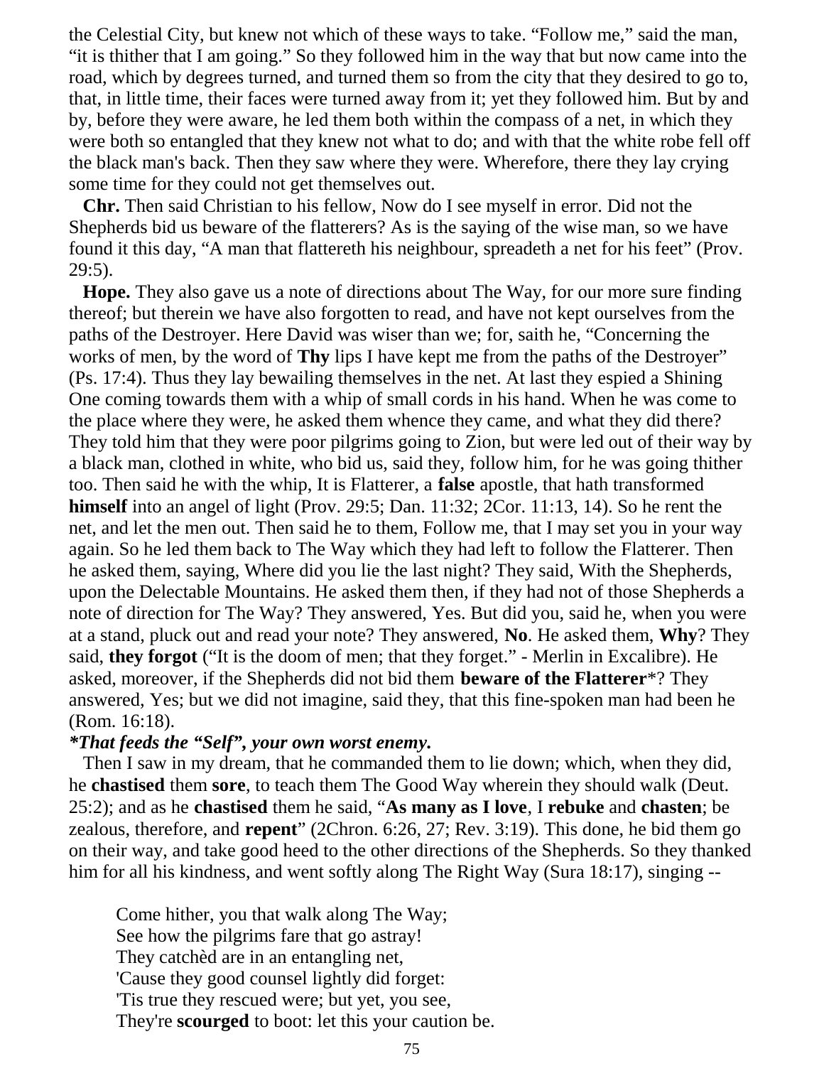the Celestial City, but knew not which of these ways to take. “Follow me,” said the man, “it is thither that I am going.” So they followed him in the way that but now came into the road, which by degrees turned, and turned them so from the city that they desired to go to, that, in little time, their faces were turned away from it; yet they followed him. But by and by, before they were aware, he led them both within the compass of a net, in which they were both so entangled that they knew not what to do; and with that the white robe fell off the black man's back. Then they saw where they were. Wherefore, there they lay crying some time for they could not get themselves out.

**Chr.** Then said Christian to his fellow, Now do I see myself in error. Did not the Shepherds bid us beware of the flatterers? As is the saying of the wise man, so we have found it this day, “A man that flattereth his neighbour, spreadeth a net for his feet” (Prov. 29:5).

**Hope.** They also gave us a note of directions about The Way, for our more sure finding thereof; but therein we have also forgotten to read, and have not kept ourselves from the paths of the Destroyer. Here David was wiser than we; for, saith he, “Concerning the works of men, by the word of **Thy** lips I have kept me from the paths of the Destroyer” (Ps. 17:4). Thus they lay bewailing themselves in the net. At last they espied a Shining One coming towards them with a whip of small cords in his hand. When he was come to the place where they were, he asked them whence they came, and what they did there? They told him that they were poor pilgrims going to Zion, but were led out of their way by a black man, clothed in white, who bid us, said they, follow him, for he was going thither too. Then said he with the whip, It is Flatterer, a **false** apostle, that hath transformed **himself** into an angel of light (Prov. 29:5; Dan. 11:32; 2Cor. 11:13, 14). So he rent the net, and let the men out. Then said he to them, Follow me, that I may set you in your way again. So he led them back to The Way which they had left to follow the Flatterer. Then he asked them, saying, Where did you lie the last night? They said, With the Shepherds, upon the Delectable Mountains. He asked them then, if they had not of those Shepherds a note of direction for The Way? They answered, Yes. But did you, said he, when you were at a stand, pluck out and read your note? They answered, **No**. He asked them, **Why**? They said, **they forgot** (“It is the doom of men; that they forget.” - Merlin in Excalibre). He asked, moreover, if the Shepherds did not bid them **beware of the Flatterer***? They answered, Yes; but we did not imagine, said they, that this fine-spoken man had been he (Rom. 16:18).

***That feeds the “Self”, your own worst enemy.***

Then I saw in my dream, that he commanded them to lie down; which, when they did, he **chastised** them **sore**, to teach them The Good Way wherein they should walk (Deut. 25:2); and as he **chastised** them he said, “**As many as I love**, I **rebuke** and **chasten**; be zealous, therefore, and **repent**” (2Chron. 6:26, 27; Rev. 3:19). This done, he bid them go on their way, and take good heed to the other directions of the Shepherds. So they thanked him for all his kindness, and went softly along The Right Way (Sura 18:17), singing --

> Come hither, you that walk along The Way;
> See how the pilgrims fare that go astray!
> They catchèd are in an entangling net,
> 'Cause they good counsel lightly did forget:
> 'Tis true they rescued were; but yet, you see,
> They're **scourged** to boot: let this your caution be.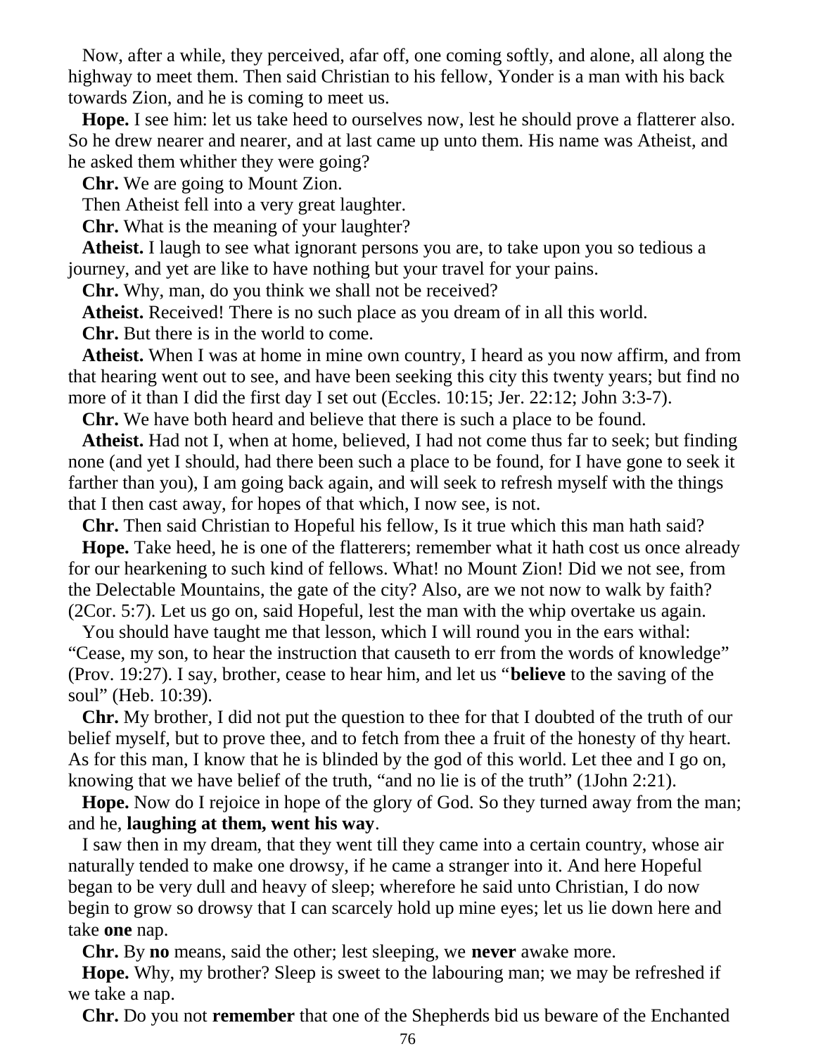Now, after a while, they perceived, afar off, one coming softly, and alone, all along the highway to meet them. Then said Christian to his fellow, Yonder is a man with his back towards Zion, and he is coming to meet us.

**Hope.** I see him: let us take heed to ourselves now, lest he should prove a flatterer also. So he drew nearer and nearer, and at last came up unto them. His name was Atheist, and he asked them whither they were going?

**Chr.** We are going to Mount Zion.

Then Atheist fell into a very great laughter.

**Chr.** What is the meaning of your laughter?

**Atheist.** I laugh to see what ignorant persons you are, to take upon you so tedious a journey, and yet are like to have nothing but your travel for your pains.

**Chr.** Why, man, do you think we shall not be received?

**Atheist.** Received! There is no such place as you dream of in all this world.

**Chr.** But there is in the world to come.

**Atheist.** When I was at home in mine own country, I heard as you now affirm, and from that hearing went out to see, and have been seeking this city this twenty years; but find no more of it than I did the first day I set out (Eccles. 10:15; Jer. 22:12; John 3:3-7).

**Chr.** We have both heard and believe that there is such a place to be found.

**Atheist.** Had not I, when at home, believed, I had not come thus far to seek; but finding none (and yet I should, had there been such a place to be found, for I have gone to seek it farther than you), I am going back again, and will seek to refresh myself with the things that I then cast away, for hopes of that which, I now see, is not.

**Chr.** Then said Christian to Hopeful his fellow, Is it true which this man hath said?

**Hope.** Take heed, he is one of the flatterers; remember what it hath cost us once already for our hearkening to such kind of fellows. What! no Mount Zion! Did we not see, from the Delectable Mountains, the gate of the city? Also, are we not now to walk by faith? (2Cor. 5:7). Let us go on, said Hopeful, lest the man with the whip overtake us again.

You should have taught me that lesson, which I will round you in the ears withal: "Cease, my son, to hear the instruction that causeth to err from the words of knowledge" (Prov. 19:27). I say, brother, cease to hear him, and let us "**believe** to the saving of the soul" (Heb. 10:39).

**Chr.** My brother, I did not put the question to thee for that I doubted of the truth of our belief myself, but to prove thee, and to fetch from thee a fruit of the honesty of thy heart. As for this man, I know that he is blinded by the god of this world. Let thee and I go on, knowing that we have belief of the truth, "and no lie is of the truth" (1John 2:21).

**Hope.** Now do I rejoice in hope of the glory of God. So they turned away from the man; and he, **laughing at them, went his way**.

I saw then in my dream, that they went till they came into a certain country, whose air naturally tended to make one drowsy, if he came a stranger into it. And here Hopeful began to be very dull and heavy of sleep; wherefore he said unto Christian, I do now begin to grow so drowsy that I can scarcely hold up mine eyes; let us lie down here and take **one** nap.

**Chr.** By **no** means, said the other; lest sleeping, we **never** awake more.

**Hope.** Why, my brother? Sleep is sweet to the labouring man; we may be refreshed if we take a nap.

**Chr.** Do you not **remember** that one of the Shepherds bid us beware of the Enchanted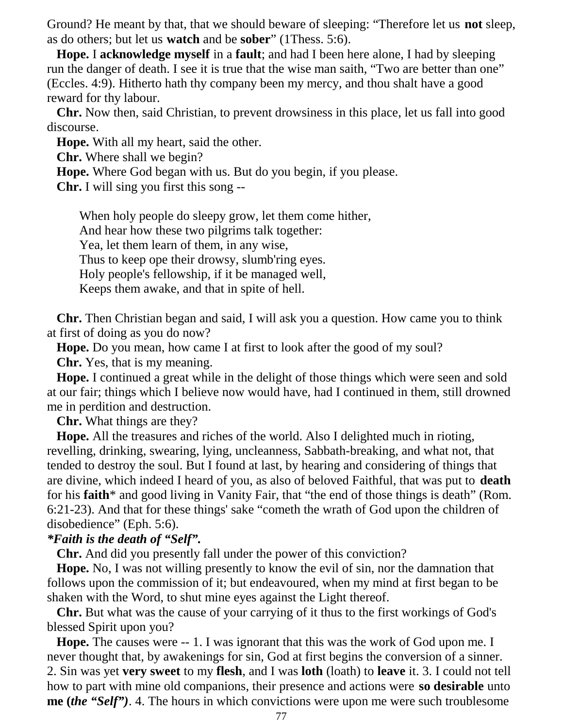Ground? He meant by that, that we should beware of sleeping: “Therefore let us **not** sleep, as do others; but let us **watch** and be **sober**” (1Thess. 5:6).

**Hope.** I **acknowledge myself** in a **fault**; and had I been here alone, I had by sleeping run the danger of death. I see it is true that the wise man saith, “Two are better than one” (Eccles. 4:9). Hitherto hath thy company been my mercy, and thou shalt have a good reward for thy labour.

**Chr.** Now then, said Christian, to prevent drowsiness in this place, let us fall into good discourse.

**Hope.** With all my heart, said the other.

**Chr.** Where shall we begin?

**Hope.** Where God began with us. But do you begin, if you please.

**Chr.** I will sing you first this song --

> When holy people do sleepy grow, let them come hither,
> And hear how these two pilgrims talk together:
> Yea, let them learn of them, in any wise,
> Thus to keep ope their drowsy, slumb'ring eyes.
> Holy people's fellowship, if it be managed well,
> Keeps them awake, and that in spite of hell.

**Chr.** Then Christian began and said, I will ask you a question. How came you to think at first of doing as you do now?

**Hope.** Do you mean, how came I at first to look after the good of my soul?

**Chr.** Yes, that is my meaning.

**Hope.** I continued a great while in the delight of those things which were seen and sold at our fair; things which I believe now would have, had I continued in them, still drowned me in perdition and destruction.

**Chr.** What things are they?

**Hope.** All the treasures and riches of the world. Also I delighted much in rioting, revelling, drinking, swearing, lying, uncleanness, Sabbath-breaking, and what not, that tended to destroy the soul. But I found at last, by hearing and considering of things that are divine, which indeed I heard of you, as also of beloved Faithful, that was put to **death** for his **faith*** and good living in Vanity Fair, that “the end of those things is death” (Rom. 6:21-23). And that for these things' sake “cometh the wrath of God upon the children of disobedience” (Eph. 5:6).

***Faith is the death of “Self”.***

**Chr.** And did you presently fall under the power of this conviction?

**Hope.** No, I was not willing presently to know the evil of sin, nor the damnation that follows upon the commission of it; but endeavoured, when my mind at first began to be shaken with the Word, to shut mine eyes against the Light thereof.

**Chr.** But what was the cause of your carrying of it thus to the first workings of God's blessed Spirit upon you?

**Hope.** The causes were -- 1. I was ignorant that this was the work of God upon me. I never thought that, by awakenings for sin, God at first begins the conversion of a sinner. 2. Sin was yet **very sweet** to my **flesh**, and I was **loth** (loath) to **leave** it. 3. I could not tell how to part with mine old companions, their presence and actions were **so desirable** unto **me (*the “Self”)***. 4. The hours in which convictions were upon me were such troublesome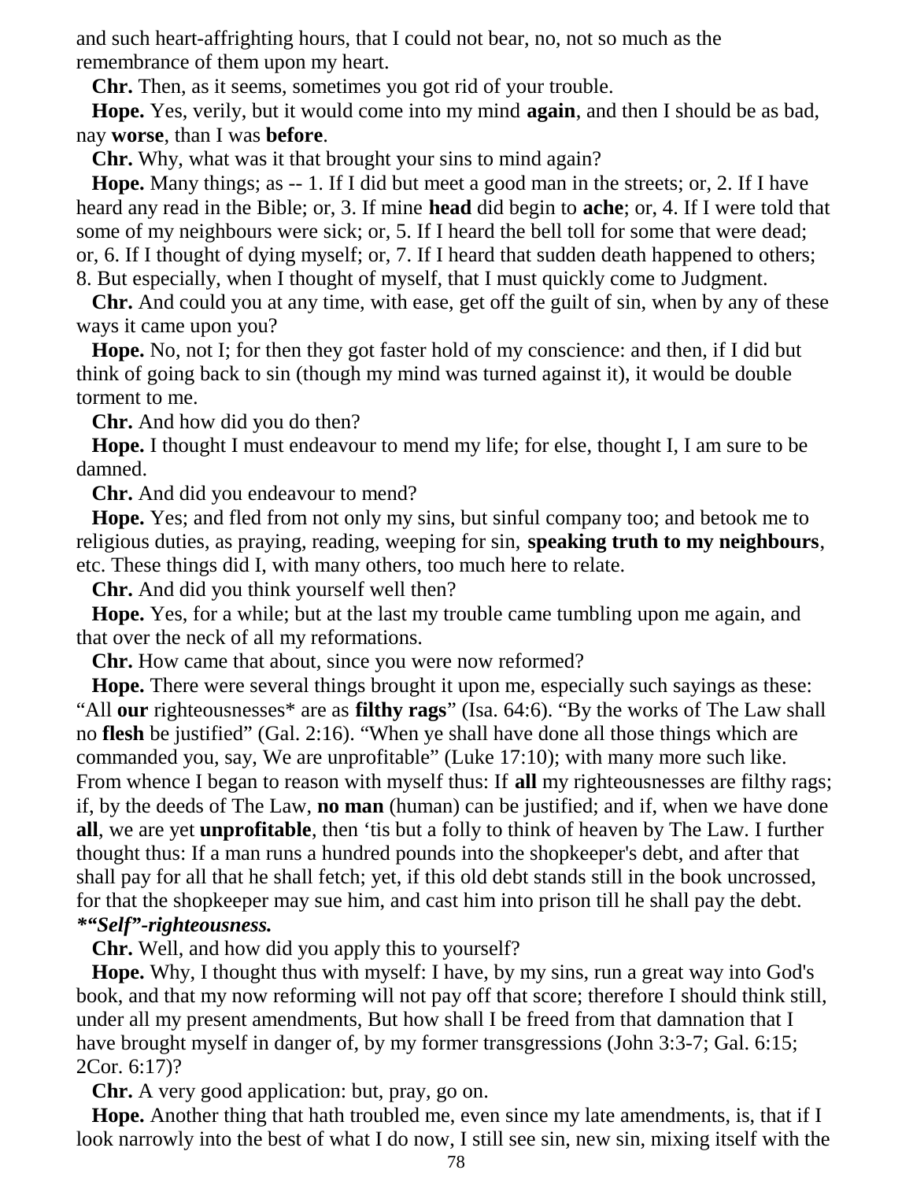and such heart-affrighting hours, that I could not bear, no, not so much as the remembrance of them upon my heart.

**Chr.** Then, as it seems, sometimes you got rid of your trouble.

**Hope.** Yes, verily, but it would come into my mind **again**, and then I should be as bad, nay **worse**, than I was **before**.

**Chr.** Why, what was it that brought your sins to mind again?

**Hope.** Many things; as -- 1. If I did but meet a good man in the streets; or, 2. If I have heard any read in the Bible; or, 3. If mine **head** did begin to **ache**; or, 4. If I were told that some of my neighbours were sick; or, 5. If I heard the bell toll for some that were dead; or, 6. If I thought of dying myself; or, 7. If I heard that sudden death happened to others; 8. But especially, when I thought of myself, that I must quickly come to Judgment.

**Chr.** And could you at any time, with ease, get off the guilt of sin, when by any of these ways it came upon you?

**Hope.** No, not I; for then they got faster hold of my conscience: and then, if I did but think of going back to sin (though my mind was turned against it), it would be double torment to me.

**Chr.** And how did you do then?

**Hope.** I thought I must endeavour to mend my life; for else, thought I, I am sure to be damned.

**Chr.** And did you endeavour to mend?

**Hope.** Yes; and fled from not only my sins, but sinful company too; and betook me to religious duties, as praying, reading, weeping for sin, **speaking truth to my neighbours**, etc. These things did I, with many others, too much here to relate.

**Chr.** And did you think yourself well then?

**Hope.** Yes, for a while; but at the last my trouble came tumbling upon me again, and that over the neck of all my reformations.

**Chr.** How came that about, since you were now reformed?

**Hope.** There were several things brought it upon me, especially such sayings as these: "All **our** righteousnesses* are as **filthy rags**" (Isa. 64:6). "By the works of The Law shall no **flesh** be justified" (Gal. 2:16). "When ye shall have done all those things which are commanded you, say, We are unprofitable" (Luke 17:10); with many more such like. From whence I began to reason with myself thus: If **all** my righteousnesses are filthy rags; if, by the deeds of The Law, **no man** (human) can be justified; and if, when we have done **all**, we are yet **unprofitable**, then 'tis but a folly to think of heaven by The Law. I further thought thus: If a man runs a hundred pounds into the shopkeeper's debt, and after that shall pay for all that he shall fetch; yet, if this old debt stands still in the book uncrossed, for that the shopkeeper may sue him, and cast him into prison till he shall pay the debt.

***"Self"-righteousness.***

**Chr.** Well, and how did you apply this to yourself?

**Hope.** Why, I thought thus with myself: I have, by my sins, run a great way into God's book, and that my now reforming will not pay off that score; therefore I should think still, under all my present amendments, But how shall I be freed from that damnation that I have brought myself in danger of, by my former transgressions (John 3:3-7; Gal. 6:15; 2Cor. 6:17)?

**Chr.** A very good application: but, pray, go on.

**Hope.** Another thing that hath troubled me, even since my late amendments, is, that if I look narrowly into the best of what I do now, I still see sin, new sin, mixing itself with the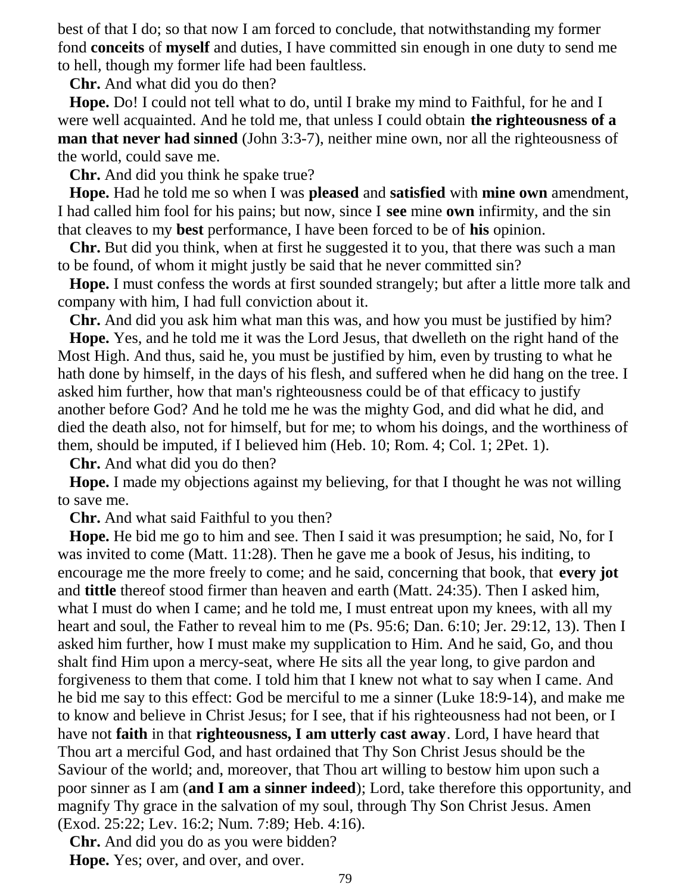best of that I do; so that now I am forced to conclude, that notwithstanding my former fond **conceits** of **myself** and duties, I have committed sin enough in one duty to send me to hell, though my former life had been faultless.

**Chr.** And what did you do then?

**Hope.** Do! I could not tell what to do, until I brake my mind to Faithful, for he and I were well acquainted. And he told me, that unless I could obtain **the righteousness of a man that never had sinned** (John 3:3-7), neither mine own, nor all the righteousness of the world, could save me.

**Chr.** And did you think he spake true?

**Hope.** Had he told me so when I was **pleased** and **satisfied** with **mine own** amendment, I had called him fool for his pains; but now, since I **see** mine **own** infirmity, and the sin that cleaves to my **best** performance, I have been forced to be of **his** opinion.

**Chr.** But did you think, when at first he suggested it to you, that there was such a man to be found, of whom it might justly be said that he never committed sin?

**Hope.** I must confess the words at first sounded strangely; but after a little more talk and company with him, I had full conviction about it.

**Chr.** And did you ask him what man this was, and how you must be justified by him?

**Hope.** Yes, and he told me it was the Lord Jesus, that dwelleth on the right hand of the Most High. And thus, said he, you must be justified by him, even by trusting to what he hath done by himself, in the days of his flesh, and suffered when he did hang on the tree. I asked him further, how that man's righteousness could be of that efficacy to justify another before God? And he told me he was the mighty God, and did what he did, and died the death also, not for himself, but for me; to whom his doings, and the worthiness of them, should be imputed, if I believed him (Heb. 10; Rom. 4; Col. 1; 2Pet. 1).

**Chr.** And what did you do then?

**Hope.** I made my objections against my believing, for that I thought he was not willing to save me.

**Chr.** And what said Faithful to you then?

**Hope.** He bid me go to him and see. Then I said it was presumption; he said, No, for I was invited to come (Matt. 11:28). Then he gave me a book of Jesus, his inditing, to encourage me the more freely to come; and he said, concerning that book, that **every jot** and **tittle** thereof stood firmer than heaven and earth (Matt. 24:35). Then I asked him, what I must do when I came; and he told me, I must entreat upon my knees, with all my heart and soul, the Father to reveal him to me (Ps. 95:6; Dan. 6:10; Jer. 29:12, 13). Then I asked him further, how I must make my supplication to Him. And he said, Go, and thou shalt find Him upon a mercy-seat, where He sits all the year long, to give pardon and forgiveness to them that come. I told him that I knew not what to say when I came. And he bid me say to this effect: God be merciful to me a sinner (Luke 18:9-14), and make me to know and believe in Christ Jesus; for I see, that if his righteousness had not been, or I have not **faith** in that **righteousness, I am utterly cast away**. Lord, I have heard that Thou art a merciful God, and hast ordained that Thy Son Christ Jesus should be the Saviour of the world; and, moreover, that Thou art willing to bestow him upon such a poor sinner as I am (**and I am a sinner indeed**); Lord, take therefore this opportunity, and magnify Thy grace in the salvation of my soul, through Thy Son Christ Jesus. Amen (Exod. 25:22; Lev. 16:2; Num. 7:89; Heb. 4:16).

**Chr.** And did you do as you were bidden?

**Hope.** Yes; over, and over, and over.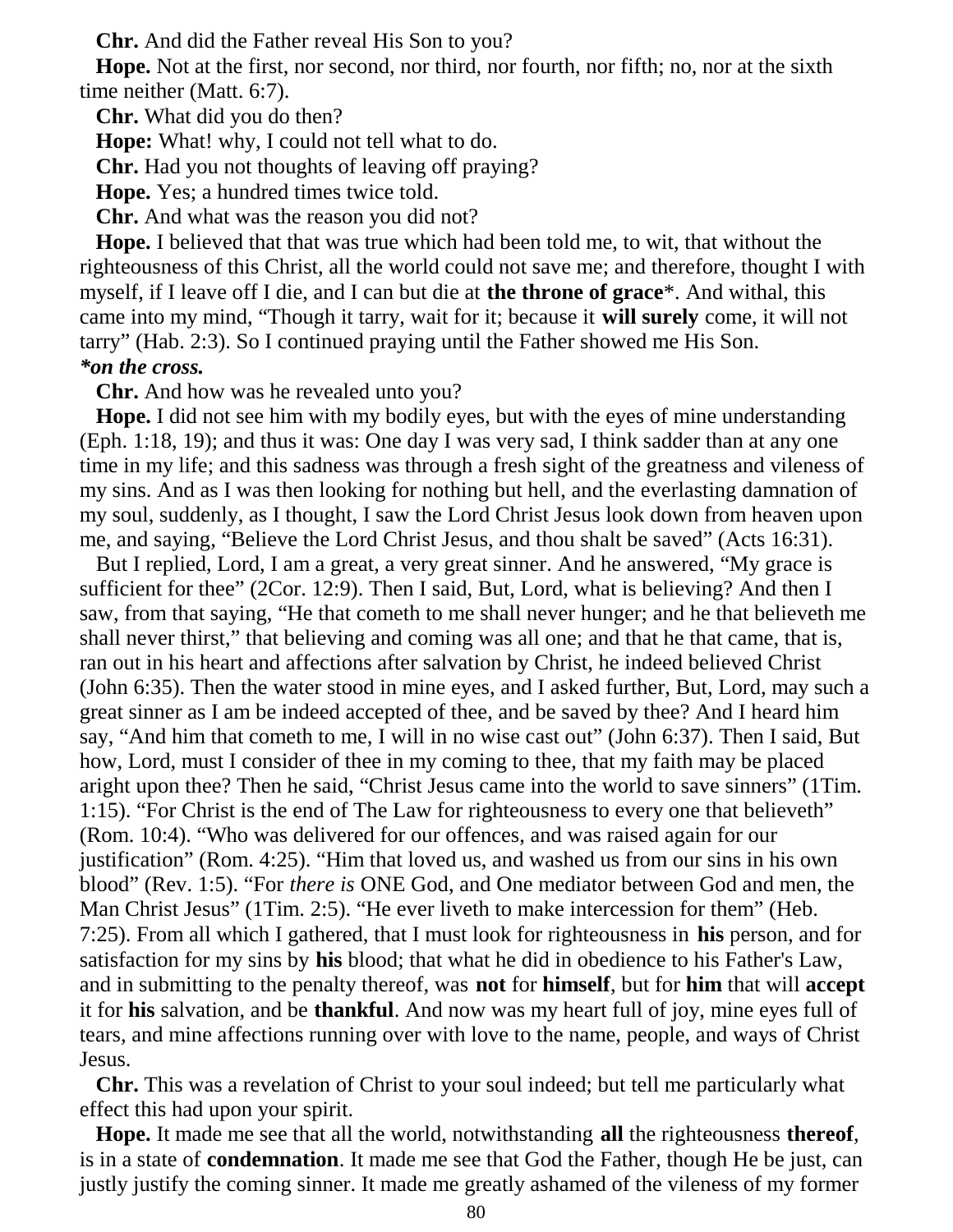**Chr.** And did the Father reveal His Son to you?

**Hope.** Not at the first, nor second, nor third, nor fourth, nor fifth; no, nor at the sixth time neither (Matt. 6:7).

**Chr.** What did you do then?

**Hope:** What! why, I could not tell what to do.

**Chr.** Had you not thoughts of leaving off praying?

**Hope.** Yes; a hundred times twice told.

**Chr.** And what was the reason you did not?

**Hope.** I believed that that was true which had been told me, to wit, that without the righteousness of this Christ, all the world could not save me; and therefore, thought I with myself, if I leave off I die, and I can but die at **the throne of grace***. And withal, this came into my mind, "Though it tarry, wait for it; because it **will surely** come, it will not tarry" (Hab. 2:3). So I continued praying until the Father showed me His Son.

***on the cross.***

**Chr.** And how was he revealed unto you?

**Hope.** I did not see him with my bodily eyes, but with the eyes of mine understanding (Eph. 1:18, 19); and thus it was: One day I was very sad, I think sadder than at any one time in my life; and this sadness was through a fresh sight of the greatness and vileness of my sins. And as I was then looking for nothing but hell, and the everlasting damnation of my soul, suddenly, as I thought, I saw the Lord Christ Jesus look down from heaven upon me, and saying, "Believe the Lord Christ Jesus, and thou shalt be saved" (Acts 16:31).

But I replied, Lord, I am a great, a very great sinner. And he answered, "My grace is sufficient for thee" (2Cor. 12:9). Then I said, But, Lord, what is believing? And then I saw, from that saying, "He that cometh to me shall never hunger; and he that believeth me shall never thirst," that believing and coming was all one; and that he that came, that is, ran out in his heart and affections after salvation by Christ, he indeed believed Christ (John 6:35). Then the water stood in mine eyes, and I asked further, But, Lord, may such a great sinner as I am be indeed accepted of thee, and be saved by thee? And I heard him say, "And him that cometh to me, I will in no wise cast out" (John 6:37). Then I said, But how, Lord, must I consider of thee in my coming to thee, that my faith may be placed aright upon thee? Then he said, "Christ Jesus came into the world to save sinners" (1Tim. 1:15). "For Christ is the end of The Law for righteousness to every one that believeth" (Rom. 10:4). "Who was delivered for our offences, and was raised again for our justification" (Rom. 4:25). "Him that loved us, and washed us from our sins in his own blood" (Rev. 1:5). "For *there is* ONE God, and One mediator between God and men, the Man Christ Jesus" (1Tim. 2:5). "He ever liveth to make intercession for them" (Heb. 7:25). From all which I gathered, that I must look for righteousness in **his** person, and for satisfaction for my sins by **his** blood; that what he did in obedience to his Father's Law, and in submitting to the penalty thereof, was **not** for **himself**, but for **him** that will **accept** it for **his** salvation, and be **thankful**. And now was my heart full of joy, mine eyes full of tears, and mine affections running over with love to the name, people, and ways of Christ Jesus.

**Chr.** This was a revelation of Christ to your soul indeed; but tell me particularly what effect this had upon your spirit.

**Hope.** It made me see that all the world, notwithstanding **all** the righteousness **thereof**, is in a state of **condemnation**. It made me see that God the Father, though He be just, can justly justify the coming sinner. It made me greatly ashamed of the vileness of my former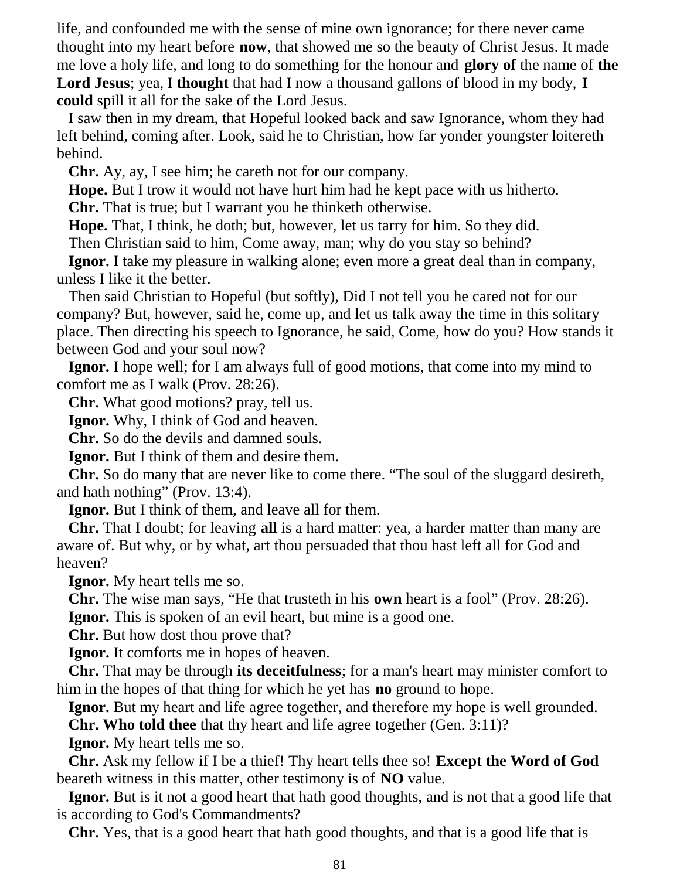life, and confounded me with the sense of mine own ignorance; for there never came thought into my heart before **now**, that showed me so the beauty of Christ Jesus. It made me love a holy life, and long to do something for the honour and **glory of** the name of **the Lord Jesus**; yea, I **thought** that had I now a thousand gallons of blood in my body, **I could** spill it all for the sake of the Lord Jesus.

I saw then in my dream, that Hopeful looked back and saw Ignorance, whom they had left behind, coming after. Look, said he to Christian, how far yonder youngster loitereth behind.

**Chr.** Ay, ay, I see him; he careth not for our company.

**Hope.** But I trow it would not have hurt him had he kept pace with us hitherto.

**Chr.** That is true; but I warrant you he thinketh otherwise.

**Hope.** That, I think, he doth; but, however, let us tarry for him. So they did.

Then Christian said to him, Come away, man; why do you stay so behind?

**Ignor.** I take my pleasure in walking alone; even more a great deal than in company, unless I like it the better.

Then said Christian to Hopeful (but softly), Did I not tell you he cared not for our company? But, however, said he, come up, and let us talk away the time in this solitary place. Then directing his speech to Ignorance, he said, Come, how do you? How stands it between God and your soul now?

**Ignor.** I hope well; for I am always full of good motions, that come into my mind to comfort me as I walk (Prov. 28:26).

**Chr.** What good motions? pray, tell us.

**Ignor.** Why, I think of God and heaven.

**Chr.** So do the devils and damned souls.

**Ignor.** But I think of them and desire them.

**Chr.** So do many that are never like to come there. "The soul of the sluggard desireth, and hath nothing" (Prov. 13:4).

**Ignor.** But I think of them, and leave all for them.

**Chr.** That I doubt; for leaving **all** is a hard matter: yea, a harder matter than many are aware of. But why, or by what, art thou persuaded that thou hast left all for God and heaven?

**Ignor.** My heart tells me so.

**Chr.** The wise man says, "He that trusteth in his **own** heart is a fool" (Prov. 28:26).

**Ignor.** This is spoken of an evil heart, but mine is a good one.

**Chr.** But how dost thou prove that?

**Ignor.** It comforts me in hopes of heaven.

**Chr.** That may be through **its deceitfulness**; for a man's heart may minister comfort to him in the hopes of that thing for which he yet has **no** ground to hope.

**Ignor.** But my heart and life agree together, and therefore my hope is well grounded.

**Chr. Who told thee** that thy heart and life agree together (Gen. 3:11)?

**Ignor.** My heart tells me so.

**Chr.** Ask my fellow if I be a thief! Thy heart tells thee so! **Except the Word of God** beareth witness in this matter, other testimony is of **NO** value.

**Ignor.** But is it not a good heart that hath good thoughts, and is not that a good life that is according to God's Commandments?

**Chr.** Yes, that is a good heart that hath good thoughts, and that is a good life that is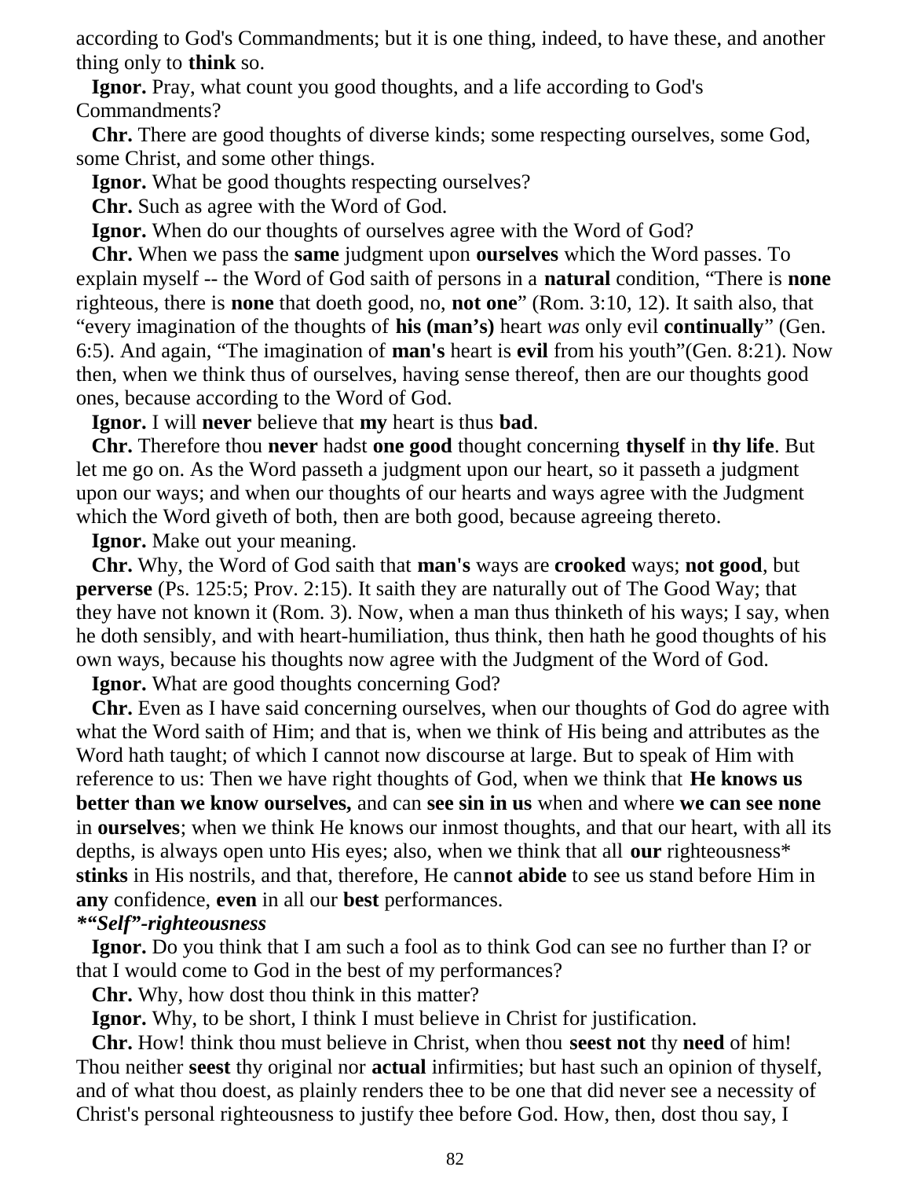according to God's Commandments; but it is one thing, indeed, to have these, and another thing only to **think** so.

**Ignor.** Pray, what count you good thoughts, and a life according to God's Commandments?

**Chr.** There are good thoughts of diverse kinds; some respecting ourselves, some God, some Christ, and some other things.

**Ignor.** What be good thoughts respecting ourselves?

**Chr.** Such as agree with the Word of God.

**Ignor.** When do our thoughts of ourselves agree with the Word of God?

**Chr.** When we pass the **same** judgment upon **ourselves** which the Word passes. To explain myself -- the Word of God saith of persons in a **natural** condition, "There is **none** righteous, there is **none** that doeth good, no, **not one**" (Rom. 3:10, 12). It saith also, that "every imagination of the thoughts of **his (man's)** heart *was* only evil **continually**" (Gen. 6:5). And again, "The imagination of **man's** heart is **evil** from his youth"(Gen. 8:21). Now then, when we think thus of ourselves, having sense thereof, then are our thoughts good ones, because according to the Word of God.

**Ignor.** I will **never** believe that **my** heart is thus **bad**.

**Chr.** Therefore thou **never** hadst **one good** thought concerning **thyself** in **thy life**. But let me go on. As the Word passeth a judgment upon our heart, so it passeth a judgment upon our ways; and when our thoughts of our hearts and ways agree with the Judgment which the Word giveth of both, then are both good, because agreeing thereto.

**Ignor.** Make out your meaning.

**Chr.** Why, the Word of God saith that **man's** ways are **crooked** ways; **not good**, but **perverse** (Ps. 125:5; Prov. 2:15). It saith they are naturally out of The Good Way; that they have not known it (Rom. 3). Now, when a man thus thinketh of his ways; I say, when he doth sensibly, and with heart-humiliation, thus think, then hath he good thoughts of his own ways, because his thoughts now agree with the Judgment of the Word of God.

**Ignor.** What are good thoughts concerning God?

**Chr.** Even as I have said concerning ourselves, when our thoughts of God do agree with what the Word saith of Him; and that is, when we think of His being and attributes as the Word hath taught; of which I cannot now discourse at large. But to speak of Him with reference to us: Then we have right thoughts of God, when we think that **He knows us better than we know ourselves,** and can **see sin in us** when and where **we can see none** in **ourselves**; when we think He knows our inmost thoughts, and that our heart, with all its depths, is always open unto His eyes; also, when we think that all **our** righteousness* **stinks** in His nostrils, and that, therefore, He can**not abide** to see us stand before Him in **any** confidence, **even** in all our **best** performances.

***"Self"-righteousness***

**Ignor.** Do you think that I am such a fool as to think God can see no further than I? or that I would come to God in the best of my performances?

**Chr.** Why, how dost thou think in this matter?

**Ignor.** Why, to be short, I think I must believe in Christ for justification.

**Chr.** How! think thou must believe in Christ, when thou **seest not** thy **need** of him! Thou neither **seest** thy original nor **actual** infirmities; but hast such an opinion of thyself, and of what thou doest, as plainly renders thee to be one that did never see a necessity of Christ's personal righteousness to justify thee before God. How, then, dost thou say, I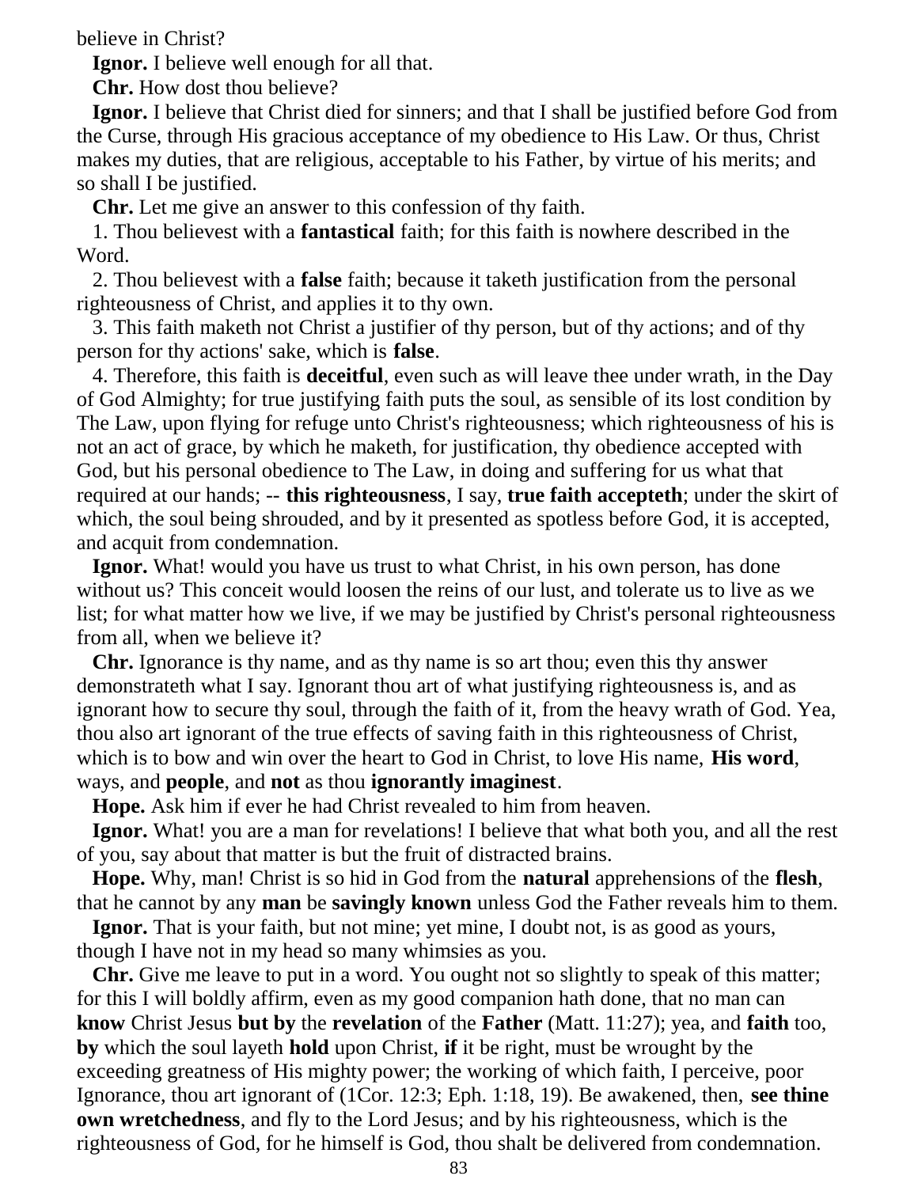believe in Christ?

**Ignor.** I believe well enough for all that.

**Chr.** How dost thou believe?

**Ignor.** I believe that Christ died for sinners; and that I shall be justified before God from the Curse, through His gracious acceptance of my obedience to His Law. Or thus, Christ makes my duties, that are religious, acceptable to his Father, by virtue of his merits; and so shall I be justified.

**Chr.** Let me give an answer to this confession of thy faith.

1. Thou believest with a **fantastical** faith; for this faith is nowhere described in the Word.

2. Thou believest with a **false** faith; because it taketh justification from the personal righteousness of Christ, and applies it to thy own.

3. This faith maketh not Christ a justifier of thy person, but of thy actions; and of thy person for thy actions' sake, which is **false**.

4. Therefore, this faith is **deceitful**, even such as will leave thee under wrath, in the Day of God Almighty; for true justifying faith puts the soul, as sensible of its lost condition by The Law, upon flying for refuge unto Christ's righteousness; which righteousness of his is not an act of grace, by which he maketh, for justification, thy obedience accepted with God, but his personal obedience to The Law, in doing and suffering for us what that required at our hands; -- **this righteousness**, I say, **true faith accepteth**; under the skirt of which, the soul being shrouded, and by it presented as spotless before God, it is accepted, and acquit from condemnation.

**Ignor.** What! would you have us trust to what Christ, in his own person, has done without us? This conceit would loosen the reins of our lust, and tolerate us to live as we list; for what matter how we live, if we may be justified by Christ's personal righteousness from all, when we believe it?

**Chr.** Ignorance is thy name, and as thy name is so art thou; even this thy answer demonstrateth what I say. Ignorant thou art of what justifying righteousness is, and as ignorant how to secure thy soul, through the faith of it, from the heavy wrath of God. Yea, thou also art ignorant of the true effects of saving faith in this righteousness of Christ, which is to bow and win over the heart to God in Christ, to love His name, **His word**, ways, and **people**, and **not** as thou **ignorantly imaginest**.

**Hope.** Ask him if ever he had Christ revealed to him from heaven.

**Ignor.** What! you are a man for revelations! I believe that what both you, and all the rest of you, say about that matter is but the fruit of distracted brains.

**Hope.** Why, man! Christ is so hid in God from the **natural** apprehensions of the **flesh**, that he cannot by any **man** be **savingly known** unless God the Father reveals him to them.

**Ignor.** That is your faith, but not mine; yet mine, I doubt not, is as good as yours, though I have not in my head so many whimsies as you.

**Chr.** Give me leave to put in a word. You ought not so slightly to speak of this matter; for this I will boldly affirm, even as my good companion hath done, that no man can **know** Christ Jesus **but by** the **revelation** of the **Father** (Matt. 11:27); yea, and **faith** too, **by** which the soul layeth **hold** upon Christ, **if** it be right, must be wrought by the exceeding greatness of His mighty power; the working of which faith, I perceive, poor Ignorance, thou art ignorant of (1Cor. 12:3; Eph. 1:18, 19). Be awakened, then, **see thine own wretchedness**, and fly to the Lord Jesus; and by his righteousness, which is the righteousness of God, for he himself is God, thou shalt be delivered from condemnation.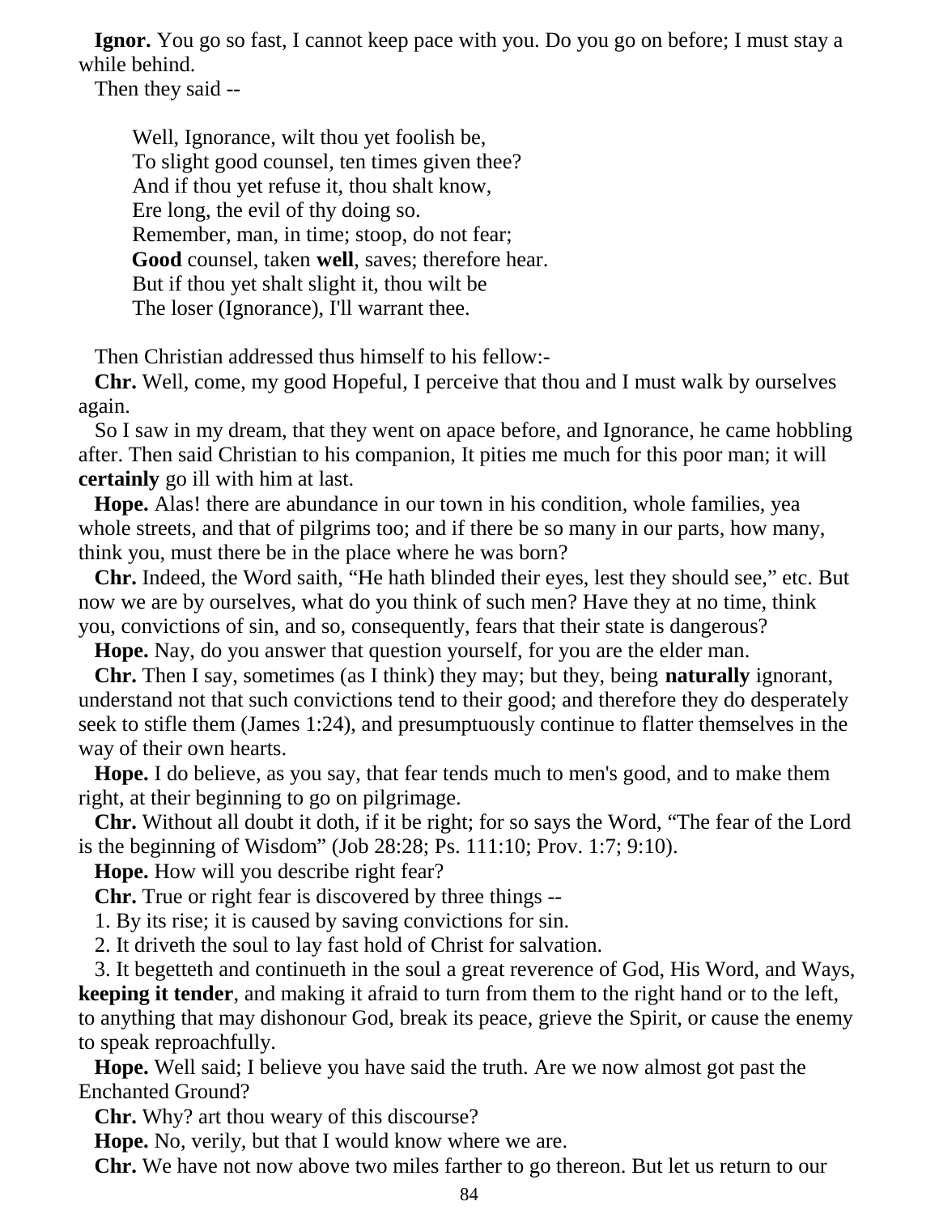**Ignor.** You go so fast, I cannot keep pace with you. Do you go on before; I must stay a while behind.

Then they said --

> Well, Ignorance, wilt thou yet foolish be,
> To slight good counsel, ten times given thee?
> And if thou yet refuse it, thou shalt know,
> Ere long, the evil of thy doing so.
> Remember, man, in time; stoop, do not fear;
> **Good** counsel, taken **well**, saves; therefore hear.
> But if thou yet shalt slight it, thou wilt be
> The loser (Ignorance), I'll warrant thee.

Then Christian addressed thus himself to his fellow:-

**Chr.** Well, come, my good Hopeful, I perceive that thou and I must walk by ourselves again.

So I saw in my dream, that they went on apace before, and Ignorance, he came hobbling after. Then said Christian to his companion, It pities me much for this poor man; it will **certainly** go ill with him at last.

**Hope.** Alas! there are abundance in our town in his condition, whole families, yea whole streets, and that of pilgrims too; and if there be so many in our parts, how many, think you, must there be in the place where he was born?

**Chr.** Indeed, the Word saith, "He hath blinded their eyes, lest they should see," etc. But now we are by ourselves, what do you think of such men? Have they at no time, think you, convictions of sin, and so, consequently, fears that their state is dangerous?

**Hope.** Nay, do you answer that question yourself, for you are the elder man.

**Chr.** Then I say, sometimes (as I think) they may; but they, being **naturally** ignorant, understand not that such convictions tend to their good; and therefore they do desperately seek to stifle them (James 1:24), and presumptuously continue to flatter themselves in the way of their own hearts.

**Hope.** I do believe, as you say, that fear tends much to men's good, and to make them right, at their beginning to go on pilgrimage.

**Chr.** Without all doubt it doth, if it be right; for so says the Word, "The fear of the Lord is the beginning of Wisdom" (Job 28:28; Ps. 111:10; Prov. 1:7; 9:10).

**Hope.** How will you describe right fear?

**Chr.** True or right fear is discovered by three things --

1. By its rise; it is caused by saving convictions for sin.
2. It driveth the soul to lay fast hold of Christ for salvation.
3. It begetteth and continueth in the soul a great reverence of God, His Word, and Ways, **keeping it tender**, and making it afraid to turn from them to the right hand or to the left, to anything that may dishonour God, break its peace, grieve the Spirit, or cause the enemy to speak reproachfully.

**Hope.** Well said; I believe you have said the truth. Are we now almost got past the Enchanted Ground?

**Chr.** Why? art thou weary of this discourse?

**Hope.** No, verily, but that I would know where we are.

**Chr.** We have not now above two miles farther to go thereon. But let us return to our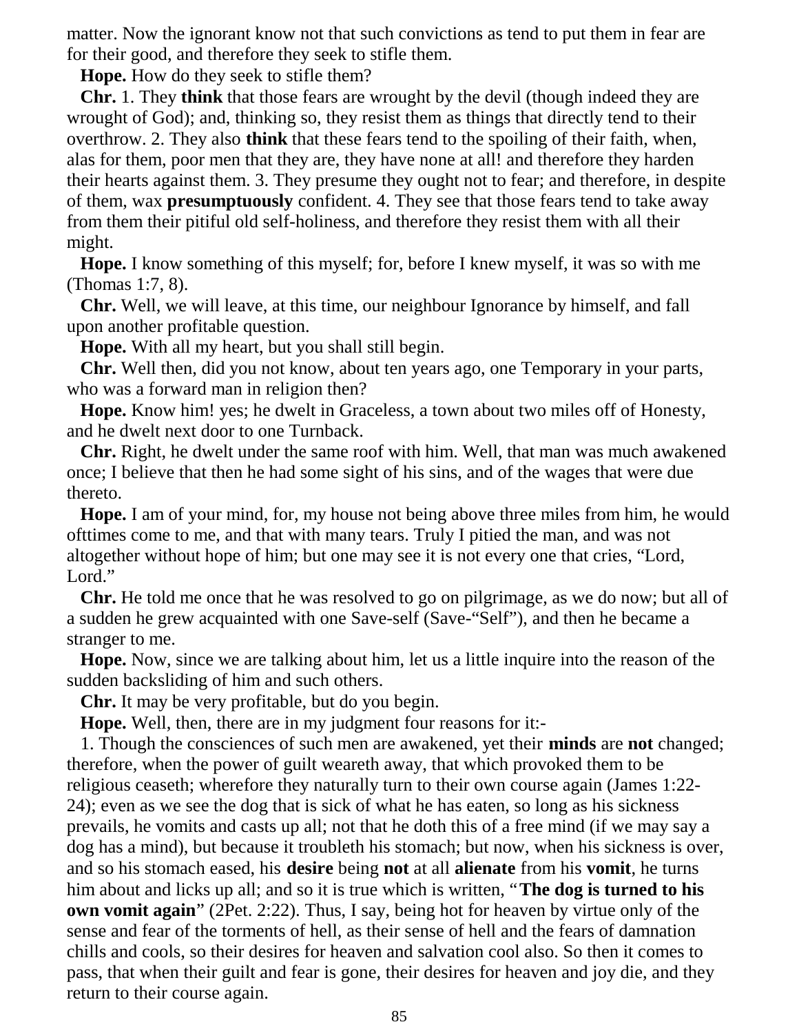matter. Now the ignorant know not that such convictions as tend to put them in fear are for their good, and therefore they seek to stifle them.

**Hope.** How do they seek to stifle them?

**Chr.** 1. They **think** that those fears are wrought by the devil (though indeed they are wrought of God); and, thinking so, they resist them as things that directly tend to their overthrow. 2. They also **think** that these fears tend to the spoiling of their faith, when, alas for them, poor men that they are, they have none at all! and therefore they harden their hearts against them. 3. They presume they ought not to fear; and therefore, in despite of them, wax **presumptuously** confident. 4. They see that those fears tend to take away from them their pitiful old self-holiness, and therefore they resist them with all their might.

**Hope.** I know something of this myself; for, before I knew myself, it was so with me (Thomas 1:7, 8).

**Chr.** Well, we will leave, at this time, our neighbour Ignorance by himself, and fall upon another profitable question.

**Hope.** With all my heart, but you shall still begin.

**Chr.** Well then, did you not know, about ten years ago, one Temporary in your parts, who was a forward man in religion then?

**Hope.** Know him! yes; he dwelt in Graceless, a town about two miles off of Honesty, and he dwelt next door to one Turnback.

**Chr.** Right, he dwelt under the same roof with him. Well, that man was much awakened once; I believe that then he had some sight of his sins, and of the wages that were due thereto.

**Hope.** I am of your mind, for, my house not being above three miles from him, he would ofttimes come to me, and that with many tears. Truly I pitied the man, and was not altogether without hope of him; but one may see it is not every one that cries, “Lord, Lord.”

**Chr.** He told me once that he was resolved to go on pilgrimage, as we do now; but all of a sudden he grew acquainted with one Save-self (Save-“Self”), and then he became a stranger to me.

**Hope.** Now, since we are talking about him, let us a little inquire into the reason of the sudden backsliding of him and such others.

**Chr.** It may be very profitable, but do you begin.

**Hope.** Well, then, there are in my judgment four reasons for it:-

1. Though the consciences of such men are awakened, yet their **minds** are **not** changed; therefore, when the power of guilt weareth away, that which provoked them to be religious ceaseth; wherefore they naturally turn to their own course again (James 1:22-24); even as we see the dog that is sick of what he has eaten, so long as his sickness prevails, he vomits and casts up all; not that he doth this of a free mind (if we may say a dog has a mind), but because it troubleth his stomach; but now, when his sickness is over, and so his stomach eased, his **desire** being **not** at all **alienate** from his **vomit**, he turns him about and licks up all; and so it is true which is written, “**The dog is turned to his own vomit again**” (2Pet. 2:22). Thus, I say, being hot for heaven by virtue only of the sense and fear of the torments of hell, as their sense of hell and the fears of damnation chills and cools, so their desires for heaven and salvation cool also. So then it comes to pass, that when their guilt and fear is gone, their desires for heaven and joy die, and they return to their course again.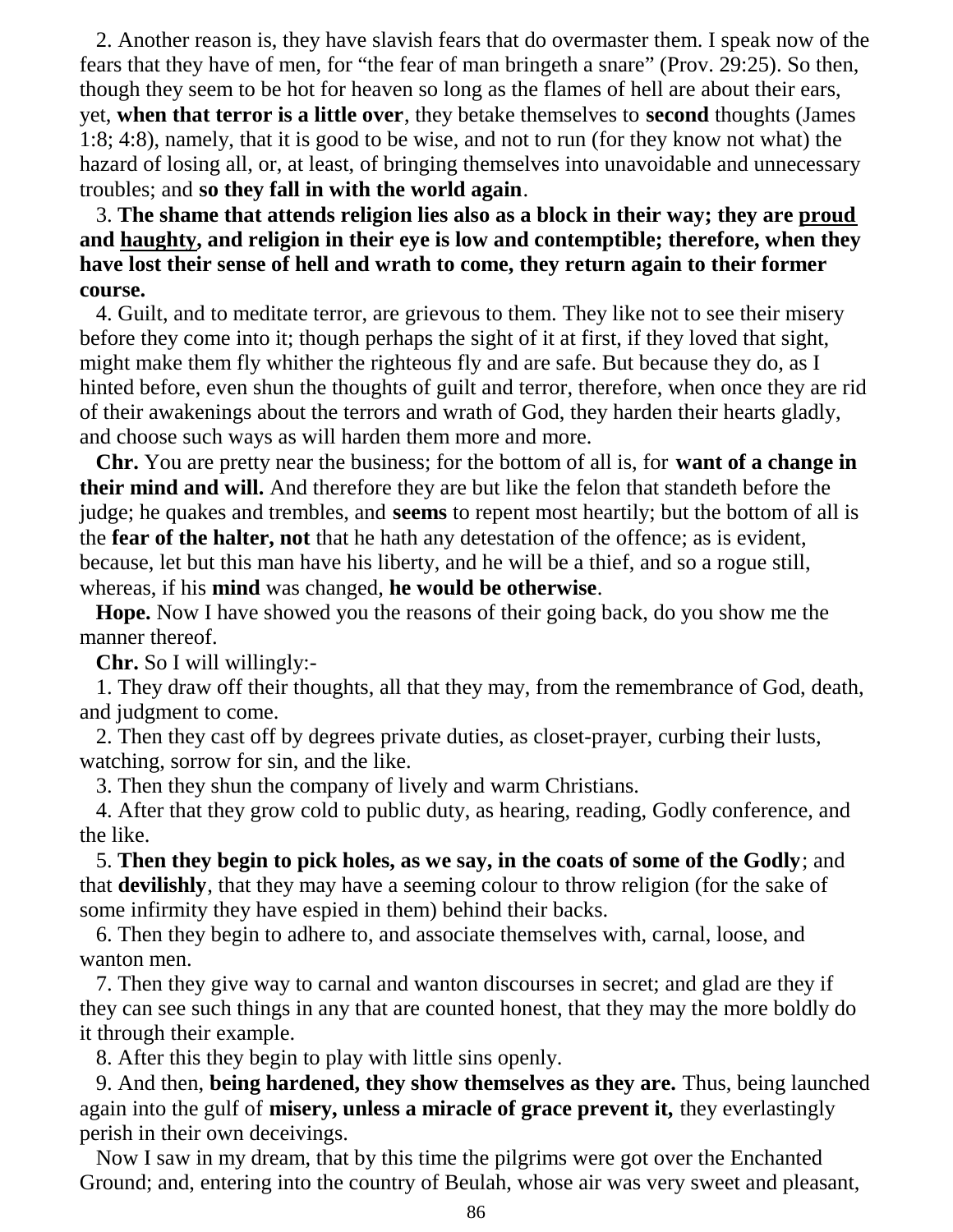2. Another reason is, they have slavish fears that do overmaster them. I speak now of the fears that they have of men, for “the fear of man bringeth a snare” (Prov. 29:25). So then, though they seem to be hot for heaven so long as the flames of hell are about their ears, yet, **when that terror is a little over**, they betake themselves to **second** thoughts (James 1:8; 4:8), namely, that it is good to be wise, and not to run (for they know not what) the hazard of losing all, or, at least, of bringing themselves into unavoidable and unnecessary troubles; and **so they fall in with the world again**.

3. **The shame that attends religion lies also as a block in their way; they are <u>proud</u> and <u>haughty</u>, and religion in their eye is low and contemptible; therefore, when they have lost their sense of hell and wrath to come, they return again to their former course.**

4. Guilt, and to meditate terror, are grievous to them. They like not to see their misery before they come into it; though perhaps the sight of it at first, if they loved that sight, might make them fly whither the righteous fly and are safe. But because they do, as I hinted before, even shun the thoughts of guilt and terror, therefore, when once they are rid of their awakenings about the terrors and wrath of God, they harden their hearts gladly, and choose such ways as will harden them more and more.

**Chr.** You are pretty near the business; for the bottom of all is, for **want of a change in their mind and will.** And therefore they are but like the felon that standeth before the judge; he quakes and trembles, and **seems** to repent most heartily; but the bottom of all is the **fear of the halter, not** that he hath any detestation of the offence; as is evident, because, let but this man have his liberty, and he will be a thief, and so a rogue still, whereas, if his **mind** was changed, **he would be otherwise**.

**Hope.** Now I have showed you the reasons of their going back, do you show me the manner thereof.

**Chr.** So I will willingly:-

1. They draw off their thoughts, all that they may, from the remembrance of God, death, and judgment to come.

2. Then they cast off by degrees private duties, as closet-prayer, curbing their lusts, watching, sorrow for sin, and the like.

3. Then they shun the company of lively and warm Christians.

4. After that they grow cold to public duty, as hearing, reading, Godly conference, and the like.

5. **Then they begin to pick holes, as we say, in the coats of some of the Godly**; and that **devilishly**, that they may have a seeming colour to throw religion (for the sake of some infirmity they have espied in them) behind their backs.

6. Then they begin to adhere to, and associate themselves with, carnal, loose, and wanton men.

7. Then they give way to carnal and wanton discourses in secret; and glad are they if they can see such things in any that are counted honest, that they may the more boldly do it through their example.

8. After this they begin to play with little sins openly.

9. And then, **being hardened, they show themselves as they are.** Thus, being launched again into the gulf of **misery, unless a miracle of grace prevent it,** they everlastingly perish in their own deceivings.

Now I saw in my dream, that by this time the pilgrims were got over the Enchanted Ground; and, entering into the country of Beulah, whose air was very sweet and pleasant,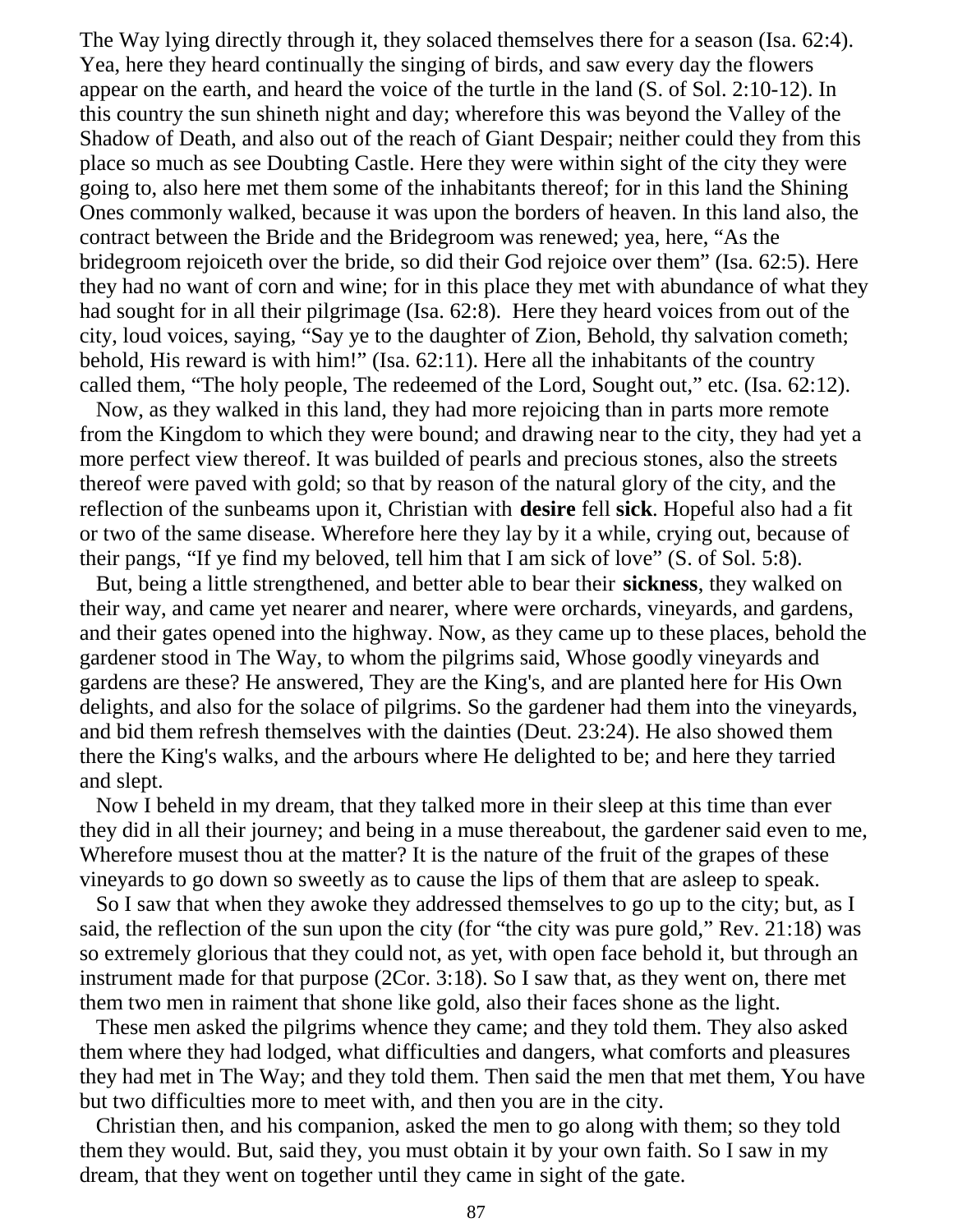The Way lying directly through it, they solaced themselves there for a season (Isa. 62:4). Yea, here they heard continually the singing of birds, and saw every day the flowers appear on the earth, and heard the voice of the turtle in the land (S. of Sol. 2:10-12). In this country the sun shineth night and day; wherefore this was beyond the Valley of the Shadow of Death, and also out of the reach of Giant Despair; neither could they from this place so much as see Doubting Castle. Here they were within sight of the city they were going to, also here met them some of the inhabitants thereof; for in this land the Shining Ones commonly walked, because it was upon the borders of heaven. In this land also, the contract between the Bride and the Bridegroom was renewed; yea, here, “As the bridegroom rejoiceth over the bride, so did their God rejoice over them” (Isa. 62:5). Here they had no want of corn and wine; for in this place they met with abundance of what they had sought for in all their pilgrimage (Isa. 62:8). Here they heard voices from out of the city, loud voices, saying, “Say ye to the daughter of Zion, Behold, thy salvation cometh; behold, His reward is with him!” (Isa. 62:11). Here all the inhabitants of the country called them, “The holy people, The redeemed of the Lord, Sought out,” etc. (Isa. 62:12).

Now, as they walked in this land, they had more rejoicing than in parts more remote from the Kingdom to which they were bound; and drawing near to the city, they had yet a more perfect view thereof. It was builded of pearls and precious stones, also the streets thereof were paved with gold; so that by reason of the natural glory of the city, and the reflection of the sunbeams upon it, Christian with **desire** fell **sick**. Hopeful also had a fit or two of the same disease. Wherefore here they lay by it a while, crying out, because of their pangs, “If ye find my beloved, tell him that I am sick of love” (S. of Sol. 5:8).

But, being a little strengthened, and better able to bear their **sickness**, they walked on their way, and came yet nearer and nearer, where were orchards, vineyards, and gardens, and their gates opened into the highway. Now, as they came up to these places, behold the gardener stood in The Way, to whom the pilgrims said, Whose goodly vineyards and gardens are these? He answered, They are the King's, and are planted here for His Own delights, and also for the solace of pilgrims. So the gardener had them into the vineyards, and bid them refresh themselves with the dainties (Deut. 23:24). He also showed them there the King's walks, and the arbours where He delighted to be; and here they tarried and slept.

Now I beheld in my dream, that they talked more in their sleep at this time than ever they did in all their journey; and being in a muse thereabout, the gardener said even to me, Wherefore musest thou at the matter? It is the nature of the fruit of the grapes of these vineyards to go down so sweetly as to cause the lips of them that are asleep to speak.

So I saw that when they awoke they addressed themselves to go up to the city; but, as I said, the reflection of the sun upon the city (for “the city was pure gold,” Rev. 21:18) was so extremely glorious that they could not, as yet, with open face behold it, but through an instrument made for that purpose (2Cor. 3:18). So I saw that, as they went on, there met them two men in raiment that shone like gold, also their faces shone as the light.

These men asked the pilgrims whence they came; and they told them. They also asked them where they had lodged, what difficulties and dangers, what comforts and pleasures they had met in The Way; and they told them. Then said the men that met them, You have but two difficulties more to meet with, and then you are in the city.

Christian then, and his companion, asked the men to go along with them; so they told them they would. But, said they, you must obtain it by your own faith. So I saw in my dream, that they went on together until they came in sight of the gate.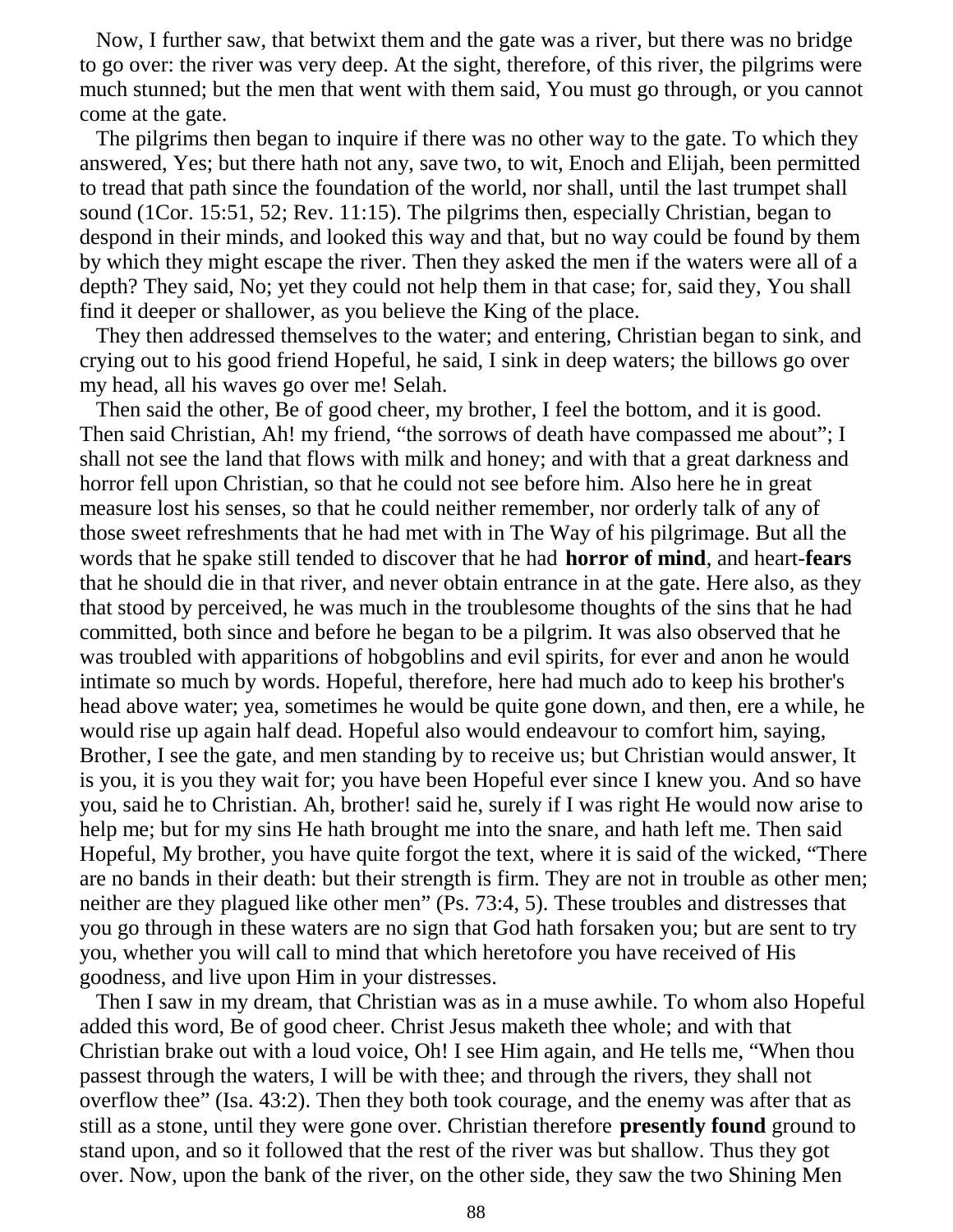Now, I further saw, that betwixt them and the gate was a river, but there was no bridge to go over: the river was very deep. At the sight, therefore, of this river, the pilgrims were much stunned; but the men that went with them said, You must go through, or you cannot come at the gate.

The pilgrims then began to inquire if there was no other way to the gate. To which they answered, Yes; but there hath not any, save two, to wit, Enoch and Elijah, been permitted to tread that path since the foundation of the world, nor shall, until the last trumpet shall sound (1Cor. 15:51, 52; Rev. 11:15). The pilgrims then, especially Christian, began to despond in their minds, and looked this way and that, but no way could be found by them by which they might escape the river. Then they asked the men if the waters were all of a depth? They said, No; yet they could not help them in that case; for, said they, You shall find it deeper or shallower, as you believe the King of the place.

They then addressed themselves to the water; and entering, Christian began to sink, and crying out to his good friend Hopeful, he said, I sink in deep waters; the billows go over my head, all his waves go over me! Selah.

Then said the other, Be of good cheer, my brother, I feel the bottom, and it is good. Then said Christian, Ah! my friend, "the sorrows of death have compassed me about"; I shall not see the land that flows with milk and honey; and with that a great darkness and horror fell upon Christian, so that he could not see before him. Also here he in great measure lost his senses, so that he could neither remember, nor orderly talk of any of those sweet refreshments that he had met with in The Way of his pilgrimage. But all the words that he spake still tended to discover that he had **horror of mind**, and heart-**fears** that he should die in that river, and never obtain entrance in at the gate. Here also, as they that stood by perceived, he was much in the troublesome thoughts of the sins that he had committed, both since and before he began to be a pilgrim. It was also observed that he was troubled with apparitions of hobgoblins and evil spirits, for ever and anon he would intimate so much by words. Hopeful, therefore, here had much ado to keep his brother's head above water; yea, sometimes he would be quite gone down, and then, ere a while, he would rise up again half dead. Hopeful also would endeavour to comfort him, saying, Brother, I see the gate, and men standing by to receive us; but Christian would answer, It is you, it is you they wait for; you have been Hopeful ever since I knew you. And so have you, said he to Christian. Ah, brother! said he, surely if I was right He would now arise to help me; but for my sins He hath brought me into the snare, and hath left me. Then said Hopeful, My brother, you have quite forgot the text, where it is said of the wicked, "There are no bands in their death: but their strength is firm. They are not in trouble as other men; neither are they plagued like other men" (Ps. 73:4, 5). These troubles and distresses that you go through in these waters are no sign that God hath forsaken you; but are sent to try you, whether you will call to mind that which heretofore you have received of His goodness, and live upon Him in your distresses.

Then I saw in my dream, that Christian was as in a muse awhile. To whom also Hopeful added this word, Be of good cheer. Christ Jesus maketh thee whole; and with that Christian brake out with a loud voice, Oh! I see Him again, and He tells me, "When thou passest through the waters, I will be with thee; and through the rivers, they shall not overflow thee" (Isa. 43:2). Then they both took courage, and the enemy was after that as still as a stone, until they were gone over. Christian therefore **presently found** ground to stand upon, and so it followed that the rest of the river was but shallow. Thus they got over. Now, upon the bank of the river, on the other side, they saw the two Shining Men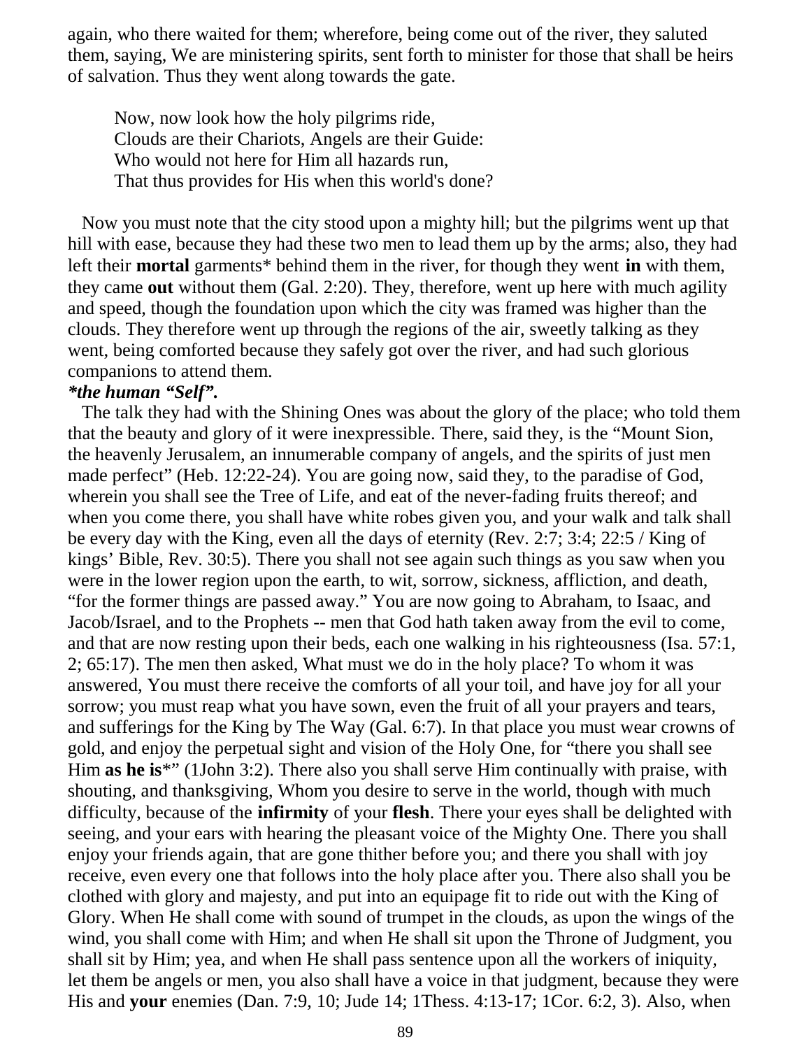again, who there waited for them; wherefore, being come out of the river, they saluted them, saying, We are ministering spirits, sent forth to minister for those that shall be heirs of salvation. Thus they went along towards the gate.

> Now, now look how the holy pilgrims ride,
> Clouds are their Chariots, Angels are their Guide:
> Who would not here for Him all hazards run,
> That thus provides for His when this world's done?

Now you must note that the city stood upon a mighty hill; but the pilgrims went up that hill with ease, because they had these two men to lead them up by the arms; also, they had left their **mortal** garments* behind them in the river, for though they went **in** with them, they came **out** without them (Gal. 2:20). They, therefore, went up here with much agility and speed, though the foundation upon which the city was framed was higher than the clouds. They therefore went up through the regions of the air, sweetly talking as they went, being comforted because they safely got over the river, and had such glorious companions to attend them.

***the human "Self".***

The talk they had with the Shining Ones was about the glory of the place; who told them that the beauty and glory of it were inexpressible. There, said they, is the "Mount Sion, the heavenly Jerusalem, an innumerable company of angels, and the spirits of just men made perfect" (Heb. 12:22-24). You are going now, said they, to the paradise of God, wherein you shall see the Tree of Life, and eat of the never-fading fruits thereof; and when you come there, you shall have white robes given you, and your walk and talk shall be every day with the King, even all the days of eternity (Rev. 2:7; 3:4; 22:5 / King of kings' Bible, Rev. 30:5). There you shall not see again such things as you saw when you were in the lower region upon the earth, to wit, sorrow, sickness, affliction, and death, "for the former things are passed away." You are now going to Abraham, to Isaac, and Jacob/Israel, and to the Prophets -- men that God hath taken away from the evil to come, and that are now resting upon their beds, each one walking in his righteousness (Isa. 57:1, 2; 65:17). The men then asked, What must we do in the holy place? To whom it was answered, You must there receive the comforts of all your toil, and have joy for all your sorrow; you must reap what you have sown, even the fruit of all your prayers and tears, and sufferings for the King by The Way (Gal. 6:7). In that place you must wear crowns of gold, and enjoy the perpetual sight and vision of the Holy One, for "there you shall see Him **as he is***" (1John 3:2). There also you shall serve Him continually with praise, with shouting, and thanksgiving, Whom you desire to serve in the world, though with much difficulty, because of the **infirmity** of your **flesh**. There your eyes shall be delighted with seeing, and your ears with hearing the pleasant voice of the Mighty One. There you shall enjoy your friends again, that are gone thither before you; and there you shall with joy receive, even every one that follows into the holy place after you. There also shall you be clothed with glory and majesty, and put into an equipage fit to ride out with the King of Glory. When He shall come with sound of trumpet in the clouds, as upon the wings of the wind, you shall come with Him; and when He shall sit upon the Throne of Judgment, you shall sit by Him; yea, and when He shall pass sentence upon all the workers of iniquity, let them be angels or men, you also shall have a voice in that judgment, because they were His and **your** enemies (Dan. 7:9, 10; Jude 14; 1Thess. 4:13-17; 1Cor. 6:2, 3). Also, when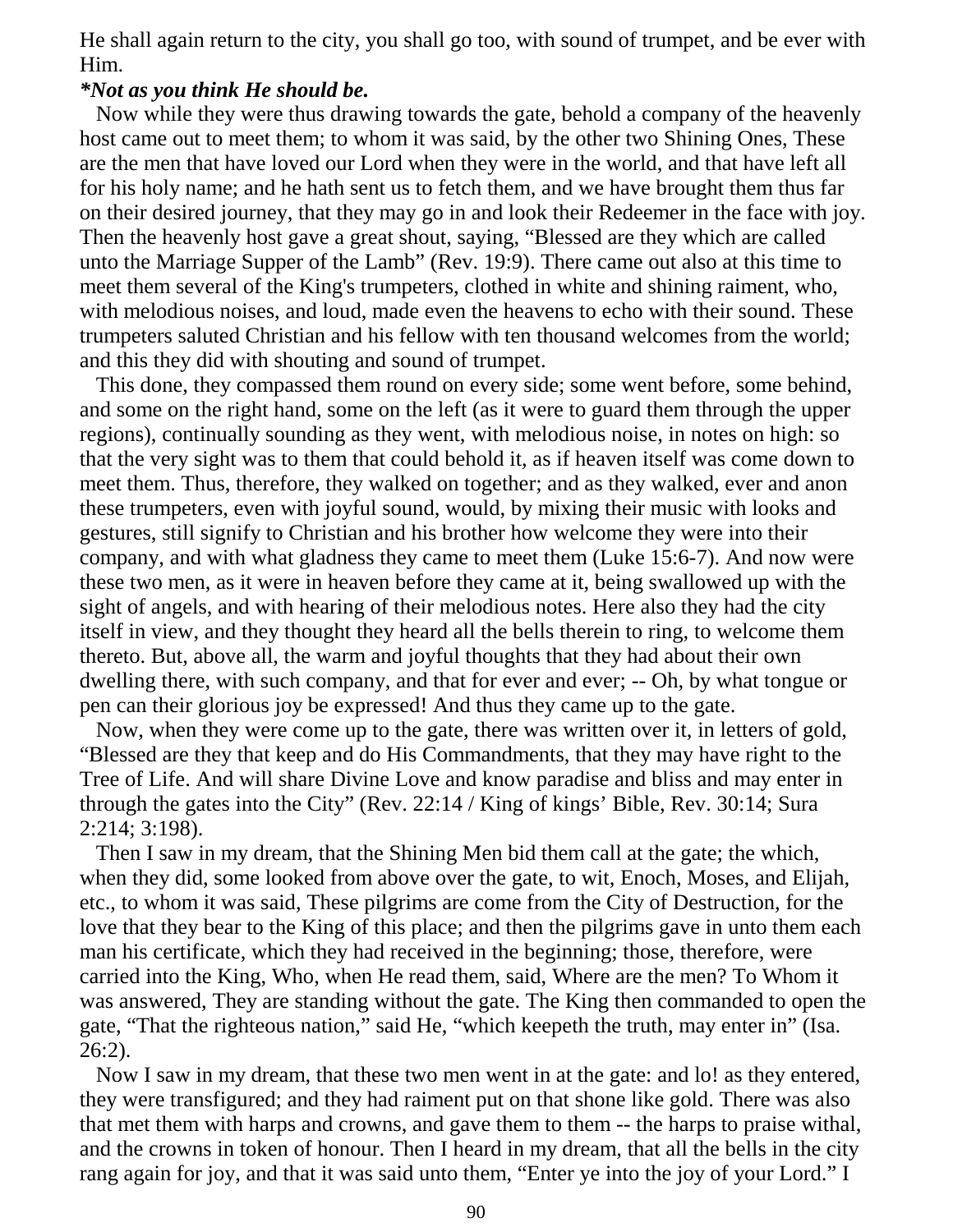He shall again return to the city, you shall go too, with sound of trumpet, and be ever with Him.

***Not as you think He should be.**

Now while they were thus drawing towards the gate, behold a company of the heavenly host came out to meet them; to whom it was said, by the other two Shining Ones, These are the men that have loved our Lord when they were in the world, and that have left all for his holy name; and he hath sent us to fetch them, and we have brought them thus far on their desired journey, that they may go in and look their Redeemer in the face with joy. Then the heavenly host gave a great shout, saying, “Blessed are they which are called unto the Marriage Supper of the Lamb” (Rev. 19:9). There came out also at this time to meet them several of the King's trumpeters, clothed in white and shining raiment, who, with melodious noises, and loud, made even the heavens to echo with their sound. These trumpeters saluted Christian and his fellow with ten thousand welcomes from the world; and this they did with shouting and sound of trumpet.

This done, they compassed them round on every side; some went before, some behind, and some on the right hand, some on the left (as it were to guard them through the upper regions), continually sounding as they went, with melodious noise, in notes on high: so that the very sight was to them that could behold it, as if heaven itself was come down to meet them. Thus, therefore, they walked on together; and as they walked, ever and anon these trumpeters, even with joyful sound, would, by mixing their music with looks and gestures, still signify to Christian and his brother how welcome they were into their company, and with what gladness they came to meet them (Luke 15:6-7). And now were these two men, as it were in heaven before they came at it, being swallowed up with the sight of angels, and with hearing of their melodious notes. Here also they had the city itself in view, and they thought they heard all the bells therein to ring, to welcome them thereto. But, above all, the warm and joyful thoughts that they had about their own dwelling there, with such company, and that for ever and ever; -- Oh, by what tongue or pen can their glorious joy be expressed! And thus they came up to the gate.

Now, when they were come up to the gate, there was written over it, in letters of gold, “Blessed are they that keep and do His Commandments, that they may have right to the Tree of Life. And will share Divine Love and know paradise and bliss and may enter in through the gates into the City” (Rev. 22:14 / King of kings’ Bible, Rev. 30:14; Sura 2:214; 3:198).

Then I saw in my dream, that the Shining Men bid them call at the gate; the which, when they did, some looked from above over the gate, to wit, Enoch, Moses, and Elijah, etc., to whom it was said, These pilgrims are come from the City of Destruction, for the love that they bear to the King of this place; and then the pilgrims gave in unto them each man his certificate, which they had received in the beginning; those, therefore, were carried into the King, Who, when He read them, said, Where are the men? To Whom it was answered, They are standing without the gate. The King then commanded to open the gate, “That the righteous nation,” said He, “which keepeth the truth, may enter in” (Isa. 26:2).

Now I saw in my dream, that these two men went in at the gate: and lo! as they entered, they were transfigured; and they had raiment put on that shone like gold. There was also that met them with harps and crowns, and gave them to them -- the harps to praise withal, and the crowns in token of honour. Then I heard in my dream, that all the bells in the city rang again for joy, and that it was said unto them, “Enter ye into the joy of your Lord.” I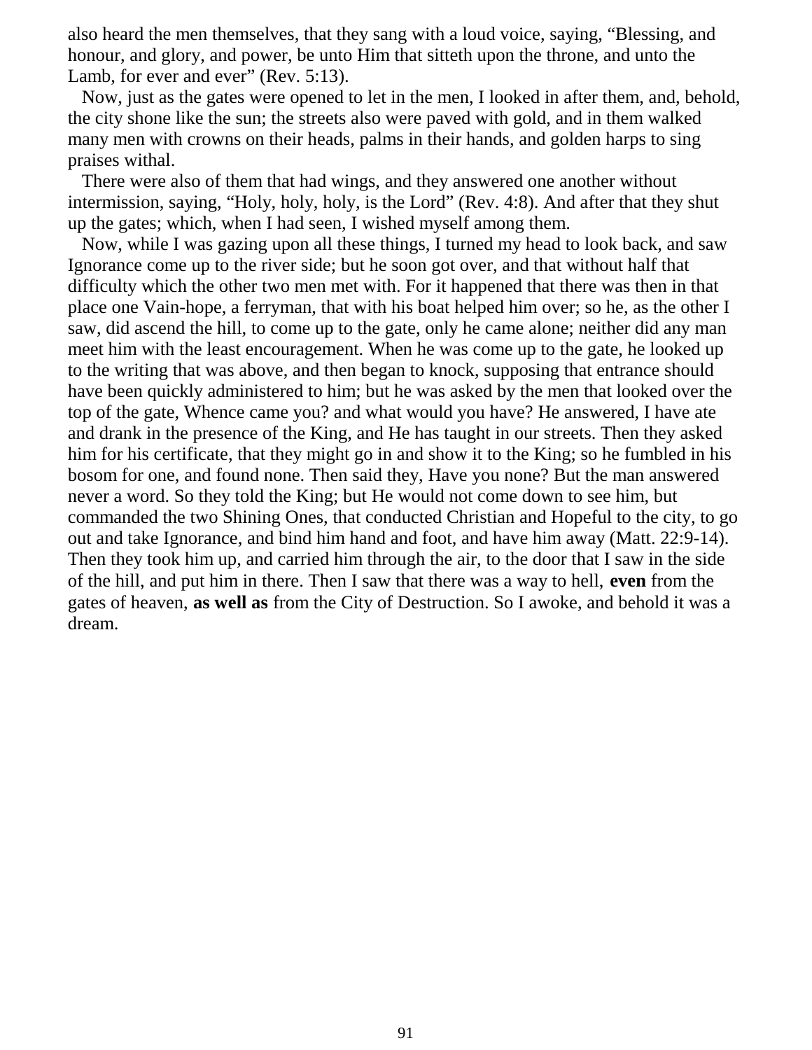also heard the men themselves, that they sang with a loud voice, saying, “Blessing, and honour, and glory, and power, be unto Him that sitteth upon the throne, and unto the Lamb, for ever and ever” (Rev. 5:13).

Now, just as the gates were opened to let in the men, I looked in after them, and, behold, the city shone like the sun; the streets also were paved with gold, and in them walked many men with crowns on their heads, palms in their hands, and golden harps to sing praises withal.

There were also of them that had wings, and they answered one another without intermission, saying, “Holy, holy, holy, is the Lord” (Rev. 4:8). And after that they shut up the gates; which, when I had seen, I wished myself among them.

Now, while I was gazing upon all these things, I turned my head to look back, and saw Ignorance come up to the river side; but he soon got over, and that without half that difficulty which the other two men met with. For it happened that there was then in that place one Vain-hope, a ferryman, that with his boat helped him over; so he, as the other I saw, did ascend the hill, to come up to the gate, only he came alone; neither did any man meet him with the least encouragement. When he was come up to the gate, he looked up to the writing that was above, and then began to knock, supposing that entrance should have been quickly administered to him; but he was asked by the men that looked over the top of the gate, Whence came you? and what would you have? He answered, I have ate and drank in the presence of the King, and He has taught in our streets. Then they asked him for his certificate, that they might go in and show it to the King; so he fumbled in his bosom for one, and found none. Then said they, Have you none? But the man answered never a word. So they told the King; but He would not come down to see him, but commanded the two Shining Ones, that conducted Christian and Hopeful to the city, to go out and take Ignorance, and bind him hand and foot, and have him away (Matt. 22:9-14). Then they took him up, and carried him through the air, to the door that I saw in the side of the hill, and put him in there. Then I saw that there was a way to hell, **even** from the gates of heaven, **as well as** from the City of Destruction. So I awoke, and behold it was a dream.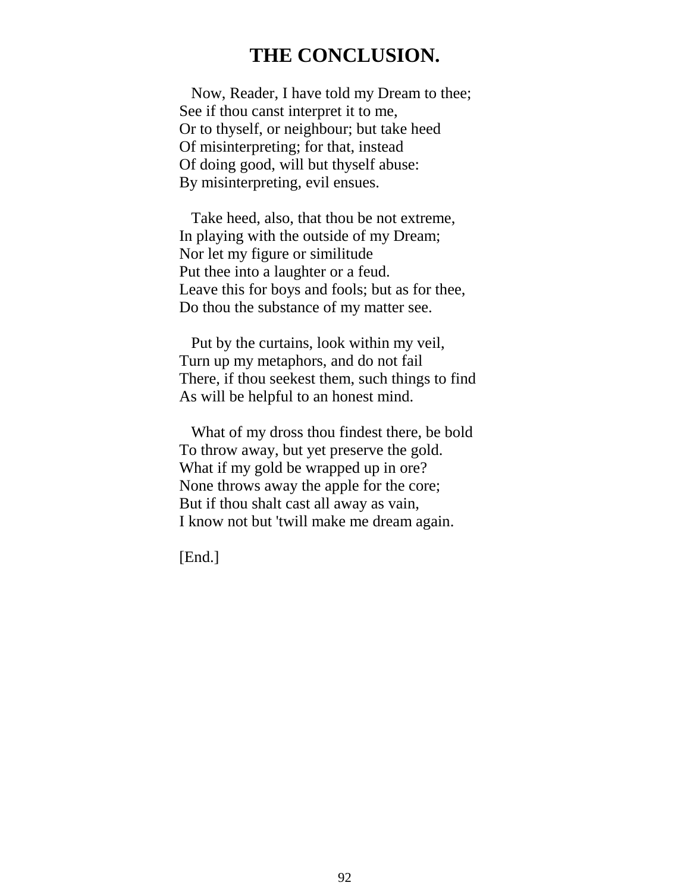# THE CONCLUSION.

Now, Reader, I have told my Dream to thee;
See if thou canst interpret it to me,
Or to thyself, or neighbour; but take heed
Of misinterpreting; for that, instead
Of doing good, will but thyself abuse:
By misinterpreting, evil ensues.

Take heed, also, that thou be not extreme,
In playing with the outside of my Dream;
Nor let my figure or similitude
Put thee into a laughter or a feud.
Leave this for boys and fools; but as for thee,
Do thou the substance of my matter see.

Put by the curtains, look within my veil,
Turn up my metaphors, and do not fail
There, if thou seekest them, such things to find
As will be helpful to an honest mind.

What of my dross thou findest there, be bold
To throw away, but yet preserve the gold.
What if my gold be wrapped up in ore?
None throws away the apple for the core;
But if thou shalt cast all away as vain,
I know not but 'twill make me dream again.

[End.]